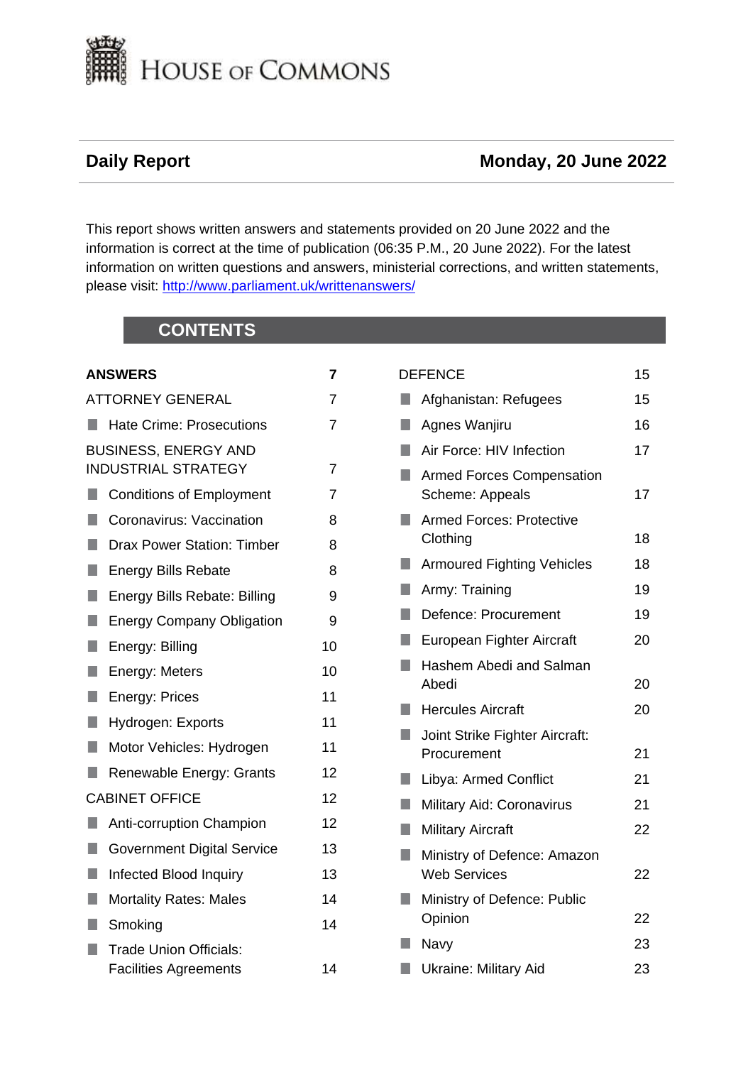# HOUSE OF COMMONS

## Daily Report

**Monday, 20 June 2022**

This report shows written answers and statements provided on 20 June 2022 and the information is correct at the time of publication (06:35 P.M., 20 June 2022). For the latest information on written questions and answers, ministerial corrections, and written statements, please visit: http://www.parliament.uk/writtenanswers/

## CONTENTS

| | |
|---|---|
| **ANSWERS** | **7** |
| ATTORNEY GENERAL | 7 |
| ■ Hate Crime: Prosecutions | 7 |
| BUSINESS, ENERGY AND INDUSTRIAL STRATEGY | 7 |
| ■ Conditions of Employment | 7 |
| ■ Coronavirus: Vaccination | 8 |
| ■ Drax Power Station: Timber | 8 |
| ■ Energy Bills Rebate | 8 |
| ■ Energy Bills Rebate: Billing | 9 |
| ■ Energy Company Obligation | 9 |
| ■ Energy: Billing | 10 |
| ■ Energy: Meters | 10 |
| ■ Energy: Prices | 11 |
| ■ Hydrogen: Exports | 11 |
| ■ Motor Vehicles: Hydrogen | 11 |
| ■ Renewable Energy: Grants | 12 |
| CABINET OFFICE | 12 |
| ■ Anti-corruption Champion | 12 |
| ■ Government Digital Service | 13 |
| ■ Infected Blood Inquiry | 13 |
| ■ Mortality Rates: Males | 14 |
| ■ Smoking | 14 |
| ■ Trade Union Officials: Facilities Agreements | 14 |
| DEFENCE | 15 |
| ■ Afghanistan: Refugees | 15 |
| ■ Agnes Wanjiru | 16 |
| ■ Air Force: HIV Infection | 17 |
| ■ Armed Forces Compensation Scheme: Appeals | 17 |
| ■ Armed Forces: Protective Clothing | 18 |
| ■ Armoured Fighting Vehicles | 18 |
| ■ Army: Training | 19 |
| ■ Defence: Procurement | 19 |
| ■ European Fighter Aircraft | 20 |
| ■ Hashem Abedi and Salman Abedi | 20 |
| ■ Hercules Aircraft | 20 |
| ■ Joint Strike Fighter Aircraft: Procurement | 21 |
| ■ Libya: Armed Conflict | 21 |
| ■ Military Aid: Coronavirus | 21 |
| ■ Military Aircraft | 22 |
| ■ Ministry of Defence: Amazon Web Services | 22 |
| ■ Ministry of Defence: Public Opinion | 22 |
| ■ Navy | 23 |
| ■ Ukraine: Military Aid | 23 |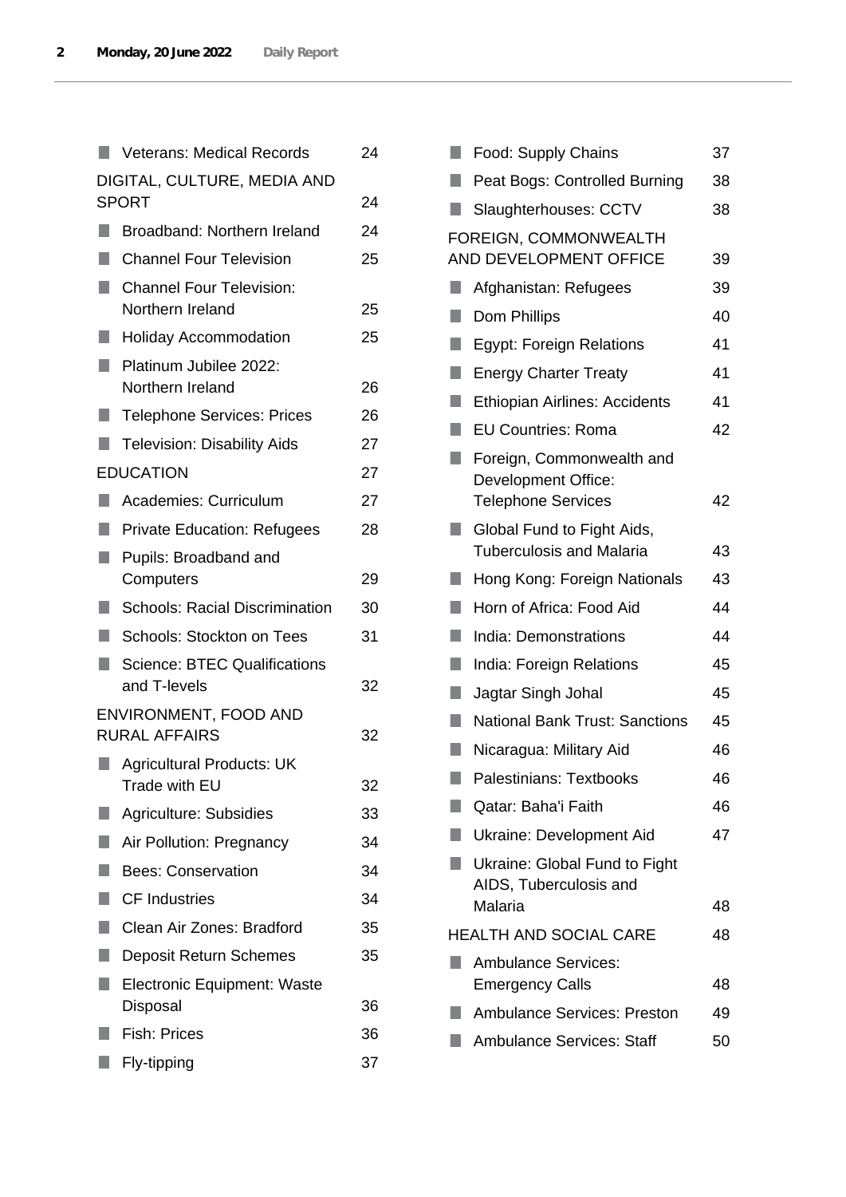- Veterans: Medical Records 24

DIGITAL, CULTURE, MEDIA AND SPORT 24

- Broadband: Northern Ireland 24
- Channel Four Television 25
- Channel Four Television: Northern Ireland 25
- Holiday Accommodation 25
- Platinum Jubilee 2022: Northern Ireland 26
- Telephone Services: Prices 26
- Television: Disability Aids 27

EDUCATION 27

- Academies: Curriculum 27
- Private Education: Refugees 28
- Pupils: Broadband and Computers 29
- Schools: Racial Discrimination 30
- Schools: Stockton on Tees 31
- Science: BTEC Qualifications and T-levels 32

ENVIRONMENT, FOOD AND RURAL AFFAIRS 32

- Agricultural Products: UK Trade with EU 32
- Agriculture: Subsidies 33
- Air Pollution: Pregnancy 34
- Bees: Conservation 34
- CF Industries 34
- Clean Air Zones: Bradford 35
- Deposit Return Schemes 35
- Electronic Equipment: Waste Disposal 36
- Fish: Prices 36
- Fly-tipping 37
- Food: Supply Chains 37
- Peat Bogs: Controlled Burning 38
- Slaughterhouses: CCTV 38

FOREIGN, COMMONWEALTH AND DEVELOPMENT OFFICE 39

- Afghanistan: Refugees 39
- Dom Phillips 40
- Egypt: Foreign Relations 41
- Energy Charter Treaty 41
- Ethiopian Airlines: Accidents 41
- EU Countries: Roma 42
- Foreign, Commonwealth and Development Office: Telephone Services 42
- Global Fund to Fight Aids, Tuberculosis and Malaria 43
- Hong Kong: Foreign Nationals 43
- Horn of Africa: Food Aid 44
- India: Demonstrations 44
- India: Foreign Relations 45
- Jagtar Singh Johal 45
- National Bank Trust: Sanctions 45
- Nicaragua: Military Aid 46
- Palestinians: Textbooks 46
- Qatar: Baha'i Faith 46
- Ukraine: Development Aid 47
- Ukraine: Global Fund to Fight AIDS, Tuberculosis and Malaria 48

HEALTH AND SOCIAL CARE 48

- Ambulance Services: Emergency Calls 48
- Ambulance Services: Preston 49
- Ambulance Services: Staff 50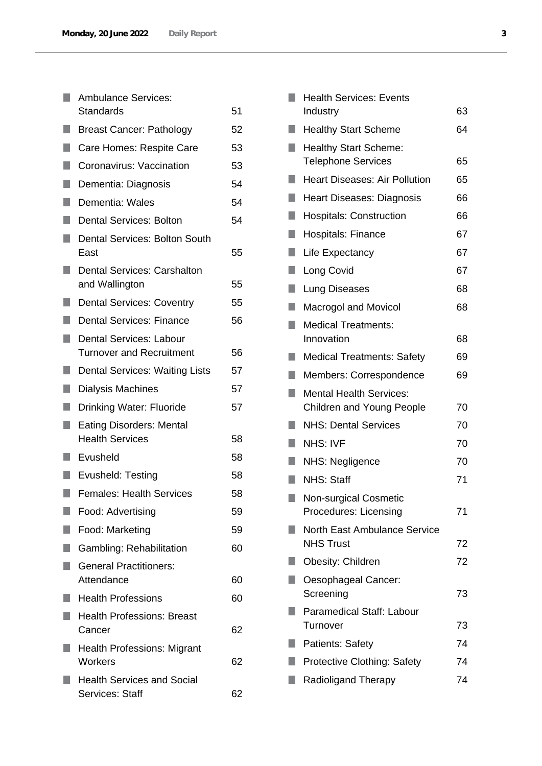| Topic | Page |
| --- | --- |
| Ambulance Services: Standards | 51 |
| Breast Cancer: Pathology | 52 |
| Care Homes: Respite Care | 53 |
| Coronavirus: Vaccination | 53 |
| Dementia: Diagnosis | 54 |
| Dementia: Wales | 54 |
| Dental Services: Bolton | 54 |
| Dental Services: Bolton South East | 55 |
| Dental Services: Carshalton and Wallington | 55 |
| Dental Services: Coventry | 55 |
| Dental Services: Finance | 56 |
| Dental Services: Labour Turnover and Recruitment | 56 |
| Dental Services: Waiting Lists | 57 |
| Dialysis Machines | 57 |
| Drinking Water: Fluoride | 57 |
| Eating Disorders: Mental Health Services | 58 |
| Evusheld | 58 |
| Evusheld: Testing | 58 |
| Females: Health Services | 58 |
| Food: Advertising | 59 |
| Food: Marketing | 59 |
| Gambling: Rehabilitation | 60 |
| General Practitioners: Attendance | 60 |
| Health Professions | 60 |
| Health Professions: Breast Cancer | 62 |
| Health Professions: Migrant Workers | 62 |
| Health Services and Social Services: Staff | 62 |
| Health Services: Events Industry | 63 |
| Healthy Start Scheme | 64 |
| Healthy Start Scheme: Telephone Services | 65 |
| Heart Diseases: Air Pollution | 65 |
| Heart Diseases: Diagnosis | 66 |
| Hospitals: Construction | 66 |
| Hospitals: Finance | 67 |
| Life Expectancy | 67 |
| Long Covid | 67 |
| Lung Diseases | 68 |
| Macrogol and Movicol | 68 |
| Medical Treatments: Innovation | 68 |
| Medical Treatments: Safety | 69 |
| Members: Correspondence | 69 |
| Mental Health Services: Children and Young People | 70 |
| NHS: Dental Services | 70 |
| NHS: IVF | 70 |
| NHS: Negligence | 70 |
| NHS: Staff | 71 |
| Non-surgical Cosmetic Procedures: Licensing | 71 |
| North East Ambulance Service NHS Trust | 72 |
| Obesity: Children | 72 |
| Oesophageal Cancer: Screening | 73 |
| Paramedical Staff: Labour Turnover | 73 |
| Patients: Safety | 74 |
| Protective Clothing: Safety | 74 |
| Radioligand Therapy | 74 |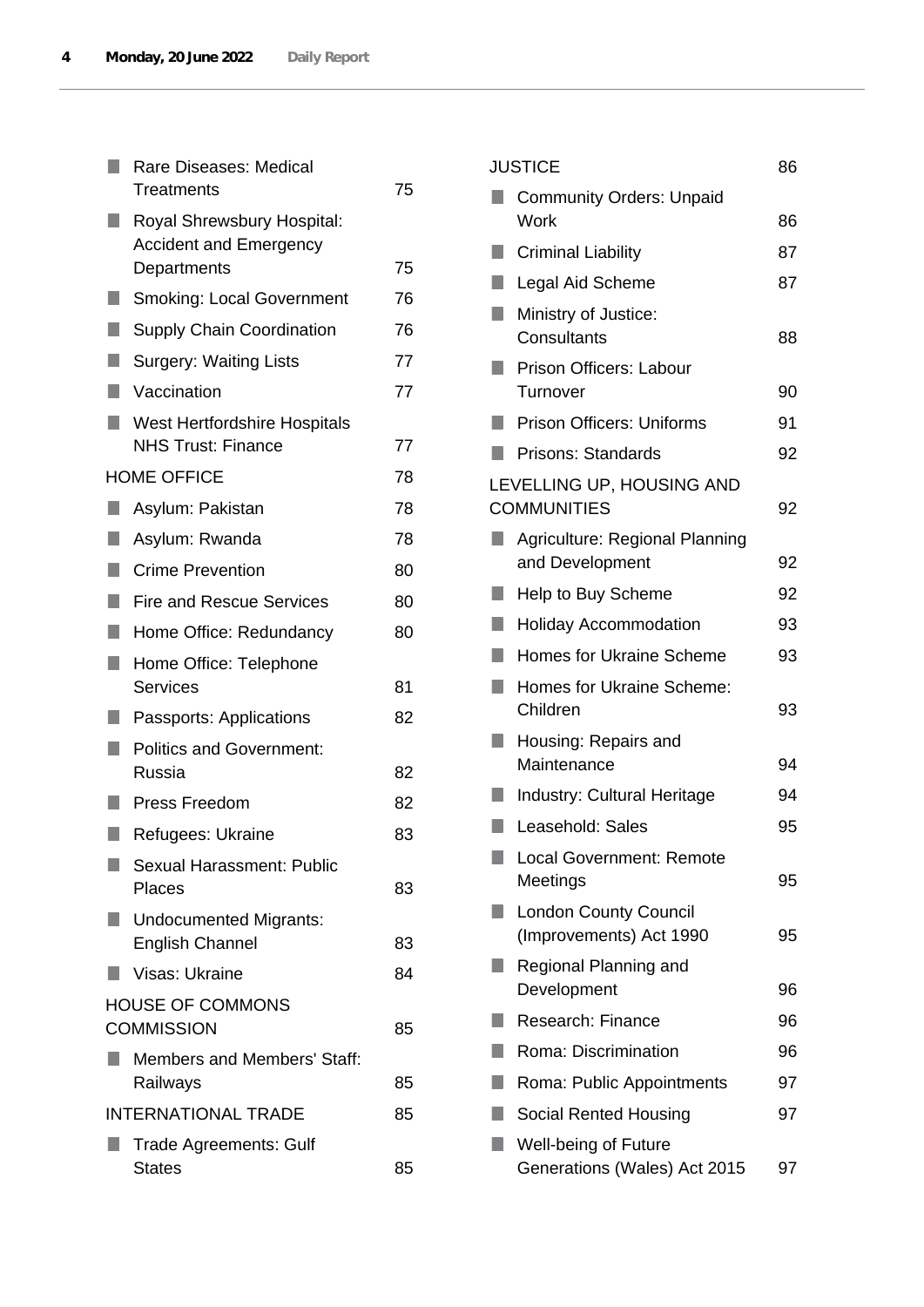- Rare Diseases: Medical Treatments 75
- Royal Shrewsbury Hospital: Accident and Emergency Departments 75
- Smoking: Local Government 76
- Supply Chain Coordination 76
- Surgery: Waiting Lists 77
- Vaccination 77
- West Hertfordshire Hospitals NHS Trust: Finance 77

HOME OFFICE 78

- Asylum: Pakistan 78
- Asylum: Rwanda 78
- Crime Prevention 80
- Fire and Rescue Services 80
- Home Office: Redundancy 80
- Home Office: Telephone Services 81
- Passports: Applications 82
- Politics and Government: Russia 82
- Press Freedom 82
- Refugees: Ukraine 83
- Sexual Harassment: Public Places 83
- Undocumented Migrants: English Channel 83
- Visas: Ukraine 84

HOUSE OF COMMONS COMMISSION 85

- Members and Members' Staff: Railways 85

INTERNATIONAL TRADE 85

- Trade Agreements: Gulf States 85

JUSTICE 86

- Community Orders: Unpaid Work 86
- Criminal Liability 87
- Legal Aid Scheme 87
- Ministry of Justice: Consultants 88
- Prison Officers: Labour Turnover 90
- Prison Officers: Uniforms 91
- Prisons: Standards 92

LEVELLING UP, HOUSING AND COMMUNITIES 92

- Agriculture: Regional Planning and Development 92
- Help to Buy Scheme 92
- Holiday Accommodation 93
- Homes for Ukraine Scheme 93
- Homes for Ukraine Scheme: Children 93
- Housing: Repairs and Maintenance 94
- Industry: Cultural Heritage 94
- Leasehold: Sales 95
- Local Government: Remote Meetings 95
- London County Council (Improvements) Act 1990 95
- Regional Planning and Development 96
- Research: Finance 96
- Roma: Discrimination 96
- Roma: Public Appointments 97
- Social Rented Housing 97
- Well-being of Future Generations (Wales) Act 2015 97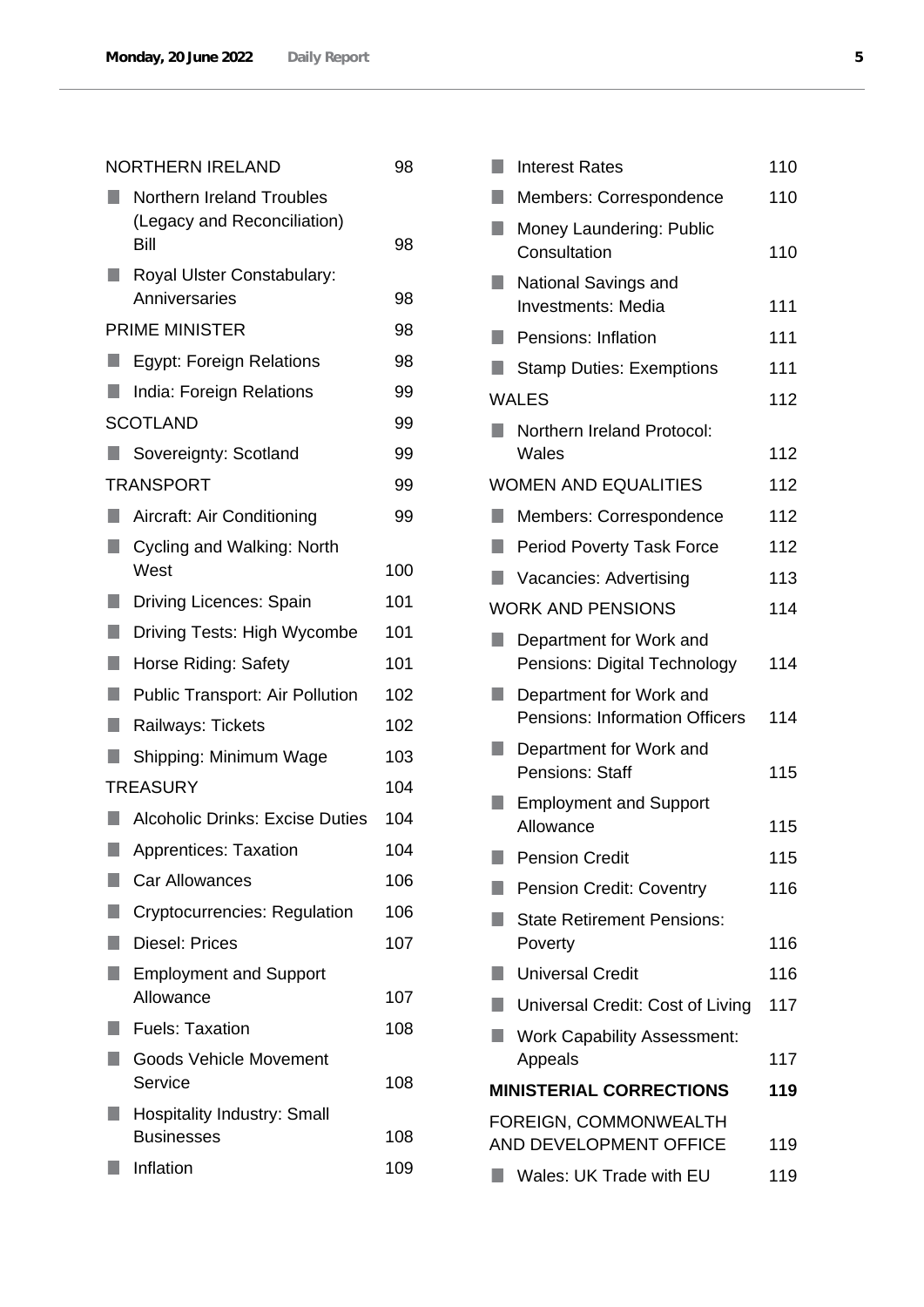| | |
|---|---|
| NORTHERN IRELAND | 98 |
| ■ Northern Ireland Troubles (Legacy and Reconciliation) Bill | 98 |
| ■ Royal Ulster Constabulary: Anniversaries | 98 |
| PRIME MINISTER | 98 |
| ■ Egypt: Foreign Relations | 98 |
| ■ India: Foreign Relations | 99 |
| SCOTLAND | 99 |
| ■ Sovereignty: Scotland | 99 |
| TRANSPORT | 99 |
| ■ Aircraft: Air Conditioning | 99 |
| ■ Cycling and Walking: North West | 100 |
| ■ Driving Licences: Spain | 101 |
| ■ Driving Tests: High Wycombe | 101 |
| ■ Horse Riding: Safety | 101 |
| ■ Public Transport: Air Pollution | 102 |
| ■ Railways: Tickets | 102 |
| ■ Shipping: Minimum Wage | 103 |
| TREASURY | 104 |
| ■ Alcoholic Drinks: Excise Duties | 104 |
| ■ Apprentices: Taxation | 104 |
| ■ Car Allowances | 106 |
| ■ Cryptocurrencies: Regulation | 106 |
| ■ Diesel: Prices | 107 |
| ■ Employment and Support Allowance | 107 |
| ■ Fuels: Taxation | 108 |
| ■ Goods Vehicle Movement Service | 108 |
| ■ Hospitality Industry: Small Businesses | 108 |
| ■ Inflation | 109 |
| ■ Interest Rates | 110 |
| ■ Members: Correspondence | 110 |
| ■ Money Laundering: Public Consultation | 110 |
| ■ National Savings and Investments: Media | 111 |
| ■ Pensions: Inflation | 111 |
| ■ Stamp Duties: Exemptions | 111 |
| WALES | 112 |
| ■ Northern Ireland Protocol: Wales | 112 |
| WOMEN AND EQUALITIES | 112 |
| ■ Members: Correspondence | 112 |
| ■ Period Poverty Task Force | 112 |
| ■ Vacancies: Advertising | 113 |
| WORK AND PENSIONS | 114 |
| ■ Department for Work and Pensions: Digital Technology | 114 |
| ■ Department for Work and Pensions: Information Officers | 114 |
| ■ Department for Work and Pensions: Staff | 115 |
| ■ Employment and Support Allowance | 115 |
| ■ Pension Credit | 115 |
| ■ Pension Credit: Coventry | 116 |
| ■ State Retirement Pensions: Poverty | 116 |
| ■ Universal Credit | 116 |
| ■ Universal Credit: Cost of Living | 117 |
| ■ Work Capability Assessment: Appeals | 117 |
| **MINISTERIAL CORRECTIONS** | **119** |
| FOREIGN, COMMONWEALTH AND DEVELOPMENT OFFICE | 119 |
| ■ Wales: UK Trade with EU | 119 |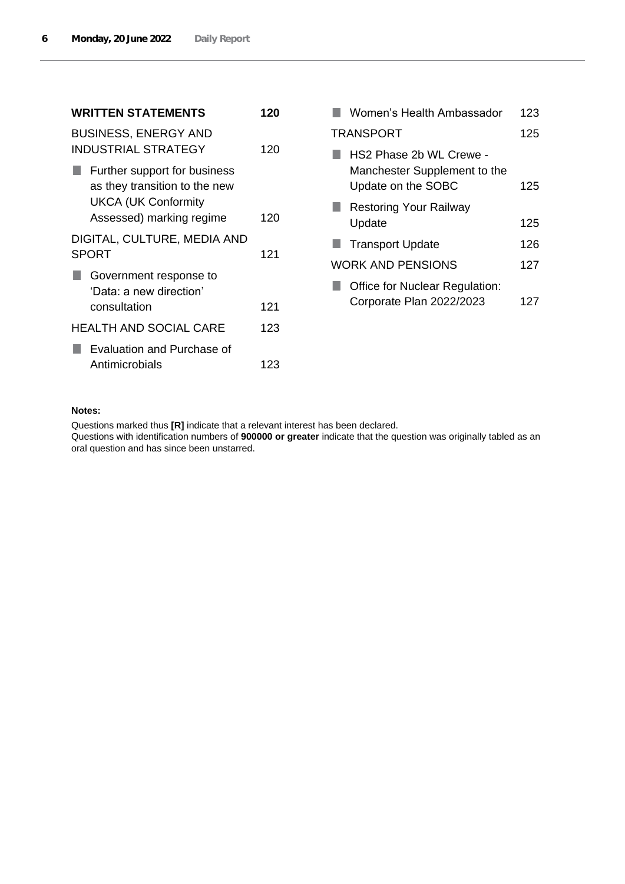| **WRITTEN STATEMENTS** | **120** |
|---|---|
| BUSINESS, ENERGY AND INDUSTRIAL STRATEGY | 120 |
| ■ Further support for business as they transition to the new UKCA (UK Conformity Assessed) marking regime | 120 |
| DIGITAL, CULTURE, MEDIA AND SPORT | 121 |
| ■ Government response to 'Data: a new direction' consultation | 121 |
| HEALTH AND SOCIAL CARE | 123 |
| ■ Evaluation and Purchase of Antimicrobials | 123 |
| ■ Women's Health Ambassador | 123 |
| TRANSPORT | 125 |
| ■ HS2 Phase 2b WL Crewe - Manchester Supplement to the Update on the SOBC | 125 |
| ■ Restoring Your Railway Update | 125 |
| ■ Transport Update | 126 |
| WORK AND PENSIONS | 127 |
| ■ Office for Nuclear Regulation: Corporate Plan 2022/2023 | 127 |

**Notes:**

Questions marked thus **[R]** indicate that a relevant interest has been declared.

Questions with identification numbers of **900000 or greater** indicate that the question was originally tabled as an oral question and has since been unstarred.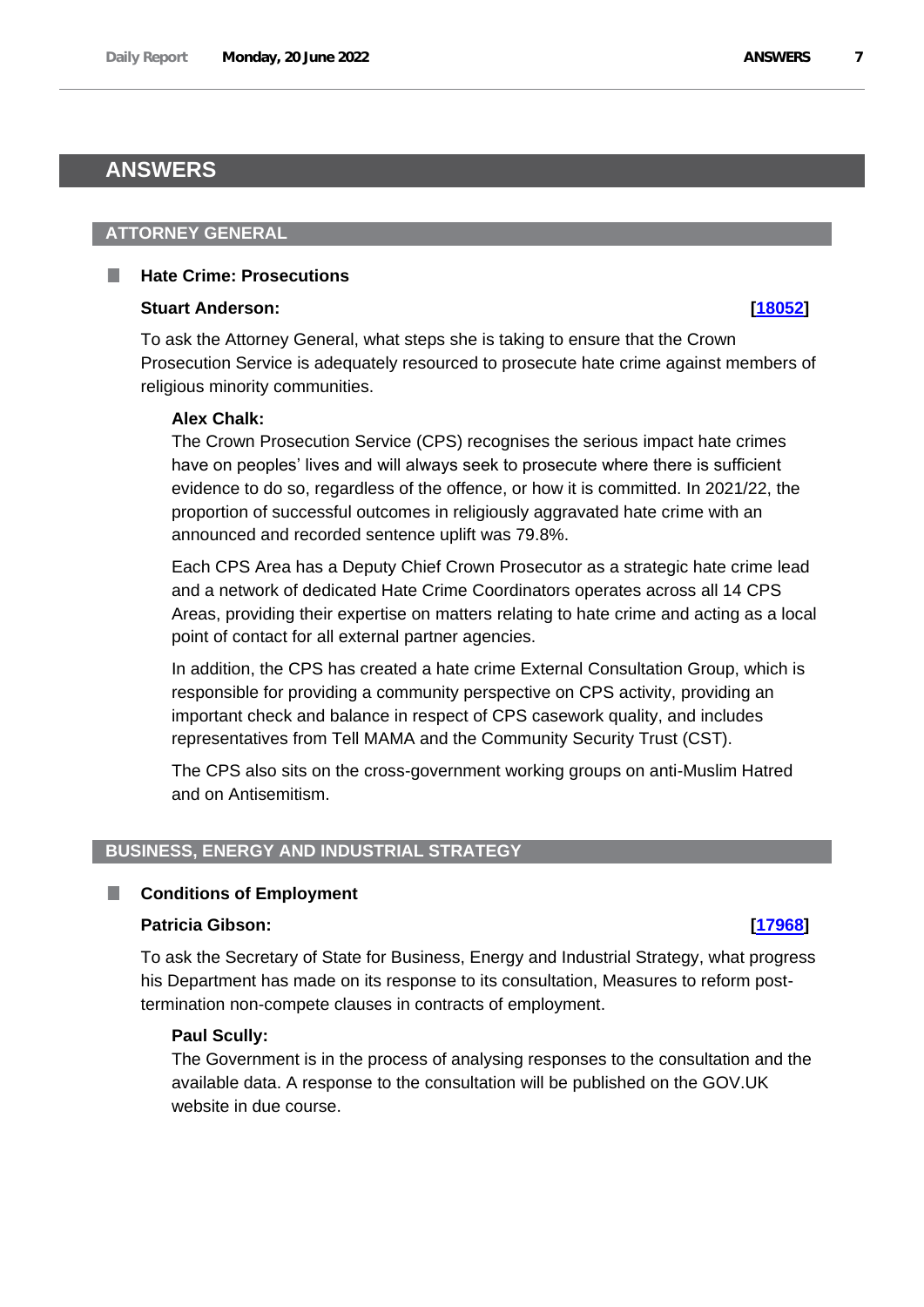# ANSWERS

## ATTORNEY GENERAL

### Hate Crime: Prosecutions

**Stuart Anderson:** **[18052]**

To ask the Attorney General, what steps she is taking to ensure that the Crown Prosecution Service is adequately resourced to prosecute hate crime against members of religious minority communities.

**Alex Chalk:**

The Crown Prosecution Service (CPS) recognises the serious impact hate crimes have on peoples' lives and will always seek to prosecute where there is sufficient evidence to do so, regardless of the offence, or how it is committed. In 2021/22, the proportion of successful outcomes in religiously aggravated hate crime with an announced and recorded sentence uplift was 79.8%.

Each CPS Area has a Deputy Chief Crown Prosecutor as a strategic hate crime lead and a network of dedicated Hate Crime Coordinators operates across all 14 CPS Areas, providing their expertise on matters relating to hate crime and acting as a local point of contact for all external partner agencies.

In addition, the CPS has created a hate crime External Consultation Group, which is responsible for providing a community perspective on CPS activity, providing an important check and balance in respect of CPS casework quality, and includes representatives from Tell MAMA and the Community Security Trust (CST).

The CPS also sits on the cross-government working groups on anti-Muslim Hatred and on Antisemitism.

## BUSINESS, ENERGY AND INDUSTRIAL STRATEGY

### Conditions of Employment

**Patricia Gibson:** **[17968]**

To ask the Secretary of State for Business, Energy and Industrial Strategy, what progress his Department has made on its response to its consultation, Measures to reform post-termination non-compete clauses in contracts of employment.

**Paul Scully:**

The Government is in the process of analysing responses to the consultation and the available data. A response to the consultation will be published on the GOV.UK website in due course.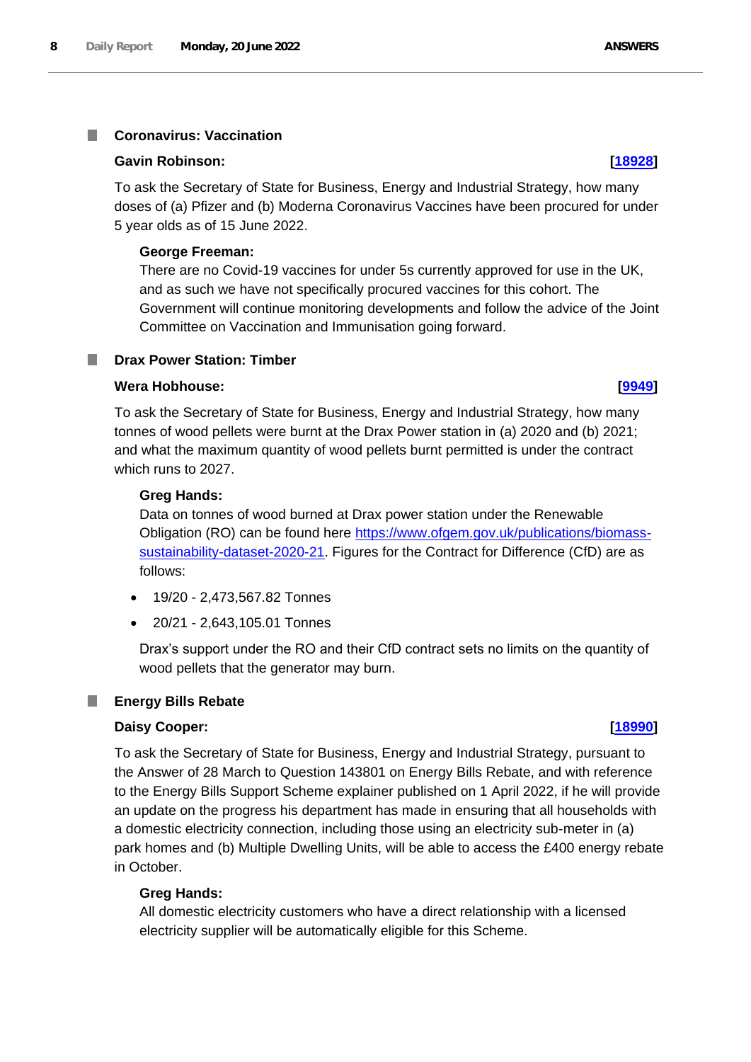## Coronavirus: Vaccination

**Gavin Robinson:** **[18928]**

To ask the Secretary of State for Business, Energy and Industrial Strategy, how many doses of (a) Pfizer and (b) Moderna Coronavirus Vaccines have been procured for under 5 year olds as of 15 June 2022.

**George Freeman:**

There are no Covid-19 vaccines for under 5s currently approved for use in the UK, and as such we have not specifically procured vaccines for this cohort. The Government will continue monitoring developments and follow the advice of the Joint Committee on Vaccination and Immunisation going forward.

## Drax Power Station: Timber

**Wera Hobhouse:** **[9949]**

To ask the Secretary of State for Business, Energy and Industrial Strategy, how many tonnes of wood pellets were burnt at the Drax Power station in (a) 2020 and (b) 2021; and what the maximum quantity of wood pellets burnt permitted is under the contract which runs to 2027.

**Greg Hands:**

Data on tonnes of wood burned at Drax power station under the Renewable Obligation (RO) can be found here https://www.ofgem.gov.uk/publications/biomass-sustainability-dataset-2020-21. Figures for the Contract for Difference (CfD) are as follows:

- 19/20 - 2,473,567.82 Tonnes
- 20/21 - 2,643,105.01 Tonnes

Drax's support under the RO and their CfD contract sets no limits on the quantity of wood pellets that the generator may burn.

## Energy Bills Rebate

**Daisy Cooper:** **[18990]**

To ask the Secretary of State for Business, Energy and Industrial Strategy, pursuant to the Answer of 28 March to Question 143801 on Energy Bills Rebate, and with reference to the Energy Bills Support Scheme explainer published on 1 April 2022, if he will provide an update on the progress his department has made in ensuring that all households with a domestic electricity connection, including those using an electricity sub-meter in (a) park homes and (b) Multiple Dwelling Units, will be able to access the £400 energy rebate in October.

**Greg Hands:**

All domestic electricity customers who have a direct relationship with a licensed electricity supplier will be automatically eligible for this Scheme.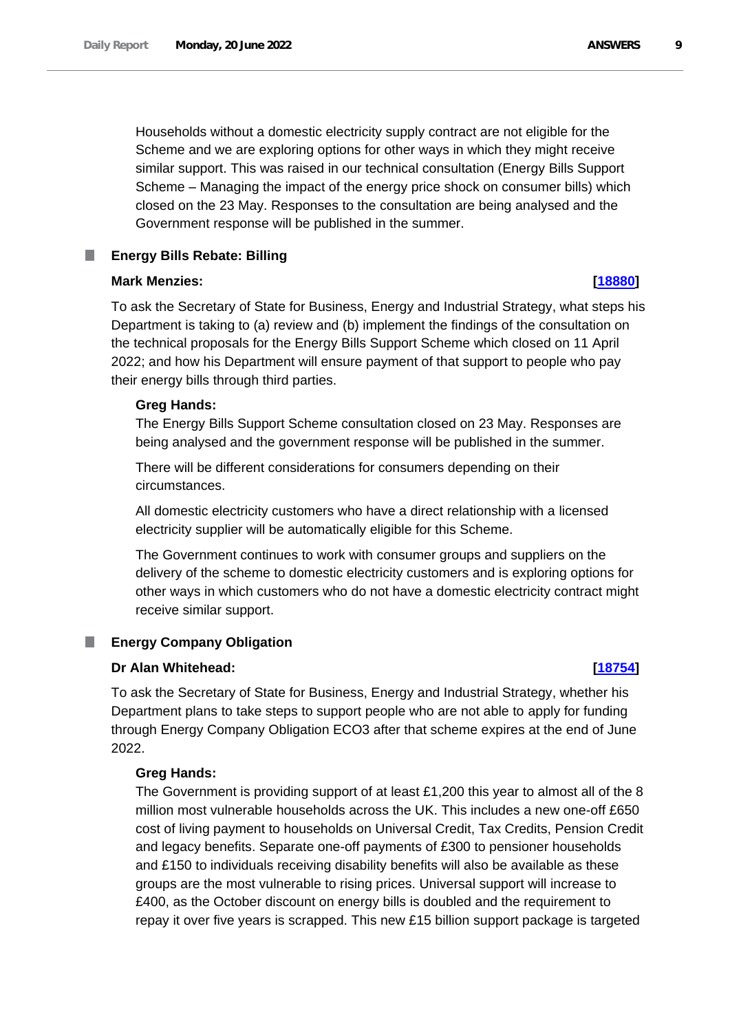Households without a domestic electricity supply contract are not eligible for the Scheme and we are exploring options for other ways in which they might receive similar support. This was raised in our technical consultation (Energy Bills Support Scheme – Managing the impact of the energy price shock on consumer bills) which closed on the 23 May. Responses to the consultation are being analysed and the Government response will be published in the summer.

## Energy Bills Rebate: Billing

**Mark Menzies:** **[18880]**

To ask the Secretary of State for Business, Energy and Industrial Strategy, what steps his Department is taking to (a) review and (b) implement the findings of the consultation on the technical proposals for the Energy Bills Support Scheme which closed on 11 April 2022; and how his Department will ensure payment of that support to people who pay their energy bills through third parties.

**Greg Hands:**

The Energy Bills Support Scheme consultation closed on 23 May. Responses are being analysed and the government response will be published in the summer.

There will be different considerations for consumers depending on their circumstances.

All domestic electricity customers who have a direct relationship with a licensed electricity supplier will be automatically eligible for this Scheme.

The Government continues to work with consumer groups and suppliers on the delivery of the scheme to domestic electricity customers and is exploring options for other ways in which customers who do not have a domestic electricity contract might receive similar support.

## Energy Company Obligation

**Dr Alan Whitehead:** **[18754]**

To ask the Secretary of State for Business, Energy and Industrial Strategy, whether his Department plans to take steps to support people who are not able to apply for funding through Energy Company Obligation ECO3 after that scheme expires at the end of June 2022.

**Greg Hands:**

The Government is providing support of at least £1,200 this year to almost all of the 8 million most vulnerable households across the UK. This includes a new one-off £650 cost of living payment to households on Universal Credit, Tax Credits, Pension Credit and legacy benefits. Separate one-off payments of £300 to pensioner households and £150 to individuals receiving disability benefits will also be available as these groups are the most vulnerable to rising prices. Universal support will increase to £400, as the October discount on energy bills is doubled and the requirement to repay it over five years is scrapped. This new £15 billion support package is targeted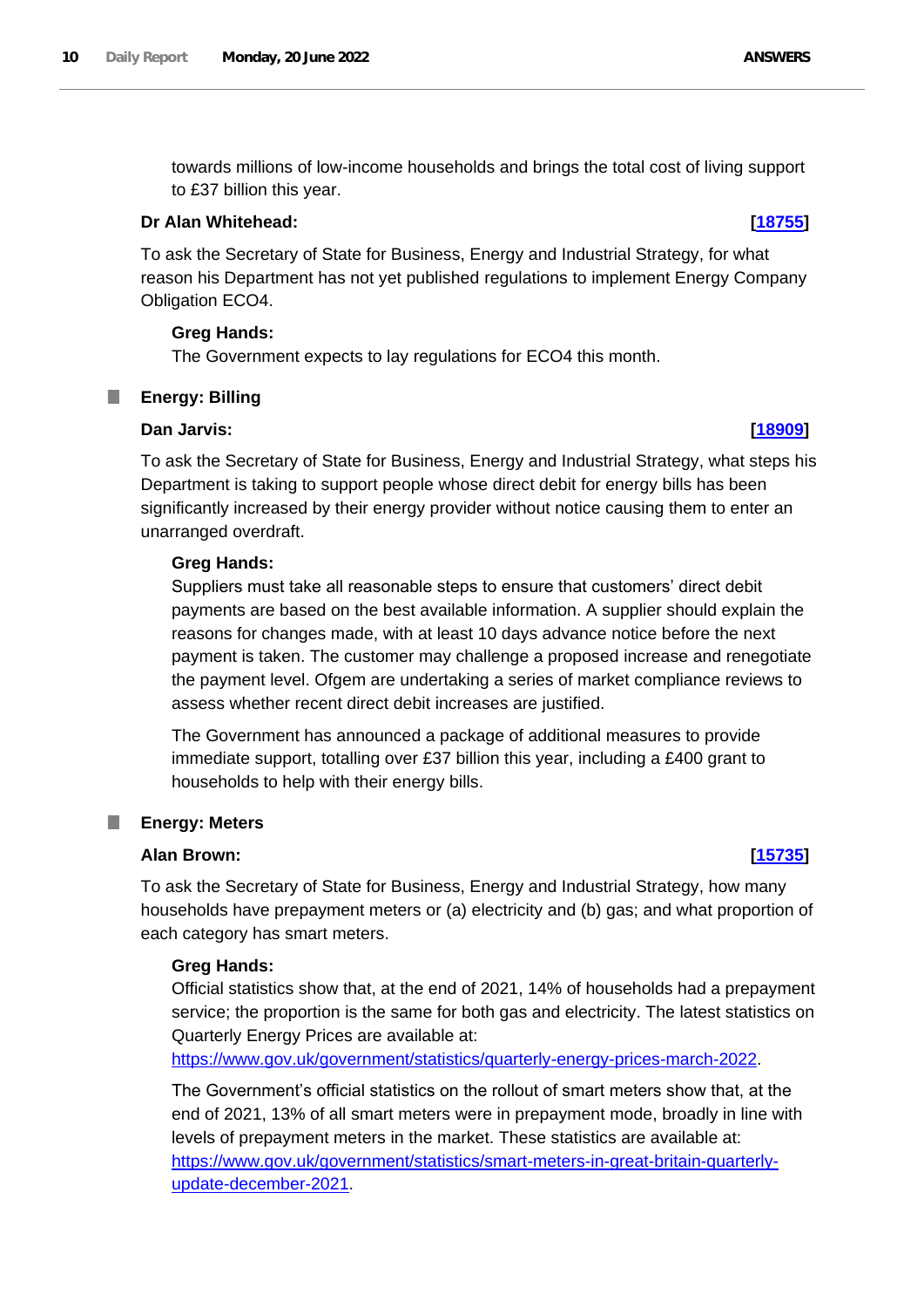towards millions of low-income households and brings the total cost of living support to £37 billion this year.

**Dr Alan Whitehead:** **[18755]**

To ask the Secretary of State for Business, Energy and Industrial Strategy, for what reason his Department has not yet published regulations to implement Energy Company Obligation ECO4.

**Greg Hands:**

The Government expects to lay regulations for ECO4 this month.

## Energy: Billing

**Dan Jarvis:** **[18909]**

To ask the Secretary of State for Business, Energy and Industrial Strategy, what steps his Department is taking to support people whose direct debit for energy bills has been significantly increased by their energy provider without notice causing them to enter an unarranged overdraft.

**Greg Hands:**

Suppliers must take all reasonable steps to ensure that customers' direct debit payments are based on the best available information. A supplier should explain the reasons for changes made, with at least 10 days advance notice before the next payment is taken. The customer may challenge a proposed increase and renegotiate the payment level. Ofgem are undertaking a series of market compliance reviews to assess whether recent direct debit increases are justified.

The Government has announced a package of additional measures to provide immediate support, totalling over £37 billion this year, including a £400 grant to households to help with their energy bills.

## Energy: Meters

**Alan Brown:** **[15735]**

To ask the Secretary of State for Business, Energy and Industrial Strategy, how many households have prepayment meters or (a) electricity and (b) gas; and what proportion of each category has smart meters.

**Greg Hands:**

Official statistics show that, at the end of 2021, 14% of households had a prepayment service; the proportion is the same for both gas and electricity. The latest statistics on Quarterly Energy Prices are available at: https://www.gov.uk/government/statistics/quarterly-energy-prices-march-2022.

The Government's official statistics on the rollout of smart meters show that, at the end of 2021, 13% of all smart meters were in prepayment mode, broadly in line with levels of prepayment meters in the market. These statistics are available at: https://www.gov.uk/government/statistics/smart-meters-in-great-britain-quarterly-update-december-2021.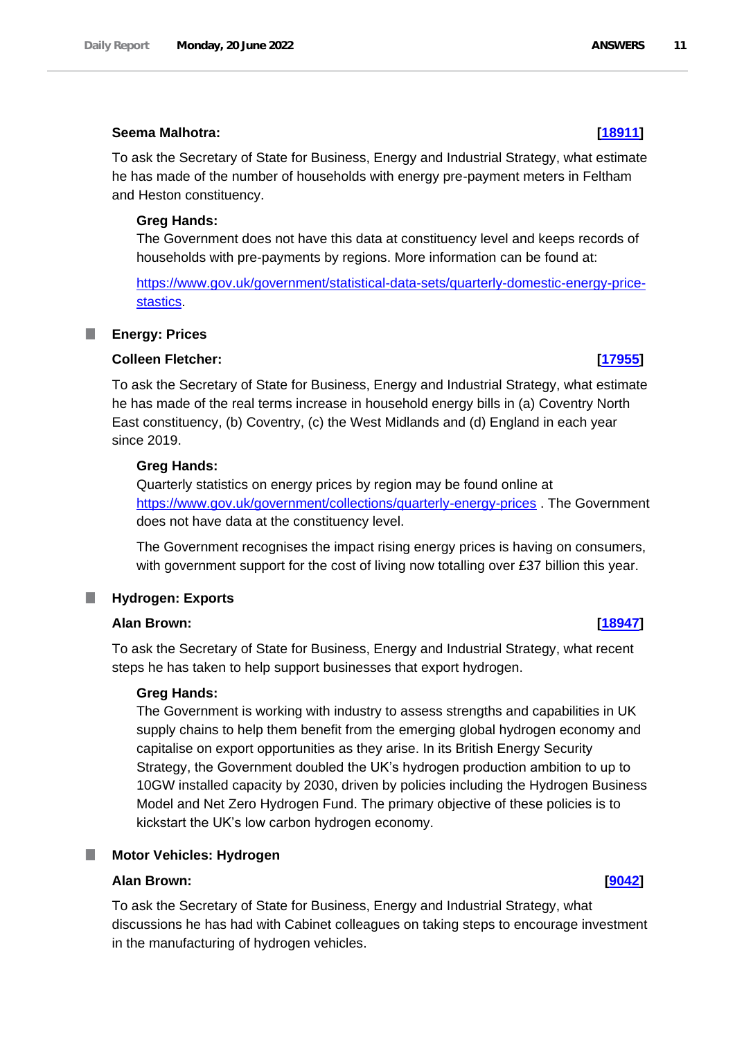**Seema Malhotra:** **[18911]**

To ask the Secretary of State for Business, Energy and Industrial Strategy, what estimate he has made of the number of households with energy pre-payment meters in Feltham and Heston constituency.

**Greg Hands:**

The Government does not have this data at constituency level and keeps records of households with pre-payments by regions. More information can be found at:

https://www.gov.uk/government/statistical-data-sets/quarterly-domestic-energy-price-stastics.

## Energy: Prices

**Colleen Fletcher:** **[17955]**

To ask the Secretary of State for Business, Energy and Industrial Strategy, what estimate he has made of the real terms increase in household energy bills in (a) Coventry North East constituency, (b) Coventry, (c) the West Midlands and (d) England in each year since 2019.

**Greg Hands:**

Quarterly statistics on energy prices by region may be found online at https://www.gov.uk/government/collections/quarterly-energy-prices . The Government does not have data at the constituency level.

The Government recognises the impact rising energy prices is having on consumers, with government support for the cost of living now totalling over £37 billion this year.

## Hydrogen: Exports

**Alan Brown:** **[18947]**

To ask the Secretary of State for Business, Energy and Industrial Strategy, what recent steps he has taken to help support businesses that export hydrogen.

**Greg Hands:**

The Government is working with industry to assess strengths and capabilities in UK supply chains to help them benefit from the emerging global hydrogen economy and capitalise on export opportunities as they arise. In its British Energy Security Strategy, the Government doubled the UK's hydrogen production ambition to up to 10GW installed capacity by 2030, driven by policies including the Hydrogen Business Model and Net Zero Hydrogen Fund. The primary objective of these policies is to kickstart the UK's low carbon hydrogen economy.

## Motor Vehicles: Hydrogen

**Alan Brown:** **[9042]**

To ask the Secretary of State for Business, Energy and Industrial Strategy, what discussions he has had with Cabinet colleagues on taking steps to encourage investment in the manufacturing of hydrogen vehicles.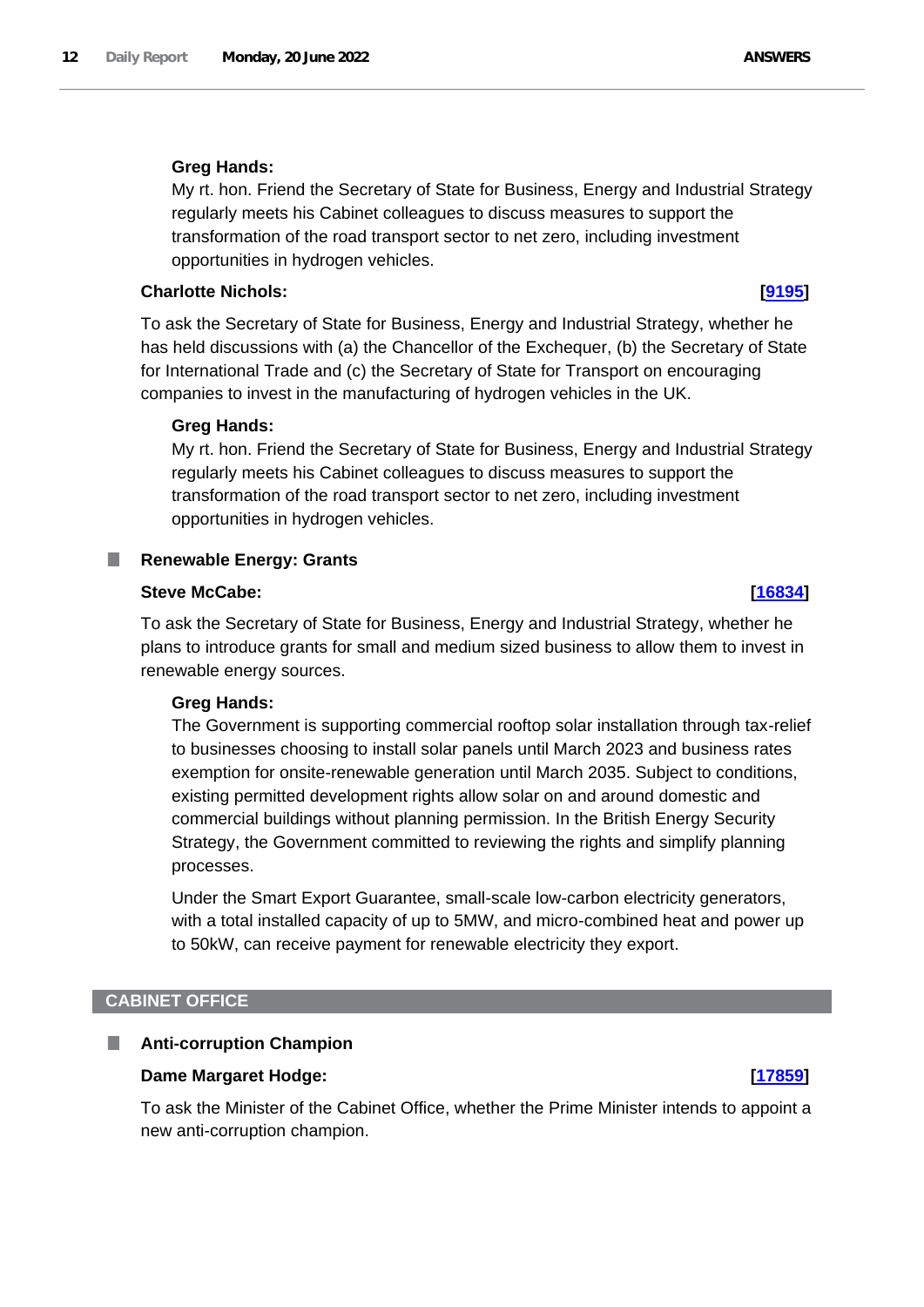**Greg Hands:**

My rt. hon. Friend the Secretary of State for Business, Energy and Industrial Strategy regularly meets his Cabinet colleagues to discuss measures to support the transformation of the road transport sector to net zero, including investment opportunities in hydrogen vehicles.

**Charlotte Nichols:** **[9195]**

To ask the Secretary of State for Business, Energy and Industrial Strategy, whether he has held discussions with (a) the Chancellor of the Exchequer, (b) the Secretary of State for International Trade and (c) the Secretary of State for Transport on encouraging companies to invest in the manufacturing of hydrogen vehicles in the UK.

**Greg Hands:**

My rt. hon. Friend the Secretary of State for Business, Energy and Industrial Strategy regularly meets his Cabinet colleagues to discuss measures to support the transformation of the road transport sector to net zero, including investment opportunities in hydrogen vehicles.

### Renewable Energy: Grants

**Steve McCabe:** **[16834]**

To ask the Secretary of State for Business, Energy and Industrial Strategy, whether he plans to introduce grants for small and medium sized business to allow them to invest in renewable energy sources.

**Greg Hands:**

The Government is supporting commercial rooftop solar installation through tax-relief to businesses choosing to install solar panels until March 2023 and business rates exemption for onsite-renewable generation until March 2035. Subject to conditions, existing permitted development rights allow solar on and around domestic and commercial buildings without planning permission. In the British Energy Security Strategy, the Government committed to reviewing the rights and simplify planning processes.

Under the Smart Export Guarantee, small-scale low-carbon electricity generators, with a total installed capacity of up to 5MW, and micro-combined heat and power up to 50kW, can receive payment for renewable electricity they export.

## CABINET OFFICE

### Anti-corruption Champion

**Dame Margaret Hodge:** **[17859]**

To ask the Minister of the Cabinet Office, whether the Prime Minister intends to appoint a new anti-corruption champion.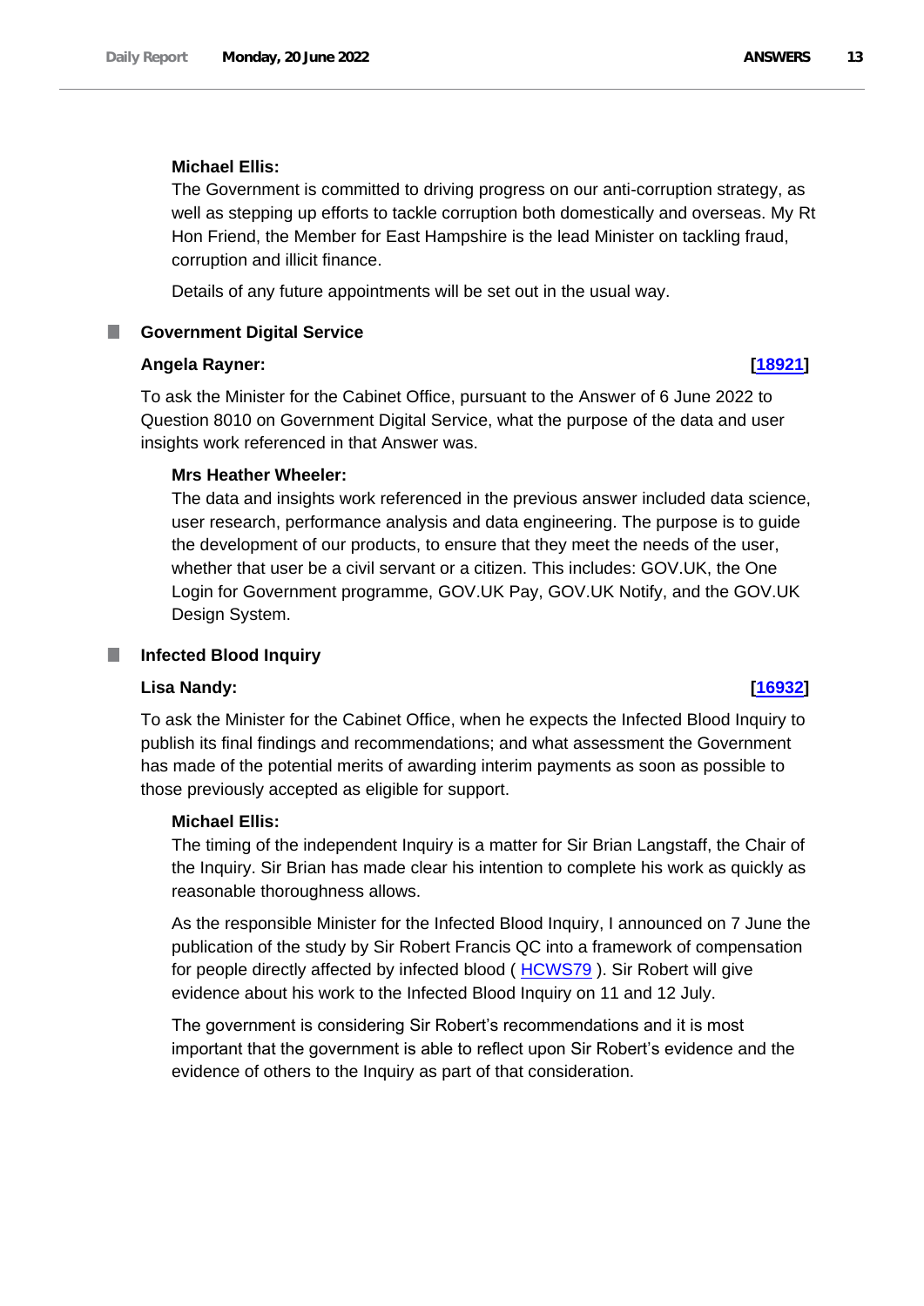**Michael Ellis:**

The Government is committed to driving progress on our anti-corruption strategy, as well as stepping up efforts to tackle corruption both domestically and overseas. My Rt Hon Friend, the Member for East Hampshire is the lead Minister on tackling fraud, corruption and illicit finance.

Details of any future appointments will be set out in the usual way.

### Government Digital Service

**Angela Rayner:** **[18921]**

To ask the Minister for the Cabinet Office, pursuant to the Answer of 6 June 2022 to Question 8010 on Government Digital Service, what the purpose of the data and user insights work referenced in that Answer was.

**Mrs Heather Wheeler:**

The data and insights work referenced in the previous answer included data science, user research, performance analysis and data engineering. The purpose is to guide the development of our products, to ensure that they meet the needs of the user, whether that user be a civil servant or a citizen. This includes: GOV.UK, the One Login for Government programme, GOV.UK Pay, GOV.UK Notify, and the GOV.UK Design System.

### Infected Blood Inquiry

**Lisa Nandy:** **[16932]**

To ask the Minister for the Cabinet Office, when he expects the Infected Blood Inquiry to publish its final findings and recommendations; and what assessment the Government has made of the potential merits of awarding interim payments as soon as possible to those previously accepted as eligible for support.

**Michael Ellis:**

The timing of the independent Inquiry is a matter for Sir Brian Langstaff, the Chair of the Inquiry. Sir Brian has made clear his intention to complete his work as quickly as reasonable thoroughness allows.

As the responsible Minister for the Infected Blood Inquiry, I announced on 7 June the publication of the study by Sir Robert Francis QC into a framework of compensation for people directly affected by infected blood ( HCWS79 ). Sir Robert will give evidence about his work to the Infected Blood Inquiry on 11 and 12 July.

The government is considering Sir Robert's recommendations and it is most important that the government is able to reflect upon Sir Robert's evidence and the evidence of others to the Inquiry as part of that consideration.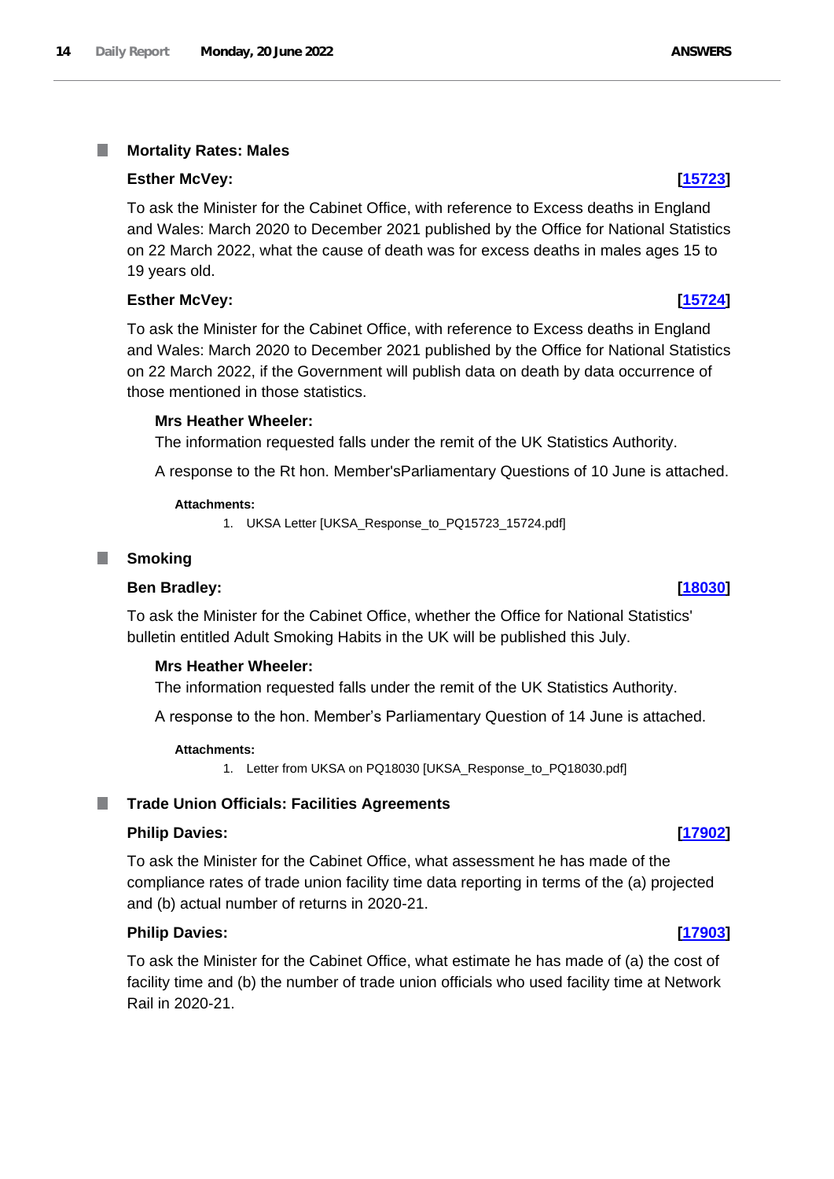## Mortality Rates: Males

**Esther McVey:** **[15723]**

To ask the Minister for the Cabinet Office, with reference to Excess deaths in England and Wales: March 2020 to December 2021 published by the Office for National Statistics on 22 March 2022, what the cause of death was for excess deaths in males ages 15 to 19 years old.

**Esther McVey:** **[15724]**

To ask the Minister for the Cabinet Office, with reference to Excess deaths in England and Wales: March 2020 to December 2021 published by the Office for National Statistics on 22 March 2022, if the Government will publish data on death by data occurrence of those mentioned in those statistics.

**Mrs Heather Wheeler:**

The information requested falls under the remit of the UK Statistics Authority.

A response to the Rt hon. Member'sParliamentary Questions of 10 June is attached.

**Attachments:**

1. UKSA Letter [UKSA_Response_to_PQ15723_15724.pdf]

## Smoking

**Ben Bradley:** **[18030]**

To ask the Minister for the Cabinet Office, whether the Office for National Statistics' bulletin entitled Adult Smoking Habits in the UK will be published this July.

**Mrs Heather Wheeler:**

The information requested falls under the remit of the UK Statistics Authority.

A response to the hon. Member's Parliamentary Question of 14 June is attached.

**Attachments:**

1. Letter from UKSA on PQ18030 [UKSA_Response_to_PQ18030.pdf]

## Trade Union Officials: Facilities Agreements

**Philip Davies:** **[17902]**

To ask the Minister for the Cabinet Office, what assessment he has made of the compliance rates of trade union facility time data reporting in terms of the (a) projected and (b) actual number of returns in 2020-21.

**Philip Davies:** **[17903]**

To ask the Minister for the Cabinet Office, what estimate he has made of (a) the cost of facility time and (b) the number of trade union officials who used facility time at Network Rail in 2020-21.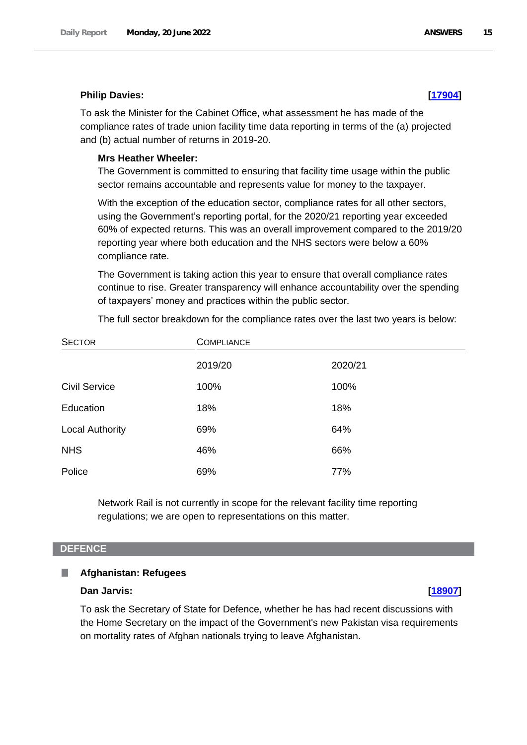**Philip Davies:** **[17904]**

To ask the Minister for the Cabinet Office, what assessment he has made of the compliance rates of trade union facility time data reporting in terms of the (a) projected and (b) actual number of returns in 2019-20.

**Mrs Heather Wheeler:**

The Government is committed to ensuring that facility time usage within the public sector remains accountable and represents value for money to the taxpayer.

With the exception of the education sector, compliance rates for all other sectors, using the Government's reporting portal, for the 2020/21 reporting year exceeded 60% of expected returns. This was an overall improvement compared to the 2019/20 reporting year where both education and the NHS sectors were below a 60% compliance rate.

The Government is taking action this year to ensure that overall compliance rates continue to rise. Greater transparency will enhance accountability over the spending of taxpayers' money and practices within the public sector.

The full sector breakdown for the compliance rates over the last two years is below:

| SECTOR | COMPLIANCE | |
|---|---|---|
| | 2019/20 | 2020/21 |
| Civil Service | 100% | 100% |
| Education | 18% | 18% |
| Local Authority | 69% | 64% |
| NHS | 46% | 66% |
| Police | 69% | 77% |

Network Rail is not currently in scope for the relevant facility time reporting regulations; we are open to representations on this matter.

## DEFENCE

### Afghanistan: Refugees

**Dan Jarvis:** **[18907]**

To ask the Secretary of State for Defence, whether he has had recent discussions with the Home Secretary on the impact of the Government's new Pakistan visa requirements on mortality rates of Afghan nationals trying to leave Afghanistan.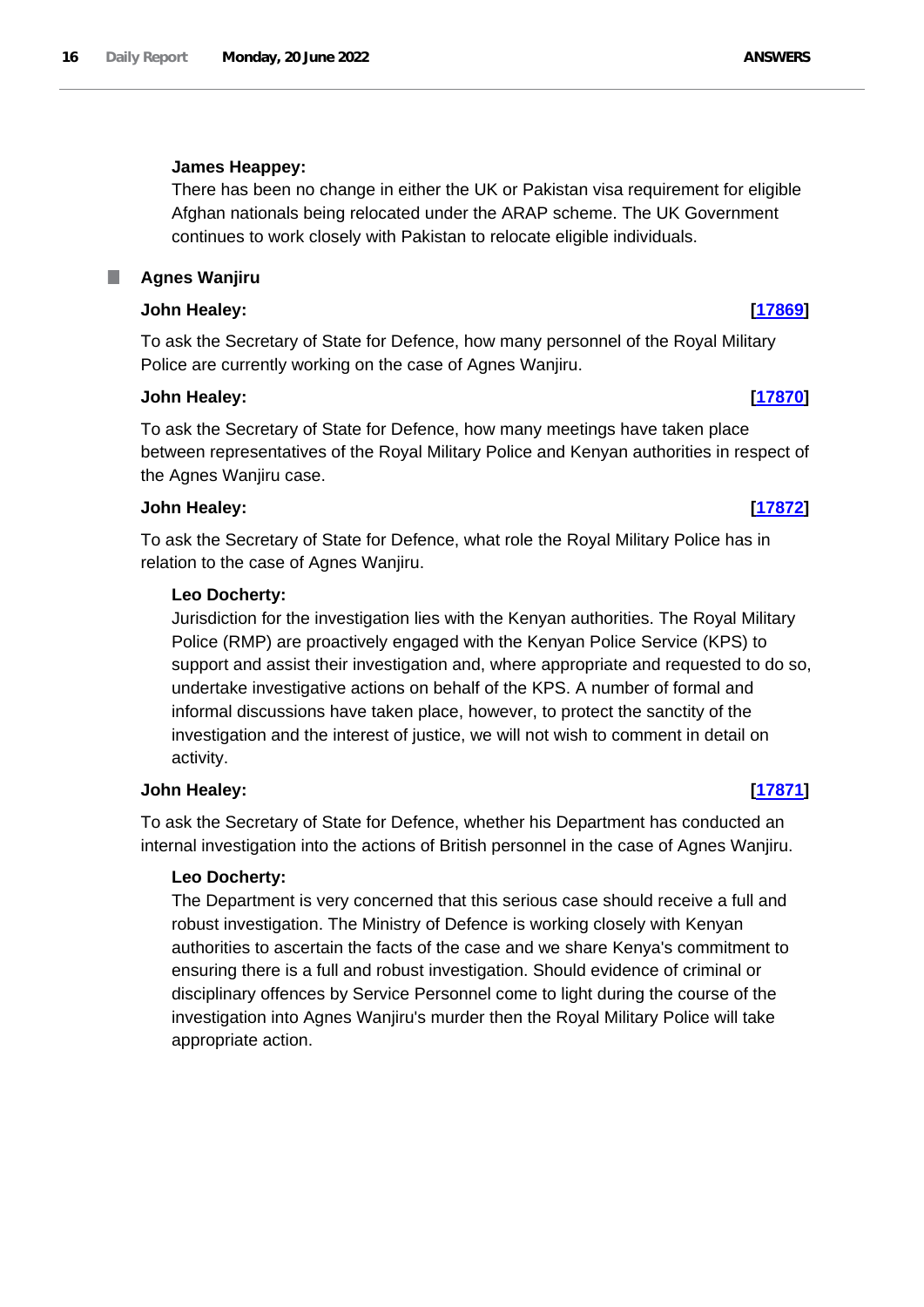**James Heappey:**

There has been no change in either the UK or Pakistan visa requirement for eligible Afghan nationals being relocated under the ARAP scheme. The UK Government continues to work closely with Pakistan to relocate eligible individuals.

## Agnes Wanjiru

**John Healey:** **[17869]**

To ask the Secretary of State for Defence, how many personnel of the Royal Military Police are currently working on the case of Agnes Wanjiru.

**John Healey:** **[17870]**

To ask the Secretary of State for Defence, how many meetings have taken place between representatives of the Royal Military Police and Kenyan authorities in respect of the Agnes Wanjiru case.

**John Healey:** **[17872]**

To ask the Secretary of State for Defence, what role the Royal Military Police has in relation to the case of Agnes Wanjiru.

**Leo Docherty:**

Jurisdiction for the investigation lies with the Kenyan authorities. The Royal Military Police (RMP) are proactively engaged with the Kenyan Police Service (KPS) to support and assist their investigation and, where appropriate and requested to do so, undertake investigative actions on behalf of the KPS. A number of formal and informal discussions have taken place, however, to protect the sanctity of the investigation and the interest of justice, we will not wish to comment in detail on activity.

**John Healey:** **[17871]**

To ask the Secretary of State for Defence, whether his Department has conducted an internal investigation into the actions of British personnel in the case of Agnes Wanjiru.

**Leo Docherty:**

The Department is very concerned that this serious case should receive a full and robust investigation. The Ministry of Defence is working closely with Kenyan authorities to ascertain the facts of the case and we share Kenya's commitment to ensuring there is a full and robust investigation. Should evidence of criminal or disciplinary offences by Service Personnel come to light during the course of the investigation into Agnes Wanjiru's murder then the Royal Military Police will take appropriate action.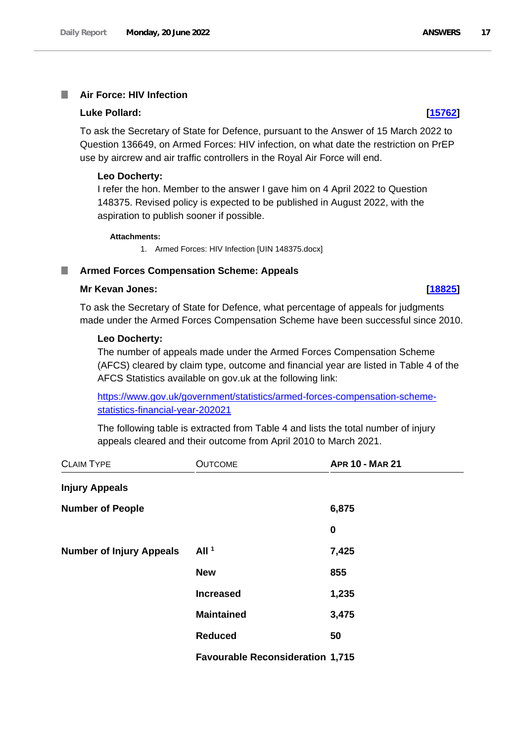## Air Force: HIV Infection

**Luke Pollard:** **[15762]**

To ask the Secretary of State for Defence, pursuant to the Answer of 15 March 2022 to Question 136649, on Armed Forces: HIV infection, on what date the restriction on PrEP use by aircrew and air traffic controllers in the Royal Air Force will end.

**Leo Docherty:**

I refer the hon. Member to the answer I gave him on 4 April 2022 to Question 148375. Revised policy is expected to be published in August 2022, with the aspiration to publish sooner if possible.

**Attachments:**

1. Armed Forces: HIV Infection [UIN 148375.docx]

## Armed Forces Compensation Scheme: Appeals

**Mr Kevan Jones:** **[18825]**

To ask the Secretary of State for Defence, what percentage of appeals for judgments made under the Armed Forces Compensation Scheme have been successful since 2010.

**Leo Docherty:**

The number of appeals made under the Armed Forces Compensation Scheme (AFCS) cleared by claim type, outcome and financial year are listed in Table 4 of the AFCS Statistics available on gov.uk at the following link:

https://www.gov.uk/government/statistics/armed-forces-compensation-scheme-statistics-financial-year-202021

The following table is extracted from Table 4 and lists the total number of injury appeals cleared and their outcome from April 2010 to March 2021.

| Claim Type | Outcome | Apr 10 - Mar 21 |
|---|---|---|
| **Injury Appeals** | | |
| **Number of People** | | **6,875** |
| | | **0** |
| **Number of Injury Appeals** | **All [1]** | **7,425** |
| | **New** | **855** |
| | **Increased** | **1,235** |
| | **Maintained** | **3,475** |
| | **Reduced** | **50** |
| | **Favourable Reconsideration** | **1,715** |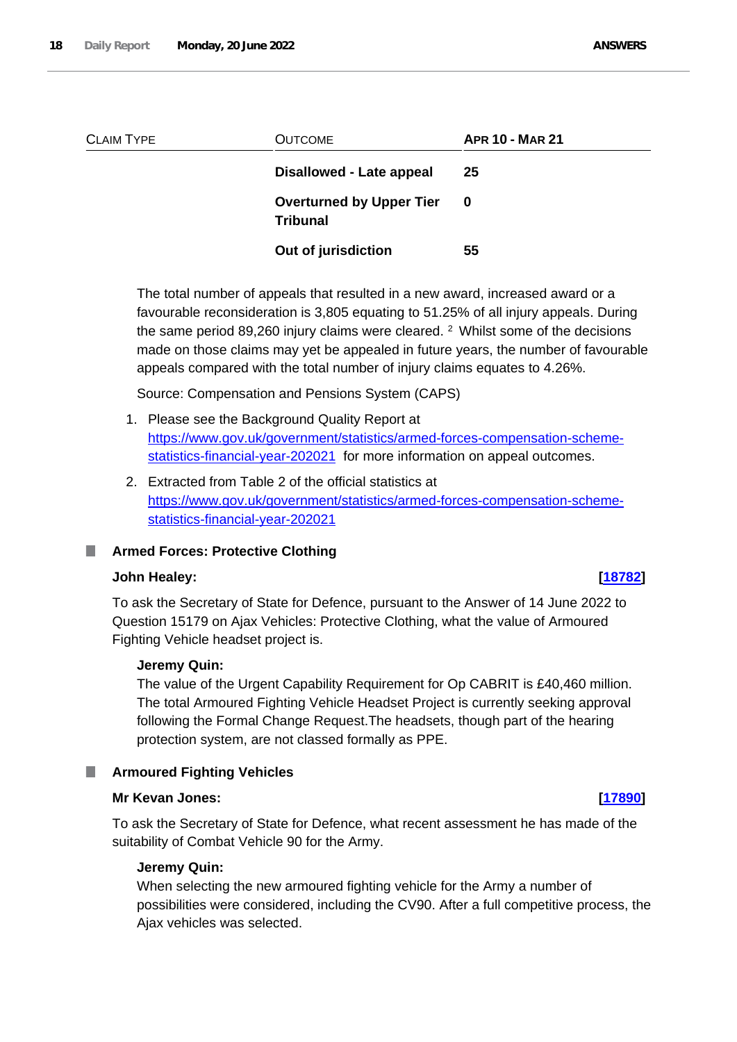| Claim Type | Outcome | Apr 10 - Mar 21 |
|---|---|---|
| | **Disallowed - Late appeal** | **25** |
| | **Overturned by Upper Tier Tribunal** | **0** |
| | **Out of jurisdiction** | **55** |

The total number of appeals that resulted in a new award, increased award or a favourable reconsideration is 3,805 equating to 51.25% of all injury appeals. During the same period 89,260 injury claims were cleared. [2] Whilst some of the decisions made on those claims may yet be appealed in future years, the number of favourable appeals compared with the total number of injury claims equates to 4.26%.

Source: Compensation and Pensions System (CAPS)

1. Please see the Background Quality Report at https://www.gov.uk/government/statistics/armed-forces-compensation-scheme-statistics-financial-year-202021 for more information on appeal outcomes.
2. Extracted from Table 2 of the official statistics at https://www.gov.uk/government/statistics/armed-forces-compensation-scheme-statistics-financial-year-202021

## Armed Forces: Protective Clothing

**John Healey:** **[18782]**

To ask the Secretary of State for Defence, pursuant to the Answer of 14 June 2022 to Question 15179 on Ajax Vehicles: Protective Clothing, what the value of Armoured Fighting Vehicle headset project is.

**Jeremy Quin:**

The value of the Urgent Capability Requirement for Op CABRIT is £40,460 million. The total Armoured Fighting Vehicle Headset Project is currently seeking approval following the Formal Change Request.The headsets, though part of the hearing protection system, are not classed formally as PPE.

## Armoured Fighting Vehicles

**Mr Kevan Jones:** **[17890]**

To ask the Secretary of State for Defence, what recent assessment he has made of the suitability of Combat Vehicle 90 for the Army.

**Jeremy Quin:**

When selecting the new armoured fighting vehicle for the Army a number of possibilities were considered, including the CV90. After a full competitive process, the Ajax vehicles was selected.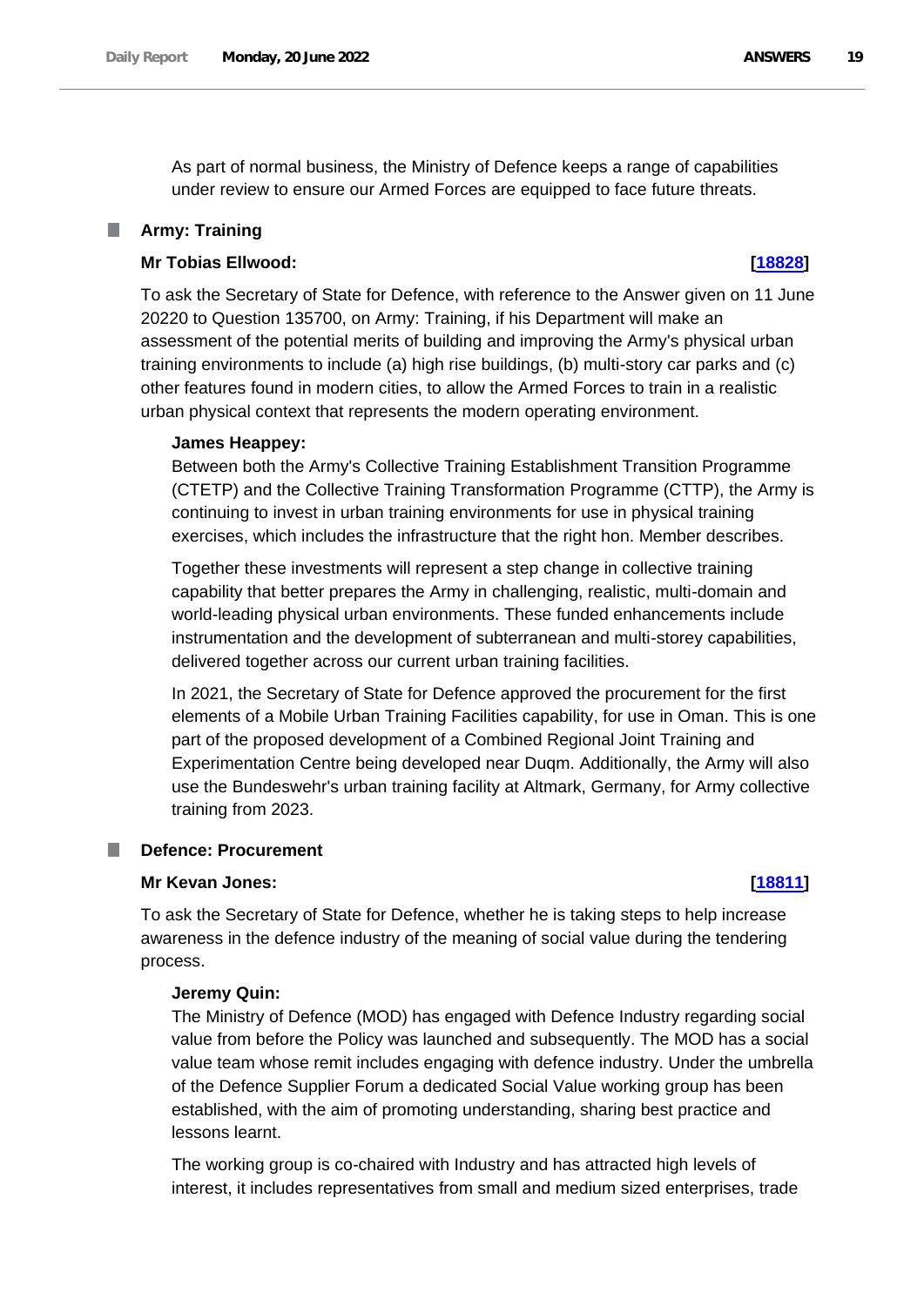As part of normal business, the Ministry of Defence keeps a range of capabilities under review to ensure our Armed Forces are equipped to face future threats.

## Army: Training

**Mr Tobias Ellwood:** **[18828]**

To ask the Secretary of State for Defence, with reference to the Answer given on 11 June 20220 to Question 135700, on Army: Training, if his Department will make an assessment of the potential merits of building and improving the Army's physical urban training environments to include (a) high rise buildings, (b) multi-story car parks and (c) other features found in modern cities, to allow the Armed Forces to train in a realistic urban physical context that represents the modern operating environment.

**James Heappey:**

Between both the Army's Collective Training Establishment Transition Programme (CTETP) and the Collective Training Transformation Programme (CTTP), the Army is continuing to invest in urban training environments for use in physical training exercises, which includes the infrastructure that the right hon. Member describes.

Together these investments will represent a step change in collective training capability that better prepares the Army in challenging, realistic, multi-domain and world-leading physical urban environments. These funded enhancements include instrumentation and the development of subterranean and multi-storey capabilities, delivered together across our current urban training facilities.

In 2021, the Secretary of State for Defence approved the procurement for the first elements of a Mobile Urban Training Facilities capability, for use in Oman. This is one part of the proposed development of a Combined Regional Joint Training and Experimentation Centre being developed near Duqm. Additionally, the Army will also use the Bundeswehr's urban training facility at Altmark, Germany, for Army collective training from 2023.

## Defence: Procurement

**Mr Kevan Jones:** **[18811]**

To ask the Secretary of State for Defence, whether he is taking steps to help increase awareness in the defence industry of the meaning of social value during the tendering process.

**Jeremy Quin:**

The Ministry of Defence (MOD) has engaged with Defence Industry regarding social value from before the Policy was launched and subsequently. The MOD has a social value team whose remit includes engaging with defence industry. Under the umbrella of the Defence Supplier Forum a dedicated Social Value working group has been established, with the aim of promoting understanding, sharing best practice and lessons learnt.

The working group is co-chaired with Industry and has attracted high levels of interest, it includes representatives from small and medium sized enterprises, trade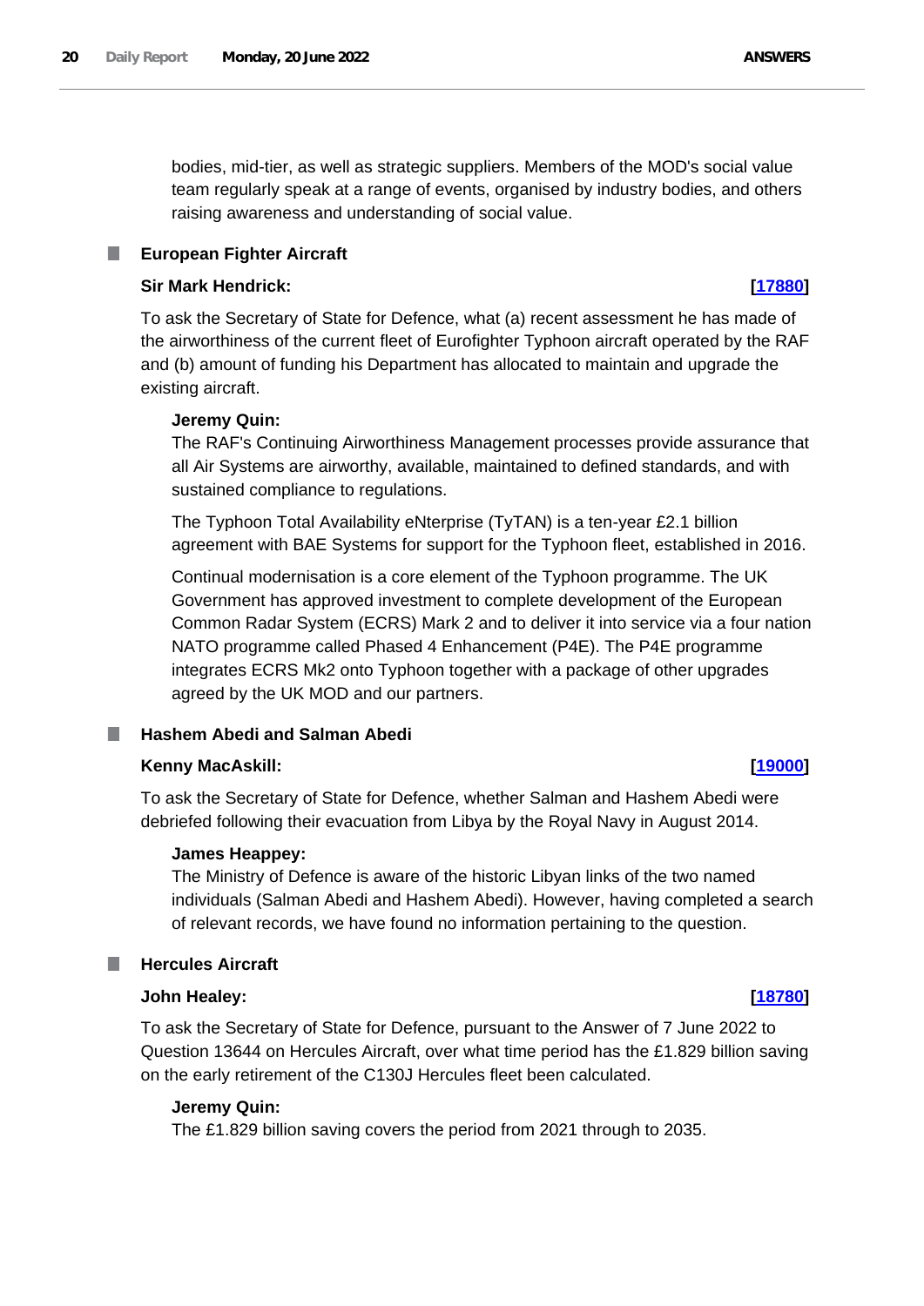bodies, mid-tier, as well as strategic suppliers. Members of the MOD's social value team regularly speak at a range of events, organised by industry bodies, and others raising awareness and understanding of social value.

## European Fighter Aircraft

**Sir Mark Hendrick:** **[17880]**

To ask the Secretary of State for Defence, what (a) recent assessment he has made of the airworthiness of the current fleet of Eurofighter Typhoon aircraft operated by the RAF and (b) amount of funding his Department has allocated to maintain and upgrade the existing aircraft.

**Jeremy Quin:**

The RAF's Continuing Airworthiness Management processes provide assurance that all Air Systems are airworthy, available, maintained to defined standards, and with sustained compliance to regulations.

The Typhoon Total Availability eNterprise (TyTAN) is a ten-year £2.1 billion agreement with BAE Systems for support for the Typhoon fleet, established in 2016.

Continual modernisation is a core element of the Typhoon programme. The UK Government has approved investment to complete development of the European Common Radar System (ECRS) Mark 2 and to deliver it into service via a four nation NATO programme called Phased 4 Enhancement (P4E). The P4E programme integrates ECRS Mk2 onto Typhoon together with a package of other upgrades agreed by the UK MOD and our partners.

## Hashem Abedi and Salman Abedi

**Kenny MacAskill:** **[19000]**

To ask the Secretary of State for Defence, whether Salman and Hashem Abedi were debriefed following their evacuation from Libya by the Royal Navy in August 2014.

**James Heappey:**

The Ministry of Defence is aware of the historic Libyan links of the two named individuals (Salman Abedi and Hashem Abedi). However, having completed a search of relevant records, we have found no information pertaining to the question.

## Hercules Aircraft

**John Healey:** **[18780]**

To ask the Secretary of State for Defence, pursuant to the Answer of 7 June 2022 to Question 13644 on Hercules Aircraft, over what time period has the £1.829 billion saving on the early retirement of the C130J Hercules fleet been calculated.

**Jeremy Quin:**

The £1.829 billion saving covers the period from 2021 through to 2035.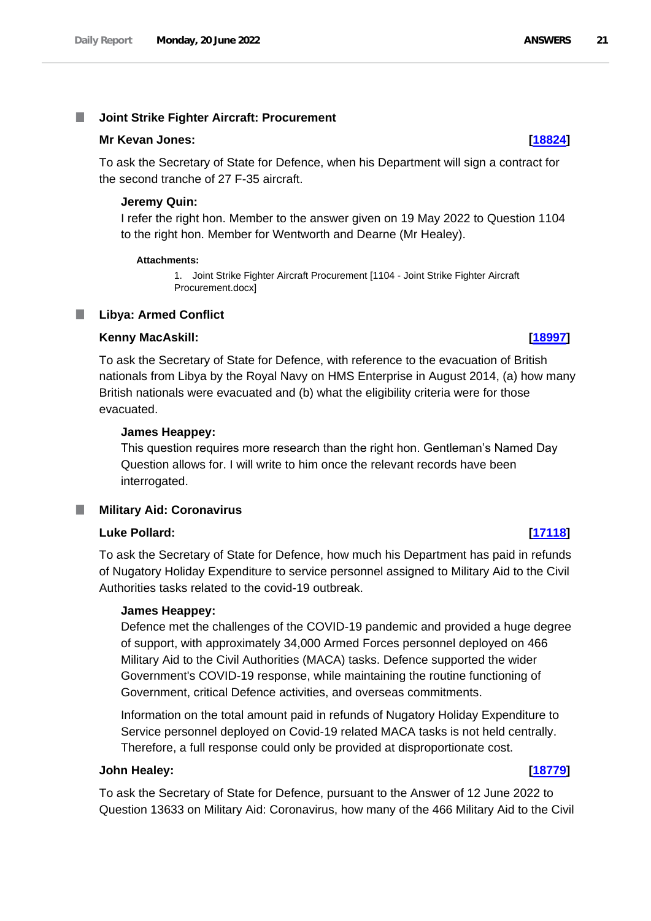### Joint Strike Fighter Aircraft: Procurement

**Mr Kevan Jones:** **[18824]**

To ask the Secretary of State for Defence, when his Department will sign a contract for the second tranche of 27 F-35 aircraft.

**Jeremy Quin:**

I refer the right hon. Member to the answer given on 19 May 2022 to Question 1104 to the right hon. Member for Wentworth and Dearne (Mr Healey).

**Attachments:**

1. Joint Strike Fighter Aircraft Procurement [1104 - Joint Strike Fighter Aircraft Procurement.docx]

### Libya: Armed Conflict

**Kenny MacAskill:** **[18997]**

To ask the Secretary of State for Defence, with reference to the evacuation of British nationals from Libya by the Royal Navy on HMS Enterprise in August 2014, (a) how many British nationals were evacuated and (b) what the eligibility criteria were for those evacuated.

**James Heappey:**

This question requires more research than the right hon. Gentleman's Named Day Question allows for. I will write to him once the relevant records have been interrogated.

### Military Aid: Coronavirus

**Luke Pollard:** **[17118]**

To ask the Secretary of State for Defence, how much his Department has paid in refunds of Nugatory Holiday Expenditure to service personnel assigned to Military Aid to the Civil Authorities tasks related to the covid-19 outbreak.

**James Heappey:**

Defence met the challenges of the COVID-19 pandemic and provided a huge degree of support, with approximately 34,000 Armed Forces personnel deployed on 466 Military Aid to the Civil Authorities (MACA) tasks. Defence supported the wider Government's COVID-19 response, while maintaining the routine functioning of Government, critical Defence activities, and overseas commitments.

Information on the total amount paid in refunds of Nugatory Holiday Expenditure to Service personnel deployed on Covid-19 related MACA tasks is not held centrally. Therefore, a full response could only be provided at disproportionate cost.

**John Healey:** **[18779]**

To ask the Secretary of State for Defence, pursuant to the Answer of 12 June 2022 to Question 13633 on Military Aid: Coronavirus, how many of the 466 Military Aid to the Civil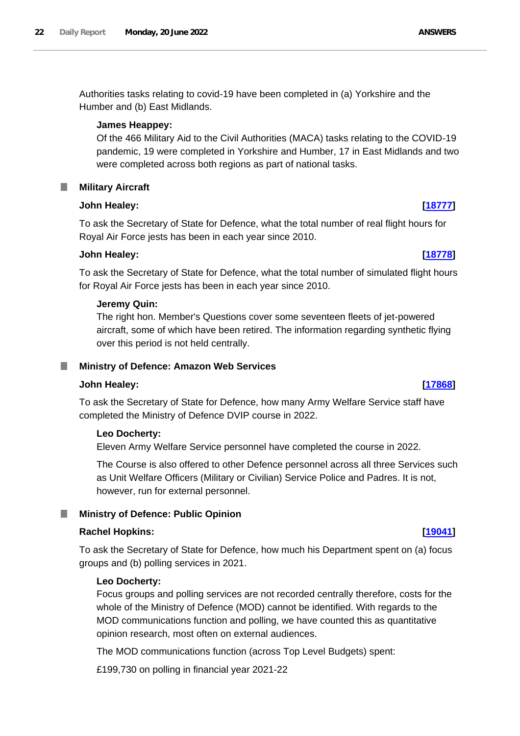Authorities tasks relating to covid-19 have been completed in (a) Yorkshire and the Humber and (b) East Midlands.

**James Heappey:**

Of the 466 Military Aid to the Civil Authorities (MACA) tasks relating to the COVID-19 pandemic, 19 were completed in Yorkshire and Humber, 17 in East Midlands and two were completed across both regions as part of national tasks.

## Military Aircraft

**John Healey:** **[18777]**

To ask the Secretary of State for Defence, what the total number of real flight hours for Royal Air Force jests has been in each year since 2010.

**John Healey:** **[18778]**

To ask the Secretary of State for Defence, what the total number of simulated flight hours for Royal Air Force jests has been in each year since 2010.

**Jeremy Quin:**

The right hon. Member's Questions cover some seventeen fleets of jet-powered aircraft, some of which have been retired. The information regarding synthetic flying over this period is not held centrally.

## Ministry of Defence: Amazon Web Services

**John Healey:** **[17868]**

To ask the Secretary of State for Defence, how many Army Welfare Service staff have completed the Ministry of Defence DVIP course in 2022.

**Leo Docherty:**

Eleven Army Welfare Service personnel have completed the course in 2022.

The Course is also offered to other Defence personnel across all three Services such as Unit Welfare Officers (Military or Civilian) Service Police and Padres. It is not, however, run for external personnel.

## Ministry of Defence: Public Opinion

**Rachel Hopkins:** **[19041]**

To ask the Secretary of State for Defence, how much his Department spent on (a) focus groups and (b) polling services in 2021.

**Leo Docherty:**

Focus groups and polling services are not recorded centrally therefore, costs for the whole of the Ministry of Defence (MOD) cannot be identified. With regards to the MOD communications function and polling, we have counted this as quantitative opinion research, most often on external audiences.

The MOD communications function (across Top Level Budgets) spent:

£199,730 on polling in financial year 2021-22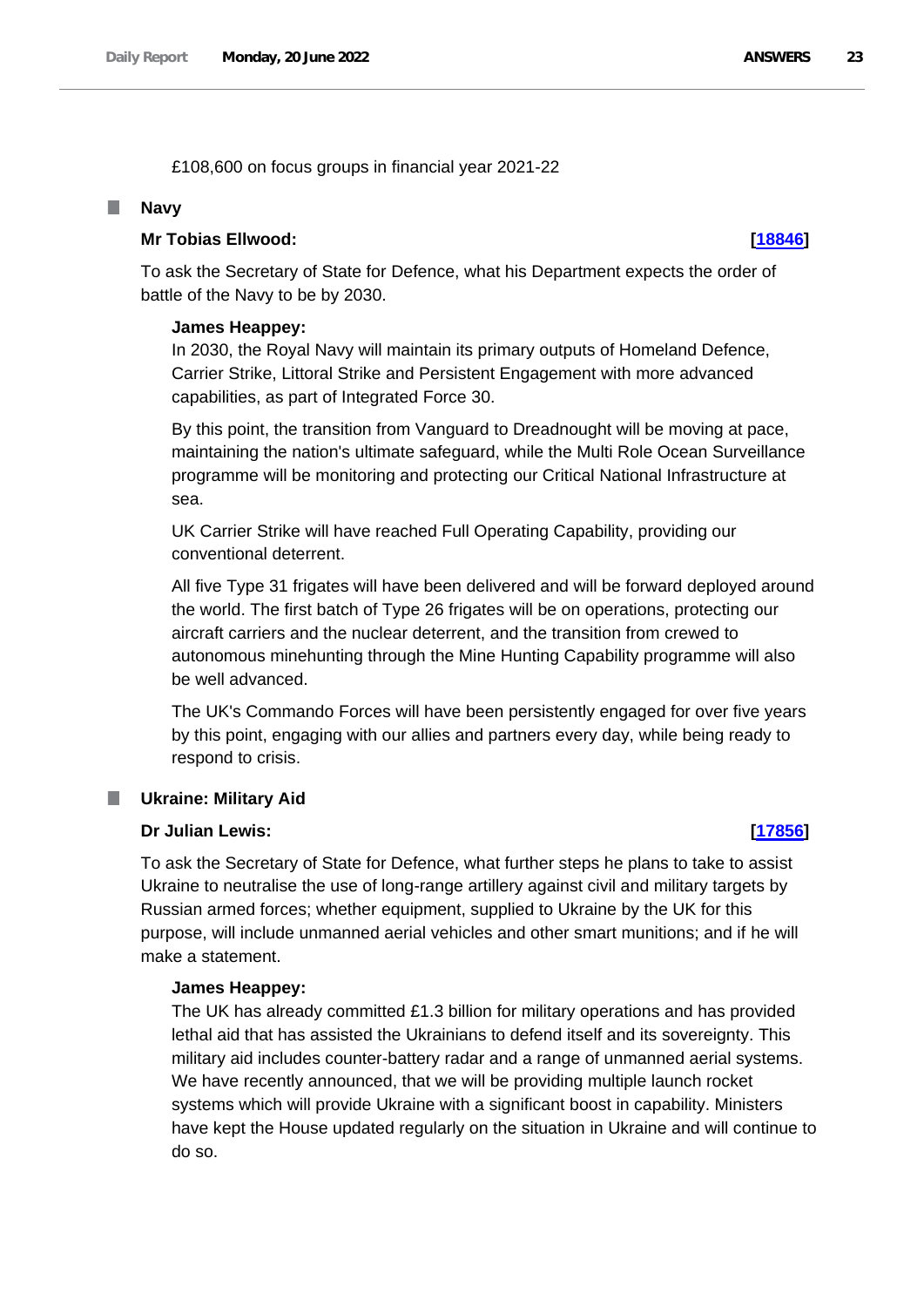£108,600 on focus groups in financial year 2021-22

## Navy

**Mr Tobias Ellwood:** **[18846]**

To ask the Secretary of State for Defence, what his Department expects the order of battle of the Navy to be by 2030.

**James Heappey:**

In 2030, the Royal Navy will maintain its primary outputs of Homeland Defence, Carrier Strike, Littoral Strike and Persistent Engagement with more advanced capabilities, as part of Integrated Force 30.

By this point, the transition from Vanguard to Dreadnought will be moving at pace, maintaining the nation's ultimate safeguard, while the Multi Role Ocean Surveillance programme will be monitoring and protecting our Critical National Infrastructure at sea.

UK Carrier Strike will have reached Full Operating Capability, providing our conventional deterrent.

All five Type 31 frigates will have been delivered and will be forward deployed around the world. The first batch of Type 26 frigates will be on operations, protecting our aircraft carriers and the nuclear deterrent, and the transition from crewed to autonomous minehunting through the Mine Hunting Capability programme will also be well advanced.

The UK's Commando Forces will have been persistently engaged for over five years by this point, engaging with our allies and partners every day, while being ready to respond to crisis.

## Ukraine: Military Aid

**Dr Julian Lewis:** **[17856]**

To ask the Secretary of State for Defence, what further steps he plans to take to assist Ukraine to neutralise the use of long-range artillery against civil and military targets by Russian armed forces; whether equipment, supplied to Ukraine by the UK for this purpose, will include unmanned aerial vehicles and other smart munitions; and if he will make a statement.

**James Heappey:**

The UK has already committed £1.3 billion for military operations and has provided lethal aid that has assisted the Ukrainians to defend itself and its sovereignty. This military aid includes counter-battery radar and a range of unmanned aerial systems. We have recently announced, that we will be providing multiple launch rocket systems which will provide Ukraine with a significant boost in capability. Ministers have kept the House updated regularly on the situation in Ukraine and will continue to do so.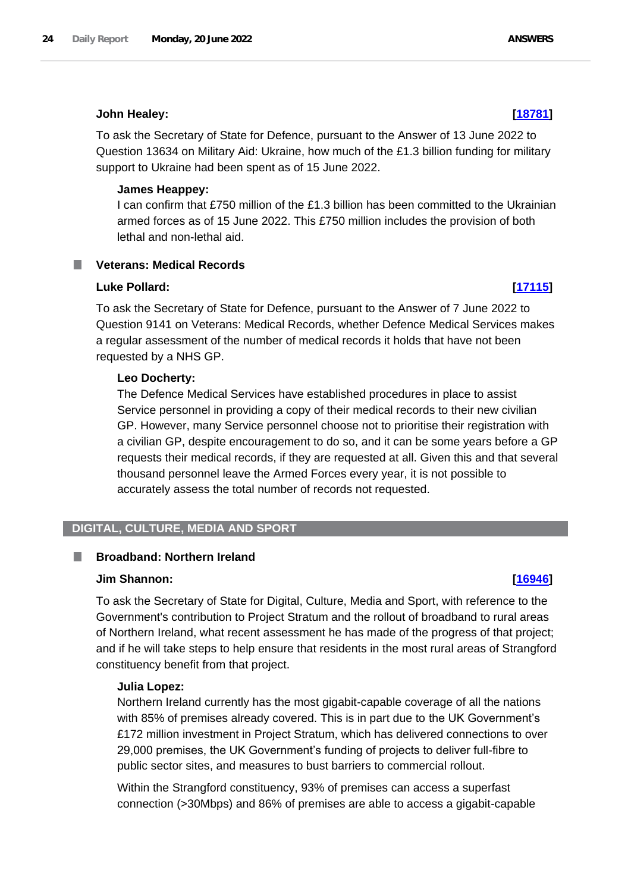**John Healey:** **[18781]**

To ask the Secretary of State for Defence, pursuant to the Answer of 13 June 2022 to Question 13634 on Military Aid: Ukraine, how much of the £1.3 billion funding for military support to Ukraine had been spent as of 15 June 2022.

**James Heappey:**

I can confirm that £750 million of the £1.3 billion has been committed to the Ukrainian armed forces as of 15 June 2022. This £750 million includes the provision of both lethal and non-lethal aid.

### Veterans: Medical Records

**Luke Pollard:** **[17115]**

To ask the Secretary of State for Defence, pursuant to the Answer of 7 June 2022 to Question 9141 on Veterans: Medical Records, whether Defence Medical Services makes a regular assessment of the number of medical records it holds that have not been requested by a NHS GP.

**Leo Docherty:**

The Defence Medical Services have established procedures in place to assist Service personnel in providing a copy of their medical records to their new civilian GP. However, many Service personnel choose not to prioritise their registration with a civilian GP, despite encouragement to do so, and it can be some years before a GP requests their medical records, if they are requested at all. Given this and that several thousand personnel leave the Armed Forces every year, it is not possible to accurately assess the total number of records not requested.

## DIGITAL, CULTURE, MEDIA AND SPORT

### Broadband: Northern Ireland

**Jim Shannon:** **[16946]**

To ask the Secretary of State for Digital, Culture, Media and Sport, with reference to the Government's contribution to Project Stratum and the rollout of broadband to rural areas of Northern Ireland, what recent assessment he has made of the progress of that project; and if he will take steps to help ensure that residents in the most rural areas of Strangford constituency benefit from that project.

**Julia Lopez:**

Northern Ireland currently has the most gigabit-capable coverage of all the nations with 85% of premises already covered. This is in part due to the UK Government's £172 million investment in Project Stratum, which has delivered connections to over 29,000 premises, the UK Government's funding of projects to deliver full-fibre to public sector sites, and measures to bust barriers to commercial rollout.

Within the Strangford constituency, 93% of premises can access a superfast connection (>30Mbps) and 86% of premises are able to access a gigabit-capable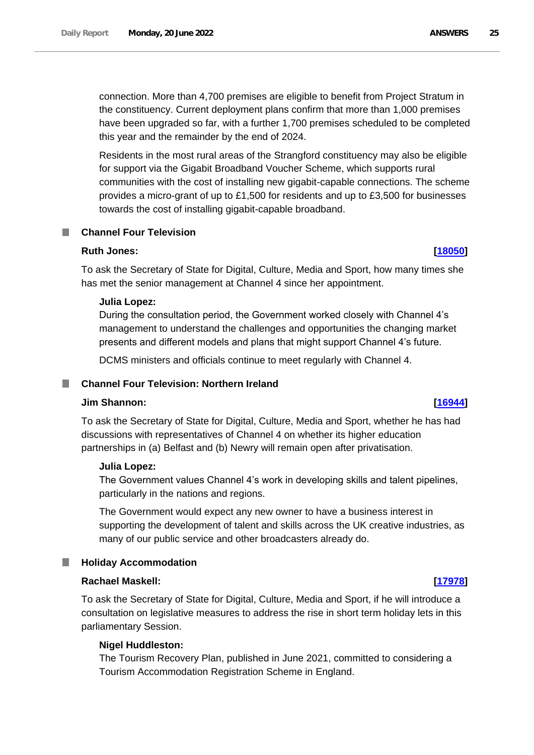connection. More than 4,700 premises are eligible to benefit from Project Stratum in the constituency. Current deployment plans confirm that more than 1,000 premises have been upgraded so far, with a further 1,700 premises scheduled to be completed this year and the remainder by the end of 2024.

Residents in the most rural areas of the Strangford constituency may also be eligible for support via the Gigabit Broadband Voucher Scheme, which supports rural communities with the cost of installing new gigabit-capable connections. The scheme provides a micro-grant of up to £1,500 for residents and up to £3,500 for businesses towards the cost of installing gigabit-capable broadband.

### Channel Four Television

**Ruth Jones:** **[18050]**

To ask the Secretary of State for Digital, Culture, Media and Sport, how many times she has met the senior management at Channel 4 since her appointment.

**Julia Lopez:**

During the consultation period, the Government worked closely with Channel 4's management to understand the challenges and opportunities the changing market presents and different models and plans that might support Channel 4's future.

DCMS ministers and officials continue to meet regularly with Channel 4.

### Channel Four Television: Northern Ireland

**Jim Shannon:** **[16944]**

To ask the Secretary of State for Digital, Culture, Media and Sport, whether he has had discussions with representatives of Channel 4 on whether its higher education partnerships in (a) Belfast and (b) Newry will remain open after privatisation.

**Julia Lopez:**

The Government values Channel 4's work in developing skills and talent pipelines, particularly in the nations and regions.

The Government would expect any new owner to have a business interest in supporting the development of talent and skills across the UK creative industries, as many of our public service and other broadcasters already do.

### Holiday Accommodation

**Rachael Maskell:** **[17978]**

To ask the Secretary of State for Digital, Culture, Media and Sport, if he will introduce a consultation on legislative measures to address the rise in short term holiday lets in this parliamentary Session.

**Nigel Huddleston:**

The Tourism Recovery Plan, published in June 2021, committed to considering a Tourism Accommodation Registration Scheme in England.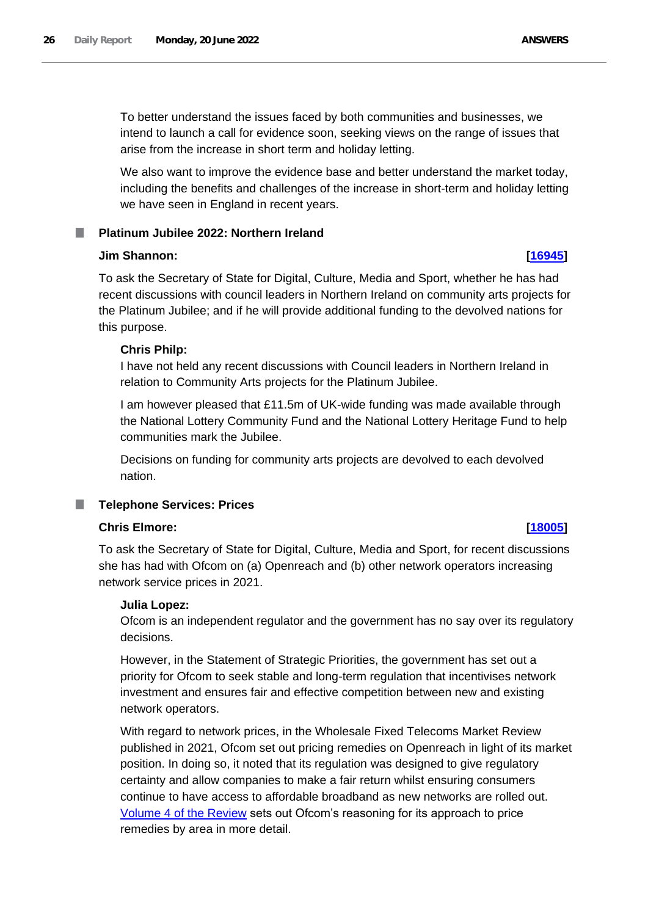To better understand the issues faced by both communities and businesses, we intend to launch a call for evidence soon, seeking views on the range of issues that arise from the increase in short term and holiday letting.

We also want to improve the evidence base and better understand the market today, including the benefits and challenges of the increase in short-term and holiday letting we have seen in England in recent years.

### Platinum Jubilee 2022: Northern Ireland

**Jim Shannon:** **[16945]**

To ask the Secretary of State for Digital, Culture, Media and Sport, whether he has had recent discussions with council leaders in Northern Ireland on community arts projects for the Platinum Jubilee; and if he will provide additional funding to the devolved nations for this purpose.

**Chris Philp:**

I have not held any recent discussions with Council leaders in Northern Ireland in relation to Community Arts projects for the Platinum Jubilee.

I am however pleased that £11.5m of UK-wide funding was made available through the National Lottery Community Fund and the National Lottery Heritage Fund to help communities mark the Jubilee.

Decisions on funding for community arts projects are devolved to each devolved nation.

### Telephone Services: Prices

**Chris Elmore:** **[18005]**

To ask the Secretary of State for Digital, Culture, Media and Sport, for recent discussions she has had with Ofcom on (a) Openreach and (b) other network operators increasing network service prices in 2021.

**Julia Lopez:**

Ofcom is an independent regulator and the government has no say over its regulatory decisions.

However, in the Statement of Strategic Priorities, the government has set out a priority for Ofcom to seek stable and long-term regulation that incentivises network investment and ensures fair and effective competition between new and existing network operators.

With regard to network prices, in the Wholesale Fixed Telecoms Market Review published in 2021, Ofcom set out pricing remedies on Openreach in light of its market position. In doing so, it noted that its regulation was designed to give regulatory certainty and allow companies to make a fair return whilst ensuring consumers continue to have access to affordable broadband as new networks are rolled out. Volume 4 of the Review sets out Ofcom's reasoning for its approach to price remedies by area in more detail.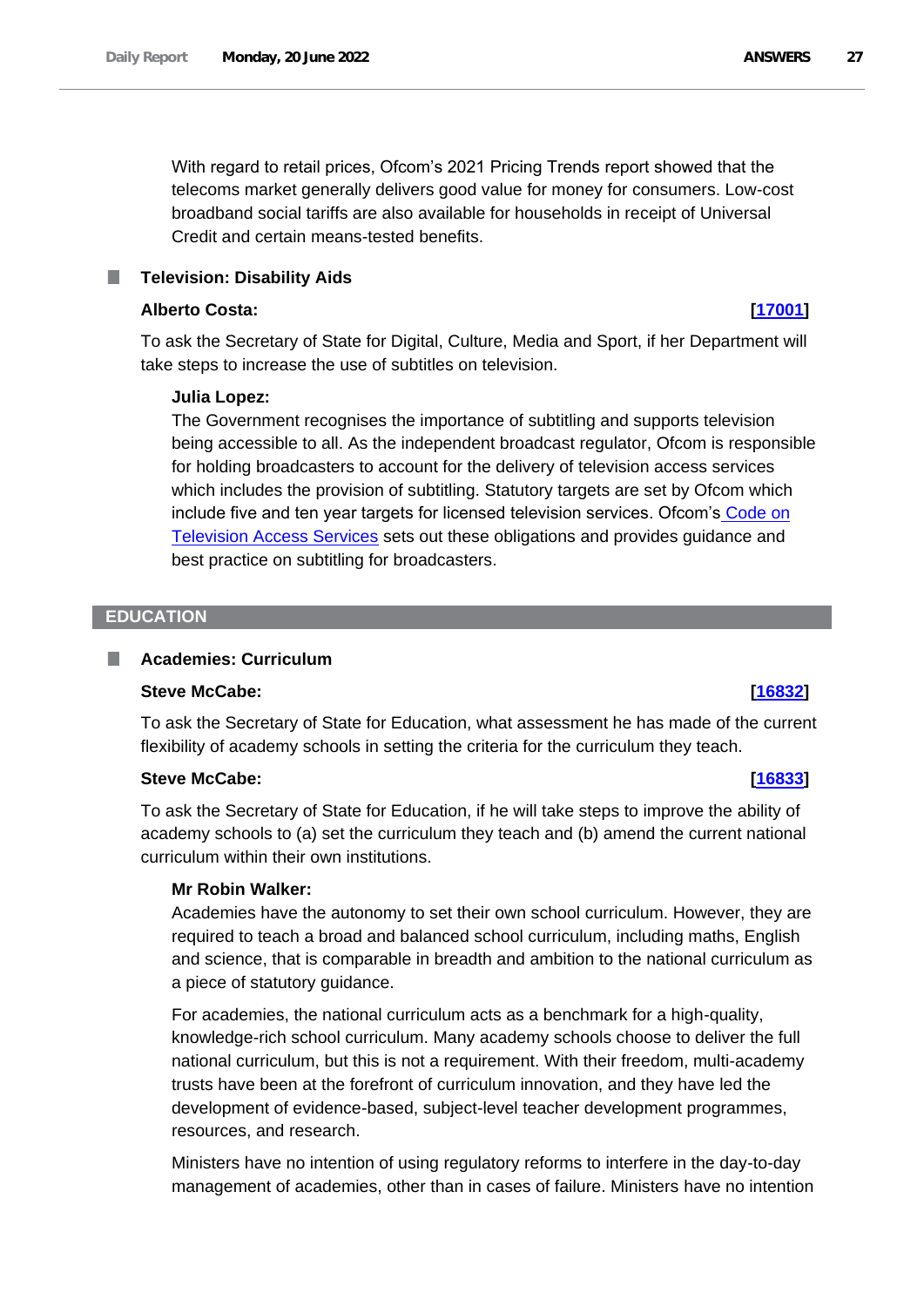With regard to retail prices, Ofcom's 2021 Pricing Trends report showed that the telecoms market generally delivers good value for money for consumers. Low-cost broadband social tariffs are also available for households in receipt of Universal Credit and certain means-tested benefits.

### Television: Disability Aids

**Alberto Costa:** **[17001]**

To ask the Secretary of State for Digital, Culture, Media and Sport, if her Department will take steps to increase the use of subtitles on television.

**Julia Lopez:**

The Government recognises the importance of subtitling and supports television being accessible to all. As the independent broadcast regulator, Ofcom is responsible for holding broadcasters to account for the delivery of television access services which includes the provision of subtitling. Statutory targets are set by Ofcom which include five and ten year targets for licensed television services. Ofcom's Code on Television Access Services sets out these obligations and provides guidance and best practice on subtitling for broadcasters.

## EDUCATION

### Academies: Curriculum

**Steve McCabe:** **[16832]**

To ask the Secretary of State for Education, what assessment he has made of the current flexibility of academy schools in setting the criteria for the curriculum they teach.

**Steve McCabe:** **[16833]**

To ask the Secretary of State for Education, if he will take steps to improve the ability of academy schools to (a) set the curriculum they teach and (b) amend the current national curriculum within their own institutions.

**Mr Robin Walker:**

Academies have the autonomy to set their own school curriculum. However, they are required to teach a broad and balanced school curriculum, including maths, English and science, that is comparable in breadth and ambition to the national curriculum as a piece of statutory guidance.

For academies, the national curriculum acts as a benchmark for a high-quality, knowledge-rich school curriculum. Many academy schools choose to deliver the full national curriculum, but this is not a requirement. With their freedom, multi-academy trusts have been at the forefront of curriculum innovation, and they have led the development of evidence-based, subject-level teacher development programmes, resources, and research.

Ministers have no intention of using regulatory reforms to interfere in the day-to-day management of academies, other than in cases of failure. Ministers have no intention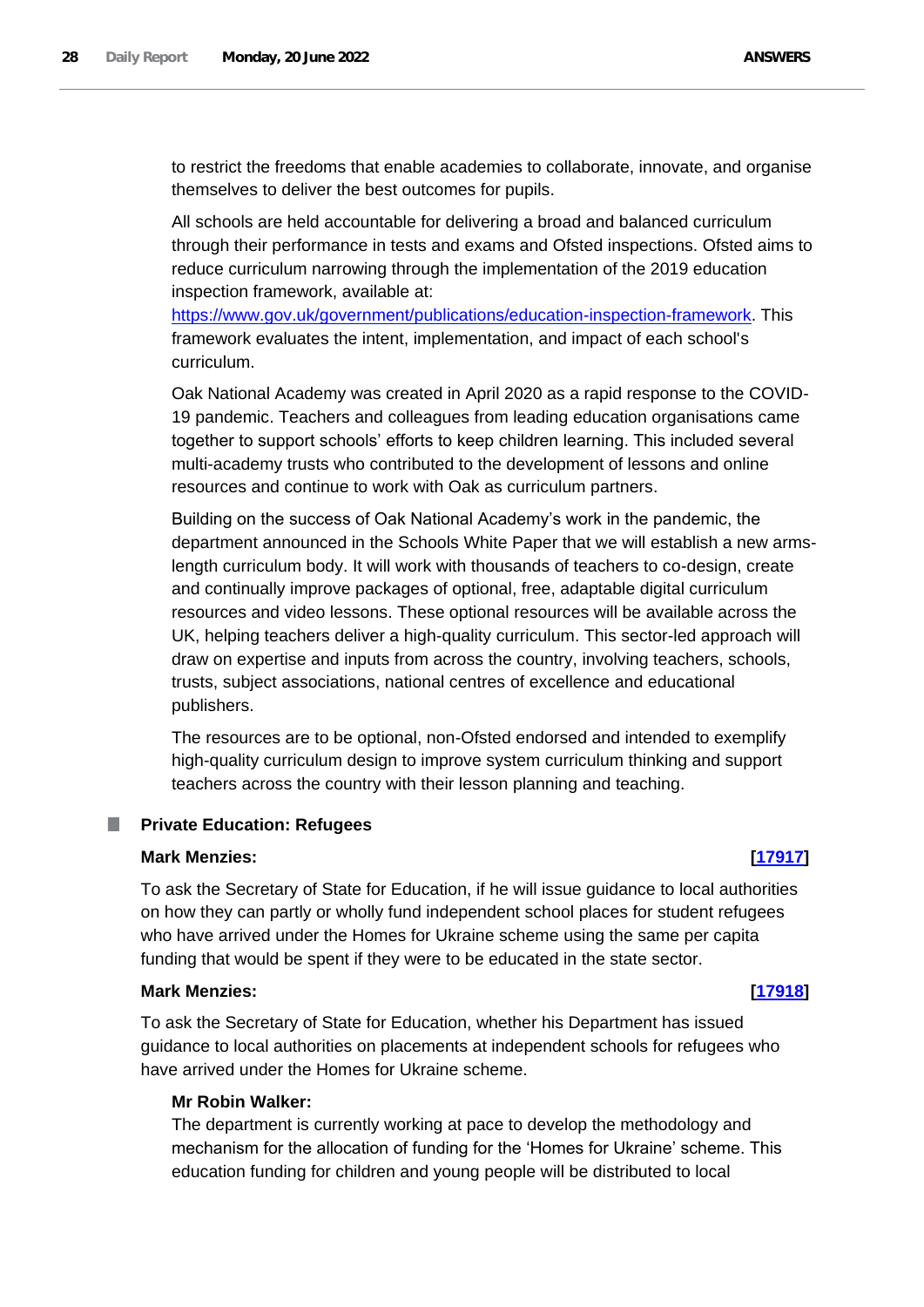to restrict the freedoms that enable academies to collaborate, innovate, and organise themselves to deliver the best outcomes for pupils.

All schools are held accountable for delivering a broad and balanced curriculum through their performance in tests and exams and Ofsted inspections. Ofsted aims to reduce curriculum narrowing through the implementation of the 2019 education inspection framework, available at: [https://www.gov.uk/government/publications/education-inspection-framework](https://www.gov.uk/government/publications/education-inspection-framework). This framework evaluates the intent, implementation, and impact of each school's curriculum.

Oak National Academy was created in April 2020 as a rapid response to the COVID-19 pandemic. Teachers and colleagues from leading education organisations came together to support schools' efforts to keep children learning. This included several multi-academy trusts who contributed to the development of lessons and online resources and continue to work with Oak as curriculum partners.

Building on the success of Oak National Academy's work in the pandemic, the department announced in the Schools White Paper that we will establish a new arms-length curriculum body. It will work with thousands of teachers to co-design, create and continually improve packages of optional, free, adaptable digital curriculum resources and video lessons. These optional resources will be available across the UK, helping teachers deliver a high-quality curriculum. This sector-led approach will draw on expertise and inputs from across the country, involving teachers, schools, trusts, subject associations, national centres of excellence and educational publishers.

The resources are to be optional, non-Ofsted endorsed and intended to exemplify high-quality curriculum design to improve system curriculum thinking and support teachers across the country with their lesson planning and teaching.

## Private Education: Refugees

**Mark Menzies:** **[17917]**

To ask the Secretary of State for Education, if he will issue guidance to local authorities on how they can partly or wholly fund independent school places for student refugees who have arrived under the Homes for Ukraine scheme using the same per capita funding that would be spent if they were to be educated in the state sector.

**Mark Menzies:** **[17918]**

To ask the Secretary of State for Education, whether his Department has issued guidance to local authorities on placements at independent schools for refugees who have arrived under the Homes for Ukraine scheme.

**Mr Robin Walker:**

The department is currently working at pace to develop the methodology and mechanism for the allocation of funding for the 'Homes for Ukraine' scheme. This education funding for children and young people will be distributed to local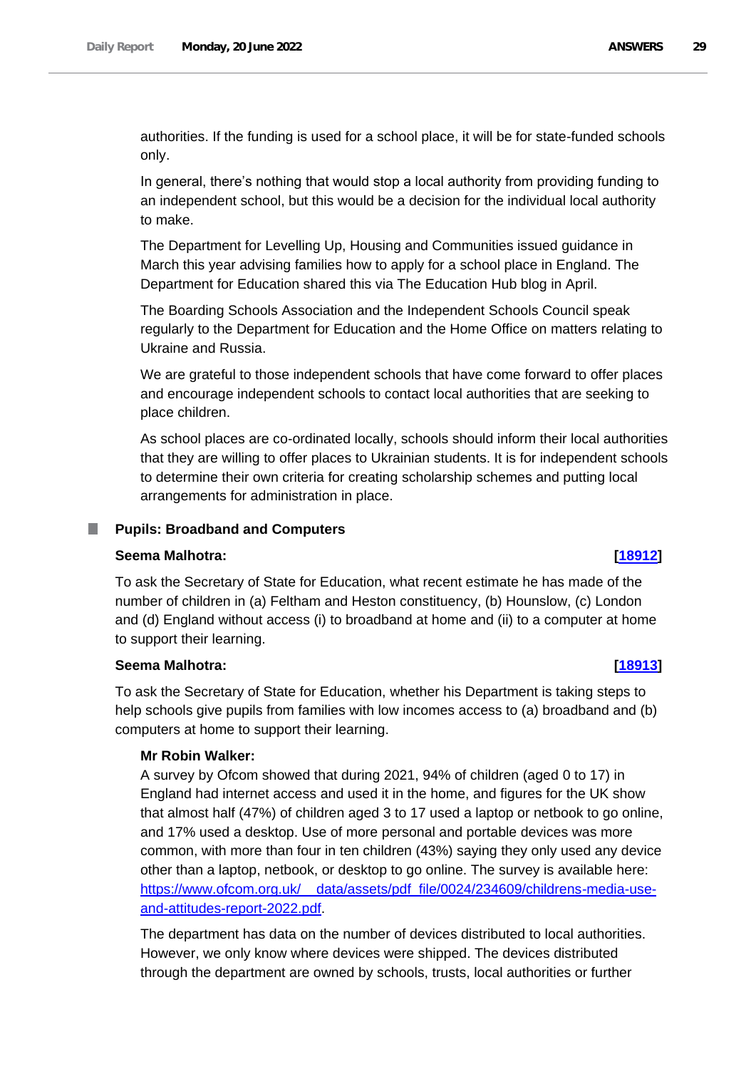authorities. If the funding is used for a school place, it will be for state-funded schools only.

In general, there's nothing that would stop a local authority from providing funding to an independent school, but this would be a decision for the individual local authority to make.

The Department for Levelling Up, Housing and Communities issued guidance in March this year advising families how to apply for a school place in England. The Department for Education shared this via The Education Hub blog in April.

The Boarding Schools Association and the Independent Schools Council speak regularly to the Department for Education and the Home Office on matters relating to Ukraine and Russia.

We are grateful to those independent schools that have come forward to offer places and encourage independent schools to contact local authorities that are seeking to place children.

As school places are co-ordinated locally, schools should inform their local authorities that they are willing to offer places to Ukrainian students. It is for independent schools to determine their own criteria for creating scholarship schemes and putting local arrangements for administration in place.

## Pupils: Broadband and Computers

**Seema Malhotra:** **[18912]**

To ask the Secretary of State for Education, what recent estimate he has made of the number of children in (a) Feltham and Heston constituency, (b) Hounslow, (c) London and (d) England without access (i) to broadband at home and (ii) to a computer at home to support their learning.

**Seema Malhotra:** **[18913]**

To ask the Secretary of State for Education, whether his Department is taking steps to help schools give pupils from families with low incomes access to (a) broadband and (b) computers at home to support their learning.

**Mr Robin Walker:**

A survey by Ofcom showed that during 2021, 94% of children (aged 0 to 17) in England had internet access and used it in the home, and figures for the UK show that almost half (47%) of children aged 3 to 17 used a laptop or netbook to go online, and 17% used a desktop. Use of more personal and portable devices was more common, with more than four in ten children (43%) saying they only used any device other than a laptop, netbook, or desktop to go online. The survey is available here: https://www.ofcom.org.uk/__data/assets/pdf_file/0024/234609/childrens-media-use-and-attitudes-report-2022.pdf.

The department has data on the number of devices distributed to local authorities. However, we only know where devices were shipped. The devices distributed through the department are owned by schools, trusts, local authorities or further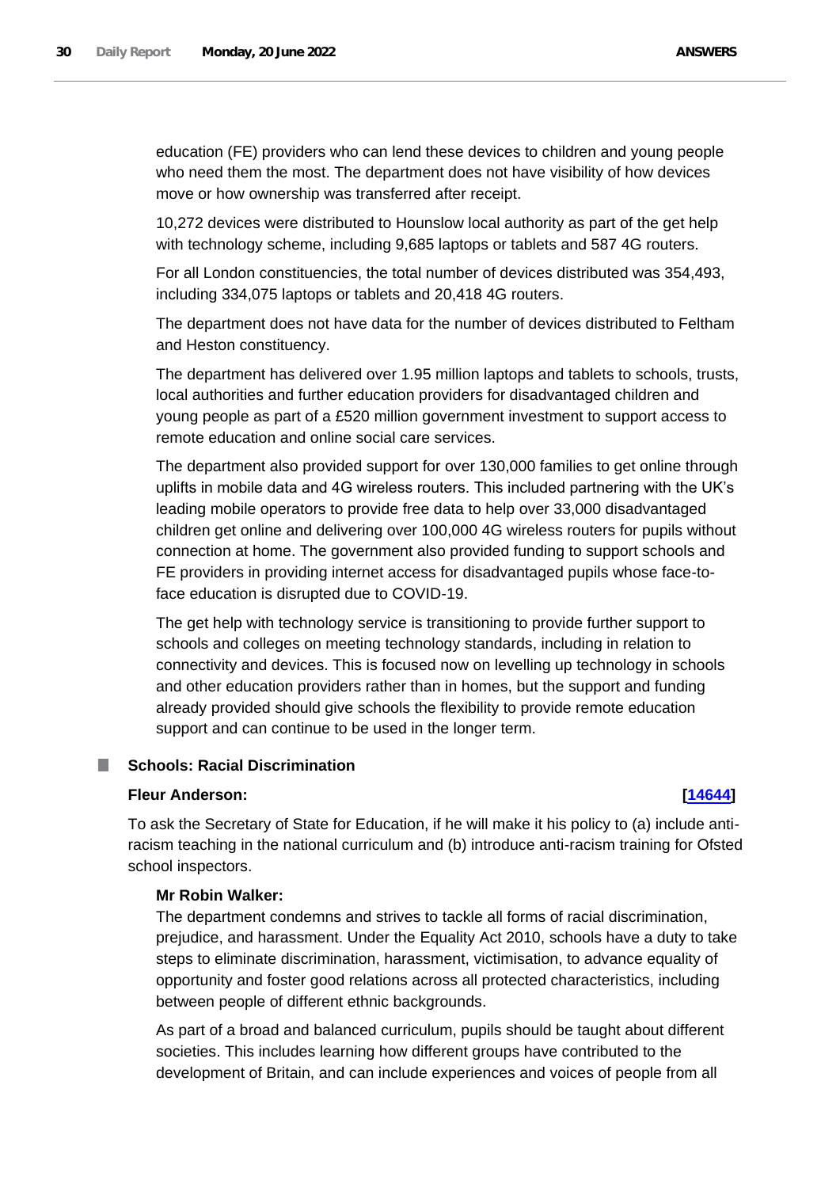education (FE) providers who can lend these devices to children and young people who need them the most. The department does not have visibility of how devices move or how ownership was transferred after receipt.

10,272 devices were distributed to Hounslow local authority as part of the get help with technology scheme, including 9,685 laptops or tablets and 587 4G routers.

For all London constituencies, the total number of devices distributed was 354,493, including 334,075 laptops or tablets and 20,418 4G routers.

The department does not have data for the number of devices distributed to Feltham and Heston constituency.

The department has delivered over 1.95 million laptops and tablets to schools, trusts, local authorities and further education providers for disadvantaged children and young people as part of a £520 million government investment to support access to remote education and online social care services.

The department also provided support for over 130,000 families to get online through uplifts in mobile data and 4G wireless routers. This included partnering with the UK's leading mobile operators to provide free data to help over 33,000 disadvantaged children get online and delivering over 100,000 4G wireless routers for pupils without connection at home. The government also provided funding to support schools and FE providers in providing internet access for disadvantaged pupils whose face-to-face education is disrupted due to COVID-19.

The get help with technology service is transitioning to provide further support to schools and colleges on meeting technology standards, including in relation to connectivity and devices. This is focused now on levelling up technology in schools and other education providers rather than in homes, but the support and funding already provided should give schools the flexibility to provide remote education support and can continue to be used in the longer term.

## Schools: Racial Discrimination

**Fleur Anderson:** **[14644]**

To ask the Secretary of State for Education, if he will make it his policy to (a) include anti-racism teaching in the national curriculum and (b) introduce anti-racism training for Ofsted school inspectors.

**Mr Robin Walker:**

The department condemns and strives to tackle all forms of racial discrimination, prejudice, and harassment. Under the Equality Act 2010, schools have a duty to take steps to eliminate discrimination, harassment, victimisation, to advance equality of opportunity and foster good relations across all protected characteristics, including between people of different ethnic backgrounds.

As part of a broad and balanced curriculum, pupils should be taught about different societies. This includes learning how different groups have contributed to the development of Britain, and can include experiences and voices of people from all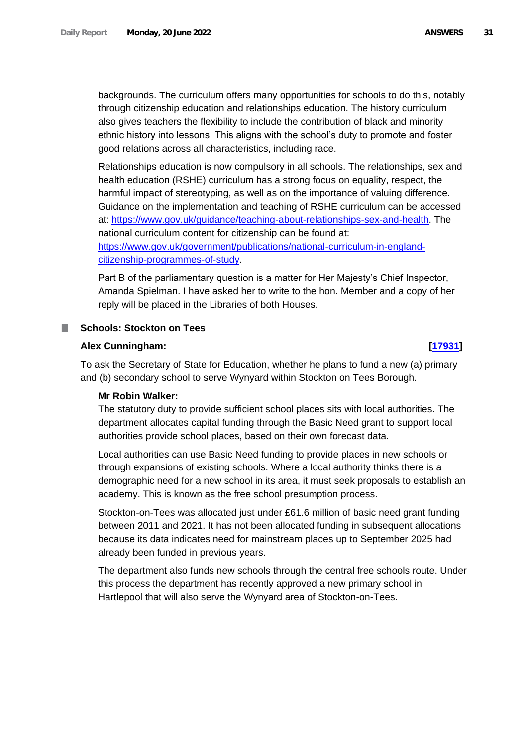backgrounds. The curriculum offers many opportunities for schools to do this, notably through citizenship education and relationships education. The history curriculum also gives teachers the flexibility to include the contribution of black and minority ethnic history into lessons. This aligns with the school's duty to promote and foster good relations across all characteristics, including race.

Relationships education is now compulsory in all schools. The relationships, sex and health education (RSHE) curriculum has a strong focus on equality, respect, the harmful impact of stereotyping, as well as on the importance of valuing difference. Guidance on the implementation and teaching of RSHE curriculum can be accessed at: [https://www.gov.uk/guidance/teaching-about-relationships-sex-and-health](https://www.gov.uk/guidance/teaching-about-relationships-sex-and-health). The national curriculum content for citizenship can be found at: [https://www.gov.uk/government/publications/national-curriculum-in-england-citizenship-programmes-of-study](https://www.gov.uk/government/publications/national-curriculum-in-england-citizenship-programmes-of-study).

Part B of the parliamentary question is a matter for Her Majesty's Chief Inspector, Amanda Spielman. I have asked her to write to the hon. Member and a copy of her reply will be placed in the Libraries of both Houses.

### Schools: Stockton on Tees

**Alex Cunningham:** **[17931]**

To ask the Secretary of State for Education, whether he plans to fund a new (a) primary and (b) secondary school to serve Wynyard within Stockton on Tees Borough.

**Mr Robin Walker:**

The statutory duty to provide sufficient school places sits with local authorities. The department allocates capital funding through the Basic Need grant to support local authorities provide school places, based on their own forecast data.

Local authorities can use Basic Need funding to provide places in new schools or through expansions of existing schools. Where a local authority thinks there is a demographic need for a new school in its area, it must seek proposals to establish an academy. This is known as the free school presumption process.

Stockton-on-Tees was allocated just under £61.6 million of basic need grant funding between 2011 and 2021. It has not been allocated funding in subsequent allocations because its data indicates need for mainstream places up to September 2025 had already been funded in previous years.

The department also funds new schools through the central free schools route. Under this process the department has recently approved a new primary school in Hartlepool that will also serve the Wynyard area of Stockton-on-Tees.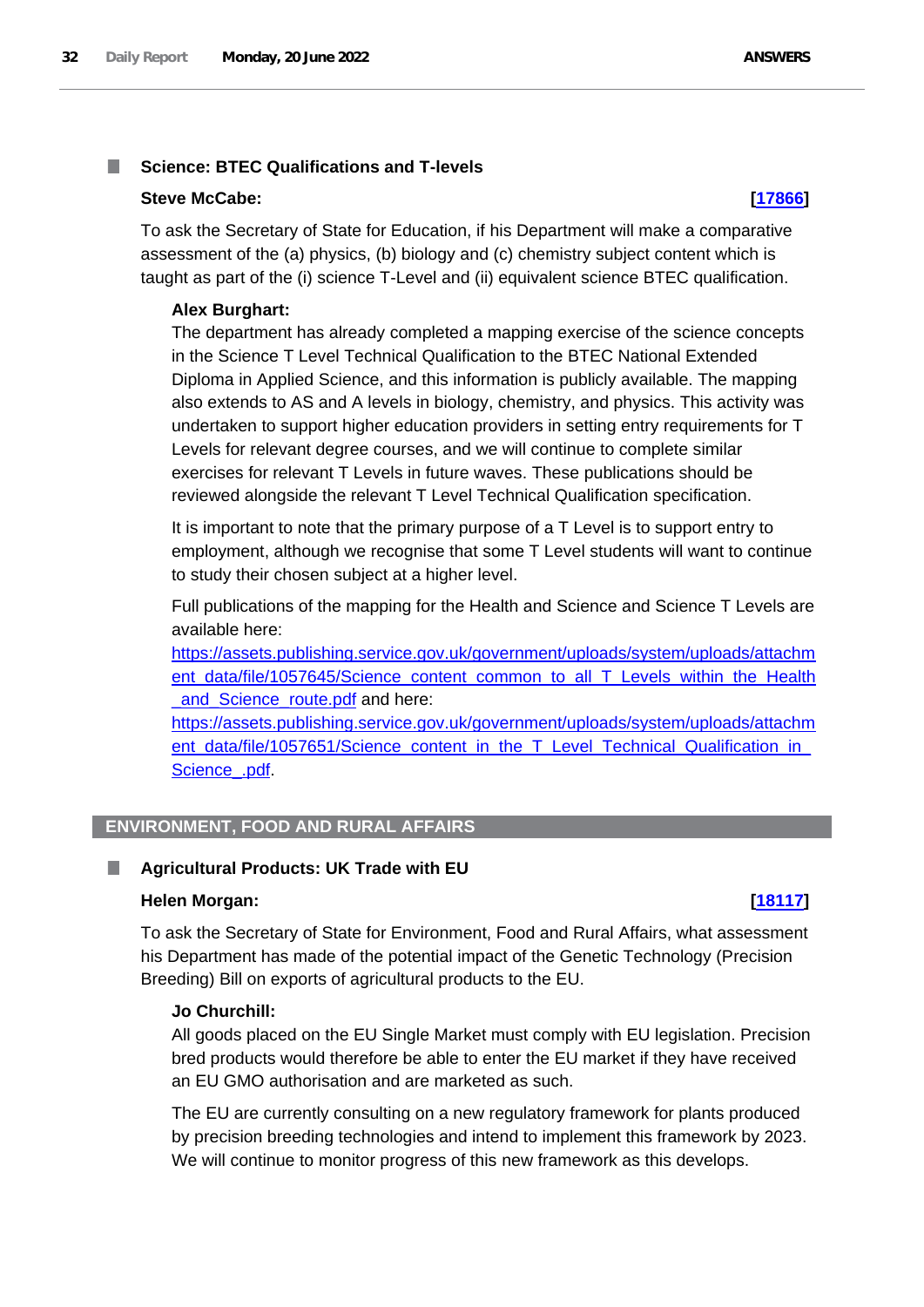### Science: BTEC Qualifications and T-levels

**Steve McCabe:** **[17866]**

To ask the Secretary of State for Education, if his Department will make a comparative assessment of the (a) physics, (b) biology and (c) chemistry subject content which is taught as part of the (i) science T-Level and (ii) equivalent science BTEC qualification.

**Alex Burghart:**

The department has already completed a mapping exercise of the science concepts in the Science T Level Technical Qualification to the BTEC National Extended Diploma in Applied Science, and this information is publicly available. The mapping also extends to AS and A levels in biology, chemistry, and physics. This activity was undertaken to support higher education providers in setting entry requirements for T Levels for relevant degree courses, and we will continue to complete similar exercises for relevant T Levels in future waves. These publications should be reviewed alongside the relevant T Level Technical Qualification specification.

It is important to note that the primary purpose of a T Level is to support entry to employment, although we recognise that some T Level students will want to continue to study their chosen subject at a higher level.

Full publications of the mapping for the Health and Science and Science T Levels are available here: https://assets.publishing.service.gov.uk/government/uploads/system/uploads/attachment_data/file/1057645/Science_content_common_to_all_T_Levels_within_the_Health_and_Science_route.pdf and here: https://assets.publishing.service.gov.uk/government/uploads/system/uploads/attachment_data/file/1057651/Science_content_in_the_T_Level_Technical_Qualification_in_Science_.pdf.

## ENVIRONMENT, FOOD AND RURAL AFFAIRS

### Agricultural Products: UK Trade with EU

**Helen Morgan:** **[18117]**

To ask the Secretary of State for Environment, Food and Rural Affairs, what assessment his Department has made of the potential impact of the Genetic Technology (Precision Breeding) Bill on exports of agricultural products to the EU.

**Jo Churchill:**

All goods placed on the EU Single Market must comply with EU legislation. Precision bred products would therefore be able to enter the EU market if they have received an EU GMO authorisation and are marketed as such.

The EU are currently consulting on a new regulatory framework for plants produced by precision breeding technologies and intend to implement this framework by 2023. We will continue to monitor progress of this new framework as this develops.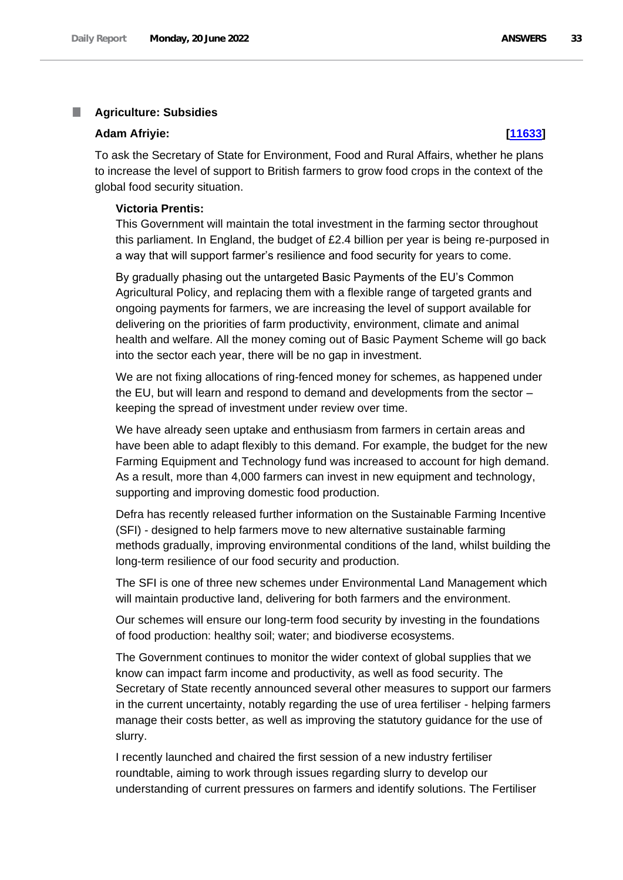## Agriculture: Subsidies

**Adam Afriyie:** **[11633]**

To ask the Secretary of State for Environment, Food and Rural Affairs, whether he plans to increase the level of support to British farmers to grow food crops in the context of the global food security situation.

**Victoria Prentis:**

This Government will maintain the total investment in the farming sector throughout this parliament. In England, the budget of £2.4 billion per year is being re-purposed in a way that will support farmer's resilience and food security for years to come.

By gradually phasing out the untargeted Basic Payments of the EU's Common Agricultural Policy, and replacing them with a flexible range of targeted grants and ongoing payments for farmers, we are increasing the level of support available for delivering on the priorities of farm productivity, environment, climate and animal health and welfare. All the money coming out of Basic Payment Scheme will go back into the sector each year, there will be no gap in investment.

We are not fixing allocations of ring-fenced money for schemes, as happened under the EU, but will learn and respond to demand and developments from the sector – keeping the spread of investment under review over time.

We have already seen uptake and enthusiasm from farmers in certain areas and have been able to adapt flexibly to this demand. For example, the budget for the new Farming Equipment and Technology fund was increased to account for high demand. As a result, more than 4,000 farmers can invest in new equipment and technology, supporting and improving domestic food production.

Defra has recently released further information on the Sustainable Farming Incentive (SFI) - designed to help farmers move to new alternative sustainable farming methods gradually, improving environmental conditions of the land, whilst building the long-term resilience of our food security and production.

The SFI is one of three new schemes under Environmental Land Management which will maintain productive land, delivering for both farmers and the environment.

Our schemes will ensure our long-term food security by investing in the foundations of food production: healthy soil; water; and biodiverse ecosystems.

The Government continues to monitor the wider context of global supplies that we know can impact farm income and productivity, as well as food security. The Secretary of State recently announced several other measures to support our farmers in the current uncertainty, notably regarding the use of urea fertiliser - helping farmers manage their costs better, as well as improving the statutory guidance for the use of slurry.

I recently launched and chaired the first session of a new industry fertiliser roundtable, aiming to work through issues regarding slurry to develop our understanding of current pressures on farmers and identify solutions. The Fertiliser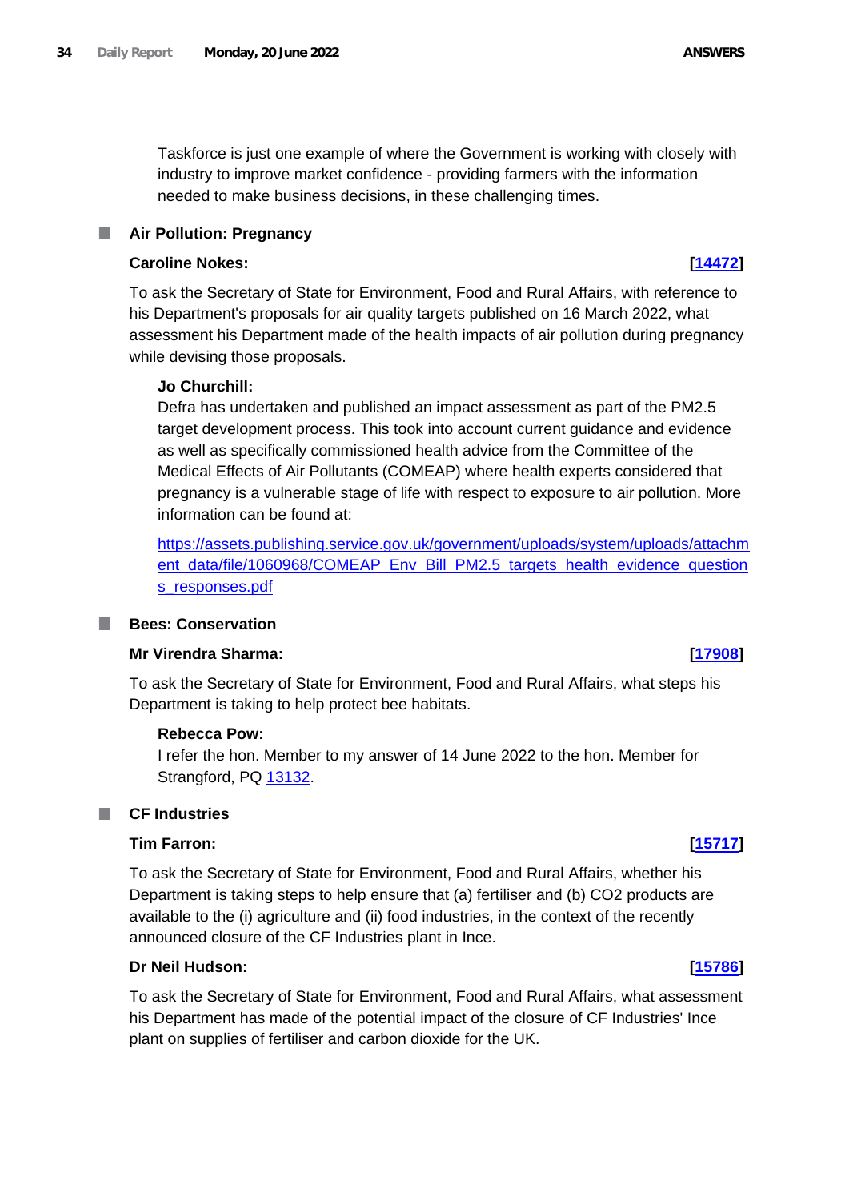Taskforce is just one example of where the Government is working with closely with industry to improve market confidence - providing farmers with the information needed to make business decisions, in these challenging times.

## Air Pollution: Pregnancy

**Caroline Nokes:** **[14472]**

To ask the Secretary of State for Environment, Food and Rural Affairs, with reference to his Department's proposals for air quality targets published on 16 March 2022, what assessment his Department made of the health impacts of air pollution during pregnancy while devising those proposals.

**Jo Churchill:**
Defra has undertaken and published an impact assessment as part of the PM2.5 target development process. This took into account current guidance and evidence as well as specifically commissioned health advice from the Committee of the Medical Effects of Air Pollutants (COMEAP) where health experts considered that pregnancy is a vulnerable stage of life with respect to exposure to air pollution. More information can be found at:

https://assets.publishing.service.gov.uk/government/uploads/system/uploads/attachment_data/file/1060968/COMEAP_Env_Bill_PM2.5_targets_health_evidence_questions_responses.pdf

## Bees: Conservation

**Mr Virendra Sharma:** **[17908]**

To ask the Secretary of State for Environment, Food and Rural Affairs, what steps his Department is taking to help protect bee habitats.

**Rebecca Pow:**
I refer the hon. Member to my answer of 14 June 2022 to the hon. Member for Strangford, PQ 13132.

## CF Industries

**Tim Farron:** **[15717]**

To ask the Secretary of State for Environment, Food and Rural Affairs, whether his Department is taking steps to help ensure that (a) fertiliser and (b) CO2 products are available to the (i) agriculture and (ii) food industries, in the context of the recently announced closure of the CF Industries plant in Ince.

**Dr Neil Hudson:** **[15786]**

To ask the Secretary of State for Environment, Food and Rural Affairs, what assessment his Department has made of the potential impact of the closure of CF Industries' Ince plant on supplies of fertiliser and carbon dioxide for the UK.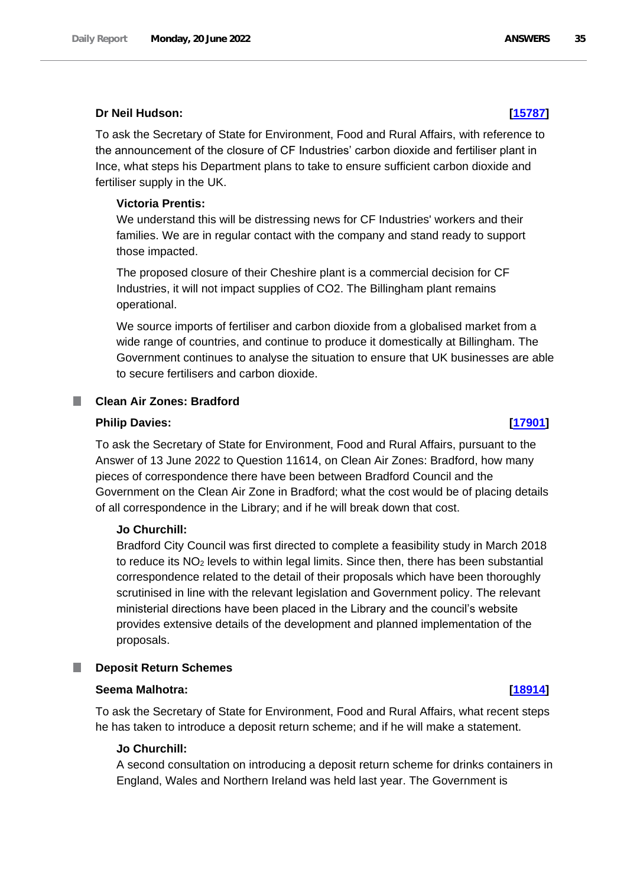**Dr Neil Hudson:** **[15787]**

To ask the Secretary of State for Environment, Food and Rural Affairs, with reference to the announcement of the closure of CF Industries' carbon dioxide and fertiliser plant in Ince, what steps his Department plans to take to ensure sufficient carbon dioxide and fertiliser supply in the UK.

**Victoria Prentis:**

We understand this will be distressing news for CF Industries' workers and their families. We are in regular contact with the company and stand ready to support those impacted.

The proposed closure of their Cheshire plant is a commercial decision for CF Industries, it will not impact supplies of CO2. The Billingham plant remains operational.

We source imports of fertiliser and carbon dioxide from a globalised market from a wide range of countries, and continue to produce it domestically at Billingham. The Government continues to analyse the situation to ensure that UK businesses are able to secure fertilisers and carbon dioxide.

## Clean Air Zones: Bradford

**Philip Davies:** **[17901]**

To ask the Secretary of State for Environment, Food and Rural Affairs, pursuant to the Answer of 13 June 2022 to Question 11614, on Clean Air Zones: Bradford, how many pieces of correspondence there have been between Bradford Council and the Government on the Clean Air Zone in Bradford; what the cost would be of placing details of all correspondence in the Library; and if he will break down that cost.

**Jo Churchill:**

Bradford City Council was first directed to complete a feasibility study in March 2018 to reduce its $NO_2$ levels to within legal limits. Since then, there has been substantial correspondence related to the detail of their proposals which have been thoroughly scrutinised in line with the relevant legislation and Government policy. The relevant ministerial directions have been placed in the Library and the council's website provides extensive details of the development and planned implementation of the proposals.

## Deposit Return Schemes

**Seema Malhotra:** **[18914]**

To ask the Secretary of State for Environment, Food and Rural Affairs, what recent steps he has taken to introduce a deposit return scheme; and if he will make a statement.

**Jo Churchill:**

A second consultation on introducing a deposit return scheme for drinks containers in England, Wales and Northern Ireland was held last year. The Government is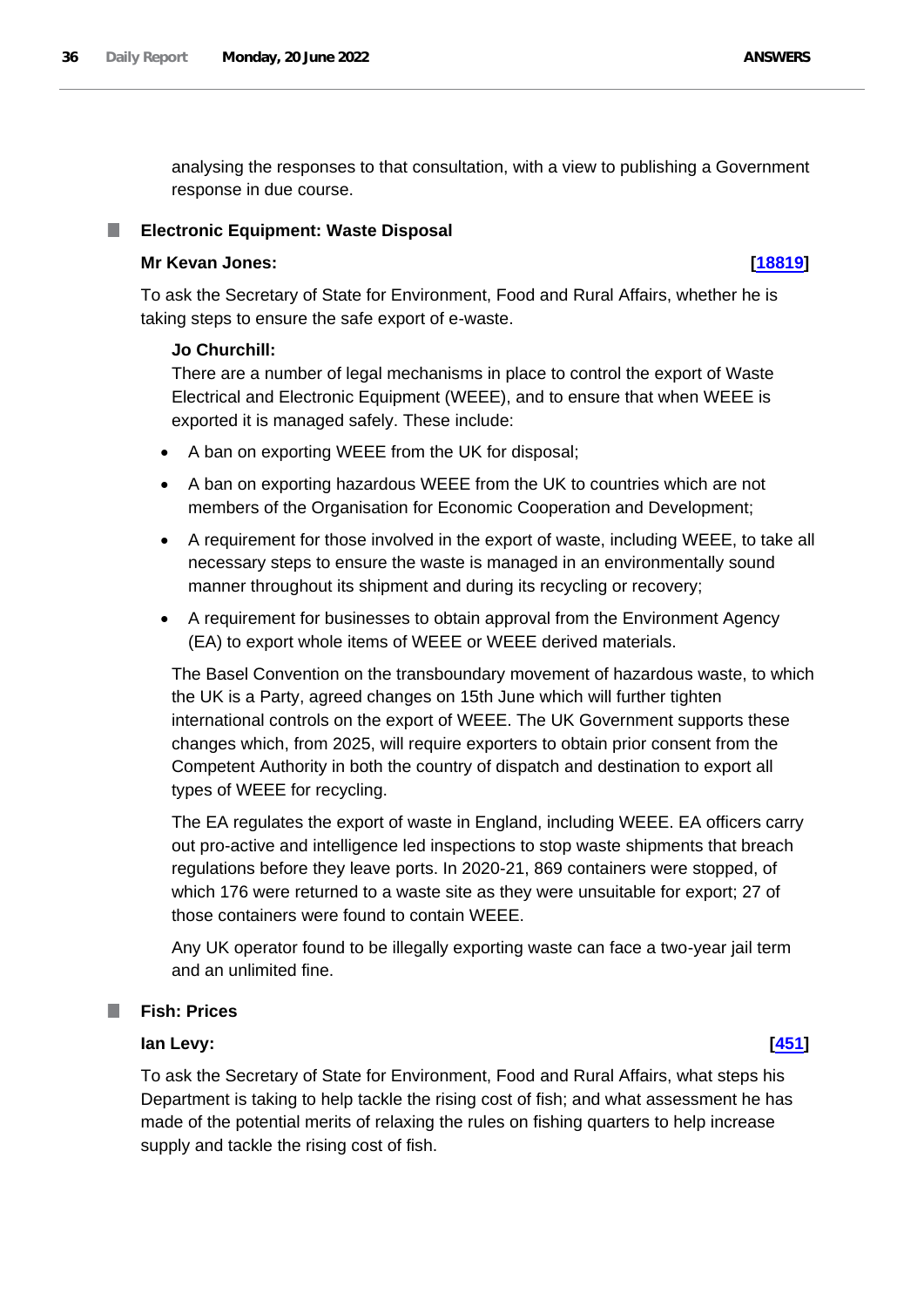analysing the responses to that consultation, with a view to publishing a Government response in due course.

### Electronic Equipment: Waste Disposal

**Mr Kevan Jones:** **[18819]**

To ask the Secretary of State for Environment, Food and Rural Affairs, whether he is taking steps to ensure the safe export of e-waste.

**Jo Churchill:**

There are a number of legal mechanisms in place to control the export of Waste Electrical and Electronic Equipment (WEEE), and to ensure that when WEEE is exported it is managed safely. These include:

- A ban on exporting WEEE from the UK for disposal;
- A ban on exporting hazardous WEEE from the UK to countries which are not members of the Organisation for Economic Cooperation and Development;
- A requirement for those involved in the export of waste, including WEEE, to take all necessary steps to ensure the waste is managed in an environmentally sound manner throughout its shipment and during its recycling or recovery;
- A requirement for businesses to obtain approval from the Environment Agency (EA) to export whole items of WEEE or WEEE derived materials.

The Basel Convention on the transboundary movement of hazardous waste, to which the UK is a Party, agreed changes on 15th June which will further tighten international controls on the export of WEEE. The UK Government supports these changes which, from 2025, will require exporters to obtain prior consent from the Competent Authority in both the country of dispatch and destination to export all types of WEEE for recycling.

The EA regulates the export of waste in England, including WEEE. EA officers carry out pro-active and intelligence led inspections to stop waste shipments that breach regulations before they leave ports. In 2020-21, 869 containers were stopped, of which 176 were returned to a waste site as they were unsuitable for export; 27 of those containers were found to contain WEEE.

Any UK operator found to be illegally exporting waste can face a two-year jail term and an unlimited fine.

### Fish: Prices

**Ian Levy:** **[451]**

To ask the Secretary of State for Environment, Food and Rural Affairs, what steps his Department is taking to help tackle the rising cost of fish; and what assessment he has made of the potential merits of relaxing the rules on fishing quarters to help increase supply and tackle the rising cost of fish.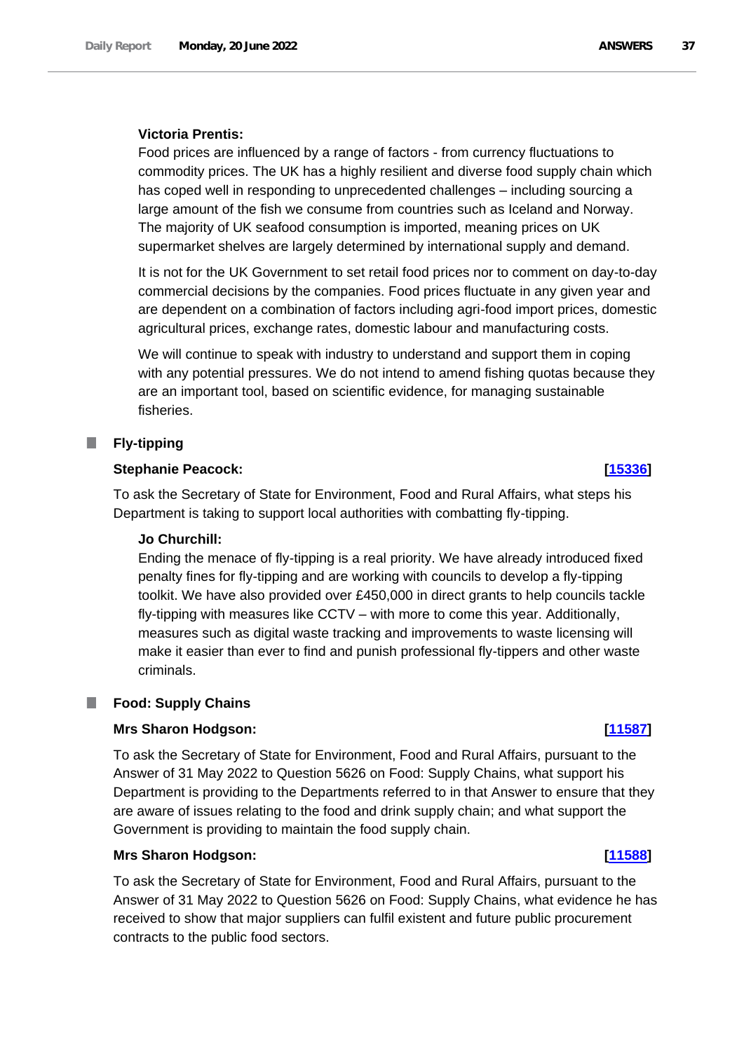**Victoria Prentis:**

Food prices are influenced by a range of factors - from currency fluctuations to commodity prices. The UK has a highly resilient and diverse food supply chain which has coped well in responding to unprecedented challenges – including sourcing a large amount of the fish we consume from countries such as Iceland and Norway. The majority of UK seafood consumption is imported, meaning prices on UK supermarket shelves are largely determined by international supply and demand.

It is not for the UK Government to set retail food prices nor to comment on day-to-day commercial decisions by the companies. Food prices fluctuate in any given year and are dependent on a combination of factors including agri-food import prices, domestic agricultural prices, exchange rates, domestic labour and manufacturing costs.

We will continue to speak with industry to understand and support them in coping with any potential pressures. We do not intend to amend fishing quotas because they are an important tool, based on scientific evidence, for managing sustainable fisheries.

## Fly-tipping

**Stephanie Peacock:** **[15336]**

To ask the Secretary of State for Environment, Food and Rural Affairs, what steps his Department is taking to support local authorities with combatting fly-tipping.

**Jo Churchill:**

Ending the menace of fly-tipping is a real priority. We have already introduced fixed penalty fines for fly-tipping and are working with councils to develop a fly-tipping toolkit. We have also provided over £450,000 in direct grants to help councils tackle fly-tipping with measures like CCTV – with more to come this year. Additionally, measures such as digital waste tracking and improvements to waste licensing will make it easier than ever to find and punish professional fly-tippers and other waste criminals.

## Food: Supply Chains

**Mrs Sharon Hodgson:** **[11587]**

To ask the Secretary of State for Environment, Food and Rural Affairs, pursuant to the Answer of 31 May 2022 to Question 5626 on Food: Supply Chains, what support his Department is providing to the Departments referred to in that Answer to ensure that they are aware of issues relating to the food and drink supply chain; and what support the Government is providing to maintain the food supply chain.

**Mrs Sharon Hodgson:** **[11588]**

To ask the Secretary of State for Environment, Food and Rural Affairs, pursuant to the Answer of 31 May 2022 to Question 5626 on Food: Supply Chains, what evidence he has received to show that major suppliers can fulfil existent and future public procurement contracts to the public food sectors.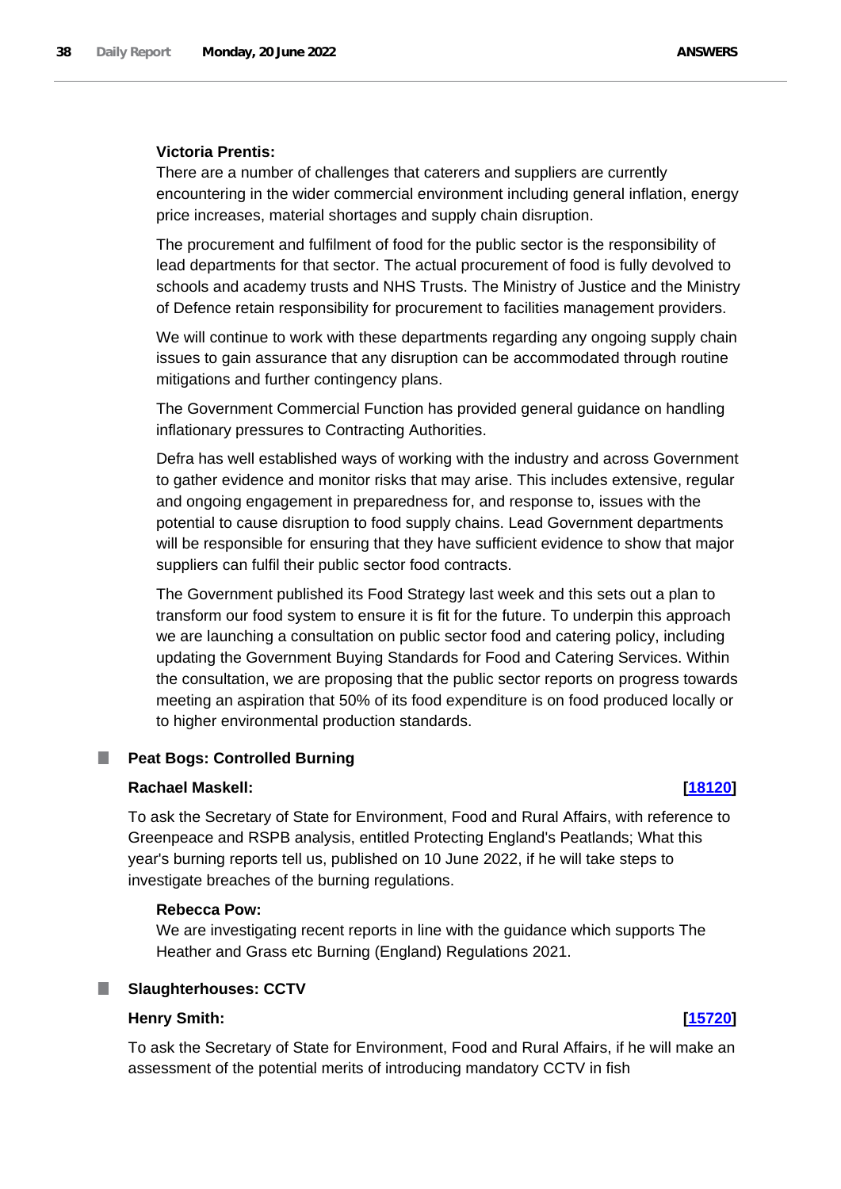**Victoria Prentis:**

There are a number of challenges that caterers and suppliers are currently encountering in the wider commercial environment including general inflation, energy price increases, material shortages and supply chain disruption.

The procurement and fulfilment of food for the public sector is the responsibility of lead departments for that sector. The actual procurement of food is fully devolved to schools and academy trusts and NHS Trusts. The Ministry of Justice and the Ministry of Defence retain responsibility for procurement to facilities management providers.

We will continue to work with these departments regarding any ongoing supply chain issues to gain assurance that any disruption can be accommodated through routine mitigations and further contingency plans.

The Government Commercial Function has provided general guidance on handling inflationary pressures to Contracting Authorities.

Defra has well established ways of working with the industry and across Government to gather evidence and monitor risks that may arise. This includes extensive, regular and ongoing engagement in preparedness for, and response to, issues with the potential to cause disruption to food supply chains. Lead Government departments will be responsible for ensuring that they have sufficient evidence to show that major suppliers can fulfil their public sector food contracts.

The Government published its Food Strategy last week and this sets out a plan to transform our food system to ensure it is fit for the future. To underpin this approach we are launching a consultation on public sector food and catering policy, including updating the Government Buying Standards for Food and Catering Services. Within the consultation, we are proposing that the public sector reports on progress towards meeting an aspiration that 50% of its food expenditure is on food produced locally or to higher environmental production standards.

## Peat Bogs: Controlled Burning

**Rachael Maskell:** **[18120]**

To ask the Secretary of State for Environment, Food and Rural Affairs, with reference to Greenpeace and RSPB analysis, entitled Protecting England's Peatlands; What this year's burning reports tell us, published on 10 June 2022, if he will take steps to investigate breaches of the burning regulations.

**Rebecca Pow:**

We are investigating recent reports in line with the guidance which supports The Heather and Grass etc Burning (England) Regulations 2021.

## Slaughterhouses: CCTV

**Henry Smith:** **[15720]**

To ask the Secretary of State for Environment, Food and Rural Affairs, if he will make an assessment of the potential merits of introducing mandatory CCTV in fish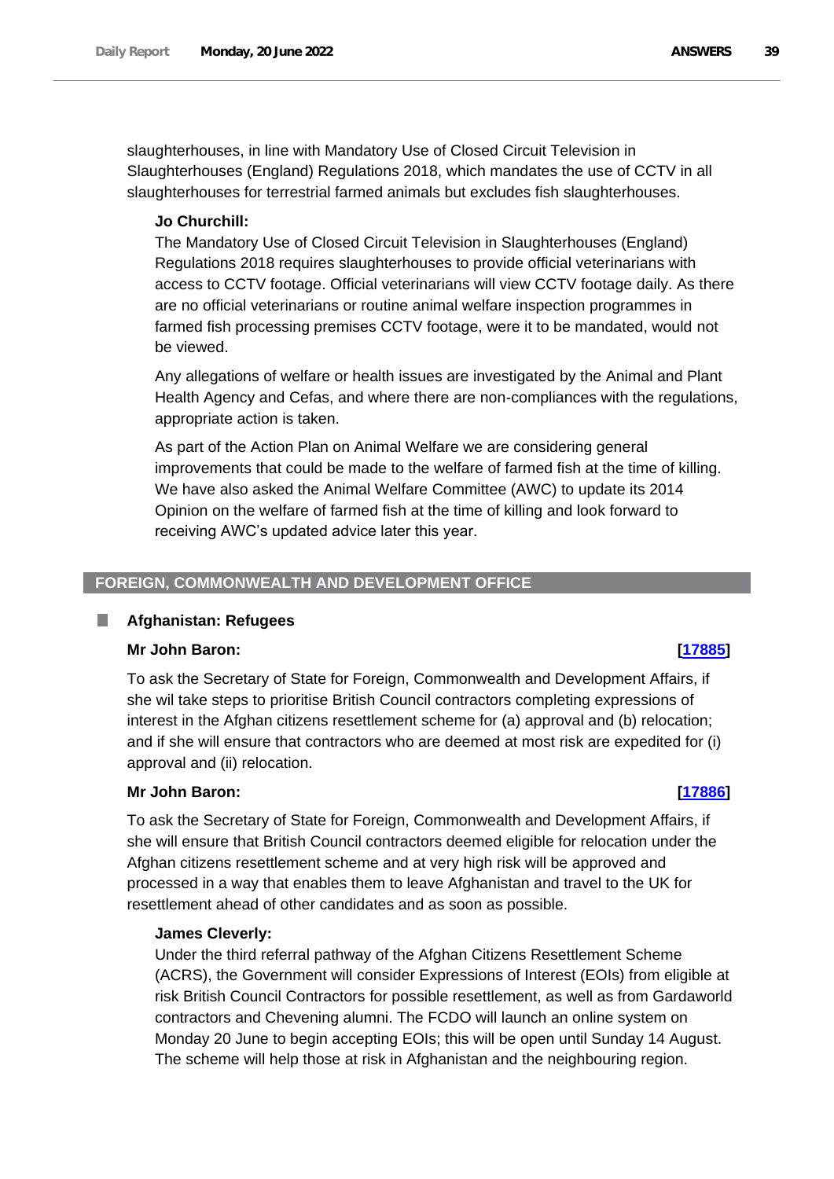slaughterhouses, in line with Mandatory Use of Closed Circuit Television in Slaughterhouses (England) Regulations 2018, which mandates the use of CCTV in all slaughterhouses for terrestrial farmed animals but excludes fish slaughterhouses.

**Jo Churchill:**

The Mandatory Use of Closed Circuit Television in Slaughterhouses (England) Regulations 2018 requires slaughterhouses to provide official veterinarians with access to CCTV footage. Official veterinarians will view CCTV footage daily. As there are no official veterinarians or routine animal welfare inspection programmes in farmed fish processing premises CCTV footage, were it to be mandated, would not be viewed.

Any allegations of welfare or health issues are investigated by the Animal and Plant Health Agency and Cefas, and where there are non-compliances with the regulations, appropriate action is taken.

As part of the Action Plan on Animal Welfare we are considering general improvements that could be made to the welfare of farmed fish at the time of killing. We have also asked the Animal Welfare Committee (AWC) to update its 2014 Opinion on the welfare of farmed fish at the time of killing and look forward to receiving AWC's updated advice later this year.

## FOREIGN, COMMONWEALTH AND DEVELOPMENT OFFICE

### Afghanistan: Refugees

**Mr John Baron:** **[17885]**

To ask the Secretary of State for Foreign, Commonwealth and Development Affairs, if she wil take steps to prioritise British Council contractors completing expressions of interest in the Afghan citizens resettlement scheme for (a) approval and (b) relocation; and if she will ensure that contractors who are deemed at most risk are expedited for (i) approval and (ii) relocation.

**Mr John Baron:** **[17886]**

To ask the Secretary of State for Foreign, Commonwealth and Development Affairs, if she will ensure that British Council contractors deemed eligible for relocation under the Afghan citizens resettlement scheme and at very high risk will be approved and processed in a way that enables them to leave Afghanistan and travel to the UK for resettlement ahead of other candidates and as soon as possible.

**James Cleverly:**

Under the third referral pathway of the Afghan Citizens Resettlement Scheme (ACRS), the Government will consider Expressions of Interest (EOIs) from eligible at risk British Council Contractors for possible resettlement, as well as from Gardaworld contractors and Chevening alumni. The FCDO will launch an online system on Monday 20 June to begin accepting EOIs; this will be open until Sunday 14 August. The scheme will help those at risk in Afghanistan and the neighbouring region.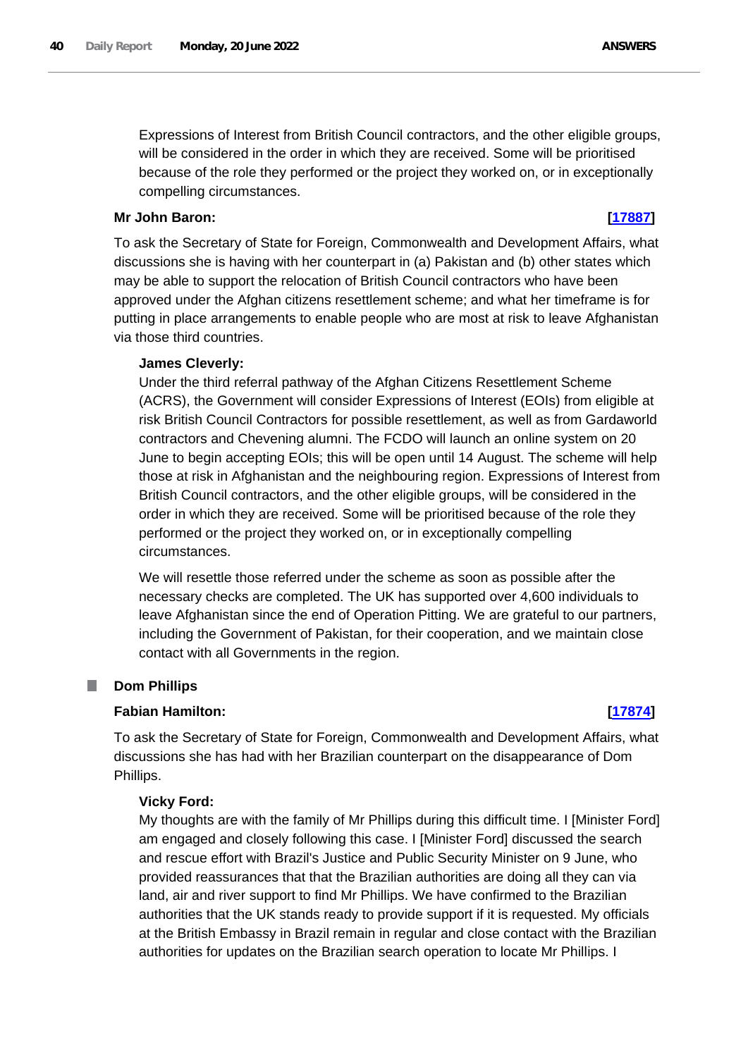Expressions of Interest from British Council contractors, and the other eligible groups, will be considered in the order in which they are received. Some will be prioritised because of the role they performed or the project they worked on, or in exceptionally compelling circumstances.

**Mr John Baron:** **[17887]**

To ask the Secretary of State for Foreign, Commonwealth and Development Affairs, what discussions she is having with her counterpart in (a) Pakistan and (b) other states which may be able to support the relocation of British Council contractors who have been approved under the Afghan citizens resettlement scheme; and what her timeframe is for putting in place arrangements to enable people who are most at risk to leave Afghanistan via those third countries.

**James Cleverly:**

Under the third referral pathway of the Afghan Citizens Resettlement Scheme (ACRS), the Government will consider Expressions of Interest (EOIs) from eligible at risk British Council Contractors for possible resettlement, as well as from Gardaworld contractors and Chevening alumni. The FCDO will launch an online system on 20 June to begin accepting EOIs; this will be open until 14 August. The scheme will help those at risk in Afghanistan and the neighbouring region. Expressions of Interest from British Council contractors, and the other eligible groups, will be considered in the order in which they are received. Some will be prioritised because of the role they performed or the project they worked on, or in exceptionally compelling circumstances.

We will resettle those referred under the scheme as soon as possible after the necessary checks are completed. The UK has supported over 4,600 individuals to leave Afghanistan since the end of Operation Pitting. We are grateful to our partners, including the Government of Pakistan, for their cooperation, and we maintain close contact with all Governments in the region.

## Dom Phillips

**Fabian Hamilton:** **[17874]**

To ask the Secretary of State for Foreign, Commonwealth and Development Affairs, what discussions she has had with her Brazilian counterpart on the disappearance of Dom Phillips.

**Vicky Ford:**

My thoughts are with the family of Mr Phillips during this difficult time. I [Minister Ford] am engaged and closely following this case. I [Minister Ford] discussed the search and rescue effort with Brazil's Justice and Public Security Minister on 9 June, who provided reassurances that that the Brazilian authorities are doing all they can via land, air and river support to find Mr Phillips. We have confirmed to the Brazilian authorities that the UK stands ready to provide support if it is requested. My officials at the British Embassy in Brazil remain in regular and close contact with the Brazilian authorities for updates on the Brazilian search operation to locate Mr Phillips. I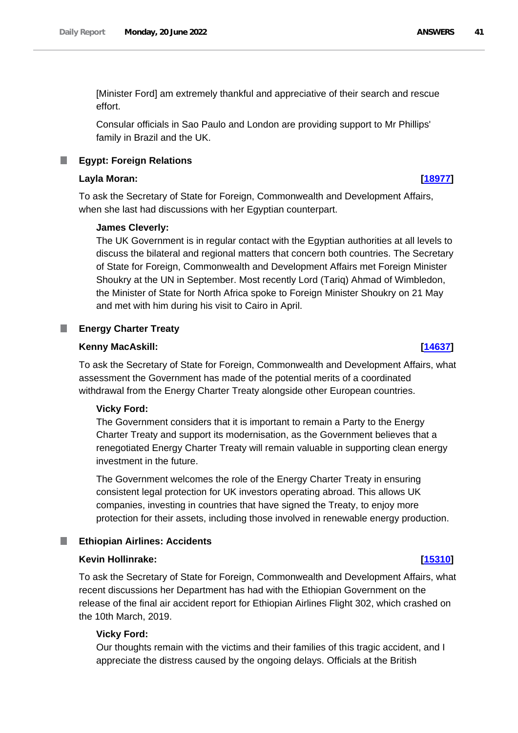[Minister Ford] am extremely thankful and appreciative of their search and rescue effort.

Consular officials in Sao Paulo and London are providing support to Mr Phillips' family in Brazil and the UK.

## Egypt: Foreign Relations

**Layla Moran:** **[18977]**

To ask the Secretary of State for Foreign, Commonwealth and Development Affairs, when she last had discussions with her Egyptian counterpart.

**James Cleverly:**

The UK Government is in regular contact with the Egyptian authorities at all levels to discuss the bilateral and regional matters that concern both countries. The Secretary of State for Foreign, Commonwealth and Development Affairs met Foreign Minister Shoukry at the UN in September. Most recently Lord (Tariq) Ahmad of Wimbledon, the Minister of State for North Africa spoke to Foreign Minister Shoukry on 21 May and met with him during his visit to Cairo in April.

## Energy Charter Treaty

**Kenny MacAskill:** **[14637]**

To ask the Secretary of State for Foreign, Commonwealth and Development Affairs, what assessment the Government has made of the potential merits of a coordinated withdrawal from the Energy Charter Treaty alongside other European countries.

**Vicky Ford:**

The Government considers that it is important to remain a Party to the Energy Charter Treaty and support its modernisation, as the Government believes that a renegotiated Energy Charter Treaty will remain valuable in supporting clean energy investment in the future.

The Government welcomes the role of the Energy Charter Treaty in ensuring consistent legal protection for UK investors operating abroad. This allows UK companies, investing in countries that have signed the Treaty, to enjoy more protection for their assets, including those involved in renewable energy production.

## Ethiopian Airlines: Accidents

**Kevin Hollinrake:** **[15310]**

To ask the Secretary of State for Foreign, Commonwealth and Development Affairs, what recent discussions her Department has had with the Ethiopian Government on the release of the final air accident report for Ethiopian Airlines Flight 302, which crashed on the 10th March, 2019.

**Vicky Ford:**

Our thoughts remain with the victims and their families of this tragic accident, and I appreciate the distress caused by the ongoing delays. Officials at the British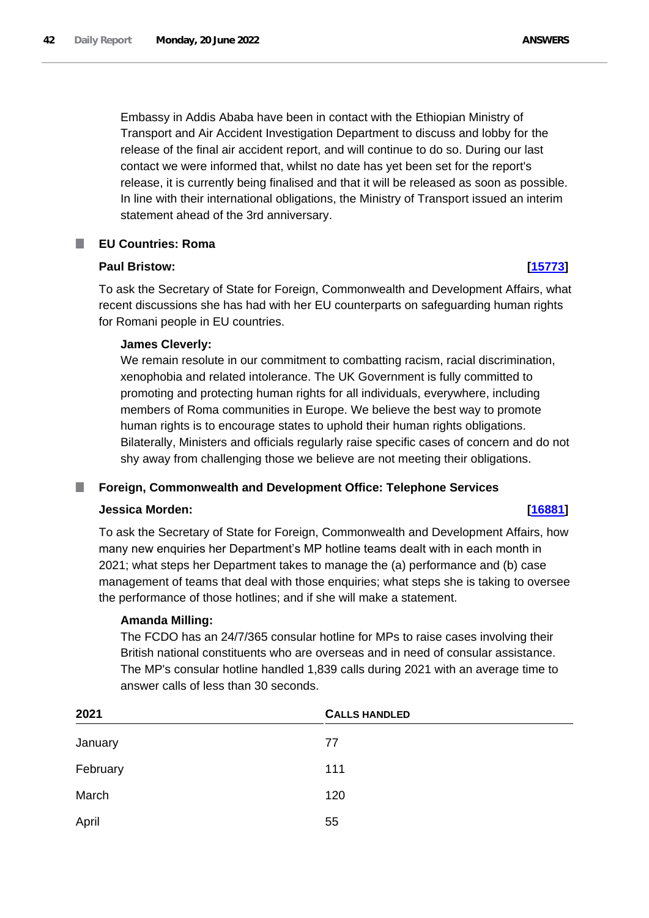Embassy in Addis Ababa have been in contact with the Ethiopian Ministry of Transport and Air Accident Investigation Department to discuss and lobby for the release of the final air accident report, and will continue to do so. During our last contact we were informed that, whilst no date has yet been set for the report's release, it is currently being finalised and that it will be released as soon as possible. In line with their international obligations, the Ministry of Transport issued an interim statement ahead of the 3rd anniversary.

### EU Countries: Roma

**Paul Bristow:** **[15773]**

To ask the Secretary of State for Foreign, Commonwealth and Development Affairs, what recent discussions she has had with her EU counterparts on safeguarding human rights for Romani people in EU countries.

**James Cleverly:**

We remain resolute in our commitment to combatting racism, racial discrimination, xenophobia and related intolerance. The UK Government is fully committed to promoting and protecting human rights for all individuals, everywhere, including members of Roma communities in Europe. We believe the best way to promote human rights is to encourage states to uphold their human rights obligations. Bilaterally, Ministers and officials regularly raise specific cases of concern and do not shy away from challenging those we believe are not meeting their obligations.

### Foreign, Commonwealth and Development Office: Telephone Services

**Jessica Morden:** **[16881]**

To ask the Secretary of State for Foreign, Commonwealth and Development Affairs, how many new enquiries her Department's MP hotline teams dealt with in each month in 2021; what steps her Department takes to manage the (a) performance and (b) case management of teams that deal with those enquiries; what steps she is taking to oversee the performance of those hotlines; and if she will make a statement.

**Amanda Milling:**

The FCDO has an 24/7/365 consular hotline for MPs to raise cases involving their British national constituents who are overseas and in need of consular assistance. The MP's consular hotline handled 1,839 calls during 2021 with an average time to answer calls of less than 30 seconds.

| 2021 | CALLS HANDLED |
|---|---|
| January | 77 |
| February | 111 |
| March | 120 |
| April | 55 |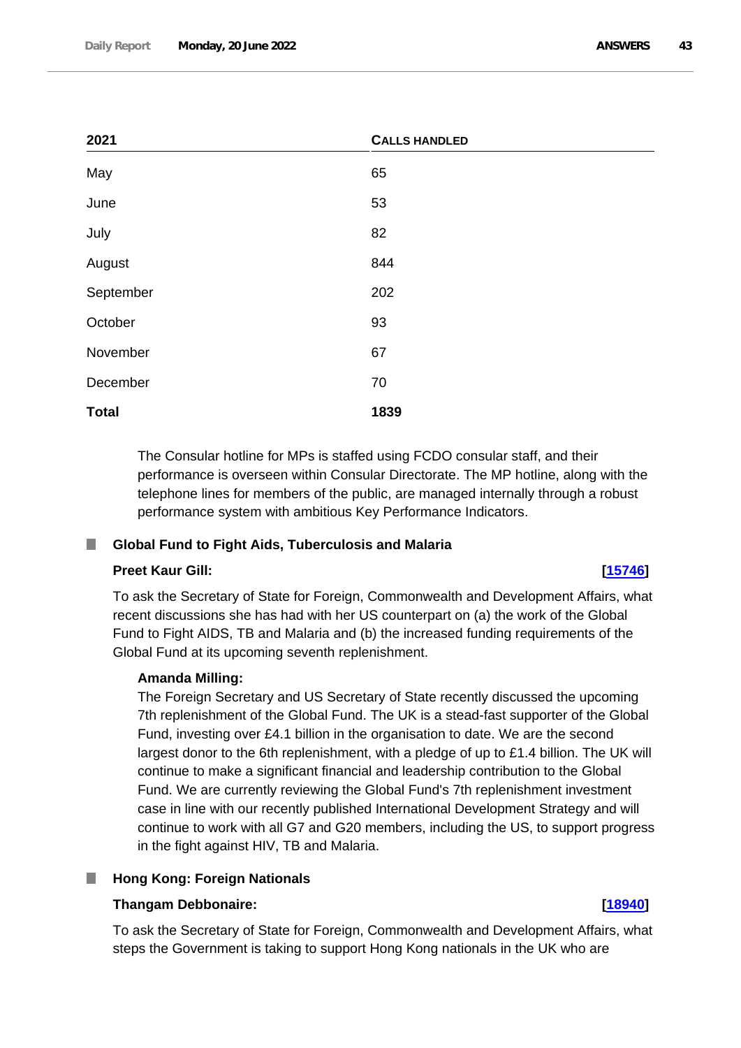| 2021 | CALLS HANDLED |
|---|---|
| May | 65 |
| June | 53 |
| July | 82 |
| August | 844 |
| September | 202 |
| October | 93 |
| November | 67 |
| December | 70 |
| **Total** | **1839** |

The Consular hotline for MPs is staffed using FCDO consular staff, and their performance is overseen within Consular Directorate. The MP hotline, along with the telephone lines for members of the public, are managed internally through a robust performance system with ambitious Key Performance Indicators.

### Global Fund to Fight Aids, Tuberculosis and Malaria

**Preet Kaur Gill:** **[15746]**

To ask the Secretary of State for Foreign, Commonwealth and Development Affairs, what recent discussions she has had with her US counterpart on (a) the work of the Global Fund to Fight AIDS, TB and Malaria and (b) the increased funding requirements of the Global Fund at its upcoming seventh replenishment.

**Amanda Milling:**

The Foreign Secretary and US Secretary of State recently discussed the upcoming 7th replenishment of the Global Fund. The UK is a stead-fast supporter of the Global Fund, investing over £4.1 billion in the organisation to date. We are the second largest donor to the 6th replenishment, with a pledge of up to £1.4 billion. The UK will continue to make a significant financial and leadership contribution to the Global Fund. We are currently reviewing the Global Fund's 7th replenishment investment case in line with our recently published International Development Strategy and will continue to work with all G7 and G20 members, including the US, to support progress in the fight against HIV, TB and Malaria.

### Hong Kong: Foreign Nationals

**Thangam Debbonaire:** **[18940]**

To ask the Secretary of State for Foreign, Commonwealth and Development Affairs, what steps the Government is taking to support Hong Kong nationals in the UK who are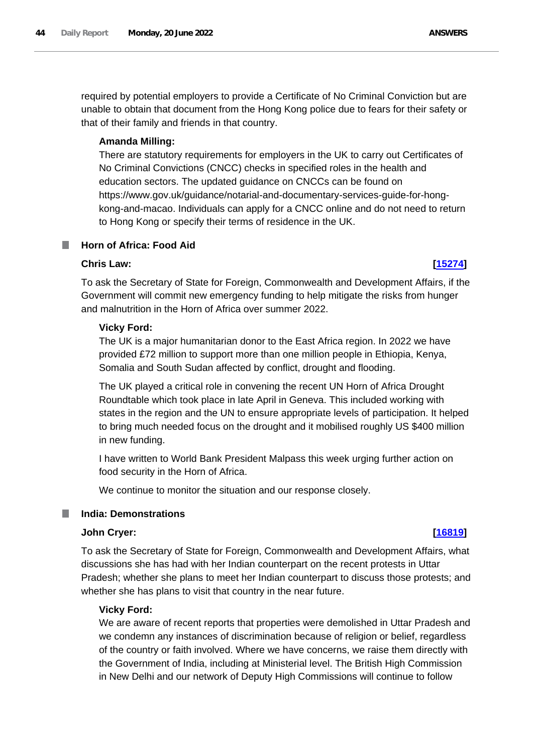required by potential employers to provide a Certificate of No Criminal Conviction but are unable to obtain that document from the Hong Kong police due to fears for their safety or that of their family and friends in that country.

**Amanda Milling:**

There are statutory requirements for employers in the UK to carry out Certificates of No Criminal Convictions (CNCC) checks in specified roles in the health and education sectors. The updated guidance on CNCCs can be found on https://www.gov.uk/guidance/notarial-and-documentary-services-guide-for-hong-kong-and-macao. Individuals can apply for a CNCC online and do not need to return to Hong Kong or specify their terms of residence in the UK.

## Horn of Africa: Food Aid

**Chris Law:** **[15274]**

To ask the Secretary of State for Foreign, Commonwealth and Development Affairs, if the Government will commit new emergency funding to help mitigate the risks from hunger and malnutrition in the Horn of Africa over summer 2022.

**Vicky Ford:**

The UK is a major humanitarian donor to the East Africa region. In 2022 we have provided £72 million to support more than one million people in Ethiopia, Kenya, Somalia and South Sudan affected by conflict, drought and flooding.

The UK played a critical role in convening the recent UN Horn of Africa Drought Roundtable which took place in late April in Geneva. This included working with states in the region and the UN to ensure appropriate levels of participation. It helped to bring much needed focus on the drought and it mobilised roughly US $400 million in new funding.

I have written to World Bank President Malpass this week urging further action on food security in the Horn of Africa.

We continue to monitor the situation and our response closely.

## India: Demonstrations

**John Cryer:** **[16819]**

To ask the Secretary of State for Foreign, Commonwealth and Development Affairs, what discussions she has had with her Indian counterpart on the recent protests in Uttar Pradesh; whether she plans to meet her Indian counterpart to discuss those protests; and whether she has plans to visit that country in the near future.

**Vicky Ford:**

We are aware of recent reports that properties were demolished in Uttar Pradesh and we condemn any instances of discrimination because of religion or belief, regardless of the country or faith involved. Where we have concerns, we raise them directly with the Government of India, including at Ministerial level. The British High Commission in New Delhi and our network of Deputy High Commissions will continue to follow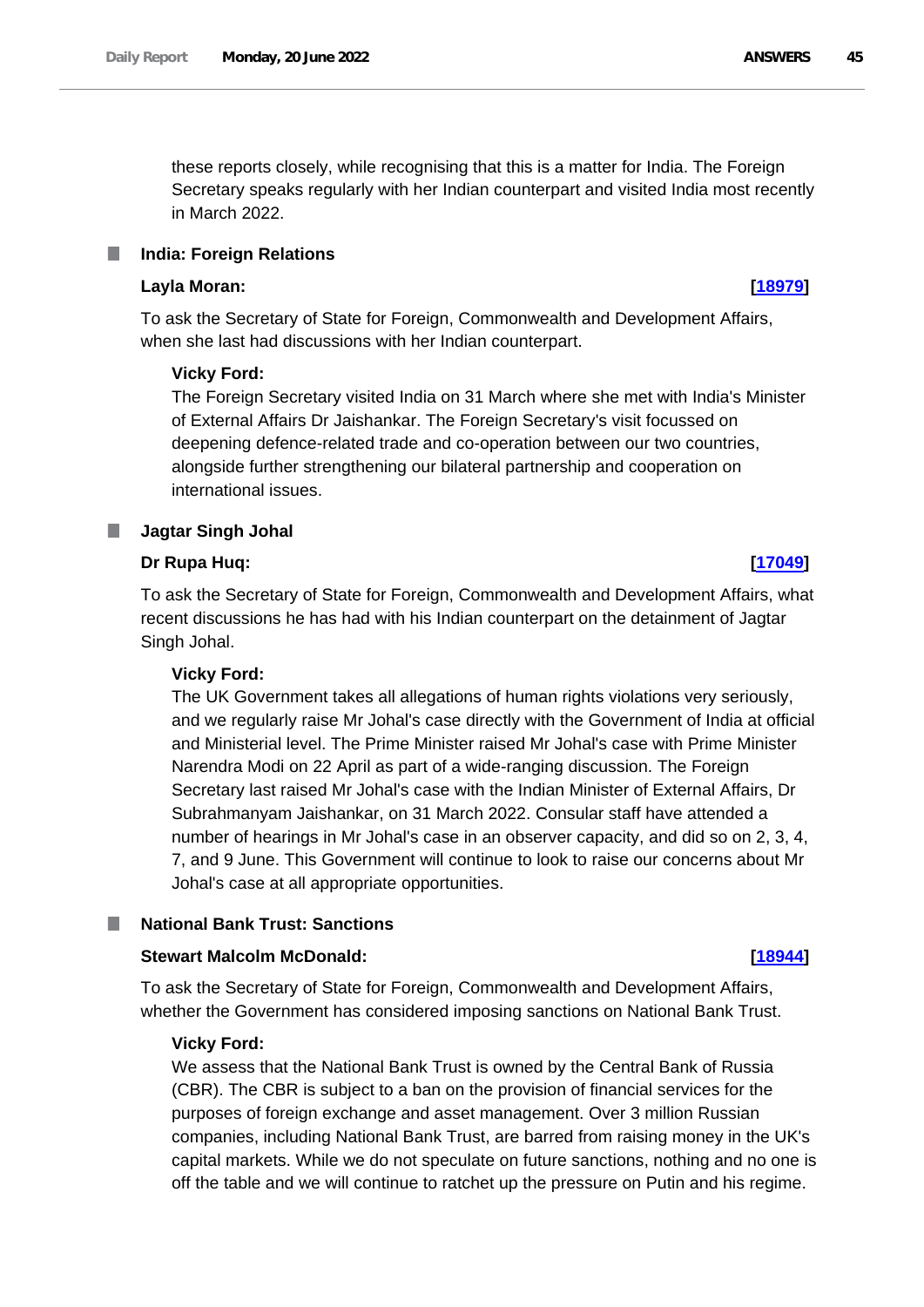these reports closely, while recognising that this is a matter for India. The Foreign Secretary speaks regularly with her Indian counterpart and visited India most recently in March 2022.

### India: Foreign Relations

**Layla Moran:** **[18979]**

To ask the Secretary of State for Foreign, Commonwealth and Development Affairs, when she last had discussions with her Indian counterpart.

**Vicky Ford:**

The Foreign Secretary visited India on 31 March where she met with India's Minister of External Affairs Dr Jaishankar. The Foreign Secretary's visit focussed on deepening defence-related trade and co-operation between our two countries, alongside further strengthening our bilateral partnership and cooperation on international issues.

### Jagtar Singh Johal

**Dr Rupa Huq:** **[17049]**

To ask the Secretary of State for Foreign, Commonwealth and Development Affairs, what recent discussions he has had with his Indian counterpart on the detainment of Jagtar Singh Johal.

**Vicky Ford:**

The UK Government takes all allegations of human rights violations very seriously, and we regularly raise Mr Johal's case directly with the Government of India at official and Ministerial level. The Prime Minister raised Mr Johal's case with Prime Minister Narendra Modi on 22 April as part of a wide-ranging discussion. The Foreign Secretary last raised Mr Johal's case with the Indian Minister of External Affairs, Dr Subrahmanyam Jaishankar, on 31 March 2022. Consular staff have attended a number of hearings in Mr Johal's case in an observer capacity, and did so on 2, 3, 4, 7, and 9 June. This Government will continue to look to raise our concerns about Mr Johal's case at all appropriate opportunities.

### National Bank Trust: Sanctions

**Stewart Malcolm McDonald:** **[18944]**

To ask the Secretary of State for Foreign, Commonwealth and Development Affairs, whether the Government has considered imposing sanctions on National Bank Trust.

**Vicky Ford:**

We assess that the National Bank Trust is owned by the Central Bank of Russia (CBR). The CBR is subject to a ban on the provision of financial services for the purposes of foreign exchange and asset management. Over 3 million Russian companies, including National Bank Trust, are barred from raising money in the UK's capital markets. While we do not speculate on future sanctions, nothing and no one is off the table and we will continue to ratchet up the pressure on Putin and his regime.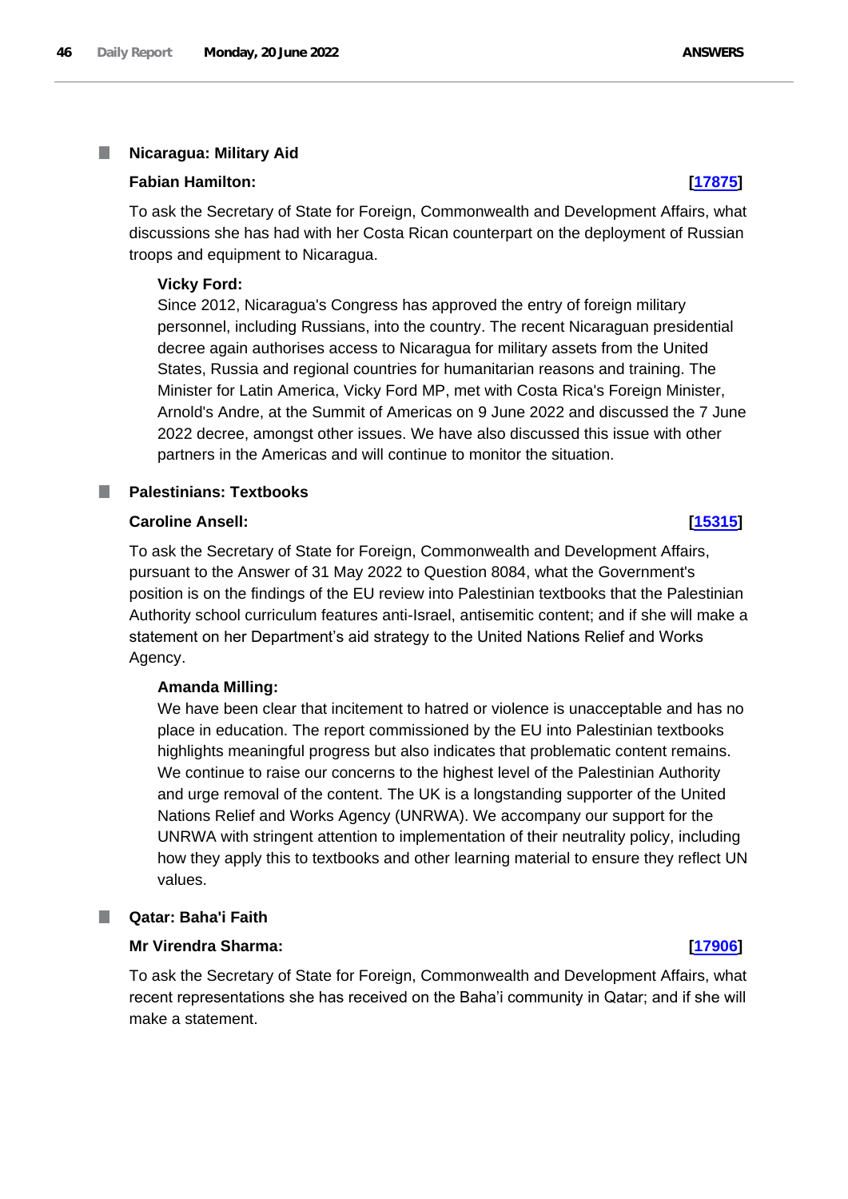## Nicaragua: Military Aid

**Fabian Hamilton:** **[17875]**

To ask the Secretary of State for Foreign, Commonwealth and Development Affairs, what discussions she has had with her Costa Rican counterpart on the deployment of Russian troops and equipment to Nicaragua.

**Vicky Ford:**

Since 2012, Nicaragua's Congress has approved the entry of foreign military personnel, including Russians, into the country. The recent Nicaraguan presidential decree again authorises access to Nicaragua for military assets from the United States, Russia and regional countries for humanitarian reasons and training. The Minister for Latin America, Vicky Ford MP, met with Costa Rica's Foreign Minister, Arnold's Andre, at the Summit of Americas on 9 June 2022 and discussed the 7 June 2022 decree, amongst other issues. We have also discussed this issue with other partners in the Americas and will continue to monitor the situation.

## Palestinians: Textbooks

**Caroline Ansell:** **[15315]**

To ask the Secretary of State for Foreign, Commonwealth and Development Affairs, pursuant to the Answer of 31 May 2022 to Question 8084, what the Government's position is on the findings of the EU review into Palestinian textbooks that the Palestinian Authority school curriculum features anti-Israel, antisemitic content; and if she will make a statement on her Department's aid strategy to the United Nations Relief and Works Agency.

**Amanda Milling:**

We have been clear that incitement to hatred or violence is unacceptable and has no place in education. The report commissioned by the EU into Palestinian textbooks highlights meaningful progress but also indicates that problematic content remains. We continue to raise our concerns to the highest level of the Palestinian Authority and urge removal of the content. The UK is a longstanding supporter of the United Nations Relief and Works Agency (UNRWA). We accompany our support for the UNRWA with stringent attention to implementation of their neutrality policy, including how they apply this to textbooks and other learning material to ensure they reflect UN values.

## Qatar: Baha'i Faith

**Mr Virendra Sharma:** **[17906]**

To ask the Secretary of State for Foreign, Commonwealth and Development Affairs, what recent representations she has received on the Baha'i community in Qatar; and if she will make a statement.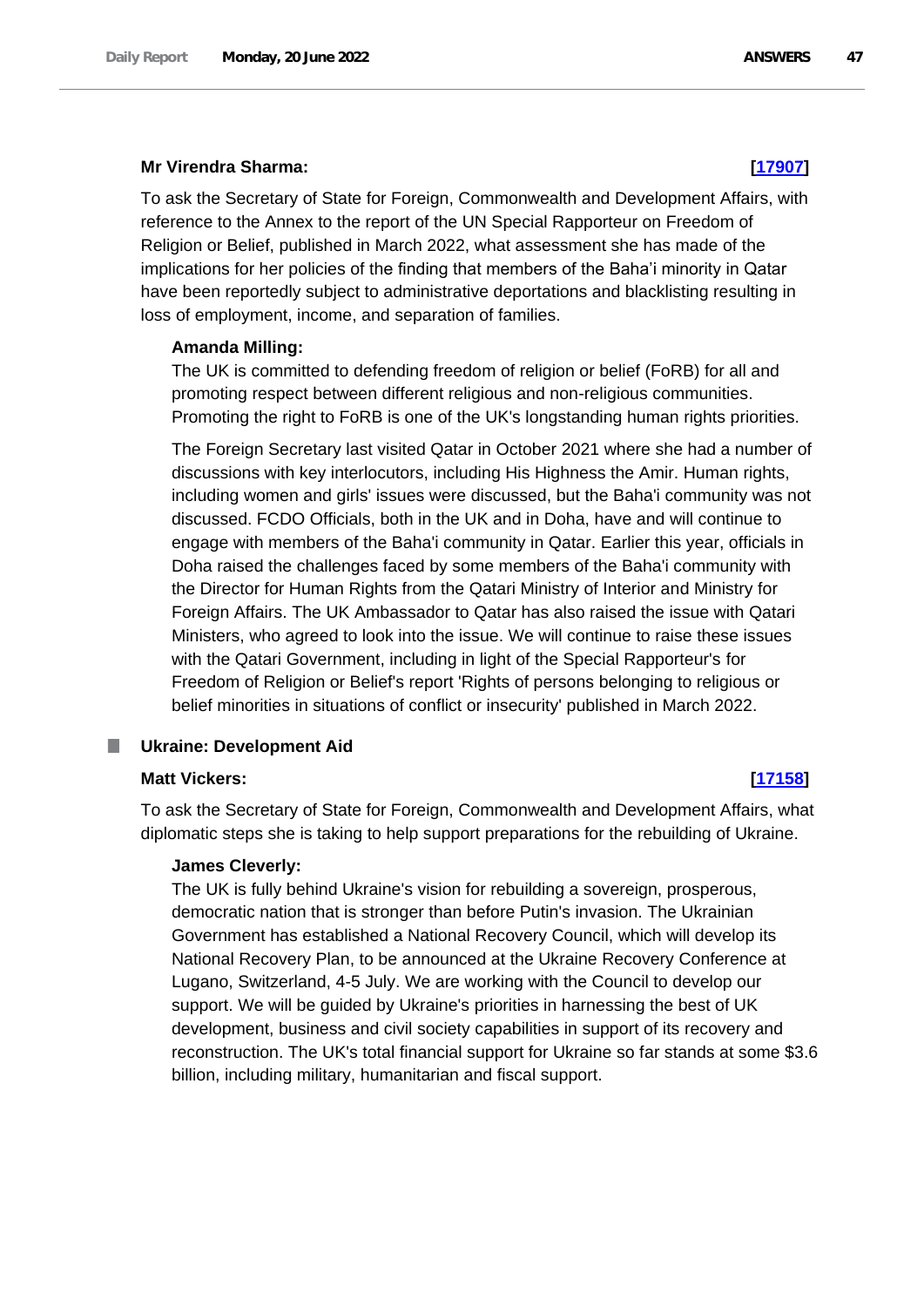**Mr Virendra Sharma:** **[17907]**

To ask the Secretary of State for Foreign, Commonwealth and Development Affairs, with reference to the Annex to the report of the UN Special Rapporteur on Freedom of Religion or Belief, published in March 2022, what assessment she has made of the implications for her policies of the finding that members of the Baha'i minority in Qatar have been reportedly subject to administrative deportations and blacklisting resulting in loss of employment, income, and separation of families.

**Amanda Milling:**

The UK is committed to defending freedom of religion or belief (FoRB) for all and promoting respect between different religious and non-religious communities. Promoting the right to FoRB is one of the UK's longstanding human rights priorities.

The Foreign Secretary last visited Qatar in October 2021 where she had a number of discussions with key interlocutors, including His Highness the Amir. Human rights, including women and girls' issues were discussed, but the Baha'i community was not discussed. FCDO Officials, both in the UK and in Doha, have and will continue to engage with members of the Baha'i community in Qatar. Earlier this year, officials in Doha raised the challenges faced by some members of the Baha'i community with the Director for Human Rights from the Qatari Ministry of Interior and Ministry for Foreign Affairs. The UK Ambassador to Qatar has also raised the issue with Qatari Ministers, who agreed to look into the issue. We will continue to raise these issues with the Qatari Government, including in light of the Special Rapporteur's for Freedom of Religion or Belief's report 'Rights of persons belonging to religious or belief minorities in situations of conflict or insecurity' published in March 2022.

### Ukraine: Development Aid

**Matt Vickers:** **[17158]**

To ask the Secretary of State for Foreign, Commonwealth and Development Affairs, what diplomatic steps she is taking to help support preparations for the rebuilding of Ukraine.

**James Cleverly:**

The UK is fully behind Ukraine's vision for rebuilding a sovereign, prosperous, democratic nation that is stronger than before Putin's invasion. The Ukrainian Government has established a National Recovery Council, which will develop its National Recovery Plan, to be announced at the Ukraine Recovery Conference at Lugano, Switzerland, 4-5 July. We are working with the Council to develop our support. We will be guided by Ukraine's priorities in harnessing the best of UK development, business and civil society capabilities in support of its recovery and reconstruction. The UK's total financial support for Ukraine so far stands at some $3.6 billion, including military, humanitarian and fiscal support.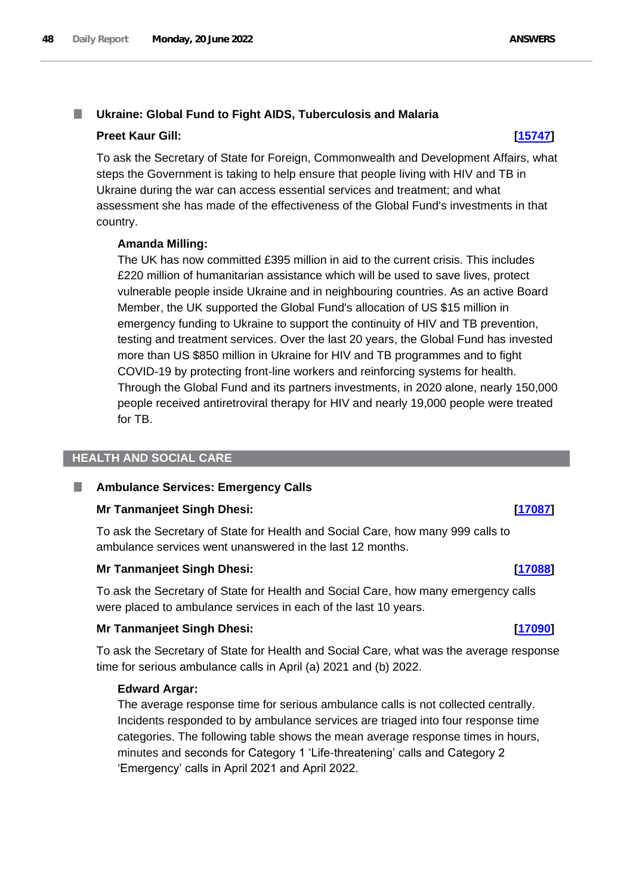### Ukraine: Global Fund to Fight AIDS, Tuberculosis and Malaria

**Preet Kaur Gill:** **[15747]**

To ask the Secretary of State for Foreign, Commonwealth and Development Affairs, what steps the Government is taking to help ensure that people living with HIV and TB in Ukraine during the war can access essential services and treatment; and what assessment she has made of the effectiveness of the Global Fund's investments in that country.

**Amanda Milling:**

The UK has now committed £395 million in aid to the current crisis. This includes £220 million of humanitarian assistance which will be used to save lives, protect vulnerable people inside Ukraine and in neighbouring countries. As an active Board Member, the UK supported the Global Fund's allocation of US $15 million in emergency funding to Ukraine to support the continuity of HIV and TB prevention, testing and treatment services. Over the last 20 years, the Global Fund has invested more than US $850 million in Ukraine for HIV and TB programmes and to fight COVID-19 by protecting front-line workers and reinforcing systems for health. Through the Global Fund and its partners investments, in 2020 alone, nearly 150,000 people received antiretroviral therapy for HIV and nearly 19,000 people were treated for TB.

## HEALTH AND SOCIAL CARE

### Ambulance Services: Emergency Calls

**Mr Tanmanjeet Singh Dhesi:** **[17087]**

To ask the Secretary of State for Health and Social Care, how many 999 calls to ambulance services went unanswered in the last 12 months.

**Mr Tanmanjeet Singh Dhesi:** **[17088]**

To ask the Secretary of State for Health and Social Care, how many emergency calls were placed to ambulance services in each of the last 10 years.

**Mr Tanmanjeet Singh Dhesi:** **[17090]**

To ask the Secretary of State for Health and Social Care, what was the average response time for serious ambulance calls in April (a) 2021 and (b) 2022.

**Edward Argar:**

The average response time for serious ambulance calls is not collected centrally. Incidents responded to by ambulance services are triaged into four response time categories. The following table shows the mean average response times in hours, minutes and seconds for Category 1 'Life-threatening' calls and Category 2 'Emergency' calls in April 2021 and April 2022.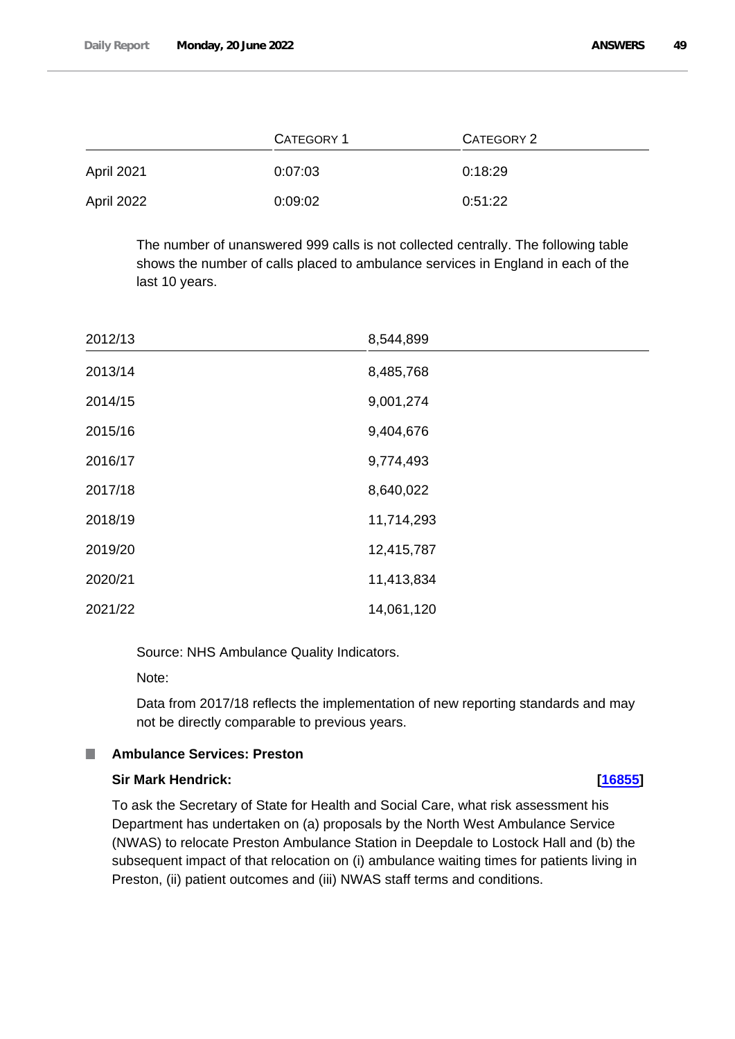| | Category 1 | Category 2 |
|---|---|---|
| April 2021 | 0:07:03 | 0:18:29 |
| April 2022 | 0:09:02 | 0:51:22 |

The number of unanswered 999 calls is not collected centrally. The following table shows the number of calls placed to ambulance services in England in each of the last 10 years.

| 2012/13 | 8,544,899 |
|---|---|
| 2013/14 | 8,485,768 |
| 2014/15 | 9,001,274 |
| 2015/16 | 9,404,676 |
| 2016/17 | 9,774,493 |
| 2017/18 | 8,640,022 |
| 2018/19 | 11,714,293 |
| 2019/20 | 12,415,787 |
| 2020/21 | 11,413,834 |
| 2021/22 | 14,061,120 |

Source: NHS Ambulance Quality Indicators.

Note:

Data from 2017/18 reflects the implementation of new reporting standards and may not be directly comparable to previous years.

## Ambulance Services: Preston

**Sir Mark Hendrick:** **[16855]**

To ask the Secretary of State for Health and Social Care, what risk assessment his Department has undertaken on (a) proposals by the North West Ambulance Service (NWAS) to relocate Preston Ambulance Station in Deepdale to Lostock Hall and (b) the subsequent impact of that relocation on (i) ambulance waiting times for patients living in Preston, (ii) patient outcomes and (iii) NWAS staff terms and conditions.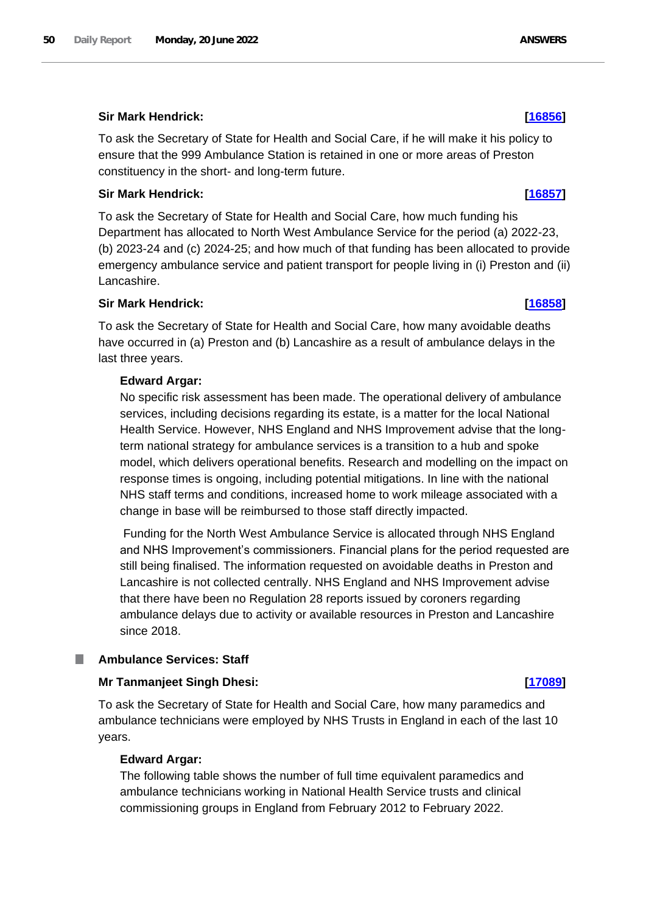**Sir Mark Hendrick:** **[16856]**

To ask the Secretary of State for Health and Social Care, if he will make it his policy to ensure that the 999 Ambulance Station is retained in one or more areas of Preston constituency in the short- and long-term future.

**Sir Mark Hendrick:** **[16857]**

To ask the Secretary of State for Health and Social Care, how much funding his Department has allocated to North West Ambulance Service for the period (a) 2022-23, (b) 2023-24 and (c) 2024-25; and how much of that funding has been allocated to provide emergency ambulance service and patient transport for people living in (i) Preston and (ii) Lancashire.

**Sir Mark Hendrick:** **[16858]**

To ask the Secretary of State for Health and Social Care, how many avoidable deaths have occurred in (a) Preston and (b) Lancashire as a result of ambulance delays in the last three years.

**Edward Argar:**

No specific risk assessment has been made. The operational delivery of ambulance services, including decisions regarding its estate, is a matter for the local National Health Service. However, NHS England and NHS Improvement advise that the long-term national strategy for ambulance services is a transition to a hub and spoke model, which delivers operational benefits. Research and modelling on the impact on response times is ongoing, including potential mitigations. In line with the national NHS staff terms and conditions, increased home to work mileage associated with a change in base will be reimbursed to those staff directly impacted.

Funding for the North West Ambulance Service is allocated through NHS England and NHS Improvement's commissioners. Financial plans for the period requested are still being finalised. The information requested on avoidable deaths in Preston and Lancashire is not collected centrally. NHS England and NHS Improvement advise that there have been no Regulation 28 reports issued by coroners regarding ambulance delays due to activity or available resources in Preston and Lancashire since 2018.

## Ambulance Services: Staff

**Mr Tanmanjeet Singh Dhesi:** **[17089]**

To ask the Secretary of State for Health and Social Care, how many paramedics and ambulance technicians were employed by NHS Trusts in England in each of the last 10 years.

**Edward Argar:**

The following table shows the number of full time equivalent paramedics and ambulance technicians working in National Health Service trusts and clinical commissioning groups in England from February 2012 to February 2022.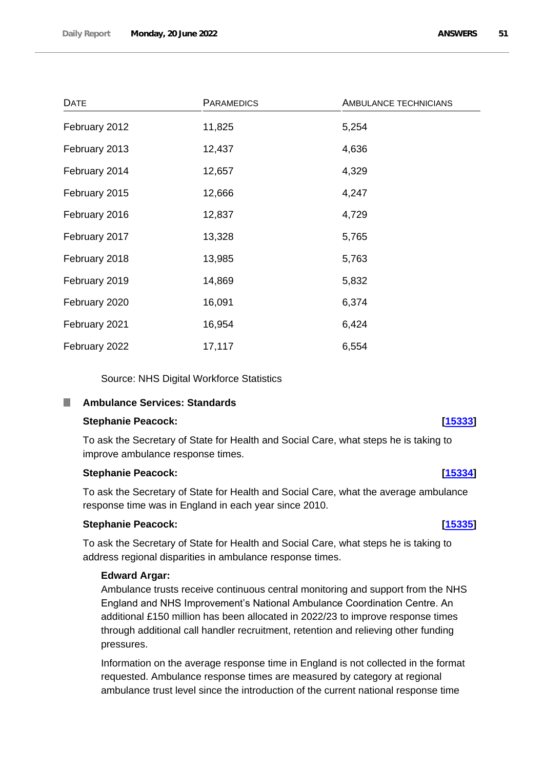| DATE | PARAMEDICS | AMBULANCE TECHNICIANS |
|---|---|---|
| February 2012 | 11,825 | 5,254 |
| February 2013 | 12,437 | 4,636 |
| February 2014 | 12,657 | 4,329 |
| February 2015 | 12,666 | 4,247 |
| February 2016 | 12,837 | 4,729 |
| February 2017 | 13,328 | 5,765 |
| February 2018 | 13,985 | 5,763 |
| February 2019 | 14,869 | 5,832 |
| February 2020 | 16,091 | 6,374 |
| February 2021 | 16,954 | 6,424 |
| February 2022 | 17,117 | 6,554 |

Source: NHS Digital Workforce Statistics

## Ambulance Services: Standards

**Stephanie Peacock:** **[15333]**

To ask the Secretary of State for Health and Social Care, what steps he is taking to improve ambulance response times.

**Stephanie Peacock:** **[15334]**

To ask the Secretary of State for Health and Social Care, what the average ambulance response time was in England in each year since 2010.

**Stephanie Peacock:** **[15335]**

To ask the Secretary of State for Health and Social Care, what steps he is taking to address regional disparities in ambulance response times.

**Edward Argar:**

Ambulance trusts receive continuous central monitoring and support from the NHS England and NHS Improvement's National Ambulance Coordination Centre. An additional £150 million has been allocated in 2022/23 to improve response times through additional call handler recruitment, retention and relieving other funding pressures.

Information on the average response time in England is not collected in the format requested. Ambulance response times are measured by category at regional ambulance trust level since the introduction of the current national response time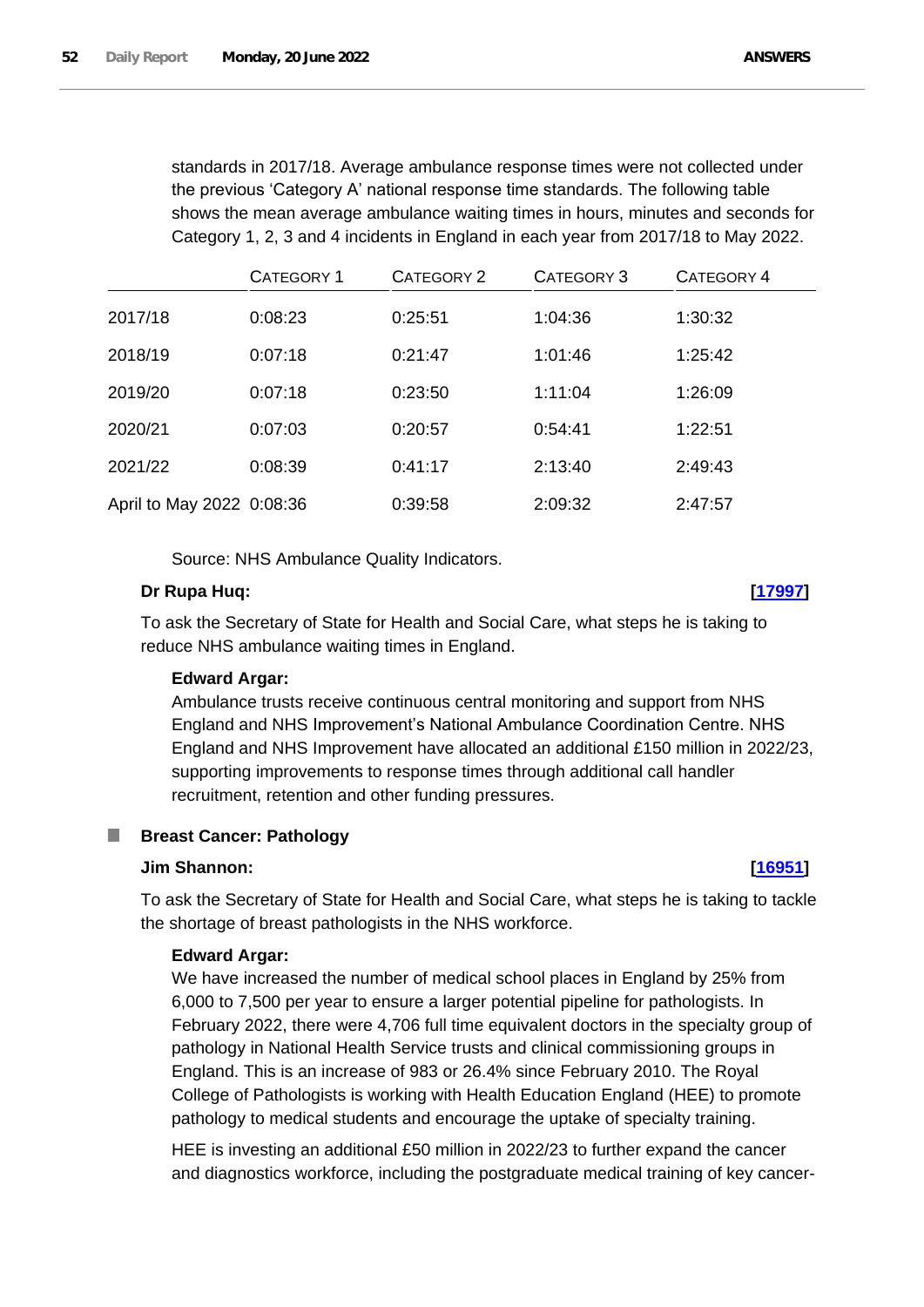standards in 2017/18. Average ambulance response times were not collected under the previous 'Category A' national response time standards. The following table shows the mean average ambulance waiting times in hours, minutes and seconds for Category 1, 2, 3 and 4 incidents in England in each year from 2017/18 to May 2022.

| | CATEGORY 1 | CATEGORY 2 | CATEGORY 3 | CATEGORY 4 |
|---|---|---|---|---|
| 2017/18 | 0:08:23 | 0:25:51 | 1:04:36 | 1:30:32 |
| 2018/19 | 0:07:18 | 0:21:47 | 1:01:46 | 1:25:42 |
| 2019/20 | 0:07:18 | 0:23:50 | 1:11:04 | 1:26:09 |
| 2020/21 | 0:07:03 | 0:20:57 | 0:54:41 | 1:22:51 |
| 2021/22 | 0:08:39 | 0:41:17 | 2:13:40 | 2:49:43 |
| April to May 2022 | 0:08:36 | 0:39:58 | 2:09:32 | 2:47:57 |

Source: NHS Ambulance Quality Indicators.

**Dr Rupa Huq:** **[17997]**

To ask the Secretary of State for Health and Social Care, what steps he is taking to reduce NHS ambulance waiting times in England.

**Edward Argar:**

Ambulance trusts receive continuous central monitoring and support from NHS England and NHS Improvement's National Ambulance Coordination Centre. NHS England and NHS Improvement have allocated an additional £150 million in 2022/23, supporting improvements to response times through additional call handler recruitment, retention and other funding pressures.

## Breast Cancer: Pathology

**Jim Shannon:** **[16951]**

To ask the Secretary of State for Health and Social Care, what steps he is taking to tackle the shortage of breast pathologists in the NHS workforce.

**Edward Argar:**

We have increased the number of medical school places in England by 25% from 6,000 to 7,500 per year to ensure a larger potential pipeline for pathologists. In February 2022, there were 4,706 full time equivalent doctors in the specialty group of pathology in National Health Service trusts and clinical commissioning groups in England. This is an increase of 983 or 26.4% since February 2010. The Royal College of Pathologists is working with Health Education England (HEE) to promote pathology to medical students and encourage the uptake of specialty training.

HEE is investing an additional £50 million in 2022/23 to further expand the cancer and diagnostics workforce, including the postgraduate medical training of key cancer-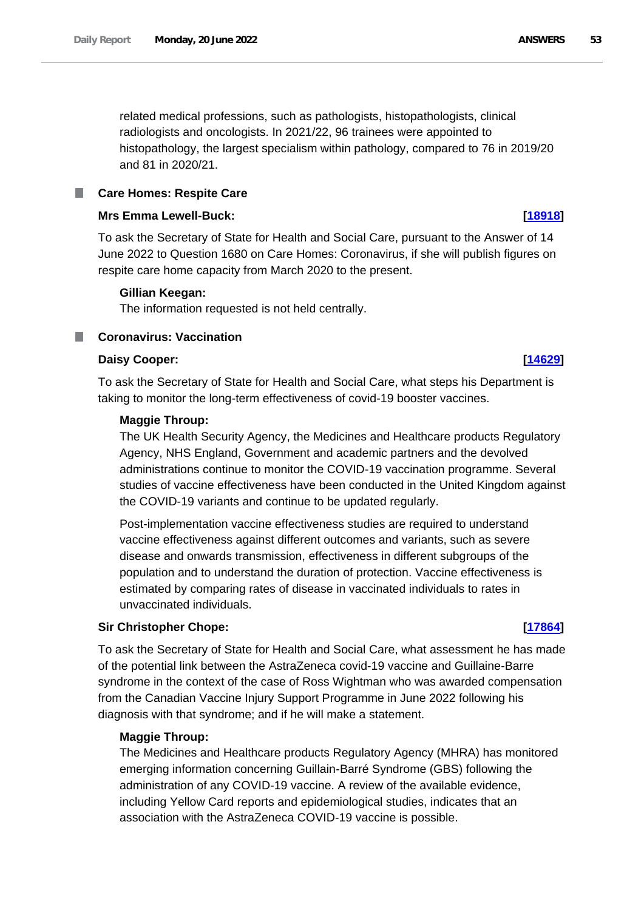related medical professions, such as pathologists, histopathologists, clinical radiologists and oncologists. In 2021/22, 96 trainees were appointed to histopathology, the largest specialism within pathology, compared to 76 in 2019/20 and 81 in 2020/21.

## Care Homes: Respite Care

**Mrs Emma Lewell-Buck:** **[18918]**

To ask the Secretary of State for Health and Social Care, pursuant to the Answer of 14 June 2022 to Question 1680 on Care Homes: Coronavirus, if she will publish figures on respite care home capacity from March 2020 to the present.

**Gillian Keegan:**

The information requested is not held centrally.

## Coronavirus: Vaccination

**Daisy Cooper:** **[14629]**

To ask the Secretary of State for Health and Social Care, what steps his Department is taking to monitor the long-term effectiveness of covid-19 booster vaccines.

**Maggie Throup:**

The UK Health Security Agency, the Medicines and Healthcare products Regulatory Agency, NHS England, Government and academic partners and the devolved administrations continue to monitor the COVID-19 vaccination programme. Several studies of vaccine effectiveness have been conducted in the United Kingdom against the COVID-19 variants and continue to be updated regularly.

Post-implementation vaccine effectiveness studies are required to understand vaccine effectiveness against different outcomes and variants, such as severe disease and onwards transmission, effectiveness in different subgroups of the population and to understand the duration of protection. Vaccine effectiveness is estimated by comparing rates of disease in vaccinated individuals to rates in unvaccinated individuals.

**Sir Christopher Chope:** **[17864]**

To ask the Secretary of State for Health and Social Care, what assessment he has made of the potential link between the AstraZeneca covid-19 vaccine and Guillaine-Barre syndrome in the context of the case of Ross Wightman who was awarded compensation from the Canadian Vaccine Injury Support Programme in June 2022 following his diagnosis with that syndrome; and if he will make a statement.

**Maggie Throup:**

The Medicines and Healthcare products Regulatory Agency (MHRA) has monitored emerging information concerning Guillain-Barré Syndrome (GBS) following the administration of any COVID-19 vaccine. A review of the available evidence, including Yellow Card reports and epidemiological studies, indicates that an association with the AstraZeneca COVID-19 vaccine is possible.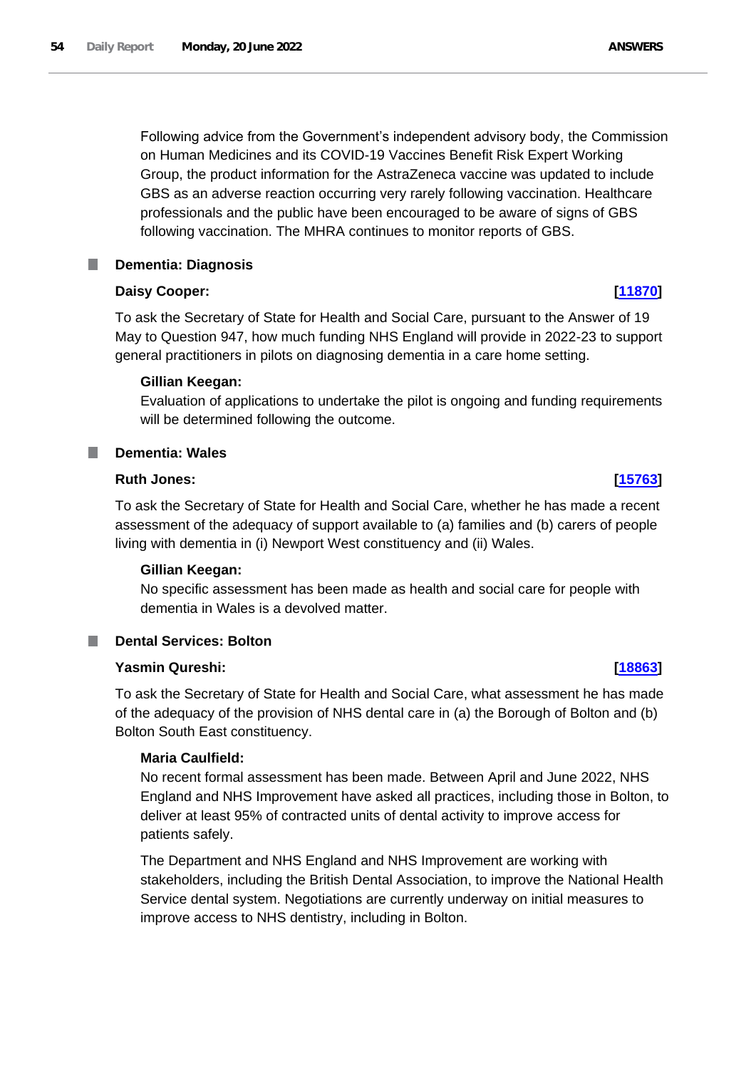Following advice from the Government's independent advisory body, the Commission on Human Medicines and its COVID-19 Vaccines Benefit Risk Expert Working Group, the product information for the AstraZeneca vaccine was updated to include GBS as an adverse reaction occurring very rarely following vaccination. Healthcare professionals and the public have been encouraged to be aware of signs of GBS following vaccination. The MHRA continues to monitor reports of GBS.

### Dementia: Diagnosis

**Daisy Cooper:** **[11870]**

To ask the Secretary of State for Health and Social Care, pursuant to the Answer of 19 May to Question 947, how much funding NHS England will provide in 2022-23 to support general practitioners in pilots on diagnosing dementia in a care home setting.

**Gillian Keegan:**

Evaluation of applications to undertake the pilot is ongoing and funding requirements will be determined following the outcome.

### Dementia: Wales

**Ruth Jones:** **[15763]**

To ask the Secretary of State for Health and Social Care, whether he has made a recent assessment of the adequacy of support available to (a) families and (b) carers of people living with dementia in (i) Newport West constituency and (ii) Wales.

**Gillian Keegan:**

No specific assessment has been made as health and social care for people with dementia in Wales is a devolved matter.

### Dental Services: Bolton

**Yasmin Qureshi:** **[18863]**

To ask the Secretary of State for Health and Social Care, what assessment he has made of the adequacy of the provision of NHS dental care in (a) the Borough of Bolton and (b) Bolton South East constituency.

**Maria Caulfield:**

No recent formal assessment has been made. Between April and June 2022, NHS England and NHS Improvement have asked all practices, including those in Bolton, to deliver at least 95% of contracted units of dental activity to improve access for patients safely.

The Department and NHS England and NHS Improvement are working with stakeholders, including the British Dental Association, to improve the National Health Service dental system. Negotiations are currently underway on initial measures to improve access to NHS dentistry, including in Bolton.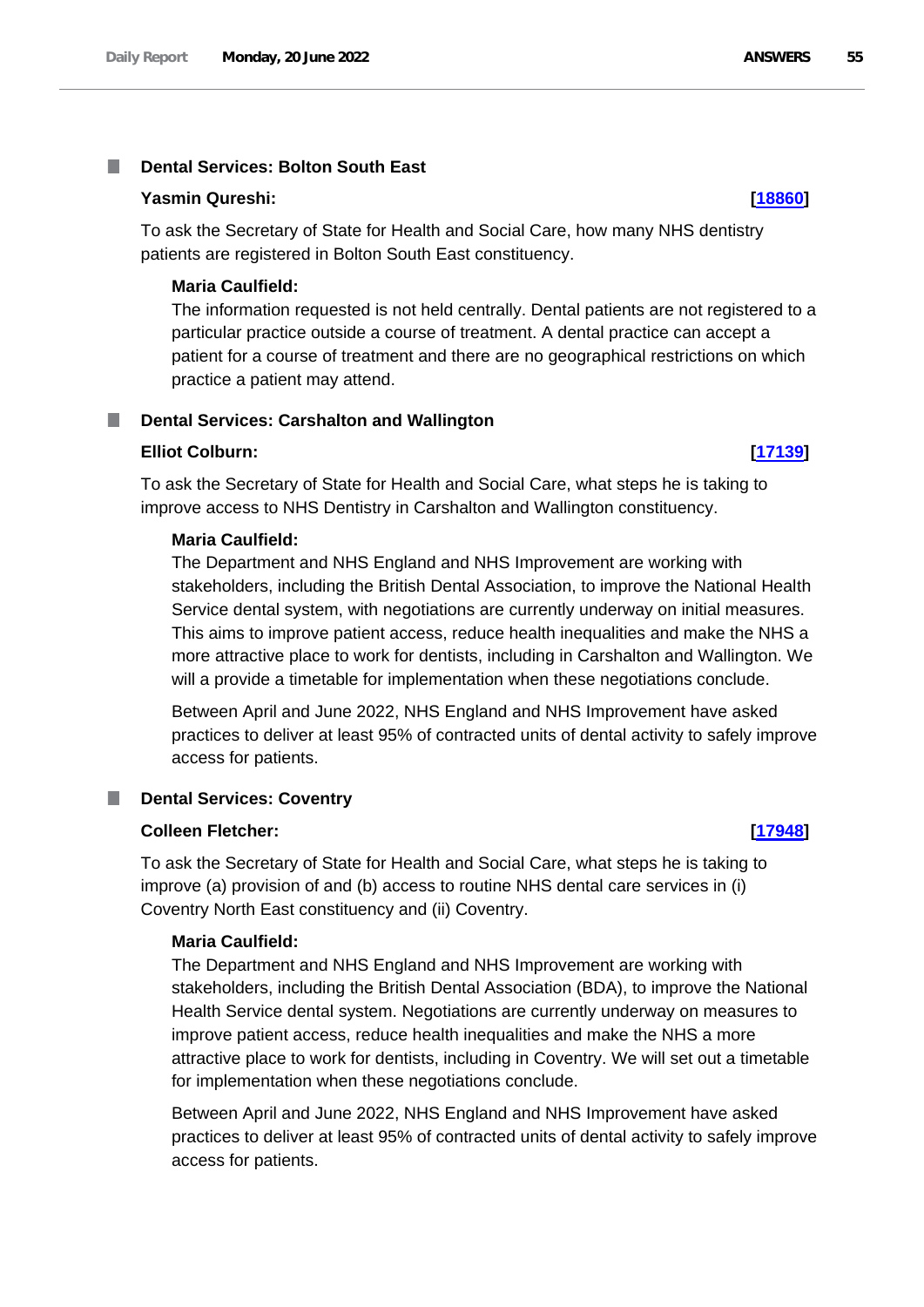### Dental Services: Bolton South East

**Yasmin Qureshi:** **[18860]**

To ask the Secretary of State for Health and Social Care, how many NHS dentistry patients are registered in Bolton South East constituency.

**Maria Caulfield:**

The information requested is not held centrally. Dental patients are not registered to a particular practice outside a course of treatment. A dental practice can accept a patient for a course of treatment and there are no geographical restrictions on which practice a patient may attend.

### Dental Services: Carshalton and Wallington

**Elliot Colburn:** **[17139]**

To ask the Secretary of State for Health and Social Care, what steps he is taking to improve access to NHS Dentistry in Carshalton and Wallington constituency.

**Maria Caulfield:**

The Department and NHS England and NHS Improvement are working with stakeholders, including the British Dental Association, to improve the National Health Service dental system, with negotiations are currently underway on initial measures. This aims to improve patient access, reduce health inequalities and make the NHS a more attractive place to work for dentists, including in Carshalton and Wallington. We will a provide a timetable for implementation when these negotiations conclude.

Between April and June 2022, NHS England and NHS Improvement have asked practices to deliver at least 95% of contracted units of dental activity to safely improve access for patients.

### Dental Services: Coventry

**Colleen Fletcher:** **[17948]**

To ask the Secretary of State for Health and Social Care, what steps he is taking to improve (a) provision of and (b) access to routine NHS dental care services in (i) Coventry North East constituency and (ii) Coventry.

**Maria Caulfield:**

The Department and NHS England and NHS Improvement are working with stakeholders, including the British Dental Association (BDA), to improve the National Health Service dental system. Negotiations are currently underway on measures to improve patient access, reduce health inequalities and make the NHS a more attractive place to work for dentists, including in Coventry. We will set out a timetable for implementation when these negotiations conclude.

Between April and June 2022, NHS England and NHS Improvement have asked practices to deliver at least 95% of contracted units of dental activity to safely improve access for patients.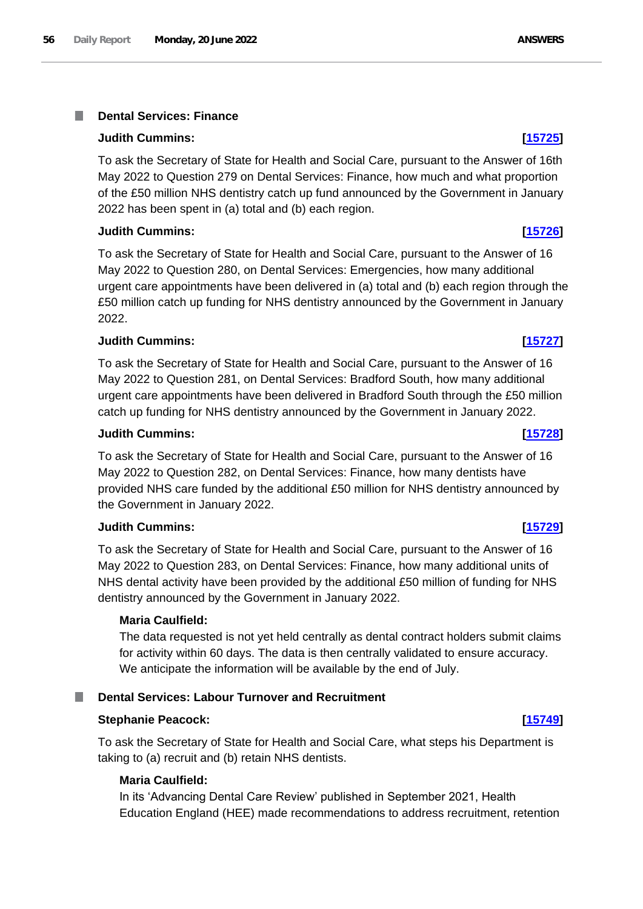## Dental Services: Finance

**Judith Cummins:** **[15725]**

To ask the Secretary of State for Health and Social Care, pursuant to the Answer of 16th May 2022 to Question 279 on Dental Services: Finance, how much and what proportion of the £50 million NHS dentistry catch up fund announced by the Government in January 2022 has been spent in (a) total and (b) each region.

**Judith Cummins:** **[15726]**

To ask the Secretary of State for Health and Social Care, pursuant to the Answer of 16 May 2022 to Question 280, on Dental Services: Emergencies, how many additional urgent care appointments have been delivered in (a) total and (b) each region through the £50 million catch up funding for NHS dentistry announced by the Government in January 2022.

**Judith Cummins:** **[15727]**

To ask the Secretary of State for Health and Social Care, pursuant to the Answer of 16 May 2022 to Question 281, on Dental Services: Bradford South, how many additional urgent care appointments have been delivered in Bradford South through the £50 million catch up funding for NHS dentistry announced by the Government in January 2022.

**Judith Cummins:** **[15728]**

To ask the Secretary of State for Health and Social Care, pursuant to the Answer of 16 May 2022 to Question 282, on Dental Services: Finance, how many dentists have provided NHS care funded by the additional £50 million for NHS dentistry announced by the Government in January 2022.

**Judith Cummins:** **[15729]**

To ask the Secretary of State for Health and Social Care, pursuant to the Answer of 16 May 2022 to Question 283, on Dental Services: Finance, how many additional units of NHS dental activity have been provided by the additional £50 million of funding for NHS dentistry announced by the Government in January 2022.

**Maria Caulfield:**

The data requested is not yet held centrally as dental contract holders submit claims for activity within 60 days. The data is then centrally validated to ensure accuracy. We anticipate the information will be available by the end of July.

## Dental Services: Labour Turnover and Recruitment

**Stephanie Peacock:** **[15749]**

To ask the Secretary of State for Health and Social Care, what steps his Department is taking to (a) recruit and (b) retain NHS dentists.

**Maria Caulfield:**

In its 'Advancing Dental Care Review' published in September 2021, Health Education England (HEE) made recommendations to address recruitment, retention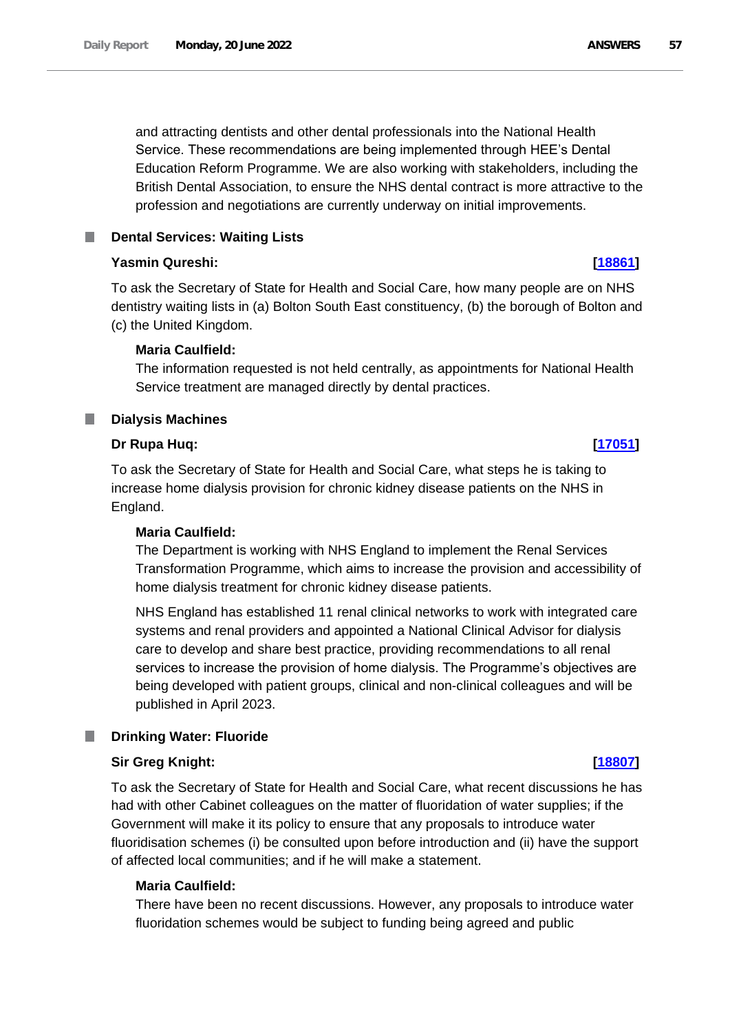and attracting dentists and other dental professionals into the National Health Service. These recommendations are being implemented through HEE's Dental Education Reform Programme. We are also working with stakeholders, including the British Dental Association, to ensure the NHS dental contract is more attractive to the profession and negotiations are currently underway on initial improvements.

## Dental Services: Waiting Lists

**Yasmin Qureshi:** **[18861]**

To ask the Secretary of State for Health and Social Care, how many people are on NHS dentistry waiting lists in (a) Bolton South East constituency, (b) the borough of Bolton and (c) the United Kingdom.

**Maria Caulfield:**

The information requested is not held centrally, as appointments for National Health Service treatment are managed directly by dental practices.

## Dialysis Machines

**Dr Rupa Huq:** **[17051]**

To ask the Secretary of State for Health and Social Care, what steps he is taking to increase home dialysis provision for chronic kidney disease patients on the NHS in England.

**Maria Caulfield:**

The Department is working with NHS England to implement the Renal Services Transformation Programme, which aims to increase the provision and accessibility of home dialysis treatment for chronic kidney disease patients.

NHS England has established 11 renal clinical networks to work with integrated care systems and renal providers and appointed a National Clinical Advisor for dialysis care to develop and share best practice, providing recommendations to all renal services to increase the provision of home dialysis. The Programme's objectives are being developed with patient groups, clinical and non-clinical colleagues and will be published in April 2023.

## Drinking Water: Fluoride

**Sir Greg Knight:** **[18807]**

To ask the Secretary of State for Health and Social Care, what recent discussions he has had with other Cabinet colleagues on the matter of fluoridation of water supplies; if the Government will make it its policy to ensure that any proposals to introduce water fluoridisation schemes (i) be consulted upon before introduction and (ii) have the support of affected local communities; and if he will make a statement.

**Maria Caulfield:**

There have been no recent discussions. However, any proposals to introduce water fluoridation schemes would be subject to funding being agreed and public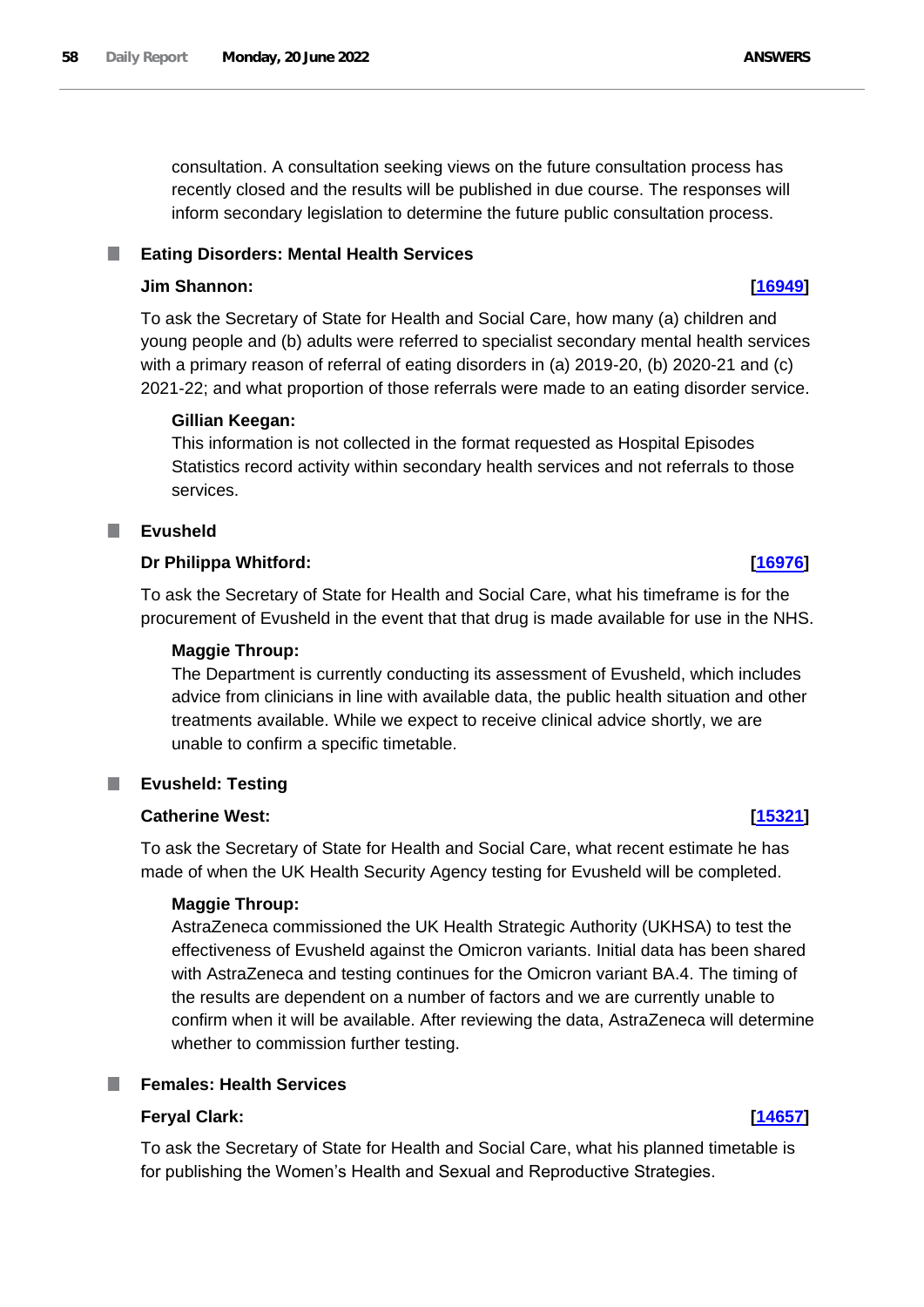consultation. A consultation seeking views on the future consultation process has recently closed and the results will be published in due course. The responses will inform secondary legislation to determine the future public consultation process.

## Eating Disorders: Mental Health Services

**Jim Shannon:** **[16949]**

To ask the Secretary of State for Health and Social Care, how many (a) children and young people and (b) adults were referred to specialist secondary mental health services with a primary reason of referral of eating disorders in (a) 2019-20, (b) 2020-21 and (c) 2021-22; and what proportion of those referrals were made to an eating disorder service.

**Gillian Keegan:**

This information is not collected in the format requested as Hospital Episodes Statistics record activity within secondary health services and not referrals to those services.

## Evusheld

**Dr Philippa Whitford:** **[16976]**

To ask the Secretary of State for Health and Social Care, what his timeframe is for the procurement of Evusheld in the event that that drug is made available for use in the NHS.

**Maggie Throup:**

The Department is currently conducting its assessment of Evusheld, which includes advice from clinicians in line with available data, the public health situation and other treatments available. While we expect to receive clinical advice shortly, we are unable to confirm a specific timetable.

## Evusheld: Testing

**Catherine West:** **[15321]**

To ask the Secretary of State for Health and Social Care, what recent estimate he has made of when the UK Health Security Agency testing for Evusheld will be completed.

**Maggie Throup:**

AstraZeneca commissioned the UK Health Strategic Authority (UKHSA) to test the effectiveness of Evusheld against the Omicron variants. Initial data has been shared with AstraZeneca and testing continues for the Omicron variant BA.4. The timing of the results are dependent on a number of factors and we are currently unable to confirm when it will be available. After reviewing the data, AstraZeneca will determine whether to commission further testing.

## Females: Health Services

**Feryal Clark:** **[14657]**

To ask the Secretary of State for Health and Social Care, what his planned timetable is for publishing the Women's Health and Sexual and Reproductive Strategies.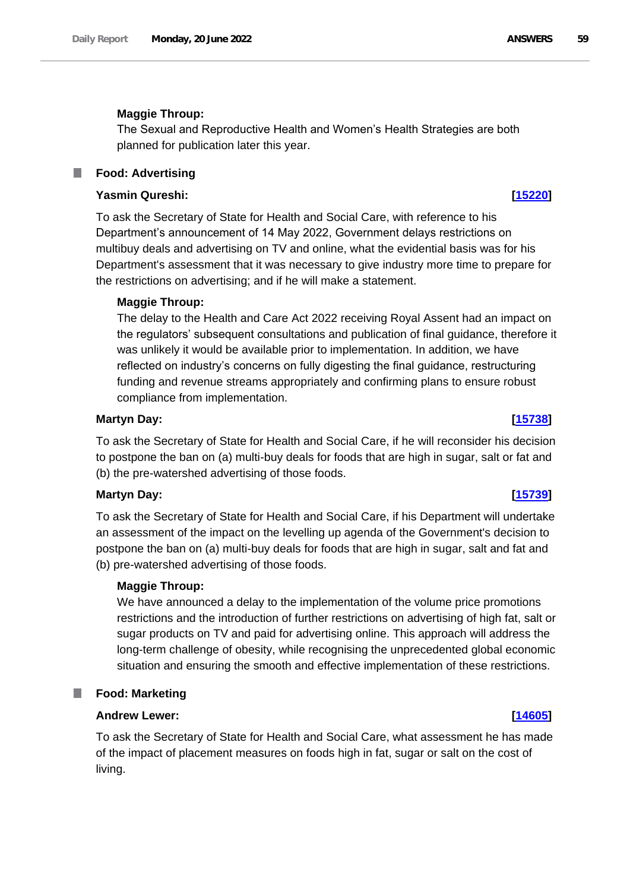**Maggie Throup:**

The Sexual and Reproductive Health and Women's Health Strategies are both planned for publication later this year.

## Food: Advertising

**Yasmin Qureshi:** **[15220]**

To ask the Secretary of State for Health and Social Care, with reference to his Department's announcement of 14 May 2022, Government delays restrictions on multibuy deals and advertising on TV and online, what the evidential basis was for his Department's assessment that it was necessary to give industry more time to prepare for the restrictions on advertising; and if he will make a statement.

**Maggie Throup:**

The delay to the Health and Care Act 2022 receiving Royal Assent had an impact on the regulators' subsequent consultations and publication of final guidance, therefore it was unlikely it would be available prior to implementation. In addition, we have reflected on industry's concerns on fully digesting the final guidance, restructuring funding and revenue streams appropriately and confirming plans to ensure robust compliance from implementation.

**Martyn Day:** **[15738]**

To ask the Secretary of State for Health and Social Care, if he will reconsider his decision to postpone the ban on (a) multi-buy deals for foods that are high in sugar, salt or fat and (b) the pre-watershed advertising of those foods.

**Martyn Day:** **[15739]**

To ask the Secretary of State for Health and Social Care, if his Department will undertake an assessment of the impact on the levelling up agenda of the Government's decision to postpone the ban on (a) multi-buy deals for foods that are high in sugar, salt and fat and (b) pre-watershed advertising of those foods.

**Maggie Throup:**

We have announced a delay to the implementation of the volume price promotions restrictions and the introduction of further restrictions on advertising of high fat, salt or sugar products on TV and paid for advertising online. This approach will address the long-term challenge of obesity, while recognising the unprecedented global economic situation and ensuring the smooth and effective implementation of these restrictions.

## Food: Marketing

**Andrew Lewer:** **[14605]**

To ask the Secretary of State for Health and Social Care, what assessment he has made of the impact of placement measures on foods high in fat, sugar or salt on the cost of living.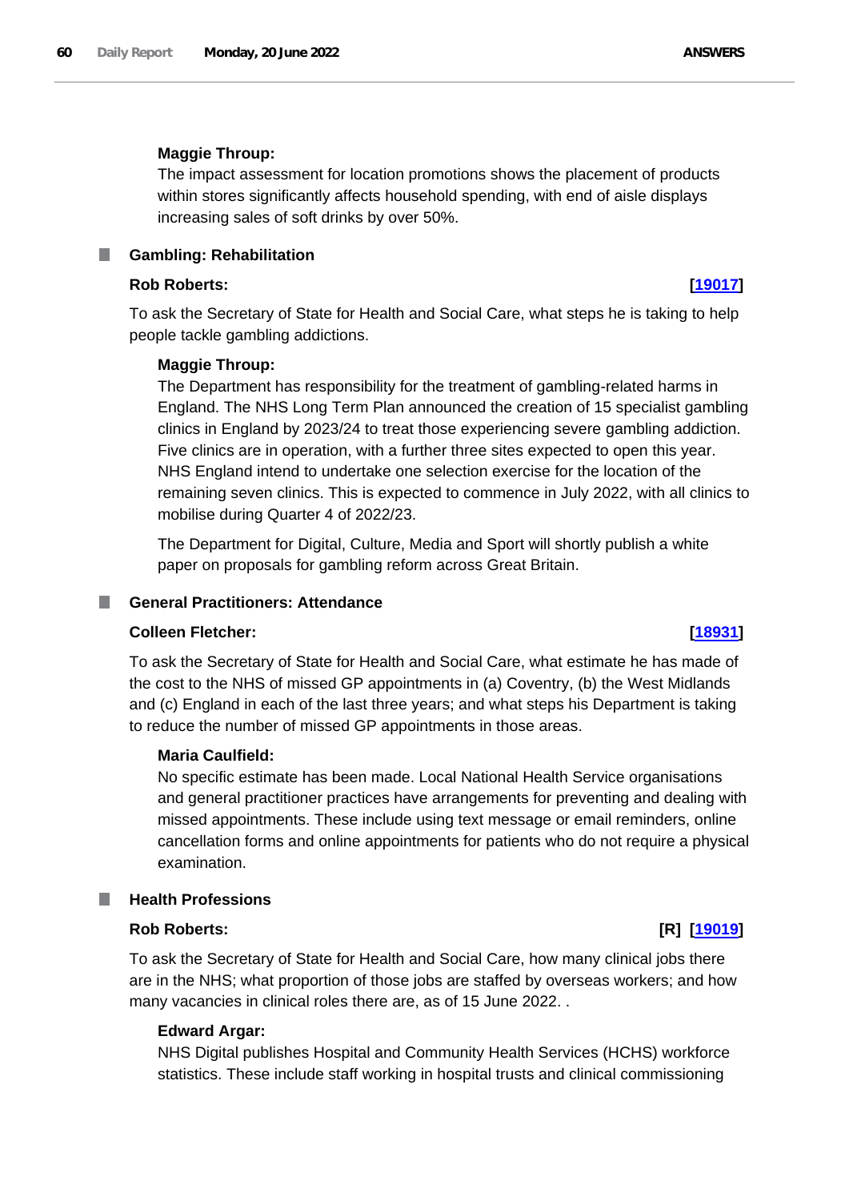**Maggie Throup:**

The impact assessment for location promotions shows the placement of products within stores significantly affects household spending, with end of aisle displays increasing sales of soft drinks by over 50%.

## Gambling: Rehabilitation

**Rob Roberts:** **[19017]**

To ask the Secretary of State for Health and Social Care, what steps he is taking to help people tackle gambling addictions.

**Maggie Throup:**

The Department has responsibility for the treatment of gambling-related harms in England. The NHS Long Term Plan announced the creation of 15 specialist gambling clinics in England by 2023/24 to treat those experiencing severe gambling addiction. Five clinics are in operation, with a further three sites expected to open this year. NHS England intend to undertake one selection exercise for the location of the remaining seven clinics. This is expected to commence in July 2022, with all clinics to mobilise during Quarter 4 of 2022/23.

The Department for Digital, Culture, Media and Sport will shortly publish a white paper on proposals for gambling reform across Great Britain.

## General Practitioners: Attendance

**Colleen Fletcher:** **[18931]**

To ask the Secretary of State for Health and Social Care, what estimate he has made of the cost to the NHS of missed GP appointments in (a) Coventry, (b) the West Midlands and (c) England in each of the last three years; and what steps his Department is taking to reduce the number of missed GP appointments in those areas.

**Maria Caulfield:**

No specific estimate has been made. Local National Health Service organisations and general practitioner practices have arrangements for preventing and dealing with missed appointments. These include using text message or email reminders, online cancellation forms and online appointments for patients who do not require a physical examination.

## Health Professions

**Rob Roberts:** **[R] [19019]**

To ask the Secretary of State for Health and Social Care, how many clinical jobs there are in the NHS; what proportion of those jobs are staffed by overseas workers; and how many vacancies in clinical roles there are, as of 15 June 2022. .

**Edward Argar:**

NHS Digital publishes Hospital and Community Health Services (HCHS) workforce statistics. These include staff working in hospital trusts and clinical commissioning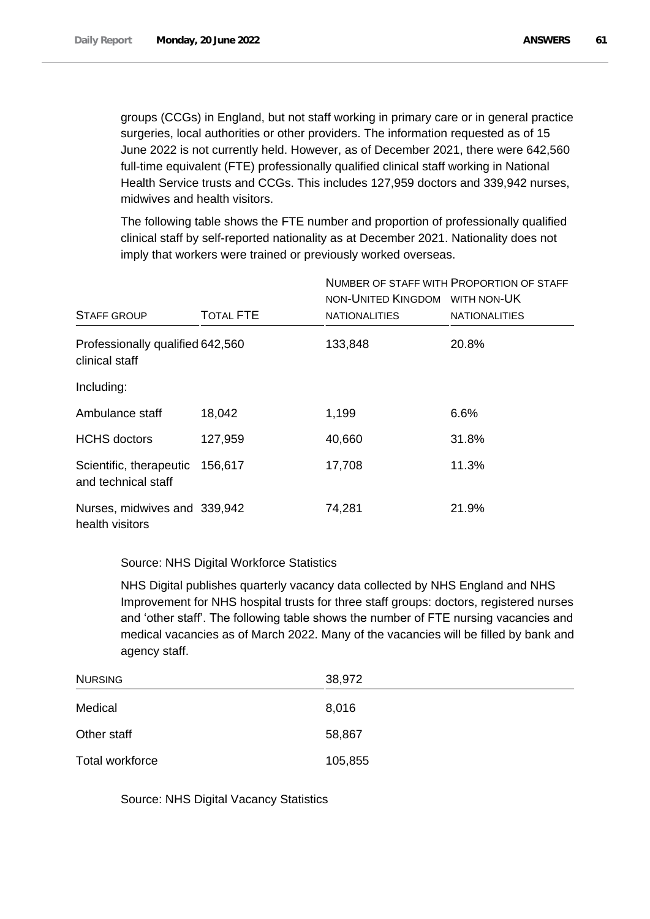groups (CCGs) in England, but not staff working in primary care or in general practice surgeries, local authorities or other providers. The information requested as of 15 June 2022 is not currently held. However, as of December 2021, there were 642,560 full-time equivalent (FTE) professionally qualified clinical staff working in National Health Service trusts and CCGs. This includes 127,959 doctors and 339,942 nurses, midwives and health visitors.

The following table shows the FTE number and proportion of professionally qualified clinical staff by self-reported nationality as at December 2021. Nationality does not imply that workers were trained or previously worked overseas.

| Staff group | Total FTE | Number of staff with non-United Kingdom nationalities | Proportion of staff with non-UK nationalities |
|---|---|---|---|
| Professionally qualified clinical staff | 642,560 | 133,848 | 20.8% |
| Including: | | | |
| Ambulance staff | 18,042 | 1,199 | 6.6% |
| HCHS doctors | 127,959 | 40,660 | 31.8% |
| Scientific, therapeutic and technical staff | 156,617 | 17,708 | 11.3% |
| Nurses, midwives and health visitors | 339,942 | 74,281 | 21.9% |

Source: NHS Digital Workforce Statistics

NHS Digital publishes quarterly vacancy data collected by NHS England and NHS Improvement for NHS hospital trusts for three staff groups: doctors, registered nurses and 'other staff'. The following table shows the number of FTE nursing vacancies and medical vacancies as of March 2022. Many of the vacancies will be filled by bank and agency staff.

| Nursing | 38,972 |
|---|---|
| Medical | 8,016 |
| Other staff | 58,867 |
| Total workforce | 105,855 |

Source: NHS Digital Vacancy Statistics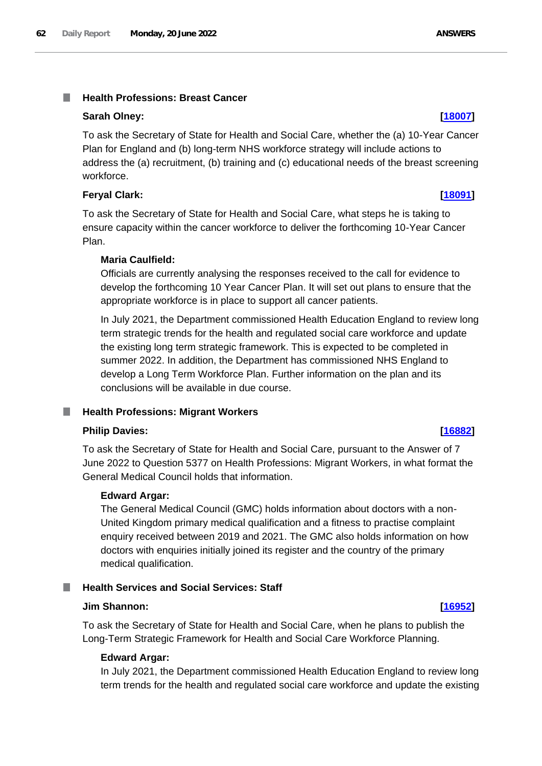## Health Professions: Breast Cancer

**Sarah Olney:** **[18007]**

To ask the Secretary of State for Health and Social Care, whether the (a) 10-Year Cancer Plan for England and (b) long-term NHS workforce strategy will include actions to address the (a) recruitment, (b) training and (c) educational needs of the breast screening workforce.

**Feryal Clark:** **[18091]**

To ask the Secretary of State for Health and Social Care, what steps he is taking to ensure capacity within the cancer workforce to deliver the forthcoming 10-Year Cancer Plan.

**Maria Caulfield:**

Officials are currently analysing the responses received to the call for evidence to develop the forthcoming 10 Year Cancer Plan. It will set out plans to ensure that the appropriate workforce is in place to support all cancer patients.

In July 2021, the Department commissioned Health Education England to review long term strategic trends for the health and regulated social care workforce and update the existing long term strategic framework. This is expected to be completed in summer 2022. In addition, the Department has commissioned NHS England to develop a Long Term Workforce Plan. Further information on the plan and its conclusions will be available in due course.

## Health Professions: Migrant Workers

**Philip Davies:** **[16882]**

To ask the Secretary of State for Health and Social Care, pursuant to the Answer of 7 June 2022 to Question 5377 on Health Professions: Migrant Workers, in what format the General Medical Council holds that information.

**Edward Argar:**

The General Medical Council (GMC) holds information about doctors with a non-United Kingdom primary medical qualification and a fitness to practise complaint enquiry received between 2019 and 2021. The GMC also holds information on how doctors with enquiries initially joined its register and the country of the primary medical qualification.

## Health Services and Social Services: Staff

**Jim Shannon:** **[16952]**

To ask the Secretary of State for Health and Social Care, when he plans to publish the Long-Term Strategic Framework for Health and Social Care Workforce Planning.

**Edward Argar:**

In July 2021, the Department commissioned Health Education England to review long term trends for the health and regulated social care workforce and update the existing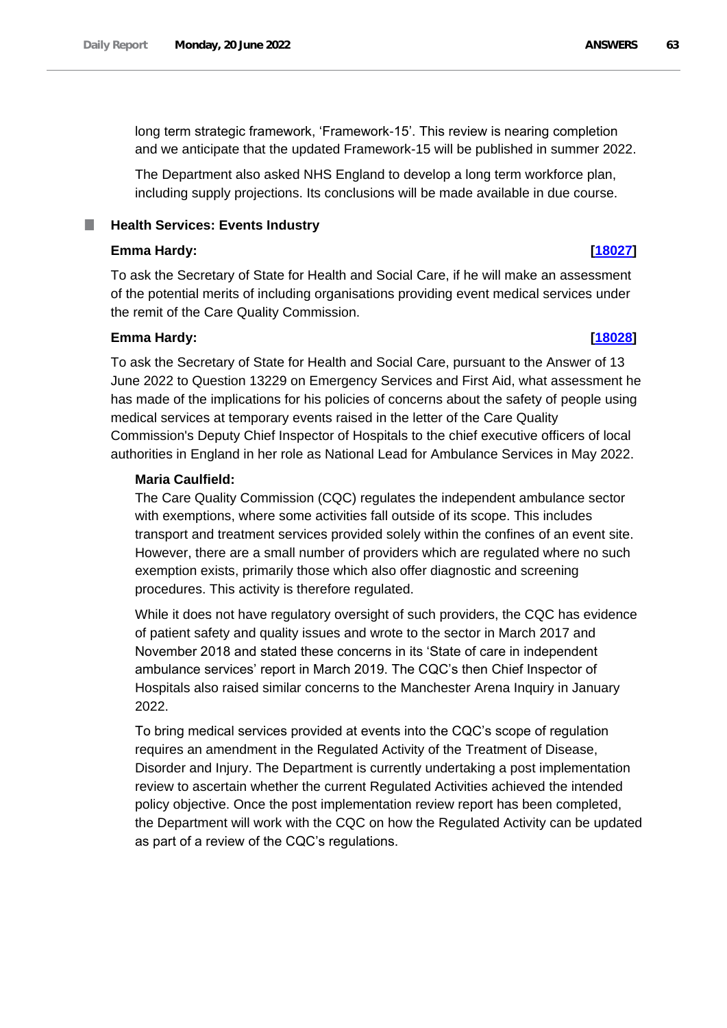long term strategic framework, 'Framework-15'. This review is nearing completion and we anticipate that the updated Framework-15 will be published in summer 2022.

The Department also asked NHS England to develop a long term workforce plan, including supply projections. Its conclusions will be made available in due course.

### Health Services: Events Industry

**Emma Hardy:** **[18027]**

To ask the Secretary of State for Health and Social Care, if he will make an assessment of the potential merits of including organisations providing event medical services under the remit of the Care Quality Commission.

**Emma Hardy:** **[18028]**

To ask the Secretary of State for Health and Social Care, pursuant to the Answer of 13 June 2022 to Question 13229 on Emergency Services and First Aid, what assessment he has made of the implications for his policies of concerns about the safety of people using medical services at temporary events raised in the letter of the Care Quality Commission's Deputy Chief Inspector of Hospitals to the chief executive officers of local authorities in England in her role as National Lead for Ambulance Services in May 2022.

**Maria Caulfield:**

The Care Quality Commission (CQC) regulates the independent ambulance sector with exemptions, where some activities fall outside of its scope. This includes transport and treatment services provided solely within the confines of an event site. However, there are a small number of providers which are regulated where no such exemption exists, primarily those which also offer diagnostic and screening procedures. This activity is therefore regulated.

While it does not have regulatory oversight of such providers, the CQC has evidence of patient safety and quality issues and wrote to the sector in March 2017 and November 2018 and stated these concerns in its 'State of care in independent ambulance services' report in March 2019. The CQC's then Chief Inspector of Hospitals also raised similar concerns to the Manchester Arena Inquiry in January 2022.

To bring medical services provided at events into the CQC's scope of regulation requires an amendment in the Regulated Activity of the Treatment of Disease, Disorder and Injury. The Department is currently undertaking a post implementation review to ascertain whether the current Regulated Activities achieved the intended policy objective. Once the post implementation review report has been completed, the Department will work with the CQC on how the Regulated Activity can be updated as part of a review of the CQC's regulations.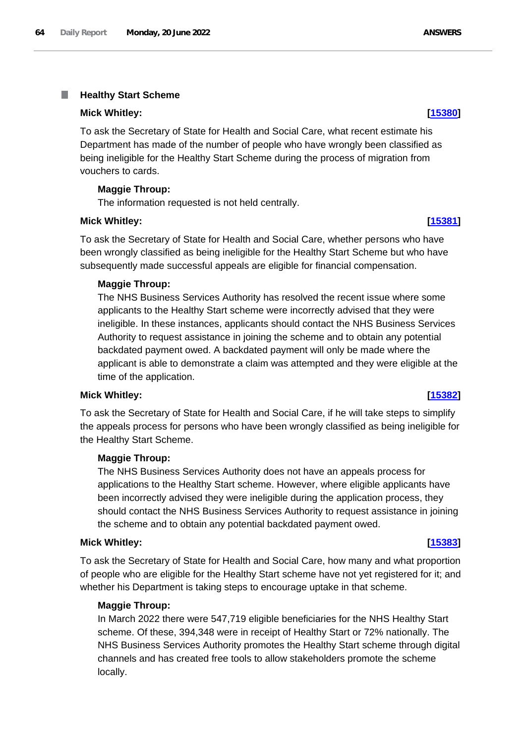### Healthy Start Scheme

**Mick Whitley:** **[15380]**

To ask the Secretary of State for Health and Social Care, what recent estimate his Department has made of the number of people who have wrongly been classified as being ineligible for the Healthy Start Scheme during the process of migration from vouchers to cards.

**Maggie Throup:**

The information requested is not held centrally.

**Mick Whitley:** **[15381]**

To ask the Secretary of State for Health and Social Care, whether persons who have been wrongly classified as being ineligible for the Healthy Start Scheme but who have subsequently made successful appeals are eligible for financial compensation.

**Maggie Throup:**

The NHS Business Services Authority has resolved the recent issue where some applicants to the Healthy Start scheme were incorrectly advised that they were ineligible. In these instances, applicants should contact the NHS Business Services Authority to request assistance in joining the scheme and to obtain any potential backdated payment owed. A backdated payment will only be made where the applicant is able to demonstrate a claim was attempted and they were eligible at the time of the application.

**Mick Whitley:** **[15382]**

To ask the Secretary of State for Health and Social Care, if he will take steps to simplify the appeals process for persons who have been wrongly classified as being ineligible for the Healthy Start Scheme.

**Maggie Throup:**

The NHS Business Services Authority does not have an appeals process for applications to the Healthy Start scheme. However, where eligible applicants have been incorrectly advised they were ineligible during the application process, they should contact the NHS Business Services Authority to request assistance in joining the scheme and to obtain any potential backdated payment owed.

**Mick Whitley:** **[15383]**

To ask the Secretary of State for Health and Social Care, how many and what proportion of people who are eligible for the Healthy Start scheme have not yet registered for it; and whether his Department is taking steps to encourage uptake in that scheme.

**Maggie Throup:**

In March 2022 there were 547,719 eligible beneficiaries for the NHS Healthy Start scheme. Of these, 394,348 were in receipt of Healthy Start or 72% nationally. The NHS Business Services Authority promotes the Healthy Start scheme through digital channels and has created free tools to allow stakeholders promote the scheme locally.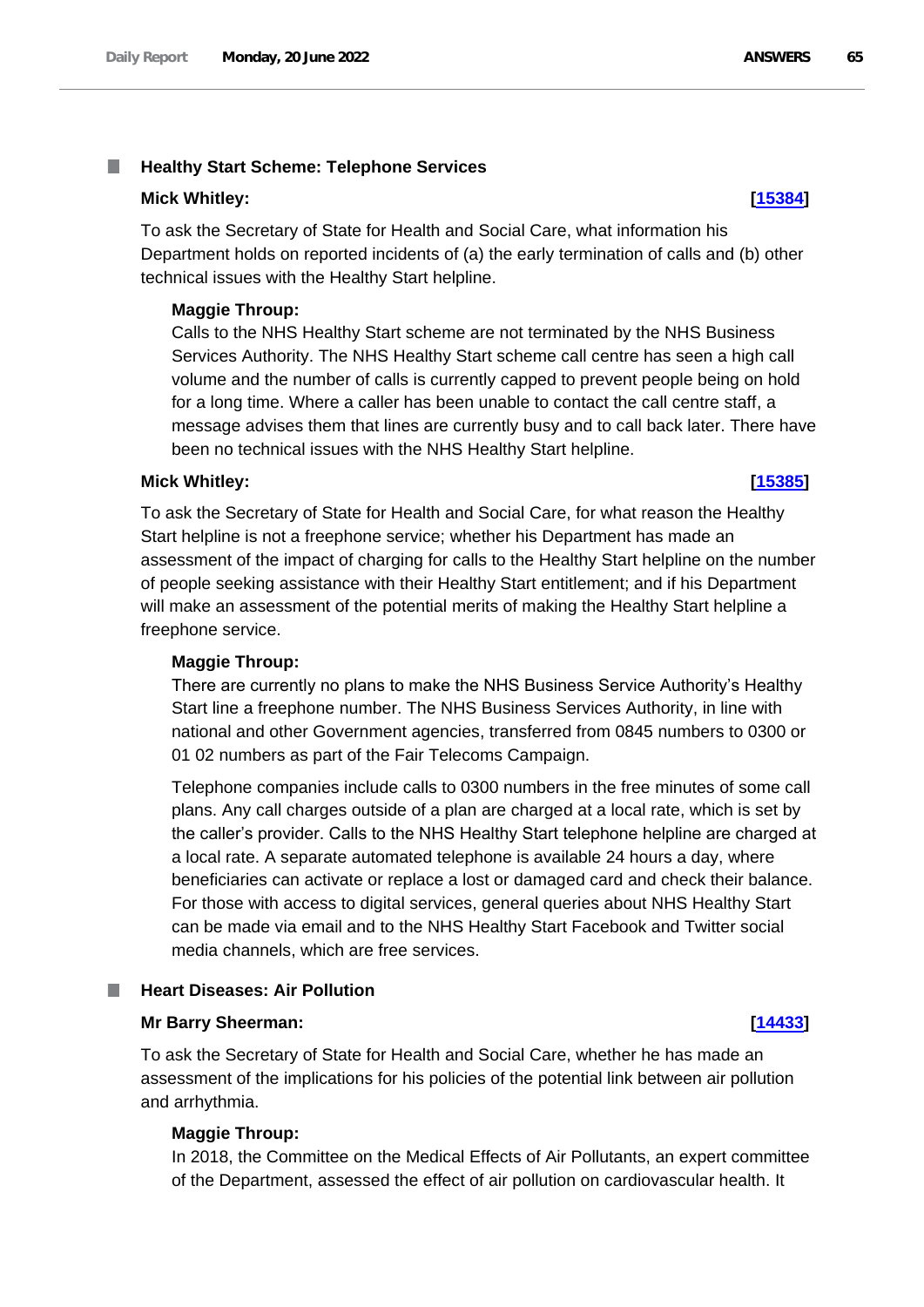## Healthy Start Scheme: Telephone Services

**Mick Whitley:** **[15384]**

To ask the Secretary of State for Health and Social Care, what information his Department holds on reported incidents of (a) the early termination of calls and (b) other technical issues with the Healthy Start helpline.

**Maggie Throup:**

Calls to the NHS Healthy Start scheme are not terminated by the NHS Business Services Authority. The NHS Healthy Start scheme call centre has seen a high call volume and the number of calls is currently capped to prevent people being on hold for a long time. Where a caller has been unable to contact the call centre staff, a message advises them that lines are currently busy and to call back later. There have been no technical issues with the NHS Healthy Start helpline.

**Mick Whitley:** **[15385]**

To ask the Secretary of State for Health and Social Care, for what reason the Healthy Start helpline is not a freephone service; whether his Department has made an assessment of the impact of charging for calls to the Healthy Start helpline on the number of people seeking assistance with their Healthy Start entitlement; and if his Department will make an assessment of the potential merits of making the Healthy Start helpline a freephone service.

**Maggie Throup:**

There are currently no plans to make the NHS Business Service Authority's Healthy Start line a freephone number. The NHS Business Services Authority, in line with national and other Government agencies, transferred from 0845 numbers to 0300 or 01 02 numbers as part of the Fair Telecoms Campaign.

Telephone companies include calls to 0300 numbers in the free minutes of some call plans. Any call charges outside of a plan are charged at a local rate, which is set by the caller's provider. Calls to the NHS Healthy Start telephone helpline are charged at a local rate. A separate automated telephone is available 24 hours a day, where beneficiaries can activate or replace a lost or damaged card and check their balance. For those with access to digital services, general queries about NHS Healthy Start can be made via email and to the NHS Healthy Start Facebook and Twitter social media channels, which are free services.

## Heart Diseases: Air Pollution

**Mr Barry Sheerman:** **[14433]**

To ask the Secretary of State for Health and Social Care, whether he has made an assessment of the implications for his policies of the potential link between air pollution and arrhythmia.

**Maggie Throup:**

In 2018, the Committee on the Medical Effects of Air Pollutants, an expert committee of the Department, assessed the effect of air pollution on cardiovascular health. It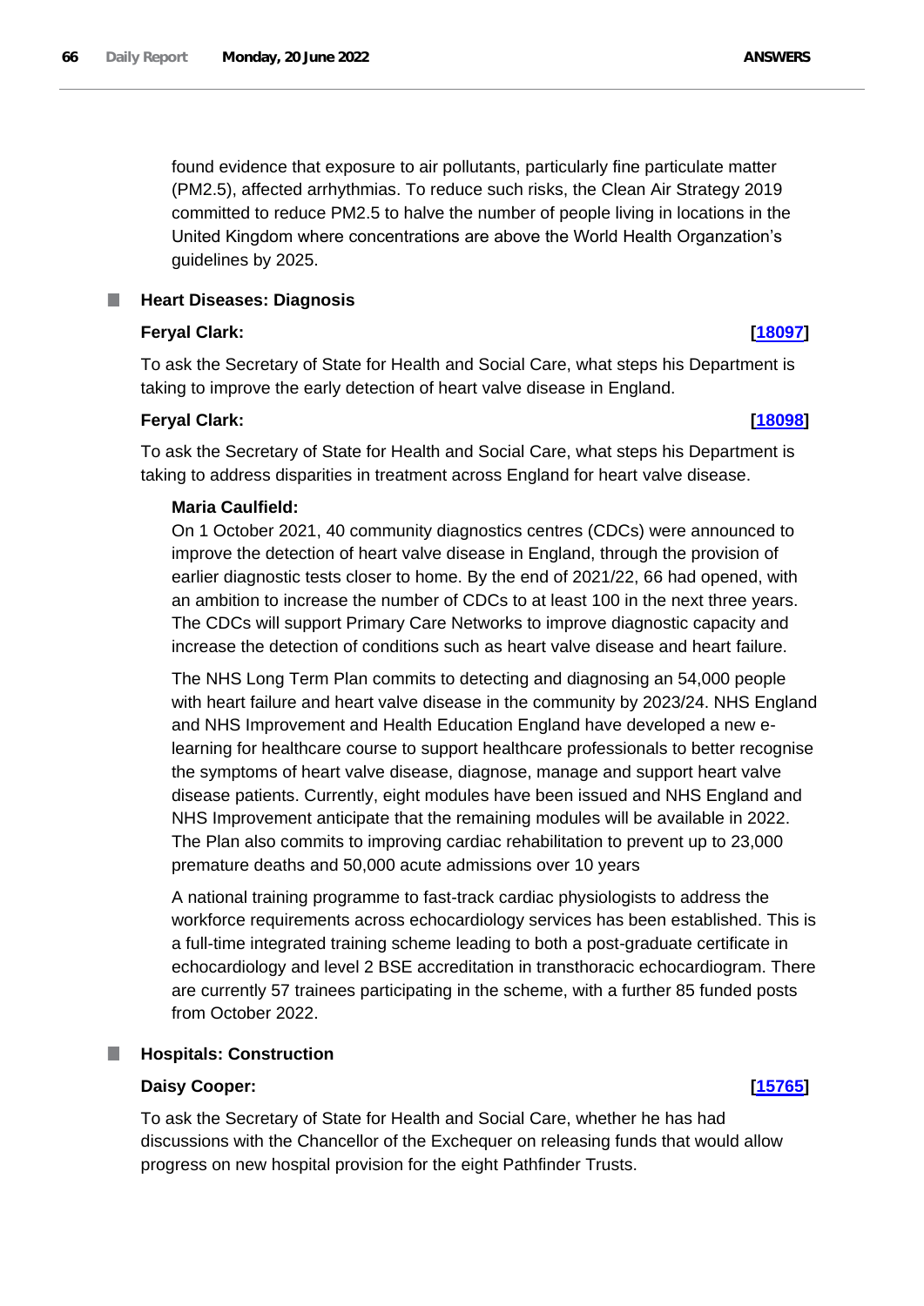found evidence that exposure to air pollutants, particularly fine particulate matter (PM2.5), affected arrhythmias. To reduce such risks, the Clean Air Strategy 2019 committed to reduce PM2.5 to halve the number of people living in locations in the United Kingdom where concentrations are above the World Health Organzation's guidelines by 2025.

## Heart Diseases: Diagnosis

**Feryal Clark:** **[18097]**

To ask the Secretary of State for Health and Social Care, what steps his Department is taking to improve the early detection of heart valve disease in England.

**Feryal Clark:** **[18098]**

To ask the Secretary of State for Health and Social Care, what steps his Department is taking to address disparities in treatment across England for heart valve disease.

**Maria Caulfield:**

On 1 October 2021, 40 community diagnostics centres (CDCs) were announced to improve the detection of heart valve disease in England, through the provision of earlier diagnostic tests closer to home. By the end of 2021/22, 66 had opened, with an ambition to increase the number of CDCs to at least 100 in the next three years. The CDCs will support Primary Care Networks to improve diagnostic capacity and increase the detection of conditions such as heart valve disease and heart failure.

The NHS Long Term Plan commits to detecting and diagnosing an 54,000 people with heart failure and heart valve disease in the community by 2023/24. NHS England and NHS Improvement and Health Education England have developed a new e-learning for healthcare course to support healthcare professionals to better recognise the symptoms of heart valve disease, diagnose, manage and support heart valve disease patients. Currently, eight modules have been issued and NHS England and NHS Improvement anticipate that the remaining modules will be available in 2022. The Plan also commits to improving cardiac rehabilitation to prevent up to 23,000 premature deaths and 50,000 acute admissions over 10 years

A national training programme to fast-track cardiac physiologists to address the workforce requirements across echocardiology services has been established. This is a full-time integrated training scheme leading to both a post-graduate certificate in echocardiology and level 2 BSE accreditation in transthoracic echocardiogram. There are currently 57 trainees participating in the scheme, with a further 85 funded posts from October 2022.

## Hospitals: Construction

**Daisy Cooper:** **[15765]**

To ask the Secretary of State for Health and Social Care, whether he has had discussions with the Chancellor of the Exchequer on releasing funds that would allow progress on new hospital provision for the eight Pathfinder Trusts.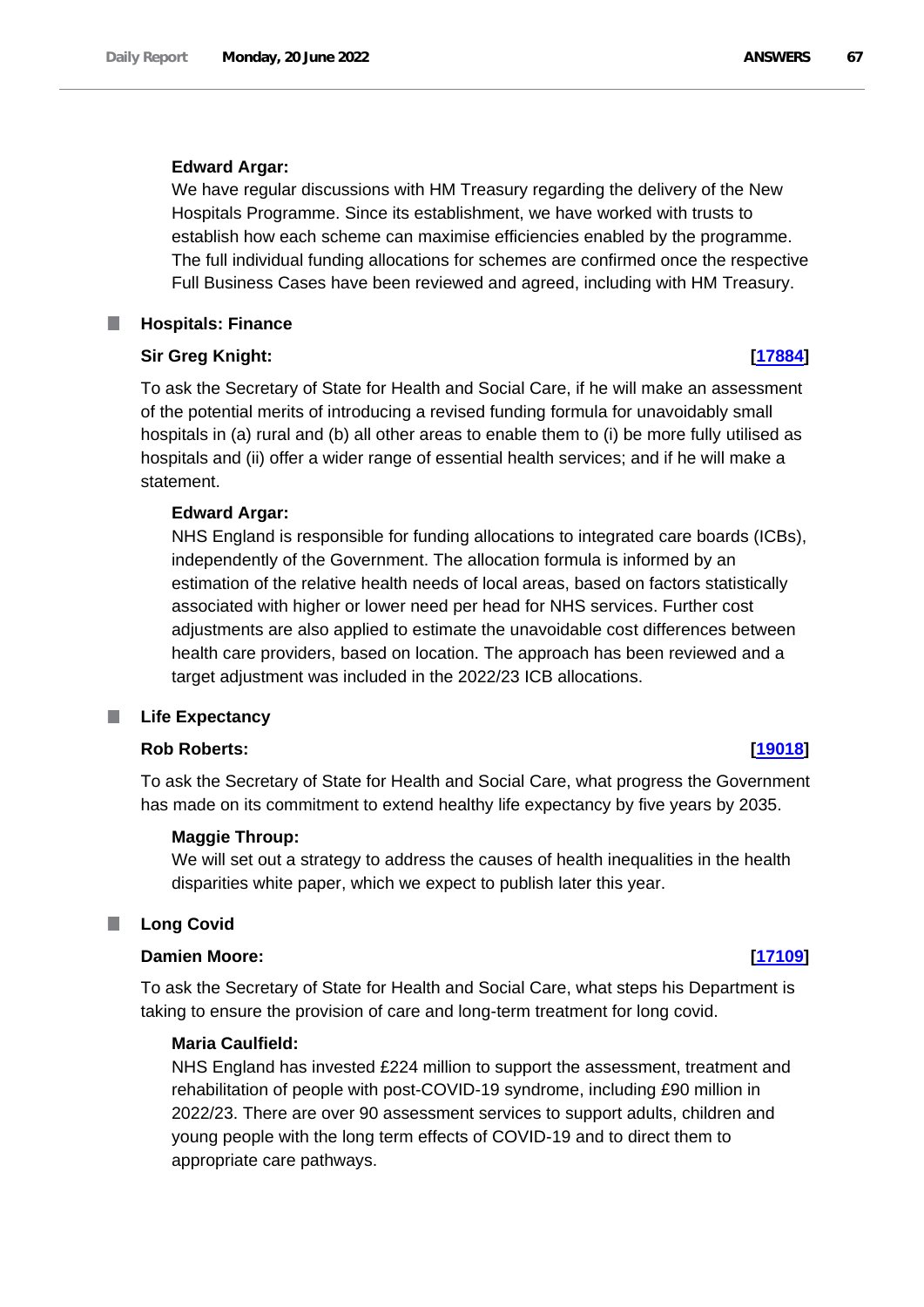**Edward Argar:**

We have regular discussions with HM Treasury regarding the delivery of the New Hospitals Programme. Since its establishment, we have worked with trusts to establish how each scheme can maximise efficiencies enabled by the programme. The full individual funding allocations for schemes are confirmed once the respective Full Business Cases have been reviewed and agreed, including with HM Treasury.

### Hospitals: Finance

**Sir Greg Knight:** **[17884]**

To ask the Secretary of State for Health and Social Care, if he will make an assessment of the potential merits of introducing a revised funding formula for unavoidably small hospitals in (a) rural and (b) all other areas to enable them to (i) be more fully utilised as hospitals and (ii) offer a wider range of essential health services; and if he will make a statement.

**Edward Argar:**

NHS England is responsible for funding allocations to integrated care boards (ICBs), independently of the Government. The allocation formula is informed by an estimation of the relative health needs of local areas, based on factors statistically associated with higher or lower need per head for NHS services. Further cost adjustments are also applied to estimate the unavoidable cost differences between health care providers, based on location. The approach has been reviewed and a target adjustment was included in the 2022/23 ICB allocations.

### Life Expectancy

**Rob Roberts:** **[19018]**

To ask the Secretary of State for Health and Social Care, what progress the Government has made on its commitment to extend healthy life expectancy by five years by 2035.

**Maggie Throup:**

We will set out a strategy to address the causes of health inequalities in the health disparities white paper, which we expect to publish later this year.

### Long Covid

**Damien Moore:** **[17109]**

To ask the Secretary of State for Health and Social Care, what steps his Department is taking to ensure the provision of care and long-term treatment for long covid.

**Maria Caulfield:**

NHS England has invested £224 million to support the assessment, treatment and rehabilitation of people with post-COVID-19 syndrome, including £90 million in 2022/23. There are over 90 assessment services to support adults, children and young people with the long term effects of COVID-19 and to direct them to appropriate care pathways.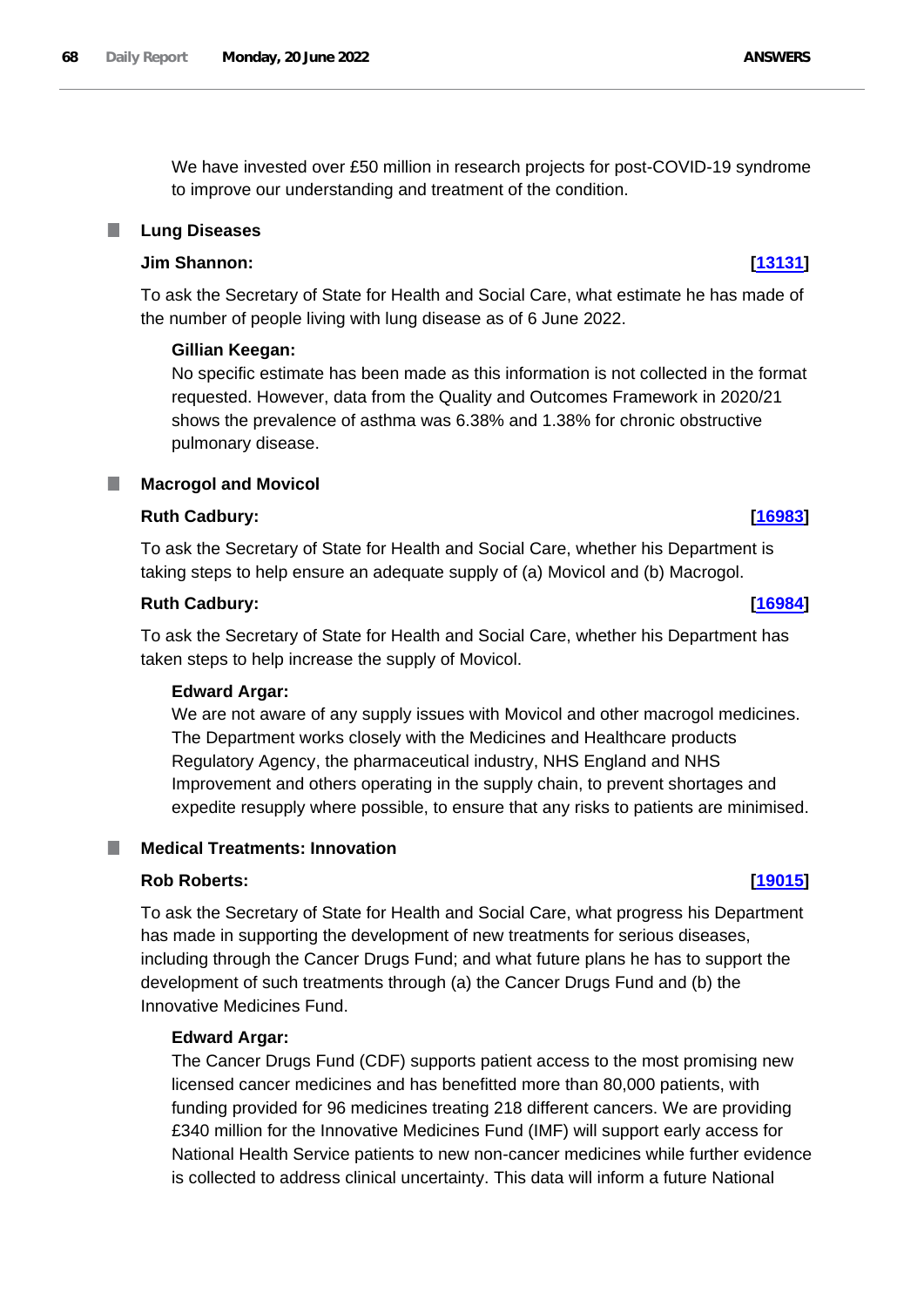We have invested over £50 million in research projects for post-COVID-19 syndrome to improve our understanding and treatment of the condition.

## Lung Diseases

**Jim Shannon:** **[13131]**

To ask the Secretary of State for Health and Social Care, what estimate he has made of the number of people living with lung disease as of 6 June 2022.

**Gillian Keegan:**

No specific estimate has been made as this information is not collected in the format requested. However, data from the Quality and Outcomes Framework in 2020/21 shows the prevalence of asthma was 6.38% and 1.38% for chronic obstructive pulmonary disease.

## Macrogol and Movicol

**Ruth Cadbury:** **[16983]**

To ask the Secretary of State for Health and Social Care, whether his Department is taking steps to help ensure an adequate supply of (a) Movicol and (b) Macrogol.

**Ruth Cadbury:** **[16984]**

To ask the Secretary of State for Health and Social Care, whether his Department has taken steps to help increase the supply of Movicol.

**Edward Argar:**

We are not aware of any supply issues with Movicol and other macrogol medicines. The Department works closely with the Medicines and Healthcare products Regulatory Agency, the pharmaceutical industry, NHS England and NHS Improvement and others operating in the supply chain, to prevent shortages and expedite resupply where possible, to ensure that any risks to patients are minimised.

## Medical Treatments: Innovation

**Rob Roberts:** **[19015]**

To ask the Secretary of State for Health and Social Care, what progress his Department has made in supporting the development of new treatments for serious diseases, including through the Cancer Drugs Fund; and what future plans he has to support the development of such treatments through (a) the Cancer Drugs Fund and (b) the Innovative Medicines Fund.

**Edward Argar:**

The Cancer Drugs Fund (CDF) supports patient access to the most promising new licensed cancer medicines and has benefitted more than 80,000 patients, with funding provided for 96 medicines treating 218 different cancers. We are providing £340 million for the Innovative Medicines Fund (IMF) will support early access for National Health Service patients to new non-cancer medicines while further evidence is collected to address clinical uncertainty. This data will inform a future National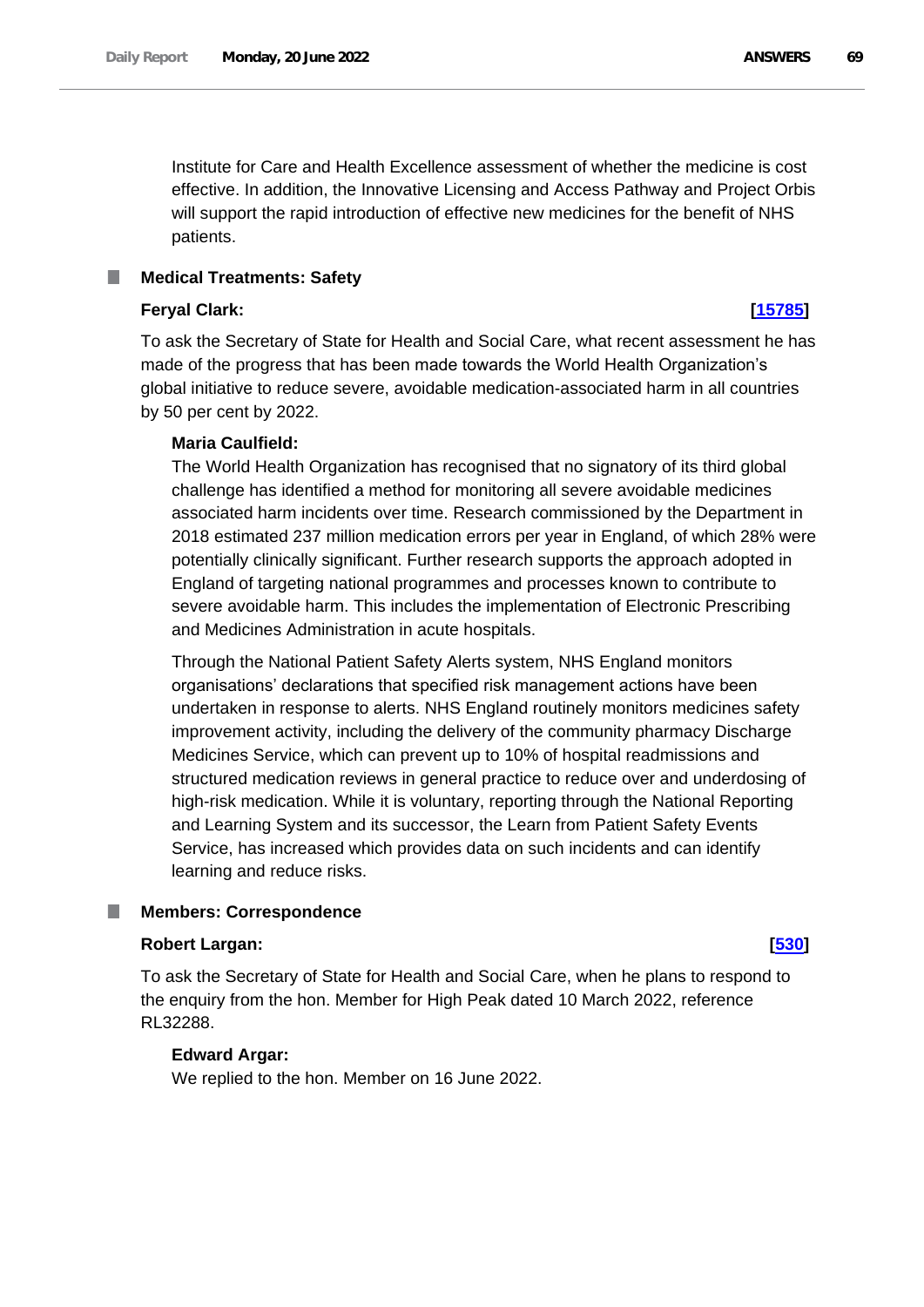Institute for Care and Health Excellence assessment of whether the medicine is cost effective. In addition, the Innovative Licensing and Access Pathway and Project Orbis will support the rapid introduction of effective new medicines for the benefit of NHS patients.

### Medical Treatments: Safety

**Feryal Clark:** **[15785]**

To ask the Secretary of State for Health and Social Care, what recent assessment he has made of the progress that has been made towards the World Health Organization's global initiative to reduce severe, avoidable medication-associated harm in all countries by 50 per cent by 2022.

**Maria Caulfield:**

The World Health Organization has recognised that no signatory of its third global challenge has identified a method for monitoring all severe avoidable medicines associated harm incidents over time. Research commissioned by the Department in 2018 estimated 237 million medication errors per year in England, of which 28% were potentially clinically significant. Further research supports the approach adopted in England of targeting national programmes and processes known to contribute to severe avoidable harm. This includes the implementation of Electronic Prescribing and Medicines Administration in acute hospitals.

Through the National Patient Safety Alerts system, NHS England monitors organisations' declarations that specified risk management actions have been undertaken in response to alerts. NHS England routinely monitors medicines safety improvement activity, including the delivery of the community pharmacy Discharge Medicines Service, which can prevent up to 10% of hospital readmissions and structured medication reviews in general practice to reduce over and underdosing of high-risk medication. While it is voluntary, reporting through the National Reporting and Learning System and its successor, the Learn from Patient Safety Events Service, has increased which provides data on such incidents and can identify learning and reduce risks.

### Members: Correspondence

**Robert Largan:** **[530]**

To ask the Secretary of State for Health and Social Care, when he plans to respond to the enquiry from the hon. Member for High Peak dated 10 March 2022, reference RL32288.

**Edward Argar:**

We replied to the hon. Member on 16 June 2022.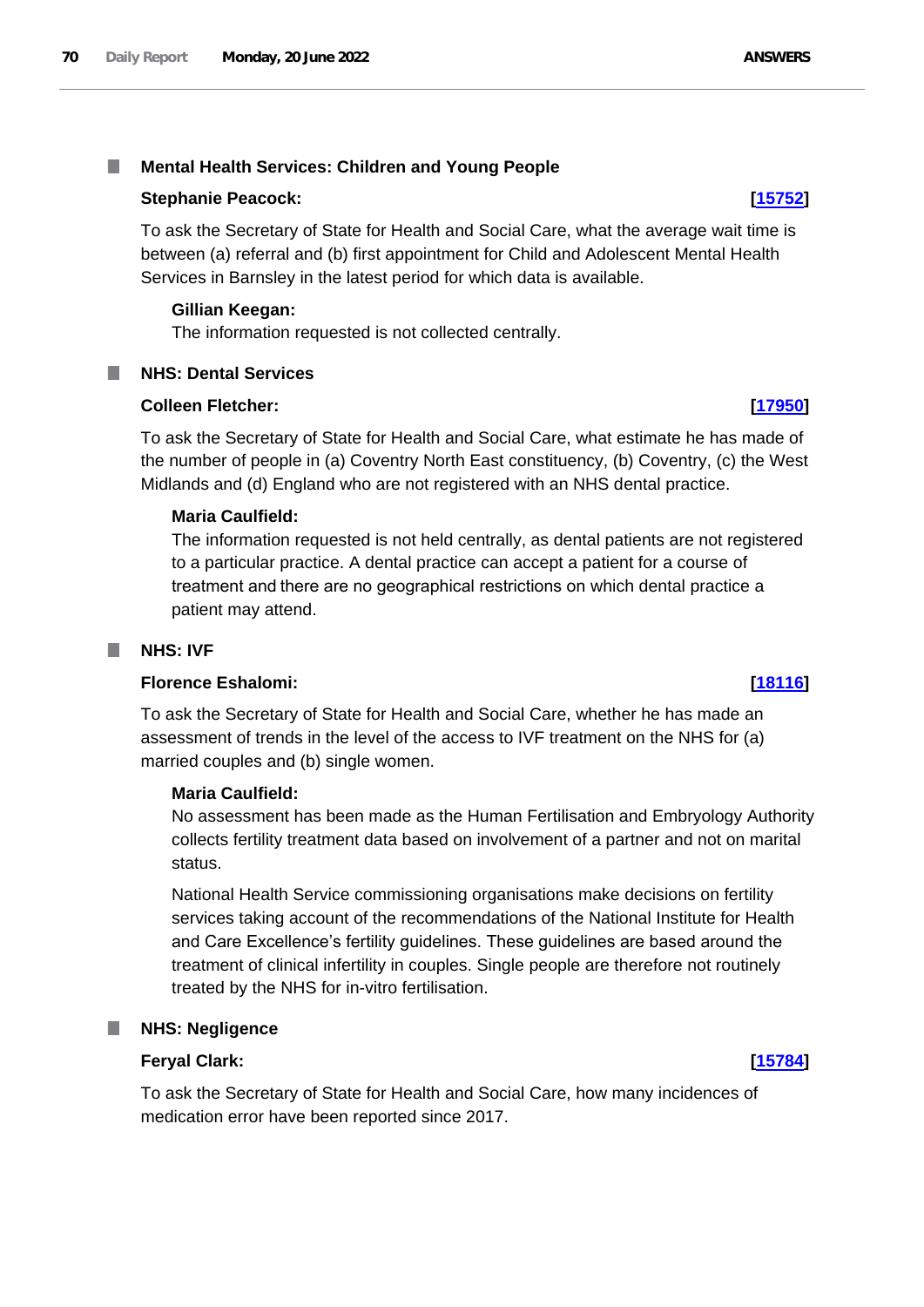## Mental Health Services: Children and Young People

**Stephanie Peacock:** **[15752]**

To ask the Secretary of State for Health and Social Care, what the average wait time is between (a) referral and (b) first appointment for Child and Adolescent Mental Health Services in Barnsley in the latest period for which data is available.

**Gillian Keegan:**

The information requested is not collected centrally.

## NHS: Dental Services

**Colleen Fletcher:** **[17950]**

To ask the Secretary of State for Health and Social Care, what estimate he has made of the number of people in (a) Coventry North East constituency, (b) Coventry, (c) the West Midlands and (d) England who are not registered with an NHS dental practice.

**Maria Caulfield:**

The information requested is not held centrally, as dental patients are not registered to a particular practice. A dental practice can accept a patient for a course of treatment and there are no geographical restrictions on which dental practice a patient may attend.

## NHS: IVF

**Florence Eshalomi:** **[18116]**

To ask the Secretary of State for Health and Social Care, whether he has made an assessment of trends in the level of the access to IVF treatment on the NHS for (a) married couples and (b) single women.

**Maria Caulfield:**

No assessment has been made as the Human Fertilisation and Embryology Authority collects fertility treatment data based on involvement of a partner and not on marital status.

National Health Service commissioning organisations make decisions on fertility services taking account of the recommendations of the National Institute for Health and Care Excellence's fertility guidelines. These guidelines are based around the treatment of clinical infertility in couples. Single people are therefore not routinely treated by the NHS for in-vitro fertilisation.

## NHS: Negligence

**Feryal Clark:** **[15784]**

To ask the Secretary of State for Health and Social Care, how many incidences of medication error have been reported since 2017.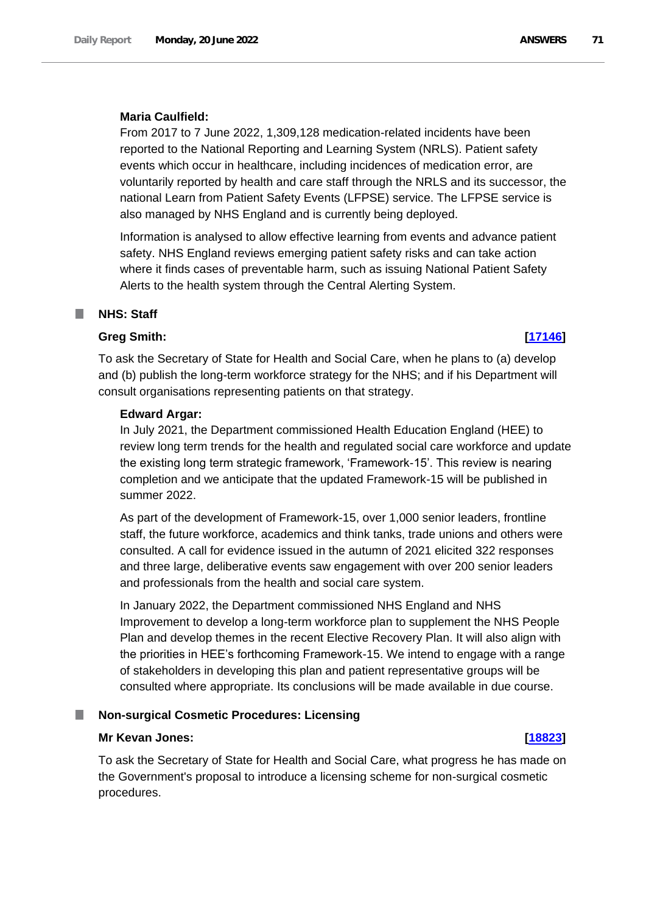**Maria Caulfield:**

From 2017 to 7 June 2022, 1,309,128 medication-related incidents have been reported to the National Reporting and Learning System (NRLS). Patient safety events which occur in healthcare, including incidences of medication error, are voluntarily reported by health and care staff through the NRLS and its successor, the national Learn from Patient Safety Events (LFPSE) service. The LFPSE service is also managed by NHS England and is currently being deployed.

Information is analysed to allow effective learning from events and advance patient safety. NHS England reviews emerging patient safety risks and can take action where it finds cases of preventable harm, such as issuing National Patient Safety Alerts to the health system through the Central Alerting System.

## NHS: Staff

**Greg Smith:** **[17146]**

To ask the Secretary of State for Health and Social Care, when he plans to (a) develop and (b) publish the long-term workforce strategy for the NHS; and if his Department will consult organisations representing patients on that strategy.

**Edward Argar:**

In July 2021, the Department commissioned Health Education England (HEE) to review long term trends for the health and regulated social care workforce and update the existing long term strategic framework, 'Framework-15'. This review is nearing completion and we anticipate that the updated Framework-15 will be published in summer 2022.

As part of the development of Framework-15, over 1,000 senior leaders, frontline staff, the future workforce, academics and think tanks, trade unions and others were consulted. A call for evidence issued in the autumn of 2021 elicited 322 responses and three large, deliberative events saw engagement with over 200 senior leaders and professionals from the health and social care system.

In January 2022, the Department commissioned NHS England and NHS Improvement to develop a long-term workforce plan to supplement the NHS People Plan and develop themes in the recent Elective Recovery Plan. It will also align with the priorities in HEE's forthcoming Framework-15. We intend to engage with a range of stakeholders in developing this plan and patient representative groups will be consulted where appropriate. Its conclusions will be made available in due course.

## Non-surgical Cosmetic Procedures: Licensing

**Mr Kevan Jones:** **[18823]**

To ask the Secretary of State for Health and Social Care, what progress he has made on the Government's proposal to introduce a licensing scheme for non-surgical cosmetic procedures.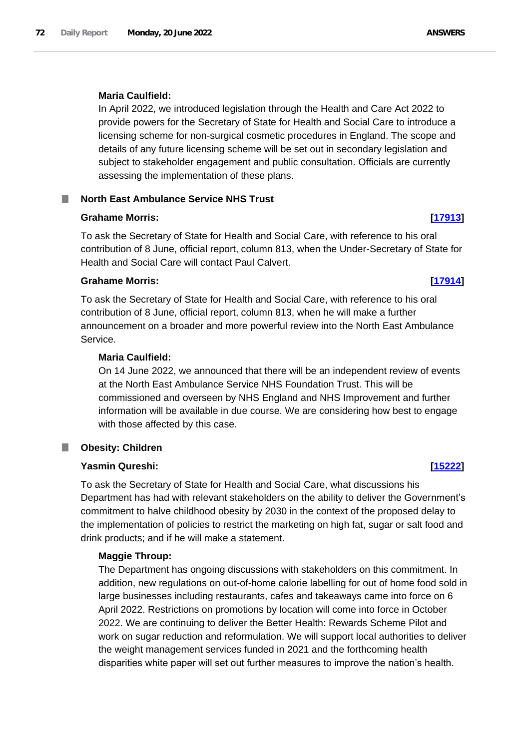**Maria Caulfield:**

In April 2022, we introduced legislation through the Health and Care Act 2022 to provide powers for the Secretary of State for Health and Social Care to introduce a licensing scheme for non-surgical cosmetic procedures in England. The scope and details of any future licensing scheme will be set out in secondary legislation and subject to stakeholder engagement and public consultation. Officials are currently assessing the implementation of these plans.

## North East Ambulance Service NHS Trust

**Grahame Morris:** **[17913]**

To ask the Secretary of State for Health and Social Care, with reference to his oral contribution of 8 June, official report, column 813, when the Under-Secretary of State for Health and Social Care will contact Paul Calvert.

**Grahame Morris:** **[17914]**

To ask the Secretary of State for Health and Social Care, with reference to his oral contribution of 8 June, official report, column 813, when he will make a further announcement on a broader and more powerful review into the North East Ambulance Service.

**Maria Caulfield:**

On 14 June 2022, we announced that there will be an independent review of events at the North East Ambulance Service NHS Foundation Trust. This will be commissioned and overseen by NHS England and NHS Improvement and further information will be available in due course. We are considering how best to engage with those affected by this case.

## Obesity: Children

**Yasmin Qureshi:** **[15222]**

To ask the Secretary of State for Health and Social Care, what discussions his Department has had with relevant stakeholders on the ability to deliver the Government's commitment to halve childhood obesity by 2030 in the context of the proposed delay to the implementation of policies to restrict the marketing on high fat, sugar or salt food and drink products; and if he will make a statement.

**Maggie Throup:**

The Department has ongoing discussions with stakeholders on this commitment. In addition, new regulations on out-of-home calorie labelling for out of home food sold in large businesses including restaurants, cafes and takeaways came into force on 6 April 2022. Restrictions on promotions by location will come into force in October 2022. We are continuing to deliver the Better Health: Rewards Scheme Pilot and work on sugar reduction and reformulation. We will support local authorities to deliver the weight management services funded in 2021 and the forthcoming health disparities white paper will set out further measures to improve the nation's health.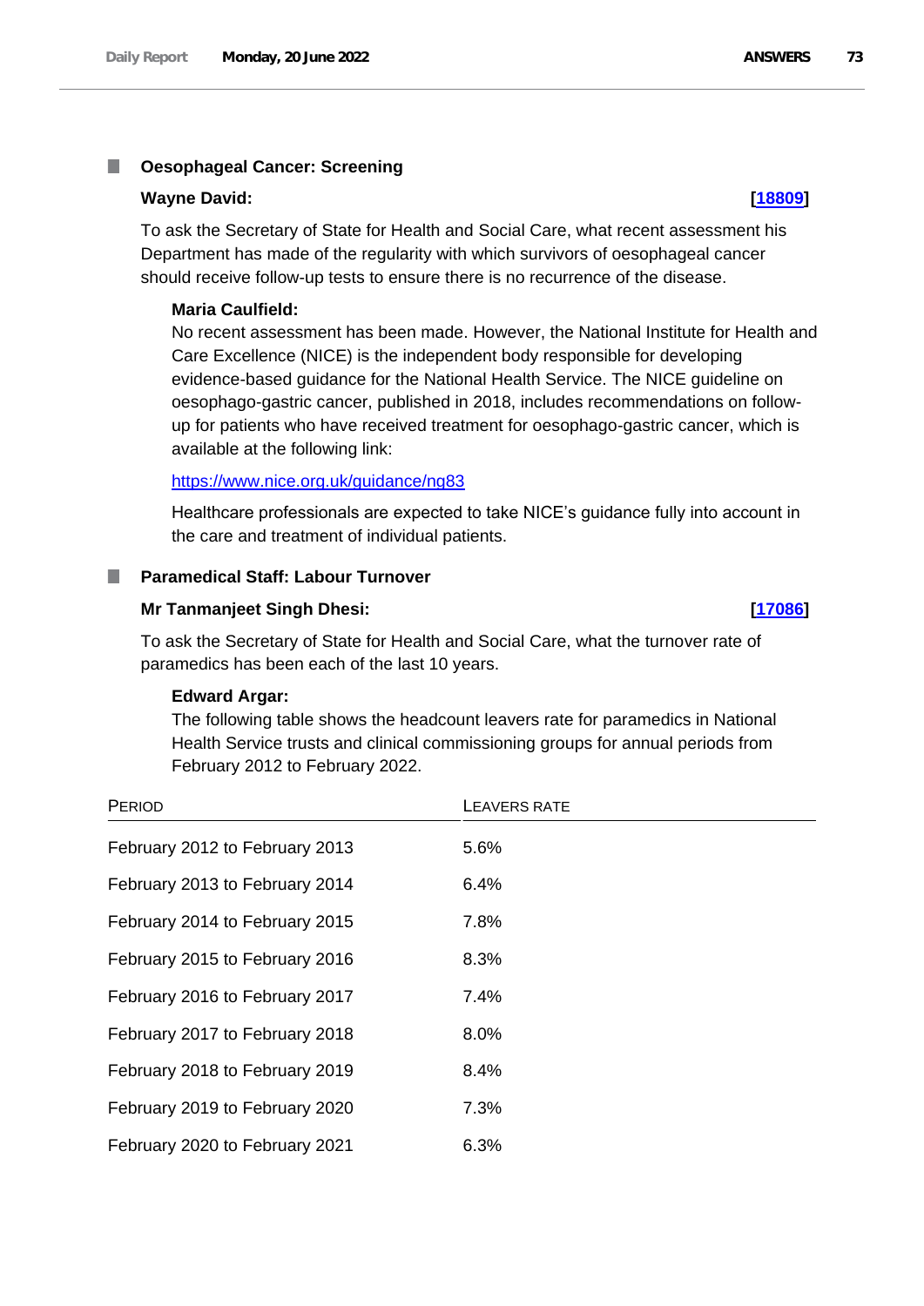## Oesophageal Cancer: Screening

**Wayne David:** **[18809]**

To ask the Secretary of State for Health and Social Care, what recent assessment his Department has made of the regularity with which survivors of oesophageal cancer should receive follow-up tests to ensure there is no recurrence of the disease.

**Maria Caulfield:**

No recent assessment has been made. However, the National Institute for Health and Care Excellence (NICE) is the independent body responsible for developing evidence-based guidance for the National Health Service. The NICE guideline on oesophago-gastric cancer, published in 2018, includes recommendations on follow-up for patients who have received treatment for oesophago-gastric cancer, which is available at the following link:

https://www.nice.org.uk/guidance/ng83

Healthcare professionals are expected to take NICE's guidance fully into account in the care and treatment of individual patients.

## Paramedical Staff: Labour Turnover

**Mr Tanmanjeet Singh Dhesi:** **[17086]**

To ask the Secretary of State for Health and Social Care, what the turnover rate of paramedics has been each of the last 10 years.

**Edward Argar:**

The following table shows the headcount leavers rate for paramedics in National Health Service trusts and clinical commissioning groups for annual periods from February 2012 to February 2022.

| Period | Leavers rate |
|---|---|
| February 2012 to February 2013 | 5.6% |
| February 2013 to February 2014 | 6.4% |
| February 2014 to February 2015 | 7.8% |
| February 2015 to February 2016 | 8.3% |
| February 2016 to February 2017 | 7.4% |
| February 2017 to February 2018 | 8.0% |
| February 2018 to February 2019 | 8.4% |
| February 2019 to February 2020 | 7.3% |
| February 2020 to February 2021 | 6.3% |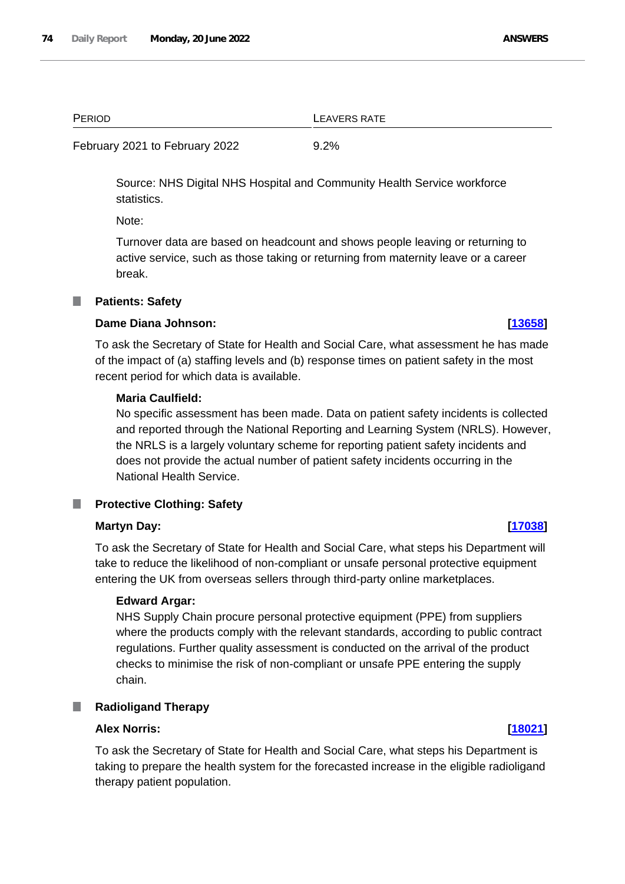| Period | Leavers rate |
| --- | --- |
| February 2021 to February 2022 | 9.2% |

Source: NHS Digital NHS Hospital and Community Health Service workforce statistics.

Note:

Turnover data are based on headcount and shows people leaving or returning to active service, such as those taking or returning from maternity leave or a career break.

## Patients: Safety

**Dame Diana Johnson:** **[13658]**

To ask the Secretary of State for Health and Social Care, what assessment he has made of the impact of (a) staffing levels and (b) response times on patient safety in the most recent period for which data is available.

**Maria Caulfield:**

No specific assessment has been made. Data on patient safety incidents is collected and reported through the National Reporting and Learning System (NRLS). However, the NRLS is a largely voluntary scheme for reporting patient safety incidents and does not provide the actual number of patient safety incidents occurring in the National Health Service.

## Protective Clothing: Safety

**Martyn Day:** **[17038]**

To ask the Secretary of State for Health and Social Care, what steps his Department will take to reduce the likelihood of non-compliant or unsafe personal protective equipment entering the UK from overseas sellers through third-party online marketplaces.

**Edward Argar:**

NHS Supply Chain procure personal protective equipment (PPE) from suppliers where the products comply with the relevant standards, according to public contract regulations. Further quality assessment is conducted on the arrival of the product checks to minimise the risk of non-compliant or unsafe PPE entering the supply chain.

## Radioligand Therapy

**Alex Norris:** **[18021]**

To ask the Secretary of State for Health and Social Care, what steps his Department is taking to prepare the health system for the forecasted increase in the eligible radioligand therapy patient population.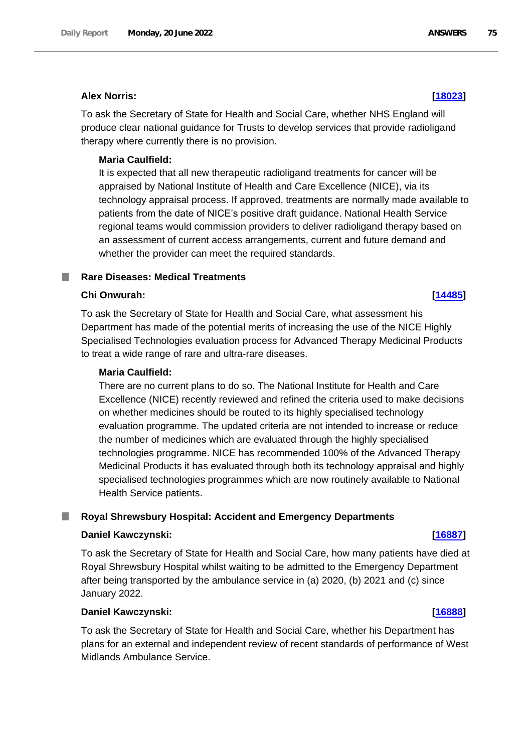**Alex Norris:** **[18023]**

To ask the Secretary of State for Health and Social Care, whether NHS England will produce clear national guidance for Trusts to develop services that provide radioligand therapy where currently there is no provision.

**Maria Caulfield:**

It is expected that all new therapeutic radioligand treatments for cancer will be appraised by National Institute of Health and Care Excellence (NICE), via its technology appraisal process. If approved, treatments are normally made available to patients from the date of NICE's positive draft guidance. National Health Service regional teams would commission providers to deliver radioligand therapy based on an assessment of current access arrangements, current and future demand and whether the provider can meet the required standards.

## Rare Diseases: Medical Treatments

**Chi Onwurah:** **[14485]**

To ask the Secretary of State for Health and Social Care, what assessment his Department has made of the potential merits of increasing the use of the NICE Highly Specialised Technologies evaluation process for Advanced Therapy Medicinal Products to treat a wide range of rare and ultra-rare diseases.

**Maria Caulfield:**

There are no current plans to do so. The National Institute for Health and Care Excellence (NICE) recently reviewed and refined the criteria used to make decisions on whether medicines should be routed to its highly specialised technology evaluation programme. The updated criteria are not intended to increase or reduce the number of medicines which are evaluated through the highly specialised technologies programme. NICE has recommended 100% of the Advanced Therapy Medicinal Products it has evaluated through both its technology appraisal and highly specialised technologies programmes which are now routinely available to National Health Service patients.

## Royal Shrewsbury Hospital: Accident and Emergency Departments

**Daniel Kawczynski:** **[16887]**

To ask the Secretary of State for Health and Social Care, how many patients have died at Royal Shrewsbury Hospital whilst waiting to be admitted to the Emergency Department after being transported by the ambulance service in (a) 2020, (b) 2021 and (c) since January 2022.

**Daniel Kawczynski:** **[16888]**

To ask the Secretary of State for Health and Social Care, whether his Department has plans for an external and independent review of recent standards of performance of West Midlands Ambulance Service.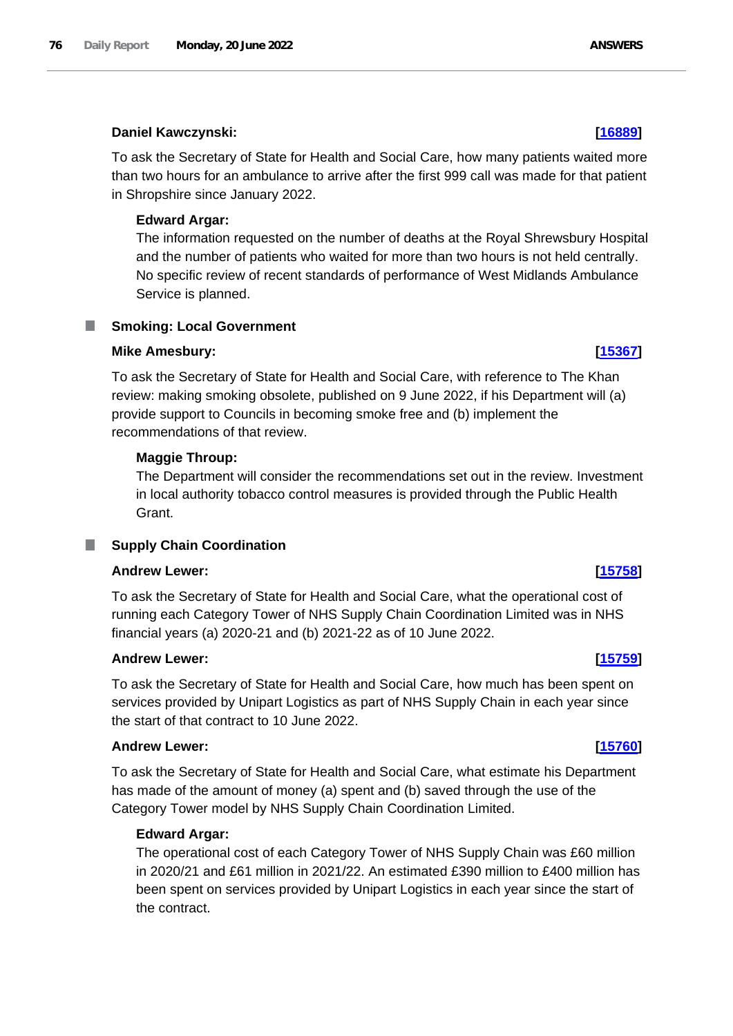**Daniel Kawczynski:** **[16889]**

To ask the Secretary of State for Health and Social Care, how many patients waited more than two hours for an ambulance to arrive after the first 999 call was made for that patient in Shropshire since January 2022.

**Edward Argar:**

The information requested on the number of deaths at the Royal Shrewsbury Hospital and the number of patients who waited for more than two hours is not held centrally. No specific review of recent standards of performance of West Midlands Ambulance Service is planned.

## Smoking: Local Government

**Mike Amesbury:** **[15367]**

To ask the Secretary of State for Health and Social Care, with reference to The Khan review: making smoking obsolete, published on 9 June 2022, if his Department will (a) provide support to Councils in becoming smoke free and (b) implement the recommendations of that review.

**Maggie Throup:**

The Department will consider the recommendations set out in the review. Investment in local authority tobacco control measures is provided through the Public Health Grant.

## Supply Chain Coordination

**Andrew Lewer:** **[15758]**

To ask the Secretary of State for Health and Social Care, what the operational cost of running each Category Tower of NHS Supply Chain Coordination Limited was in NHS financial years (a) 2020-21 and (b) 2021-22 as of 10 June 2022.

**Andrew Lewer:** **[15759]**

To ask the Secretary of State for Health and Social Care, how much has been spent on services provided by Unipart Logistics as part of NHS Supply Chain in each year since the start of that contract to 10 June 2022.

**Andrew Lewer:** **[15760]**

To ask the Secretary of State for Health and Social Care, what estimate his Department has made of the amount of money (a) spent and (b) saved through the use of the Category Tower model by NHS Supply Chain Coordination Limited.

**Edward Argar:**

The operational cost of each Category Tower of NHS Supply Chain was £60 million in 2020/21 and £61 million in 2021/22. An estimated £390 million to £400 million has been spent on services provided by Unipart Logistics in each year since the start of the contract.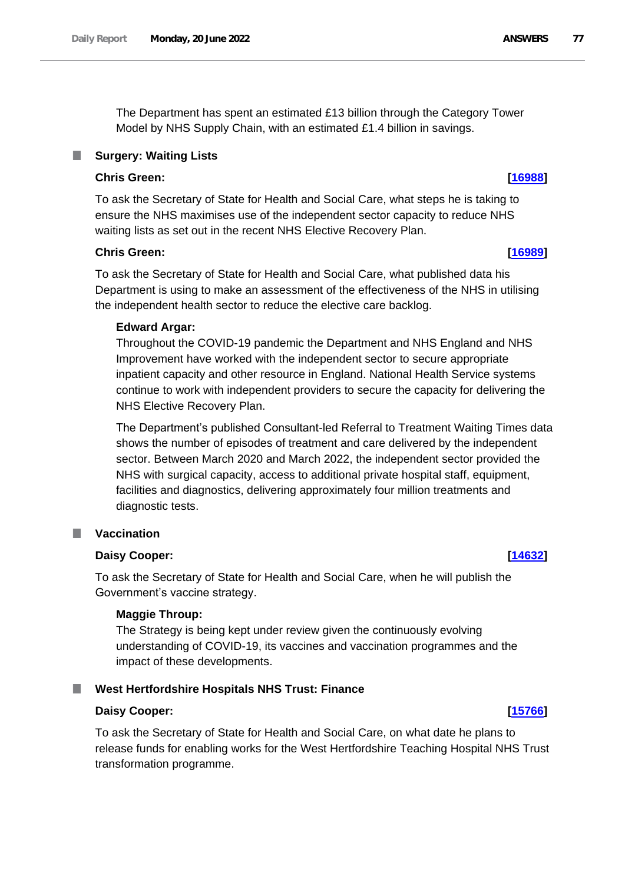The Department has spent an estimated £13 billion through the Category Tower Model by NHS Supply Chain, with an estimated £1.4 billion in savings.

## Surgery: Waiting Lists

**Chris Green:** **[16988]**

To ask the Secretary of State for Health and Social Care, what steps he is taking to ensure the NHS maximises use of the independent sector capacity to reduce NHS waiting lists as set out in the recent NHS Elective Recovery Plan.

**Chris Green:** **[16989]**

To ask the Secretary of State for Health and Social Care, what published data his Department is using to make an assessment of the effectiveness of the NHS in utilising the independent health sector to reduce the elective care backlog.

**Edward Argar:**

Throughout the COVID-19 pandemic the Department and NHS England and NHS Improvement have worked with the independent sector to secure appropriate inpatient capacity and other resource in England. National Health Service systems continue to work with independent providers to secure the capacity for delivering the NHS Elective Recovery Plan.

The Department's published Consultant-led Referral to Treatment Waiting Times data shows the number of episodes of treatment and care delivered by the independent sector. Between March 2020 and March 2022, the independent sector provided the NHS with surgical capacity, access to additional private hospital staff, equipment, facilities and diagnostics, delivering approximately four million treatments and diagnostic tests.

## Vaccination

**Daisy Cooper:** **[14632]**

To ask the Secretary of State for Health and Social Care, when he will publish the Government's vaccine strategy.

**Maggie Throup:**

The Strategy is being kept under review given the continuously evolving understanding of COVID-19, its vaccines and vaccination programmes and the impact of these developments.

## West Hertfordshire Hospitals NHS Trust: Finance

**Daisy Cooper:** **[15766]**

To ask the Secretary of State for Health and Social Care, on what date he plans to release funds for enabling works for the West Hertfordshire Teaching Hospital NHS Trust transformation programme.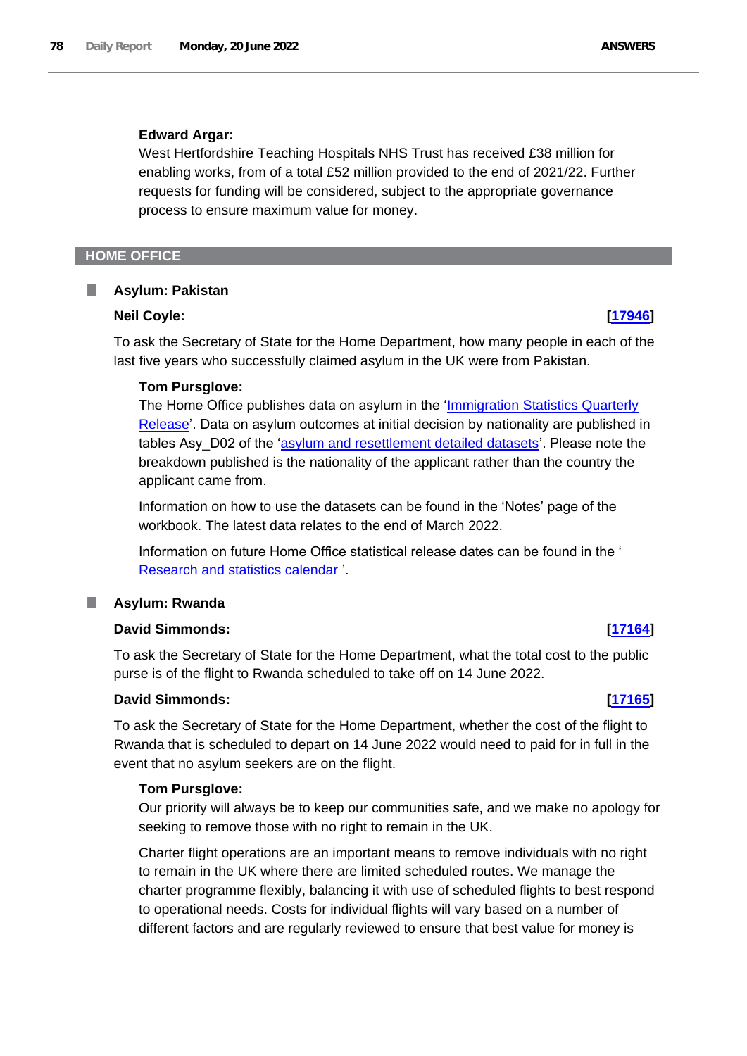**Edward Argar:**

West Hertfordshire Teaching Hospitals NHS Trust has received £38 million for enabling works, from of a total £52 million provided to the end of 2021/22. Further requests for funding will be considered, subject to the appropriate governance process to ensure maximum value for money.

## HOME OFFICE

### Asylum: Pakistan

**Neil Coyle:** **[17946]**

To ask the Secretary of State for the Home Department, how many people in each of the last five years who successfully claimed asylum in the UK were from Pakistan.

**Tom Pursglove:**

The Home Office publishes data on asylum in the 'Immigration Statistics Quarterly Release'. Data on asylum outcomes at initial decision by nationality are published in tables Asy_D02 of the 'asylum and resettlement detailed datasets'. Please note the breakdown published is the nationality of the applicant rather than the country the applicant came from.

Information on how to use the datasets can be found in the 'Notes' page of the workbook. The latest data relates to the end of March 2022.

Information on future Home Office statistical release dates can be found in the ' Research and statistics calendar '.

### Asylum: Rwanda

**David Simmonds:** **[17164]**

To ask the Secretary of State for the Home Department, what the total cost to the public purse is of the flight to Rwanda scheduled to take off on 14 June 2022.

**David Simmonds:** **[17165]**

To ask the Secretary of State for the Home Department, whether the cost of the flight to Rwanda that is scheduled to depart on 14 June 2022 would need to paid for in full in the event that no asylum seekers are on the flight.

**Tom Pursglove:**

Our priority will always be to keep our communities safe, and we make no apology for seeking to remove those with no right to remain in the UK.

Charter flight operations are an important means to remove individuals with no right to remain in the UK where there are limited scheduled routes. We manage the charter programme flexibly, balancing it with use of scheduled flights to best respond to operational needs. Costs for individual flights will vary based on a number of different factors and are regularly reviewed to ensure that best value for money is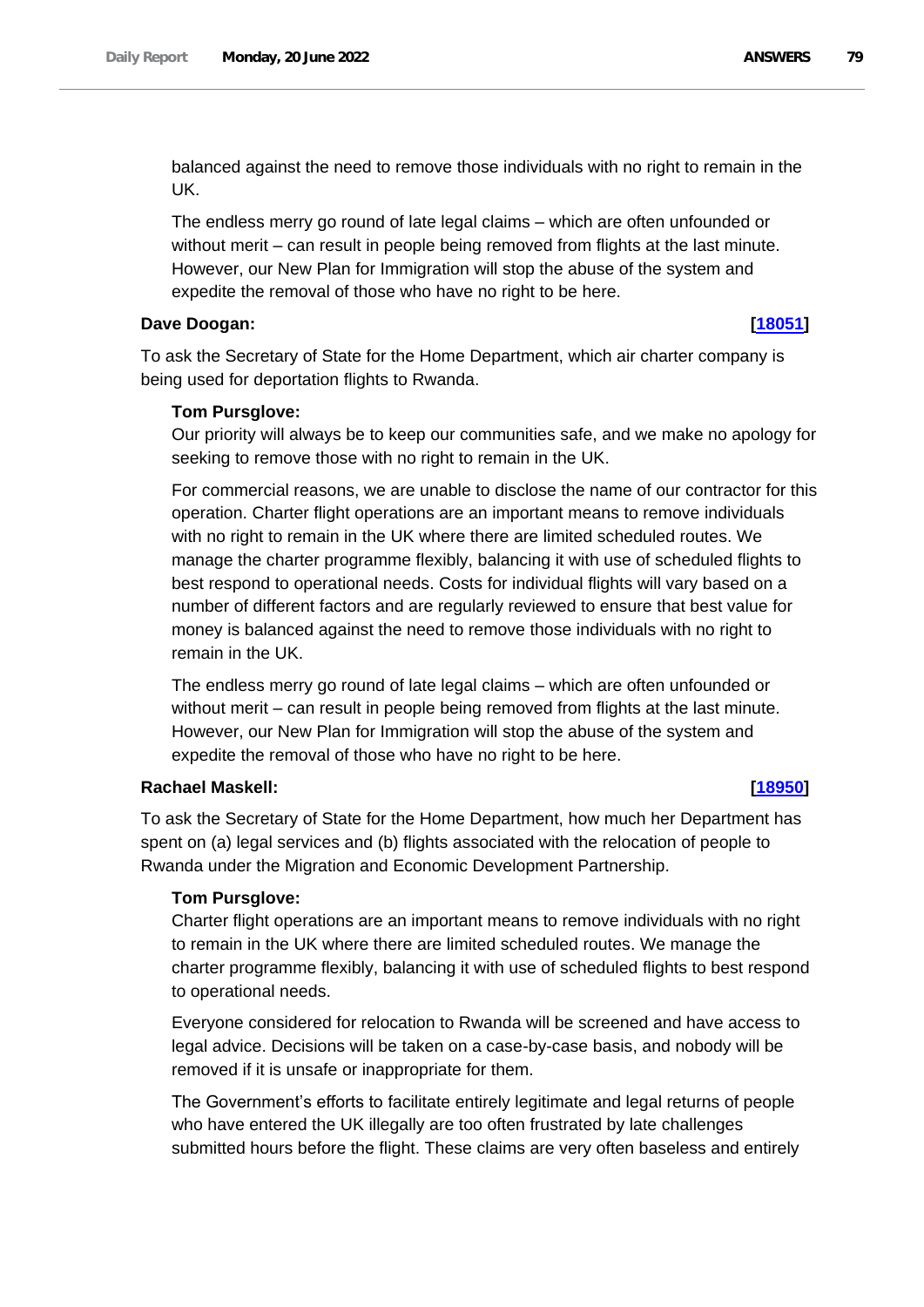balanced against the need to remove those individuals with no right to remain in the UK.

The endless merry go round of late legal claims – which are often unfounded or without merit – can result in people being removed from flights at the last minute. However, our New Plan for Immigration will stop the abuse of the system and expedite the removal of those who have no right to be here.

**Dave Doogan:** **[18051]**

To ask the Secretary of State for the Home Department, which air charter company is being used for deportation flights to Rwanda.

**Tom Pursglove:**

Our priority will always be to keep our communities safe, and we make no apology for seeking to remove those with no right to remain in the UK.

For commercial reasons, we are unable to disclose the name of our contractor for this operation. Charter flight operations are an important means to remove individuals with no right to remain in the UK where there are limited scheduled routes. We manage the charter programme flexibly, balancing it with use of scheduled flights to best respond to operational needs. Costs for individual flights will vary based on a number of different factors and are regularly reviewed to ensure that best value for money is balanced against the need to remove those individuals with no right to remain in the UK.

The endless merry go round of late legal claims – which are often unfounded or without merit – can result in people being removed from flights at the last minute. However, our New Plan for Immigration will stop the abuse of the system and expedite the removal of those who have no right to be here.

**Rachael Maskell:** **[18950]**

To ask the Secretary of State for the Home Department, how much her Department has spent on (a) legal services and (b) flights associated with the relocation of people to Rwanda under the Migration and Economic Development Partnership.

**Tom Pursglove:**

Charter flight operations are an important means to remove individuals with no right to remain in the UK where there are limited scheduled routes. We manage the charter programme flexibly, balancing it with use of scheduled flights to best respond to operational needs.

Everyone considered for relocation to Rwanda will be screened and have access to legal advice. Decisions will be taken on a case-by-case basis, and nobody will be removed if it is unsafe or inappropriate for them.

The Government's efforts to facilitate entirely legitimate and legal returns of people who have entered the UK illegally are too often frustrated by late challenges submitted hours before the flight. These claims are very often baseless and entirely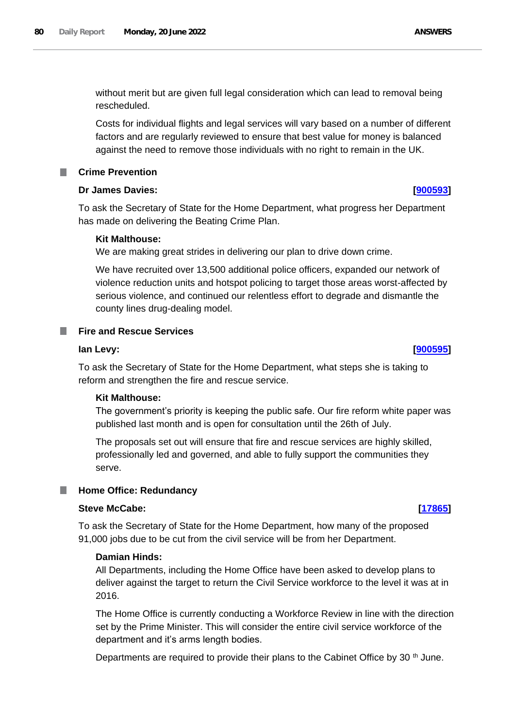without merit but are given full legal consideration which can lead to removal being rescheduled.

Costs for individual flights and legal services will vary based on a number of different factors and are regularly reviewed to ensure that best value for money is balanced against the need to remove those individuals with no right to remain in the UK.

## Crime Prevention

**Dr James Davies:** **[900593]**

To ask the Secretary of State for the Home Department, what progress her Department has made on delivering the Beating Crime Plan.

**Kit Malthouse:**

We are making great strides in delivering our plan to drive down crime.

We have recruited over 13,500 additional police officers, expanded our network of violence reduction units and hotspot policing to target those areas worst-affected by serious violence, and continued our relentless effort to degrade and dismantle the county lines drug-dealing model.

## Fire and Rescue Services

**Ian Levy:** **[900595]**

To ask the Secretary of State for the Home Department, what steps she is taking to reform and strengthen the fire and rescue service.

**Kit Malthouse:**

The government's priority is keeping the public safe. Our fire reform white paper was published last month and is open for consultation until the 26th of July.

The proposals set out will ensure that fire and rescue services are highly skilled, professionally led and governed, and able to fully support the communities they serve.

## Home Office: Redundancy

**Steve McCabe:** **[17865]**

To ask the Secretary of State for the Home Department, how many of the proposed 91,000 jobs due to be cut from the civil service will be from her Department.

**Damian Hinds:**

All Departments, including the Home Office have been asked to develop plans to deliver against the target to return the Civil Service workforce to the level it was at in 2016.

The Home Office is currently conducting a Workforce Review in line with the direction set by the Prime Minister. This will consider the entire civil service workforce of the department and it's arms length bodies.

Departments are required to provide their plans to the Cabinet Office by 30 th June.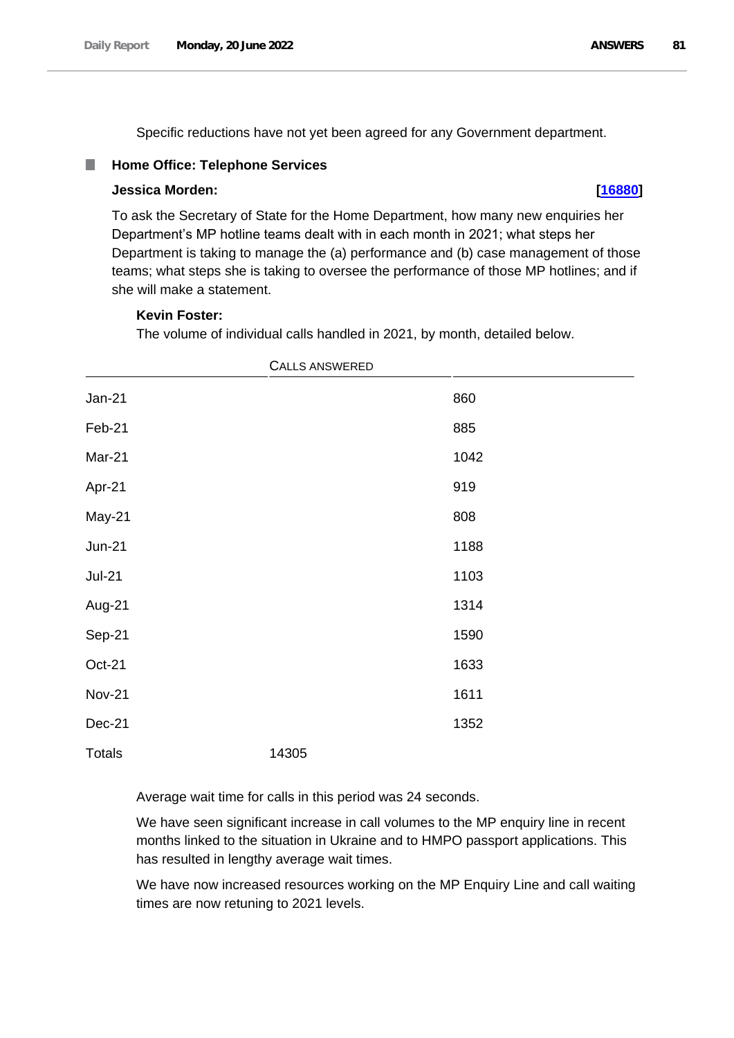Specific reductions have not yet been agreed for any Government department.

### Home Office: Telephone Services

**Jessica Morden:** **[16880]**

To ask the Secretary of State for the Home Department, how many new enquiries her Department's MP hotline teams dealt with in each month in 2021; what steps her Department is taking to manage the (a) performance and (b) case management of those teams; what steps she is taking to oversee the performance of those MP hotlines; and if she will make a statement.

**Kevin Foster:**

The volume of individual calls handled in 2021, by month, detailed below.

| | CALLS ANSWERED | |
|---|---|---|
| Jan-21 | | 860 |
| Feb-21 | | 885 |
| Mar-21 | | 1042 |
| Apr-21 | | 919 |
| May-21 | | 808 |
| Jun-21 | | 1188 |
| Jul-21 | | 1103 |
| Aug-21 | | 1314 |
| Sep-21 | | 1590 |
| Oct-21 | | 1633 |
| Nov-21 | | 1611 |
| Dec-21 | | 1352 |
| Totals | 14305 | |

Average wait time for calls in this period was 24 seconds.

We have seen significant increase in call volumes to the MP enquiry line in recent months linked to the situation in Ukraine and to HMPO passport applications. This has resulted in lengthy average wait times.

We have now increased resources working on the MP Enquiry Line and call waiting times are now retuning to 2021 levels.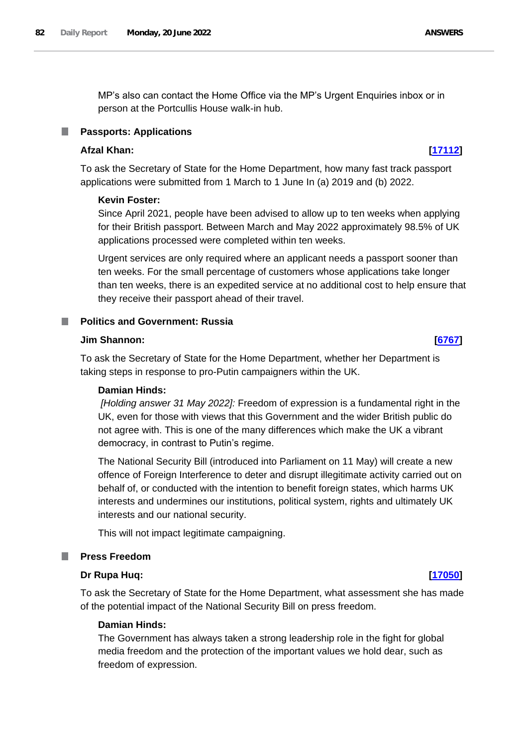MP's also can contact the Home Office via the MP's Urgent Enquiries inbox or in person at the Portcullis House walk-in hub.

## Passports: Applications

**Afzal Khan:** **[17112]**

To ask the Secretary of State for the Home Department, how many fast track passport applications were submitted from 1 March to 1 June In (a) 2019 and (b) 2022.

**Kevin Foster:**

Since April 2021, people have been advised to allow up to ten weeks when applying for their British passport. Between March and May 2022 approximately 98.5% of UK applications processed were completed within ten weeks.

Urgent services are only required where an applicant needs a passport sooner than ten weeks. For the small percentage of customers whose applications take longer than ten weeks, there is an expedited service at no additional cost to help ensure that they receive their passport ahead of their travel.

## Politics and Government: Russia

**Jim Shannon:** **[6767]**

To ask the Secretary of State for the Home Department, whether her Department is taking steps in response to pro-Putin campaigners within the UK.

**Damian Hinds:**

*[Holding answer 31 May 2022]:* Freedom of expression is a fundamental right in the UK, even for those with views that this Government and the wider British public do not agree with. This is one of the many differences which make the UK a vibrant democracy, in contrast to Putin's regime.

The National Security Bill (introduced into Parliament on 11 May) will create a new offence of Foreign Interference to deter and disrupt illegitimate activity carried out on behalf of, or conducted with the intention to benefit foreign states, which harms UK interests and undermines our institutions, political system, rights and ultimately UK interests and our national security.

This will not impact legitimate campaigning.

## Press Freedom

**Dr Rupa Huq:** **[17050]**

To ask the Secretary of State for the Home Department, what assessment she has made of the potential impact of the National Security Bill on press freedom.

**Damian Hinds:**

The Government has always taken a strong leadership role in the fight for global media freedom and the protection of the important values we hold dear, such as freedom of expression.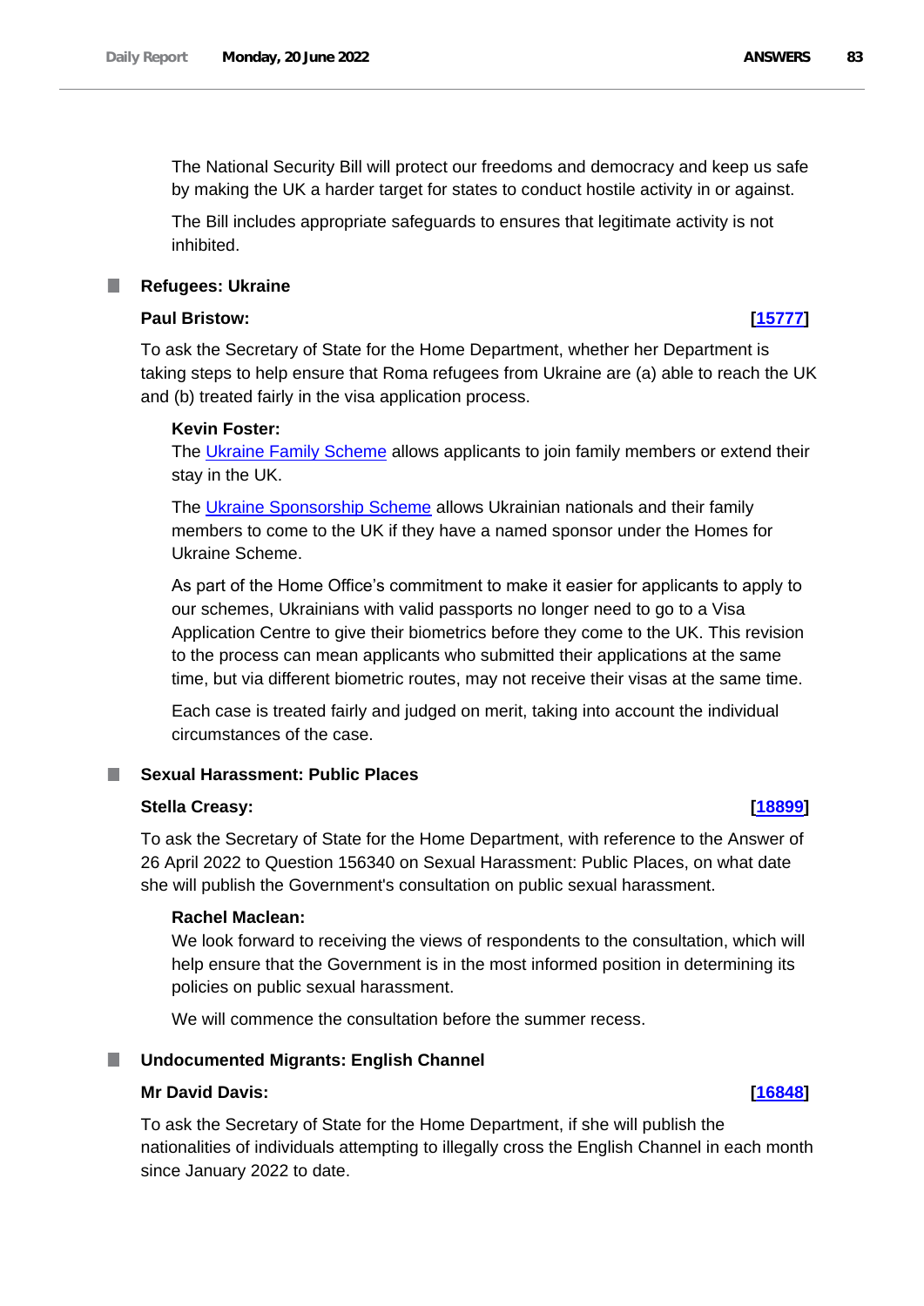The National Security Bill will protect our freedoms and democracy and keep us safe by making the UK a harder target for states to conduct hostile activity in or against.

The Bill includes appropriate safeguards to ensures that legitimate activity is not inhibited.

### Refugees: Ukraine

**Paul Bristow:** **[15777]**

To ask the Secretary of State for the Home Department, whether her Department is taking steps to help ensure that Roma refugees from Ukraine are (a) able to reach the UK and (b) treated fairly in the visa application process.

**Kevin Foster:**

The Ukraine Family Scheme allows applicants to join family members or extend their stay in the UK.

The Ukraine Sponsorship Scheme allows Ukrainian nationals and their family members to come to the UK if they have a named sponsor under the Homes for Ukraine Scheme.

As part of the Home Office's commitment to make it easier for applicants to apply to our schemes, Ukrainians with valid passports no longer need to go to a Visa Application Centre to give their biometrics before they come to the UK. This revision to the process can mean applicants who submitted their applications at the same time, but via different biometric routes, may not receive their visas at the same time.

Each case is treated fairly and judged on merit, taking into account the individual circumstances of the case.

### Sexual Harassment: Public Places

**Stella Creasy:** **[18899]**

To ask the Secretary of State for the Home Department, with reference to the Answer of 26 April 2022 to Question 156340 on Sexual Harassment: Public Places, on what date she will publish the Government's consultation on public sexual harassment.

**Rachel Maclean:**

We look forward to receiving the views of respondents to the consultation, which will help ensure that the Government is in the most informed position in determining its policies on public sexual harassment.

We will commence the consultation before the summer recess.

### Undocumented Migrants: English Channel

**Mr David Davis:** **[16848]**

To ask the Secretary of State for the Home Department, if she will publish the nationalities of individuals attempting to illegally cross the English Channel in each month since January 2022 to date.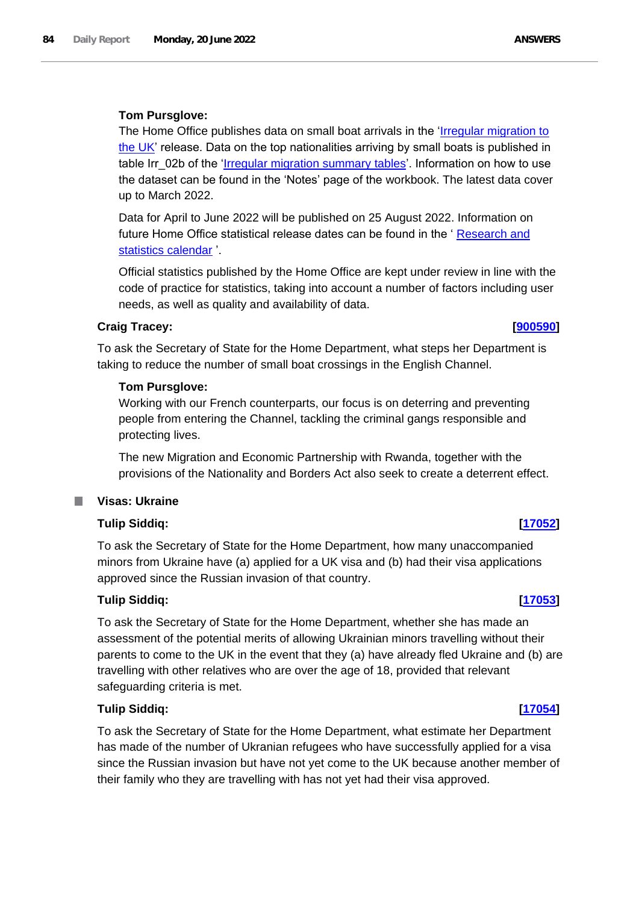**Tom Pursglove:**

The Home Office publishes data on small boat arrivals in the 'Irregular migration to the UK' release. Data on the top nationalities arriving by small boats is published in table Irr_02b of the 'Irregular migration summary tables'. Information on how to use the dataset can be found in the 'Notes' page of the workbook. The latest data cover up to March 2022.

Data for April to June 2022 will be published on 25 August 2022. Information on future Home Office statistical release dates can be found in the ' Research and statistics calendar '.

Official statistics published by the Home Office are kept under review in line with the code of practice for statistics, taking into account a number of factors including user needs, as well as quality and availability of data.

**Craig Tracey:** **[900590]**

To ask the Secretary of State for the Home Department, what steps her Department is taking to reduce the number of small boat crossings in the English Channel.

**Tom Pursglove:**

Working with our French counterparts, our focus is on deterring and preventing people from entering the Channel, tackling the criminal gangs responsible and protecting lives.

The new Migration and Economic Partnership with Rwanda, together with the provisions of the Nationality and Borders Act also seek to create a deterrent effect.

## Visas: Ukraine

**Tulip Siddiq:** **[17052]**

To ask the Secretary of State for the Home Department, how many unaccompanied minors from Ukraine have (a) applied for a UK visa and (b) had their visa applications approved since the Russian invasion of that country.

**Tulip Siddiq:** **[17053]**

To ask the Secretary of State for the Home Department, whether she has made an assessment of the potential merits of allowing Ukrainian minors travelling without their parents to come to the UK in the event that they (a) have already fled Ukraine and (b) are travelling with other relatives who are over the age of 18, provided that relevant safeguarding criteria is met.

**Tulip Siddiq:** **[17054]**

To ask the Secretary of State for the Home Department, what estimate her Department has made of the number of Ukranian refugees who have successfully applied for a visa since the Russian invasion but have not yet come to the UK because another member of their family who they are travelling with has not yet had their visa approved.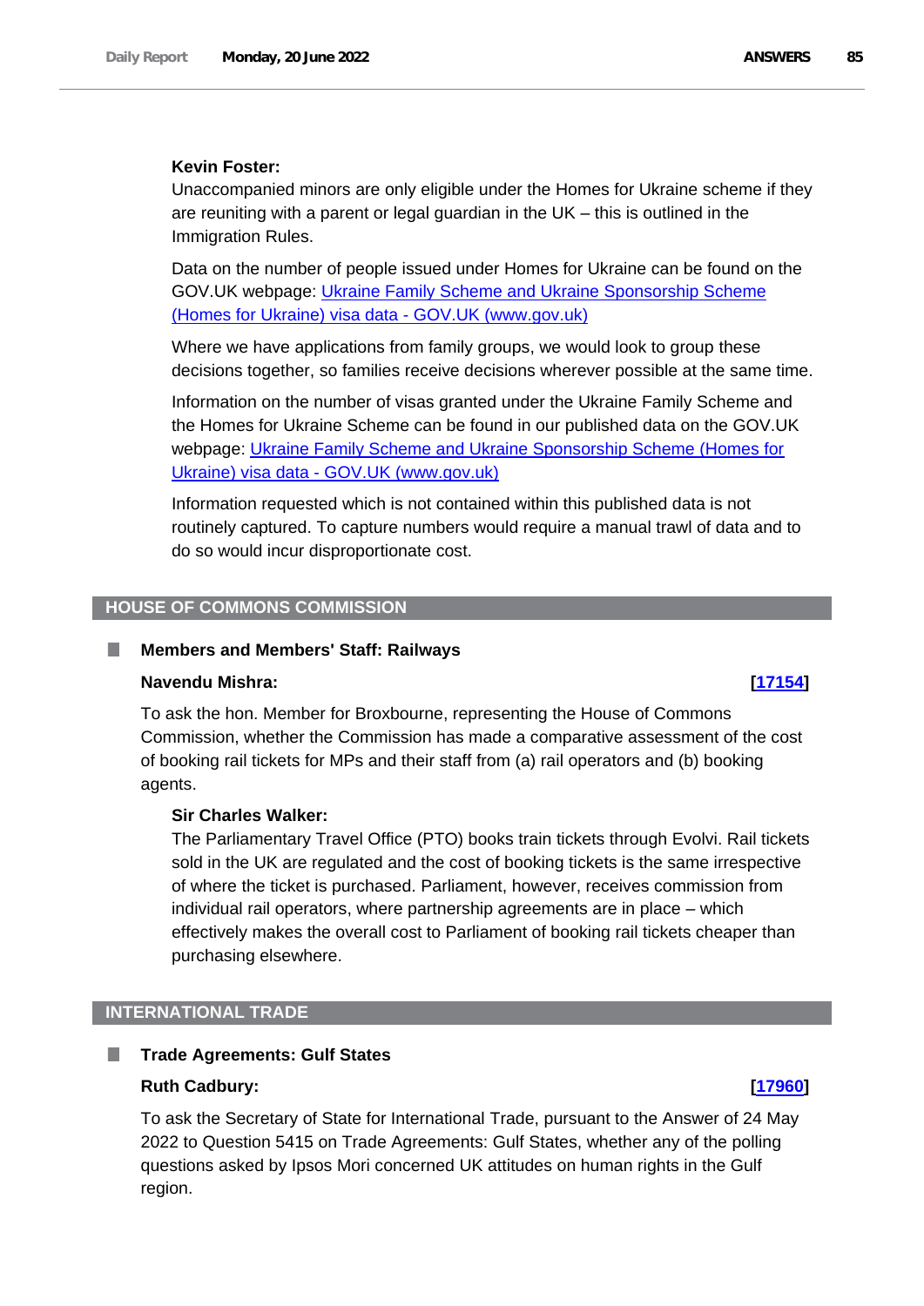**Kevin Foster:**

Unaccompanied minors are only eligible under the Homes for Ukraine scheme if they are reuniting with a parent or legal guardian in the UK – this is outlined in the Immigration Rules.

Data on the number of people issued under Homes for Ukraine can be found on the GOV.UK webpage: [Ukraine Family Scheme and Ukraine Sponsorship Scheme (Homes for Ukraine) visa data - GOV.UK (www.gov.uk)]

Where we have applications from family groups, we would look to group these decisions together, so families receive decisions wherever possible at the same time.

Information on the number of visas granted under the Ukraine Family Scheme and the Homes for Ukraine Scheme can be found in our published data on the GOV.UK webpage: [Ukraine Family Scheme and Ukraine Sponsorship Scheme (Homes for Ukraine) visa data - GOV.UK (www.gov.uk)]

Information requested which is not contained within this published data is not routinely captured. To capture numbers would require a manual trawl of data and to do so would incur disproportionate cost.

## HOUSE OF COMMONS COMMISSION

### Members and Members' Staff: Railways

**Navendu Mishra:** **[17154]**

To ask the hon. Member for Broxbourne, representing the House of Commons Commission, whether the Commission has made a comparative assessment of the cost of booking rail tickets for MPs and their staff from (a) rail operators and (b) booking agents.

**Sir Charles Walker:**

The Parliamentary Travel Office (PTO) books train tickets through Evolvi. Rail tickets sold in the UK are regulated and the cost of booking tickets is the same irrespective of where the ticket is purchased. Parliament, however, receives commission from individual rail operators, where partnership agreements are in place – which effectively makes the overall cost to Parliament of booking rail tickets cheaper than purchasing elsewhere.

## INTERNATIONAL TRADE

### Trade Agreements: Gulf States

**Ruth Cadbury:** **[17960]**

To ask the Secretary of State for International Trade, pursuant to the Answer of 24 May 2022 to Question 5415 on Trade Agreements: Gulf States, whether any of the polling questions asked by Ipsos Mori concerned UK attitudes on human rights in the Gulf region.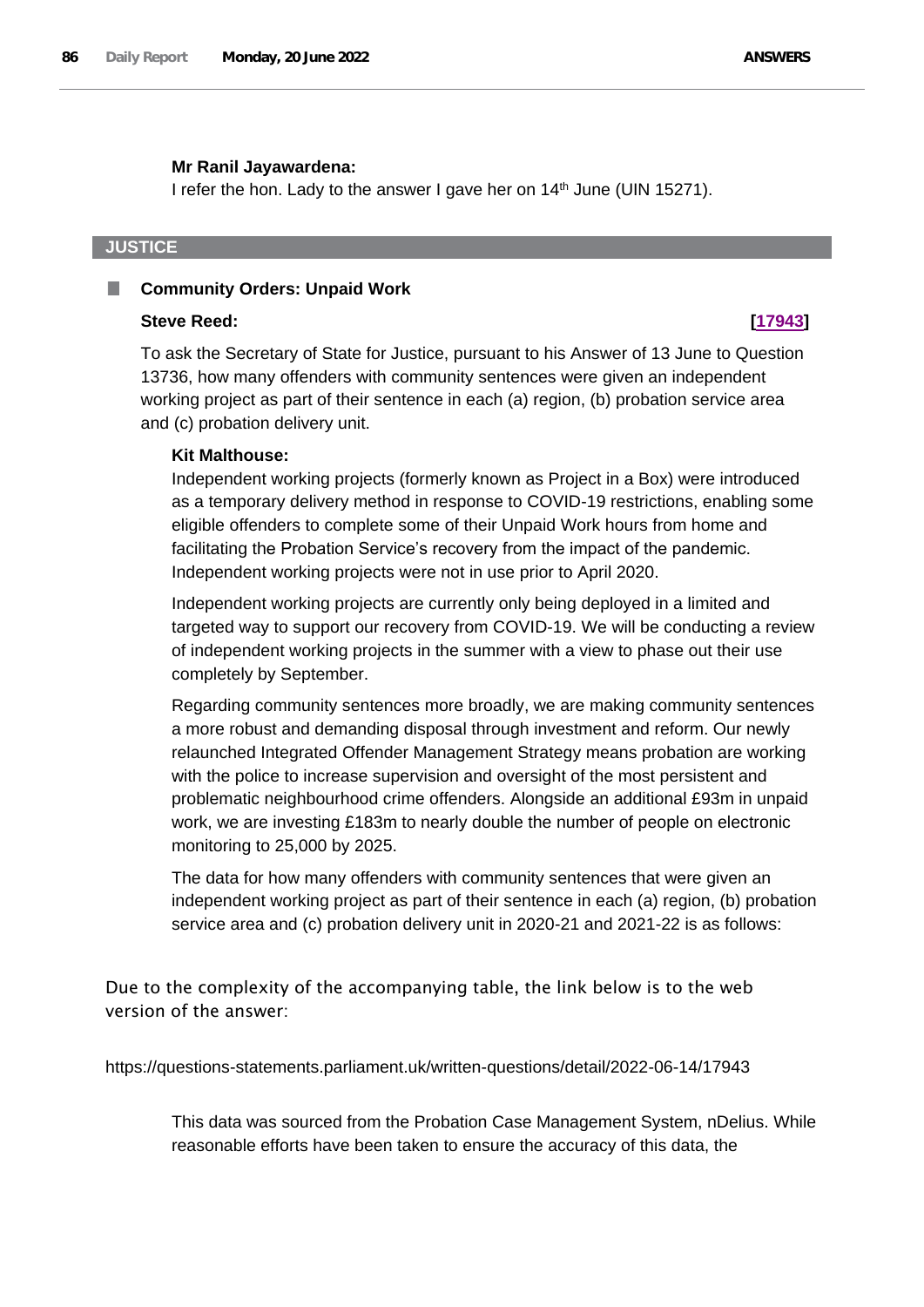**Mr Ranil Jayawardena:**

I refer the hon. Lady to the answer I gave her on 14th June (UIN 15271).

## JUSTICE

### Community Orders: Unpaid Work

**Steve Reed:** **[17943]**

To ask the Secretary of State for Justice, pursuant to his Answer of 13 June to Question 13736, how many offenders with community sentences were given an independent working project as part of their sentence in each (a) region, (b) probation service area and (c) probation delivery unit.

**Kit Malthouse:**

Independent working projects (formerly known as Project in a Box) were introduced as a temporary delivery method in response to COVID-19 restrictions, enabling some eligible offenders to complete some of their Unpaid Work hours from home and facilitating the Probation Service's recovery from the impact of the pandemic. Independent working projects were not in use prior to April 2020.

Independent working projects are currently only being deployed in a limited and targeted way to support our recovery from COVID-19. We will be conducting a review of independent working projects in the summer with a view to phase out their use completely by September.

Regarding community sentences more broadly, we are making community sentences a more robust and demanding disposal through investment and reform. Our newly relaunched Integrated Offender Management Strategy means probation are working with the police to increase supervision and oversight of the most persistent and problematic neighbourhood crime offenders. Alongside an additional £93m in unpaid work, we are investing £183m to nearly double the number of people on electronic monitoring to 25,000 by 2025.

The data for how many offenders with community sentences that were given an independent working project as part of their sentence in each (a) region, (b) probation service area and (c) probation delivery unit in 2020-21 and 2021-22 is as follows:

Due to the complexity of the accompanying table, the link below is to the web version of the answer:

https://questions-statements.parliament.uk/written-questions/detail/2022-06-14/17943

This data was sourced from the Probation Case Management System, nDelius. While reasonable efforts have been taken to ensure the accuracy of this data, the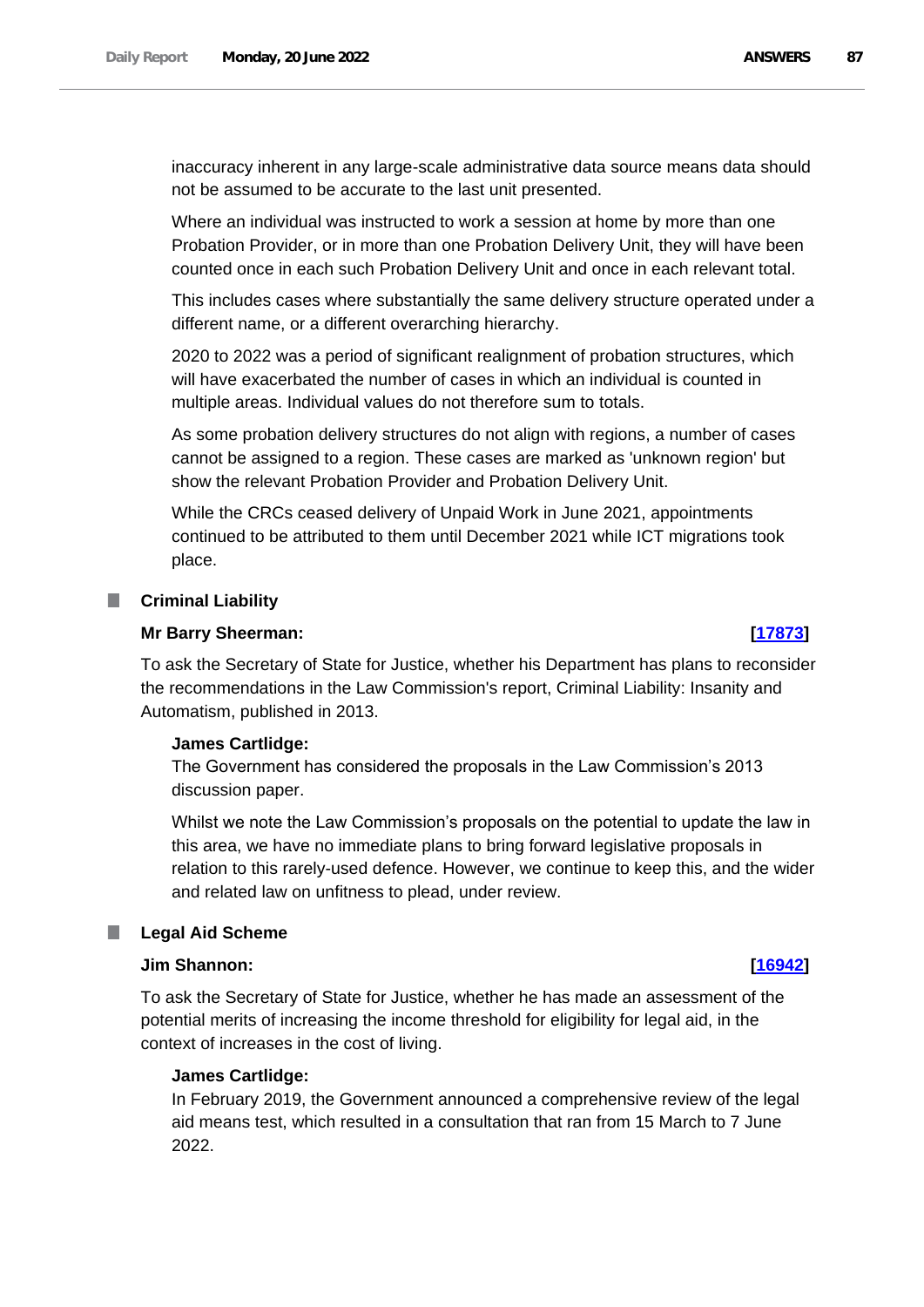inaccuracy inherent in any large-scale administrative data source means data should not be assumed to be accurate to the last unit presented.

Where an individual was instructed to work a session at home by more than one Probation Provider, or in more than one Probation Delivery Unit, they will have been counted once in each such Probation Delivery Unit and once in each relevant total.

This includes cases where substantially the same delivery structure operated under a different name, or a different overarching hierarchy.

2020 to 2022 was a period of significant realignment of probation structures, which will have exacerbated the number of cases in which an individual is counted in multiple areas. Individual values do not therefore sum to totals.

As some probation delivery structures do not align with regions, a number of cases cannot be assigned to a region. These cases are marked as 'unknown region' but show the relevant Probation Provider and Probation Delivery Unit.

While the CRCs ceased delivery of Unpaid Work in June 2021, appointments continued to be attributed to them until December 2021 while ICT migrations took place.

## Criminal Liability

**Mr Barry Sheerman:** **[17873]**

To ask the Secretary of State for Justice, whether his Department has plans to reconsider the recommendations in the Law Commission's report, Criminal Liability: Insanity and Automatism, published in 2013.

**James Cartlidge:**

The Government has considered the proposals in the Law Commission's 2013 discussion paper.

Whilst we note the Law Commission's proposals on the potential to update the law in this area, we have no immediate plans to bring forward legislative proposals in relation to this rarely-used defence. However, we continue to keep this, and the wider and related law on unfitness to plead, under review.

## Legal Aid Scheme

**Jim Shannon:** **[16942]**

To ask the Secretary of State for Justice, whether he has made an assessment of the potential merits of increasing the income threshold for eligibility for legal aid, in the context of increases in the cost of living.

**James Cartlidge:**

In February 2019, the Government announced a comprehensive review of the legal aid means test, which resulted in a consultation that ran from 15 March to 7 June 2022.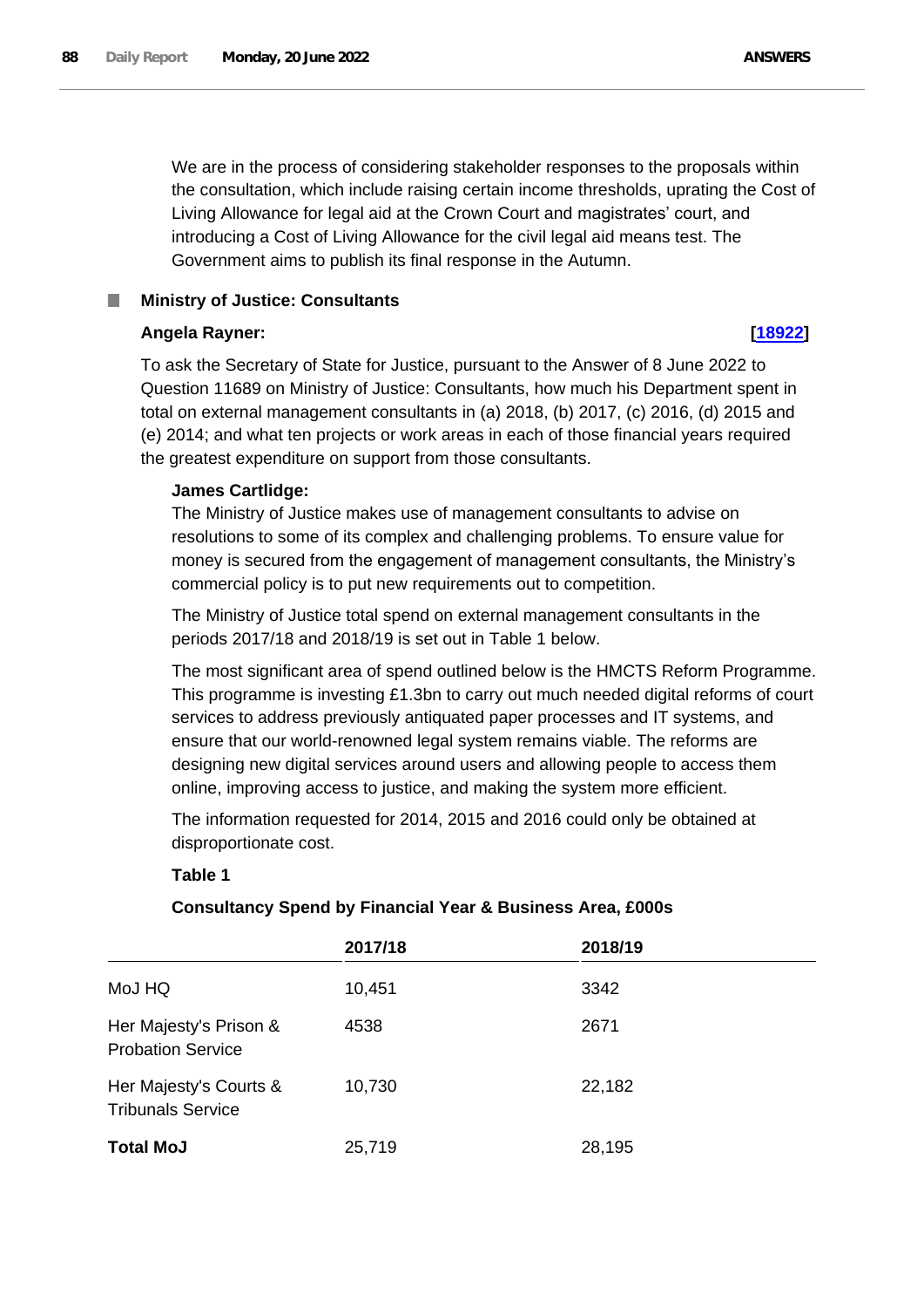We are in the process of considering stakeholder responses to the proposals within the consultation, which include raising certain income thresholds, uprating the Cost of Living Allowance for legal aid at the Crown Court and magistrates' court, and introducing a Cost of Living Allowance for the civil legal aid means test. The Government aims to publish its final response in the Autumn.

### Ministry of Justice: Consultants

**Angela Rayner:** **[18922]**

To ask the Secretary of State for Justice, pursuant to the Answer of 8 June 2022 to Question 11689 on Ministry of Justice: Consultants, how much his Department spent in total on external management consultants in (a) 2018, (b) 2017, (c) 2016, (d) 2015 and (e) 2014; and what ten projects or work areas in each of those financial years required the greatest expenditure on support from those consultants.

**James Cartlidge:**

The Ministry of Justice makes use of management consultants to advise on resolutions to some of its complex and challenging problems. To ensure value for money is secured from the engagement of management consultants, the Ministry's commercial policy is to put new requirements out to competition.

The Ministry of Justice total spend on external management consultants in the periods 2017/18 and 2018/19 is set out in Table 1 below.

The most significant area of spend outlined below is the HMCTS Reform Programme. This programme is investing £1.3bn to carry out much needed digital reforms of court services to address previously antiquated paper processes and IT systems, and ensure that our world-renowned legal system remains viable. The reforms are designing new digital services around users and allowing people to access them online, improving access to justice, and making the system more efficient.

The information requested for 2014, 2015 and 2016 could only be obtained at disproportionate cost.

**Table 1**

**Consultancy Spend by Financial Year & Business Area, £000s**

| | 2017/18 | 2018/19 |
|---|---|---|
| MoJ HQ | 10,451 | 3342 |
| Her Majesty's Prison & Probation Service | 4538 | 2671 |
| Her Majesty's Courts & Tribunals Service | 10,730 | 22,182 |
| **Total MoJ** | 25,719 | 28,195 |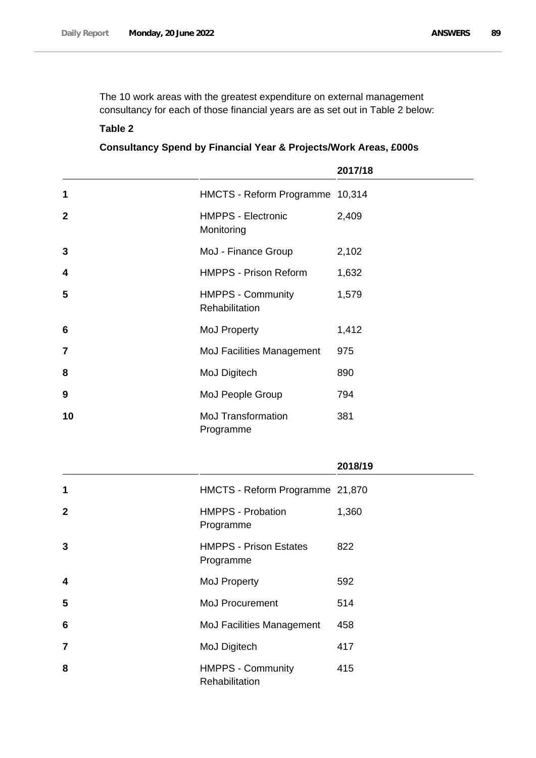The 10 work areas with the greatest expenditure on external management consultancy for each of those financial years are as set out in Table 2 below:

**Table 2**

**Consultancy Spend by Financial Year & Projects/Work Areas, £000s**

| | | **2017/18** |
|---|---|---|
| **1** | HMCTS - Reform Programme | 10,314 |
| **2** | HMPPS - Electronic Monitoring | 2,409 |
| **3** | MoJ - Finance Group | 2,102 |
| **4** | HMPPS - Prison Reform | 1,632 |
| **5** | HMPPS - Community Rehabilitation | 1,579 |
| **6** | MoJ Property | 1,412 |
| **7** | MoJ Facilities Management | 975 |
| **8** | MoJ Digitech | 890 |
| **9** | MoJ People Group | 794 |
| **10** | MoJ Transformation Programme | 381 |

| | | **2018/19** |
|---|---|---|
| **1** | HMCTS - Reform Programme | 21,870 |
| **2** | HMPPS - Probation Programme | 1,360 |
| **3** | HMPPS - Prison Estates Programme | 822 |
| **4** | MoJ Property | 592 |
| **5** | MoJ Procurement | 514 |
| **6** | MoJ Facilities Management | 458 |
| **7** | MoJ Digitech | 417 |
| **8** | HMPPS - Community Rehabilitation | 415 |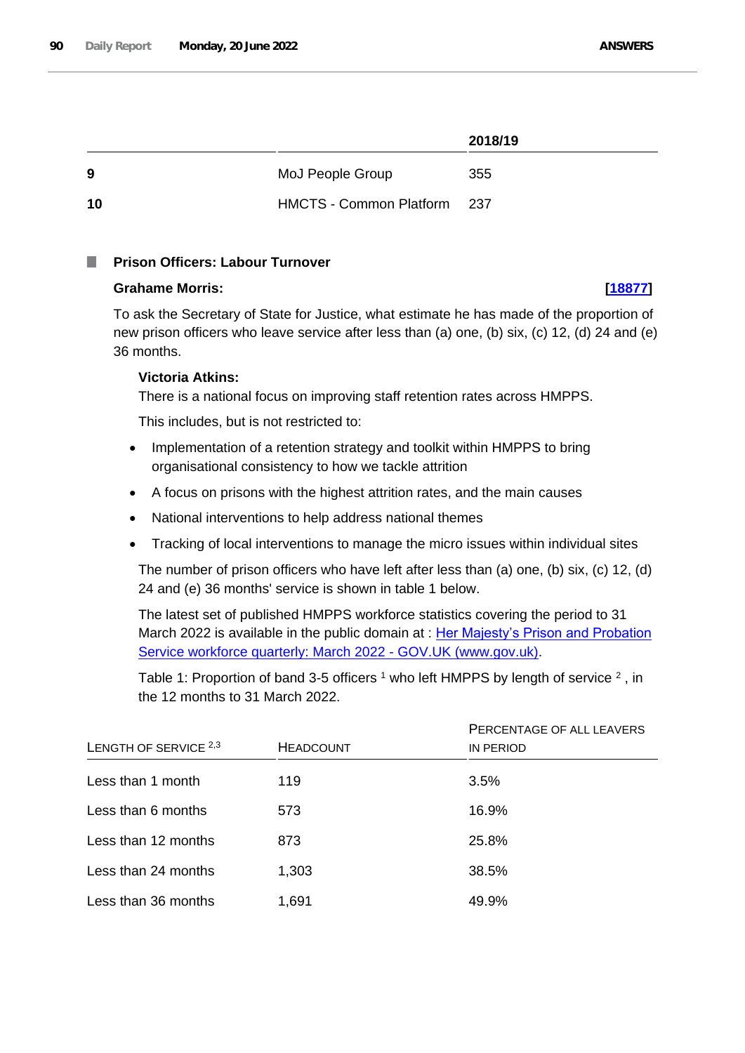| | | 2018/19 |
|---|---|---|
| **9** | MoJ People Group | 355 |
| **10** | HMCTS - Common Platform | 237 |

### Prison Officers: Labour Turnover

**Grahame Morris:** **[18877]**

To ask the Secretary of State for Justice, what estimate he has made of the proportion of new prison officers who leave service after less than (a) one, (b) six, (c) 12, (d) 24 and (e) 36 months.

**Victoria Atkins:**

There is a national focus on improving staff retention rates across HMPPS.

This includes, but is not restricted to:

- Implementation of a retention strategy and toolkit within HMPPS to bring organisational consistency to how we tackle attrition
- A focus on prisons with the highest attrition rates, and the main causes
- National interventions to help address national themes
- Tracking of local interventions to manage the micro issues within individual sites

The number of prison officers who have left after less than (a) one, (b) six, (c) 12, (d) 24 and (e) 36 months' service is shown in table 1 below.

The latest set of published HMPPS workforce statistics covering the period to 31 March 2022 is available in the public domain at : Her Majesty's Prison and Probation Service workforce quarterly: March 2022 - GOV.UK (www.gov.uk).

Table 1: Proportion of band 3-5 officers [1] who left HMPPS by length of service [2] , in the 12 months to 31 March 2022.

| Length of service [2,3] | Headcount | Percentage of all leavers in period |
|---|---|---|
| Less than 1 month | 119 | 3.5% |
| Less than 6 months | 573 | 16.9% |
| Less than 12 months | 873 | 25.8% |
| Less than 24 months | 1,303 | 38.5% |
| Less than 36 months | 1,691 | 49.9% |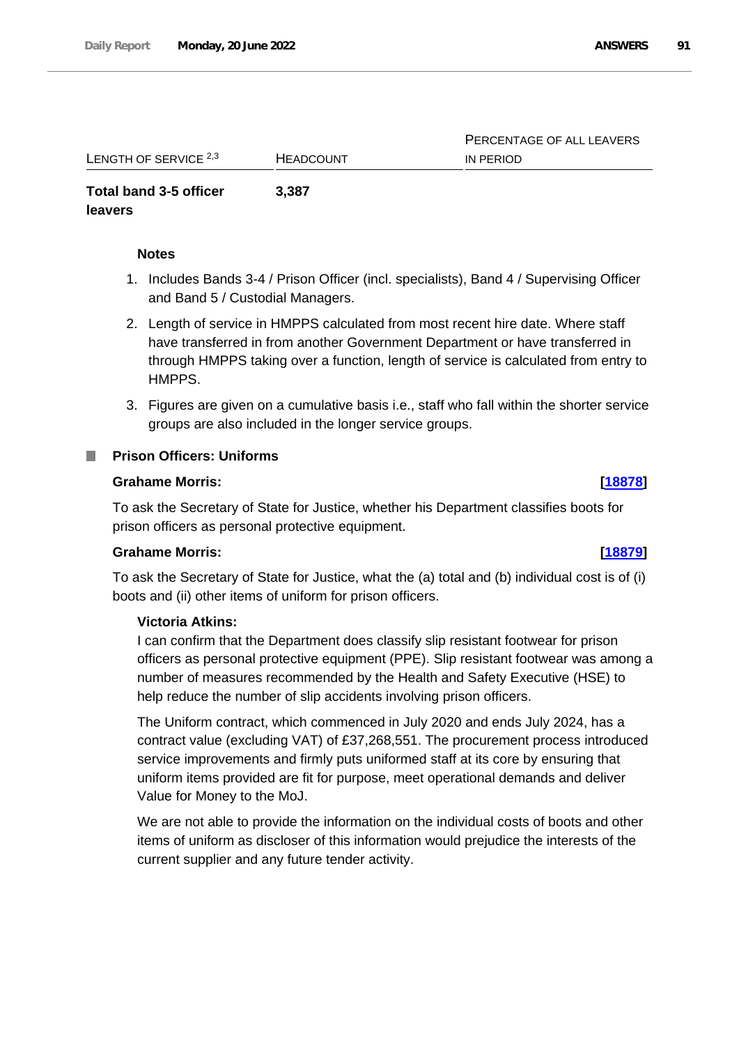| Length of service [2,3] | Headcount | Percentage of all leavers in period |
| --- | --- | --- |
| **Total band 3-5 officer leavers** | **3,387** | |

**Notes**

1. Includes Bands 3-4 / Prison Officer (incl. specialists), Band 4 / Supervising Officer and Band 5 / Custodial Managers.
2. Length of service in HMPPS calculated from most recent hire date. Where staff have transferred in from another Government Department or have transferred in through HMPPS taking over a function, length of service is calculated from entry to HMPPS.
3. Figures are given on a cumulative basis i.e., staff who fall within the shorter service groups are also included in the longer service groups.

### Prison Officers: Uniforms

**Grahame Morris:** **[18878]**

To ask the Secretary of State for Justice, whether his Department classifies boots for prison officers as personal protective equipment.

**Grahame Morris:** **[18879]**

To ask the Secretary of State for Justice, what the (a) total and (b) individual cost is of (i) boots and (ii) other items of uniform for prison officers.

**Victoria Atkins:**

I can confirm that the Department does classify slip resistant footwear for prison officers as personal protective equipment (PPE). Slip resistant footwear was among a number of measures recommended by the Health and Safety Executive (HSE) to help reduce the number of slip accidents involving prison officers.

The Uniform contract, which commenced in July 2020 and ends July 2024, has a contract value (excluding VAT) of £37,268,551. The procurement process introduced service improvements and firmly puts uniformed staff at its core by ensuring that uniform items provided are fit for purpose, meet operational demands and deliver Value for Money to the MoJ.

We are not able to provide the information on the individual costs of boots and other items of uniform as discloser of this information would prejudice the interests of the current supplier and any future tender activity.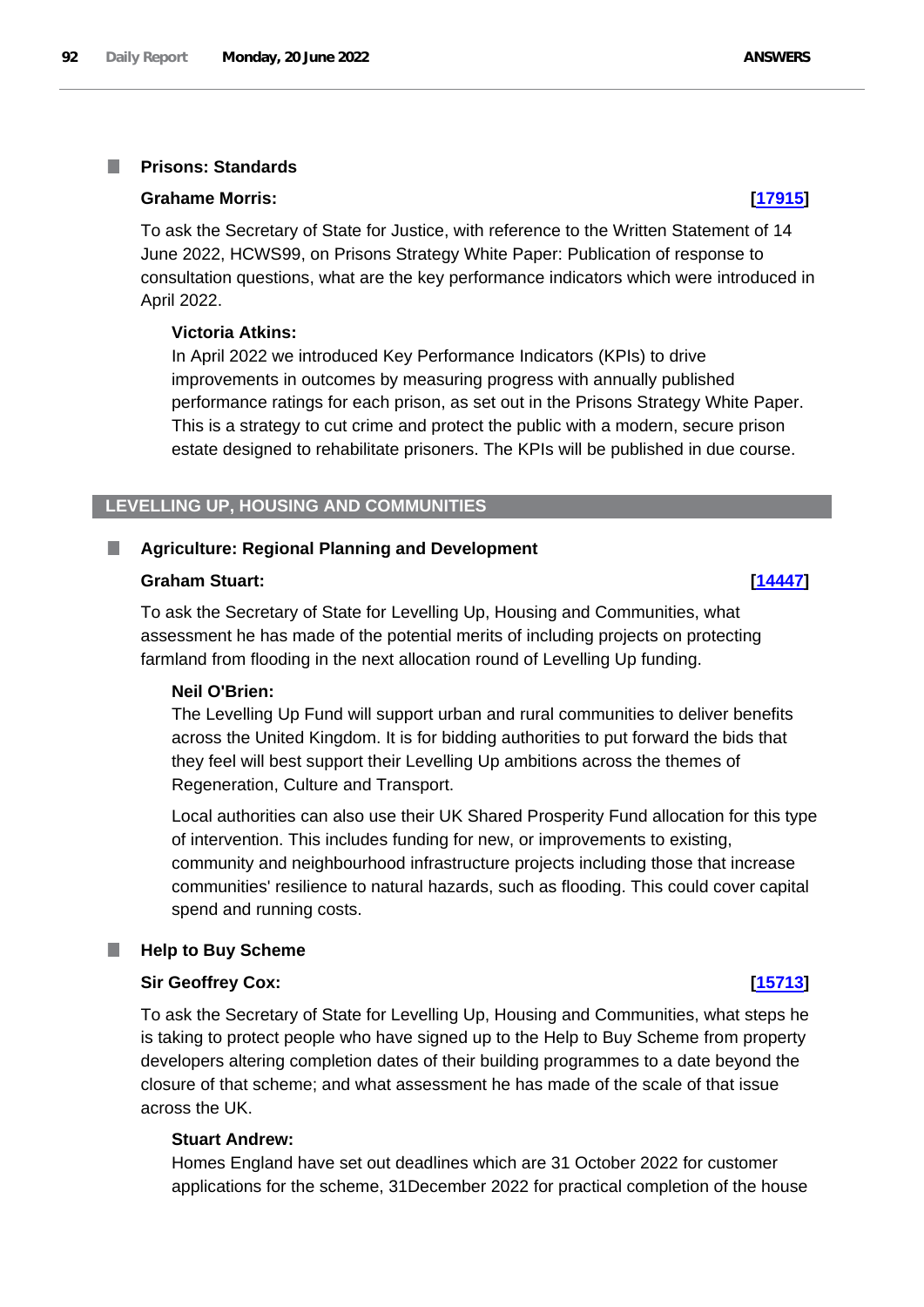### Prisons: Standards

**Grahame Morris:** **[17915]**

To ask the Secretary of State for Justice, with reference to the Written Statement of 14 June 2022, HCWS99, on Prisons Strategy White Paper: Publication of response to consultation questions, what are the key performance indicators which were introduced in April 2022.

**Victoria Atkins:**

In April 2022 we introduced Key Performance Indicators (KPIs) to drive improvements in outcomes by measuring progress with annually published performance ratings for each prison, as set out in the Prisons Strategy White Paper. This is a strategy to cut crime and protect the public with a modern, secure prison estate designed to rehabilitate prisoners. The KPIs will be published in due course.

## LEVELLING UP, HOUSING AND COMMUNITIES

### Agriculture: Regional Planning and Development

**Graham Stuart:** **[14447]**

To ask the Secretary of State for Levelling Up, Housing and Communities, what assessment he has made of the potential merits of including projects on protecting farmland from flooding in the next allocation round of Levelling Up funding.

**Neil O'Brien:**

The Levelling Up Fund will support urban and rural communities to deliver benefits across the United Kingdom. It is for bidding authorities to put forward the bids that they feel will best support their Levelling Up ambitions across the themes of Regeneration, Culture and Transport.

Local authorities can also use their UK Shared Prosperity Fund allocation for this type of intervention. This includes funding for new, or improvements to existing, community and neighbourhood infrastructure projects including those that increase communities' resilience to natural hazards, such as flooding. This could cover capital spend and running costs.

### Help to Buy Scheme

**Sir Geoffrey Cox:** **[15713]**

To ask the Secretary of State for Levelling Up, Housing and Communities, what steps he is taking to protect people who have signed up to the Help to Buy Scheme from property developers altering completion dates of their building programmes to a date beyond the closure of that scheme; and what assessment he has made of the scale of that issue across the UK.

**Stuart Andrew:**

Homes England have set out deadlines which are 31 October 2022 for customer applications for the scheme, 31December 2022 for practical completion of the house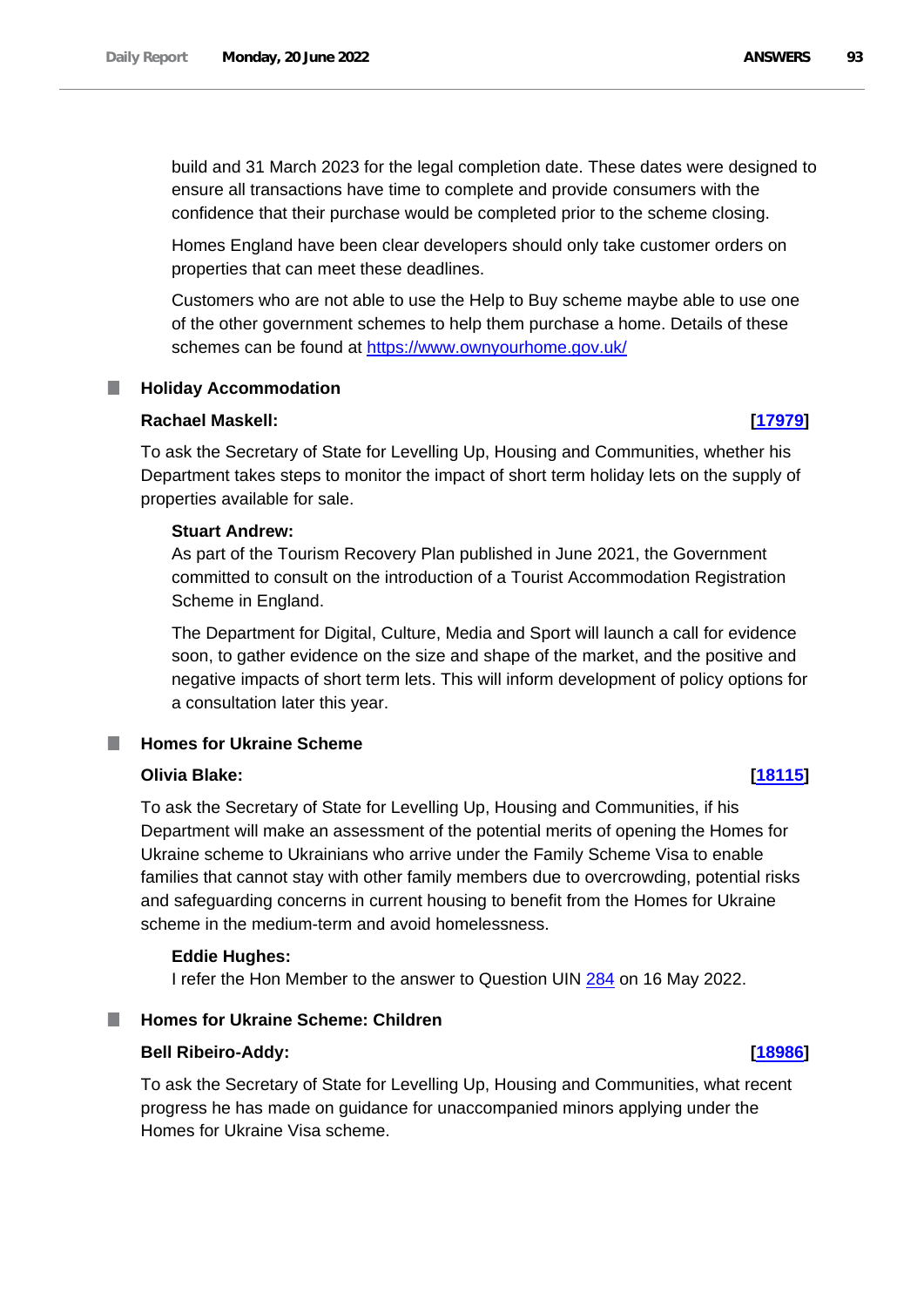build and 31 March 2023 for the legal completion date. These dates were designed to ensure all transactions have time to complete and provide consumers with the confidence that their purchase would be completed prior to the scheme closing.

Homes England have been clear developers should only take customer orders on properties that can meet these deadlines.

Customers who are not able to use the Help to Buy scheme maybe able to use one of the other government schemes to help them purchase a home. Details of these schemes can be found at https://www.ownyourhome.gov.uk/

## Holiday Accommodation

**Rachael Maskell:** **[17979]**

To ask the Secretary of State for Levelling Up, Housing and Communities, whether his Department takes steps to monitor the impact of short term holiday lets on the supply of properties available for sale.

**Stuart Andrew:**

As part of the Tourism Recovery Plan published in June 2021, the Government committed to consult on the introduction of a Tourist Accommodation Registration Scheme in England.

The Department for Digital, Culture, Media and Sport will launch a call for evidence soon, to gather evidence on the size and shape of the market, and the positive and negative impacts of short term lets. This will inform development of policy options for a consultation later this year.

## Homes for Ukraine Scheme

**Olivia Blake:** **[18115]**

To ask the Secretary of State for Levelling Up, Housing and Communities, if his Department will make an assessment of the potential merits of opening the Homes for Ukraine scheme to Ukrainians who arrive under the Family Scheme Visa to enable families that cannot stay with other family members due to overcrowding, potential risks and safeguarding concerns in current housing to benefit from the Homes for Ukraine scheme in the medium-term and avoid homelessness.

**Eddie Hughes:**

I refer the Hon Member to the answer to Question UIN 284 on 16 May 2022.

## Homes for Ukraine Scheme: Children

**Bell Ribeiro-Addy:** **[18986]**

To ask the Secretary of State for Levelling Up, Housing and Communities, what recent progress he has made on guidance for unaccompanied minors applying under the Homes for Ukraine Visa scheme.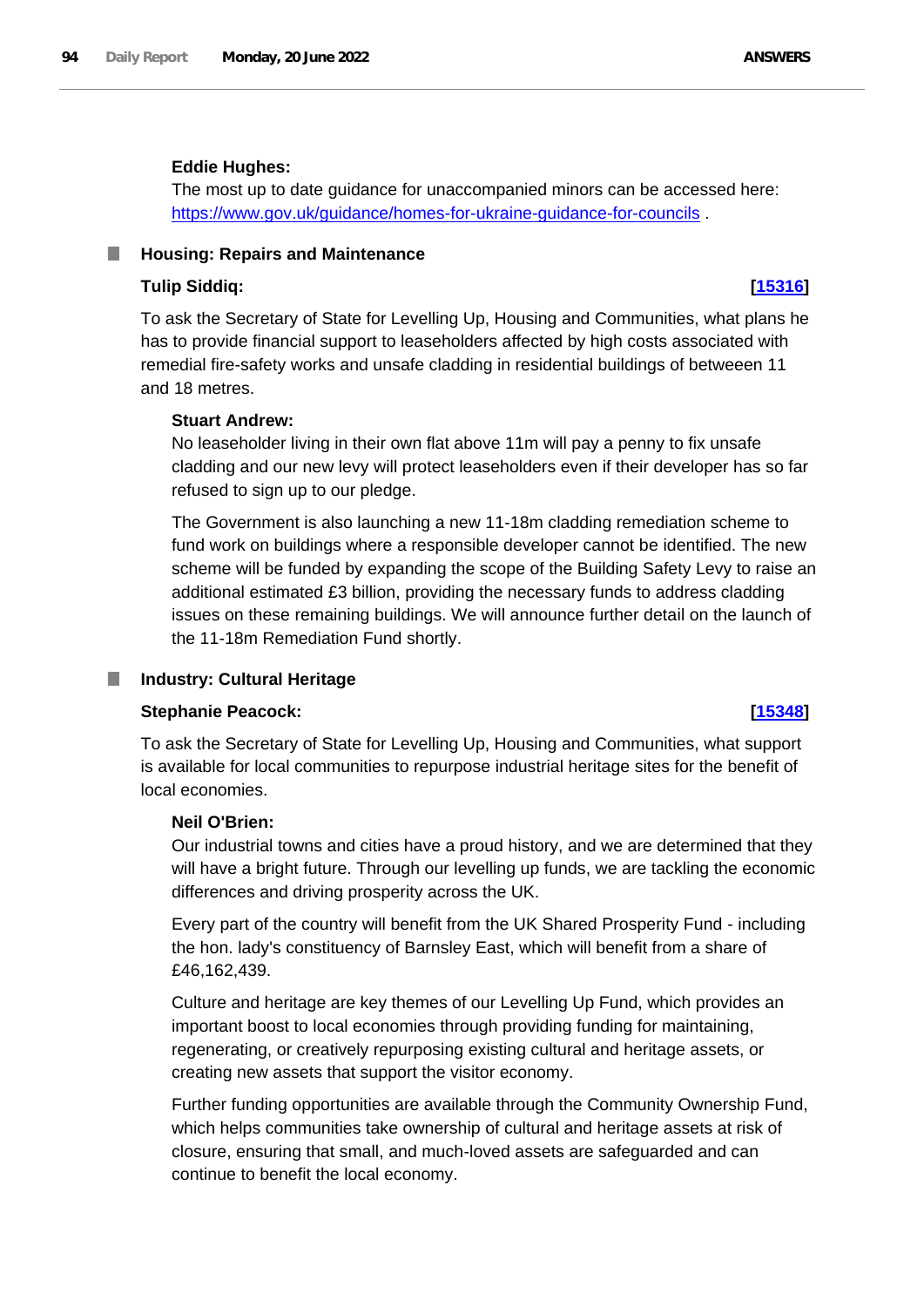**Eddie Hughes:**

The most up to date guidance for unaccompanied minors can be accessed here: [https://www.gov.uk/guidance/homes-for-ukraine-guidance-for-councils](https://www.gov.uk/guidance/homes-for-ukraine-guidance-for-councils) .

## Housing: Repairs and Maintenance

**Tulip Siddiq:** **[15316]**

To ask the Secretary of State for Levelling Up, Housing and Communities, what plans he has to provide financial support to leaseholders affected by high costs associated with remedial fire-safety works and unsafe cladding in residential buildings of betweeen 11 and 18 metres.

**Stuart Andrew:**

No leaseholder living in their own flat above 11m will pay a penny to fix unsafe cladding and our new levy will protect leaseholders even if their developer has so far refused to sign up to our pledge.

The Government is also launching a new 11-18m cladding remediation scheme to fund work on buildings where a responsible developer cannot be identified. The new scheme will be funded by expanding the scope of the Building Safety Levy to raise an additional estimated £3 billion, providing the necessary funds to address cladding issues on these remaining buildings. We will announce further detail on the launch of the 11-18m Remediation Fund shortly.

## Industry: Cultural Heritage

**Stephanie Peacock:** **[15348]**

To ask the Secretary of State for Levelling Up, Housing and Communities, what support is available for local communities to repurpose industrial heritage sites for the benefit of local economies.

**Neil O'Brien:**

Our industrial towns and cities have a proud history, and we are determined that they will have a bright future. Through our levelling up funds, we are tackling the economic differences and driving prosperity across the UK.

Every part of the country will benefit from the UK Shared Prosperity Fund - including the hon. lady's constituency of Barnsley East, which will benefit from a share of £46,162,439.

Culture and heritage are key themes of our Levelling Up Fund, which provides an important boost to local economies through providing funding for maintaining, regenerating, or creatively repurposing existing cultural and heritage assets, or creating new assets that support the visitor economy.

Further funding opportunities are available through the Community Ownership Fund, which helps communities take ownership of cultural and heritage assets at risk of closure, ensuring that small, and much-loved assets are safeguarded and can continue to benefit the local economy.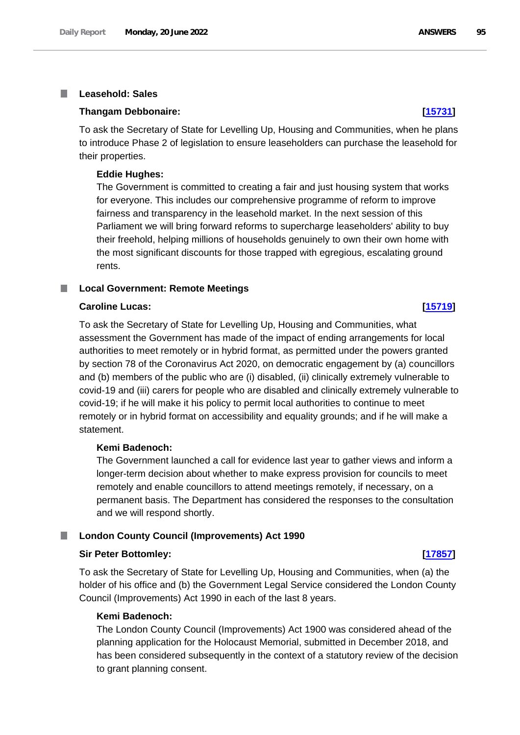## Leasehold: Sales

**Thangam Debbonaire:** **[15731]**

To ask the Secretary of State for Levelling Up, Housing and Communities, when he plans to introduce Phase 2 of legislation to ensure leaseholders can purchase the leasehold for their properties.

**Eddie Hughes:**

The Government is committed to creating a fair and just housing system that works for everyone. This includes our comprehensive programme of reform to improve fairness and transparency in the leasehold market. In the next session of this Parliament we will bring forward reforms to supercharge leaseholders' ability to buy their freehold, helping millions of households genuinely to own their own home with the most significant discounts for those trapped with egregious, escalating ground rents.

## Local Government: Remote Meetings

**Caroline Lucas:** **[15719]**

To ask the Secretary of State for Levelling Up, Housing and Communities, what assessment the Government has made of the impact of ending arrangements for local authorities to meet remotely or in hybrid format, as permitted under the powers granted by section 78 of the Coronavirus Act 2020, on democratic engagement by (a) councillors and (b) members of the public who are (i) disabled, (ii) clinically extremely vulnerable to covid-19 and (iii) carers for people who are disabled and clinically extremely vulnerable to covid-19; if he will make it his policy to permit local authorities to continue to meet remotely or in hybrid format on accessibility and equality grounds; and if he will make a statement.

**Kemi Badenoch:**

The Government launched a call for evidence last year to gather views and inform a longer-term decision about whether to make express provision for councils to meet remotely and enable councillors to attend meetings remotely, if necessary, on a permanent basis. The Department has considered the responses to the consultation and we will respond shortly.

## London County Council (Improvements) Act 1990

**Sir Peter Bottomley:** **[17857]**

To ask the Secretary of State for Levelling Up, Housing and Communities, when (a) the holder of his office and (b) the Government Legal Service considered the London County Council (Improvements) Act 1990 in each of the last 8 years.

**Kemi Badenoch:**

The London County Council (Improvements) Act 1900 was considered ahead of the planning application for the Holocaust Memorial, submitted in December 2018, and has been considered subsequently in the context of a statutory review of the decision to grant planning consent.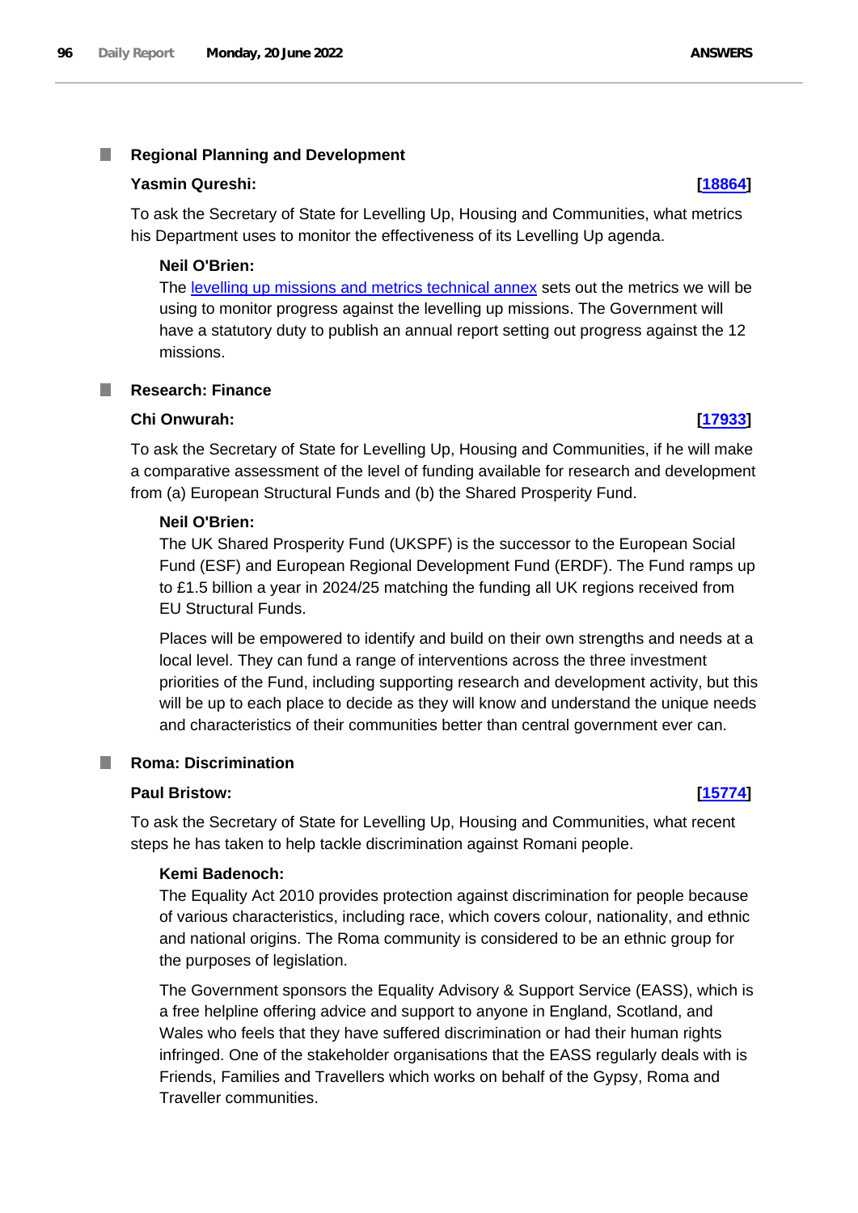### Regional Planning and Development

**Yasmin Qureshi:** **[18864]**

To ask the Secretary of State for Levelling Up, Housing and Communities, what metrics his Department uses to monitor the effectiveness of its Levelling Up agenda.

**Neil O'Brien:**

The levelling up missions and metrics technical annex sets out the metrics we will be using to monitor progress against the levelling up missions. The Government will have a statutory duty to publish an annual report setting out progress against the 12 missions.

### Research: Finance

**Chi Onwurah:** **[17933]**

To ask the Secretary of State for Levelling Up, Housing and Communities, if he will make a comparative assessment of the level of funding available for research and development from (a) European Structural Funds and (b) the Shared Prosperity Fund.

**Neil O'Brien:**

The UK Shared Prosperity Fund (UKSPF) is the successor to the European Social Fund (ESF) and European Regional Development Fund (ERDF). The Fund ramps up to £1.5 billion a year in 2024/25 matching the funding all UK regions received from EU Structural Funds.

Places will be empowered to identify and build on their own strengths and needs at a local level. They can fund a range of interventions across the three investment priorities of the Fund, including supporting research and development activity, but this will be up to each place to decide as they will know and understand the unique needs and characteristics of their communities better than central government ever can.

### Roma: Discrimination

**Paul Bristow:** **[15774]**

To ask the Secretary of State for Levelling Up, Housing and Communities, what recent steps he has taken to help tackle discrimination against Romani people.

**Kemi Badenoch:**

The Equality Act 2010 provides protection against discrimination for people because of various characteristics, including race, which covers colour, nationality, and ethnic and national origins. The Roma community is considered to be an ethnic group for the purposes of legislation.

The Government sponsors the Equality Advisory & Support Service (EASS), which is a free helpline offering advice and support to anyone in England, Scotland, and Wales who feels that they have suffered discrimination or had their human rights infringed. One of the stakeholder organisations that the EASS regularly deals with is Friends, Families and Travellers which works on behalf of the Gypsy, Roma and Traveller communities.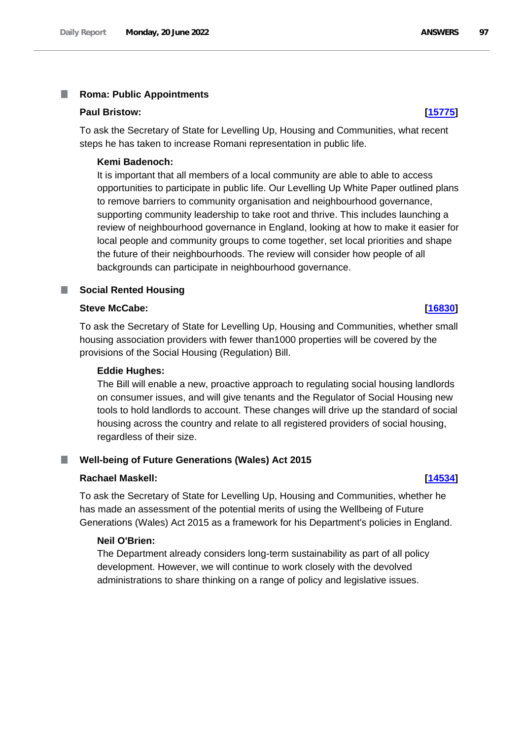## Roma: Public Appointments

**Paul Bristow:** **[15775]**

To ask the Secretary of State for Levelling Up, Housing and Communities, what recent steps he has taken to increase Romani representation in public life.

**Kemi Badenoch:**

It is important that all members of a local community are able to able to access opportunities to participate in public life. Our Levelling Up White Paper outlined plans to remove barriers to community organisation and neighbourhood governance, supporting community leadership to take root and thrive. This includes launching a review of neighbourhood governance in England, looking at how to make it easier for local people and community groups to come together, set local priorities and shape the future of their neighbourhoods. The review will consider how people of all backgrounds can participate in neighbourhood governance.

## Social Rented Housing

**Steve McCabe:** **[16830]**

To ask the Secretary of State for Levelling Up, Housing and Communities, whether small housing association providers with fewer than1000 properties will be covered by the provisions of the Social Housing (Regulation) Bill.

**Eddie Hughes:**

The Bill will enable a new, proactive approach to regulating social housing landlords on consumer issues, and will give tenants and the Regulator of Social Housing new tools to hold landlords to account. These changes will drive up the standard of social housing across the country and relate to all registered providers of social housing, regardless of their size.

## Well-being of Future Generations (Wales) Act 2015

**Rachael Maskell:** **[14534]**

To ask the Secretary of State for Levelling Up, Housing and Communities, whether he has made an assessment of the potential merits of using the Wellbeing of Future Generations (Wales) Act 2015 as a framework for his Department's policies in England.

**Neil O'Brien:**

The Department already considers long-term sustainability as part of all policy development. However, we will continue to work closely with the devolved administrations to share thinking on a range of policy and legislative issues.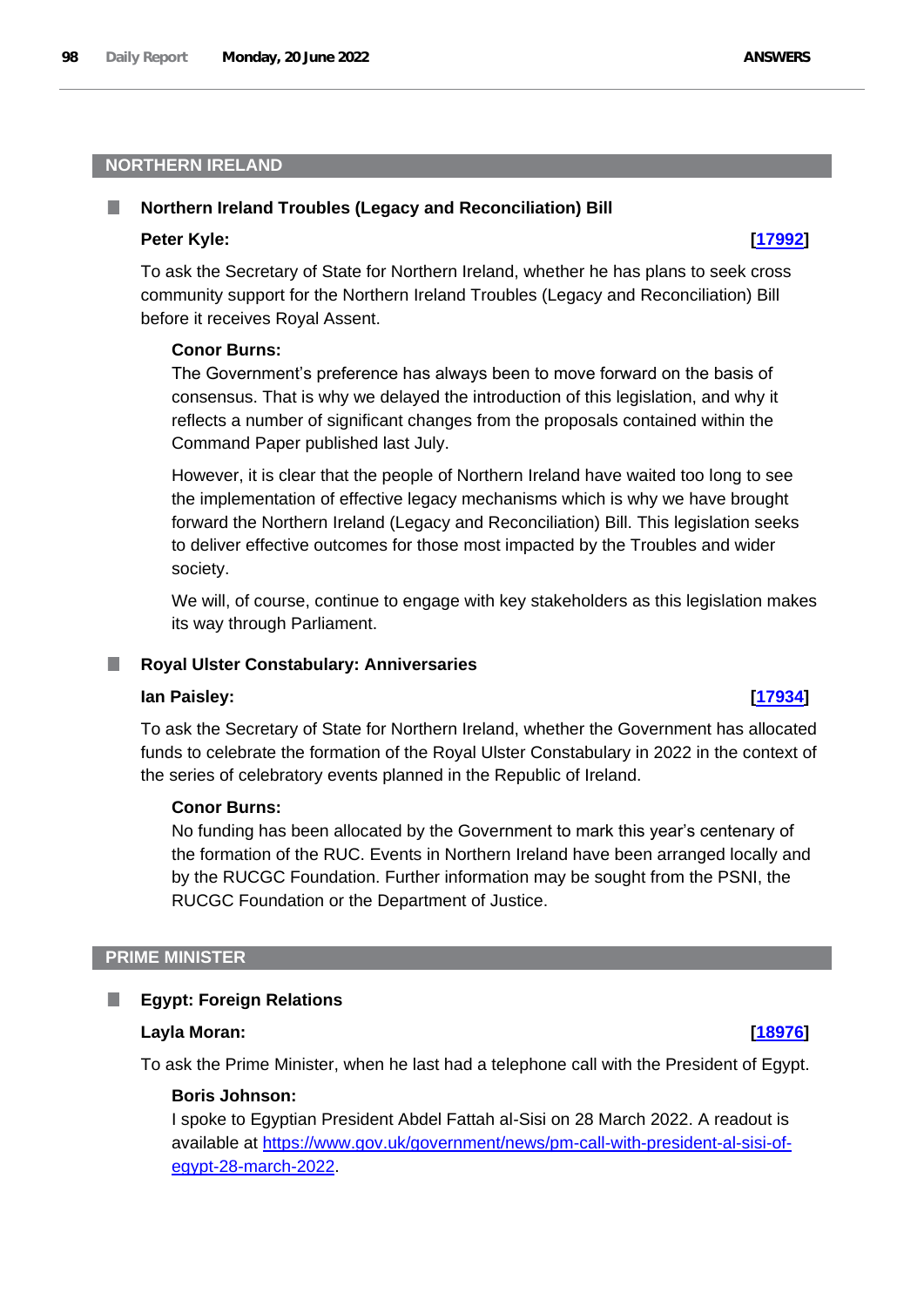## NORTHERN IRELAND

### Northern Ireland Troubles (Legacy and Reconciliation) Bill

**Peter Kyle:** **[17992]**

To ask the Secretary of State for Northern Ireland, whether he has plans to seek cross community support for the Northern Ireland Troubles (Legacy and Reconciliation) Bill before it receives Royal Assent.

**Conor Burns:**

The Government's preference has always been to move forward on the basis of consensus. That is why we delayed the introduction of this legislation, and why it reflects a number of significant changes from the proposals contained within the Command Paper published last July.

However, it is clear that the people of Northern Ireland have waited too long to see the implementation of effective legacy mechanisms which is why we have brought forward the Northern Ireland (Legacy and Reconciliation) Bill. This legislation seeks to deliver effective outcomes for those most impacted by the Troubles and wider society.

We will, of course, continue to engage with key stakeholders as this legislation makes its way through Parliament.

### Royal Ulster Constabulary: Anniversaries

**Ian Paisley:** **[17934]**

To ask the Secretary of State for Northern Ireland, whether the Government has allocated funds to celebrate the formation of the Royal Ulster Constabulary in 2022 in the context of the series of celebratory events planned in the Republic of Ireland.

**Conor Burns:**

No funding has been allocated by the Government to mark this year's centenary of the formation of the RUC. Events in Northern Ireland have been arranged locally and by the RUCGC Foundation. Further information may be sought from the PSNI, the RUCGC Foundation or the Department of Justice.

## PRIME MINISTER

### Egypt: Foreign Relations

**Layla Moran:** **[18976]**

To ask the Prime Minister, when he last had a telephone call with the President of Egypt.

**Boris Johnson:**

I spoke to Egyptian President Abdel Fattah al-Sisi on 28 March 2022. A readout is available at https://www.gov.uk/government/news/pm-call-with-president-al-sisi-of-egypt-28-march-2022.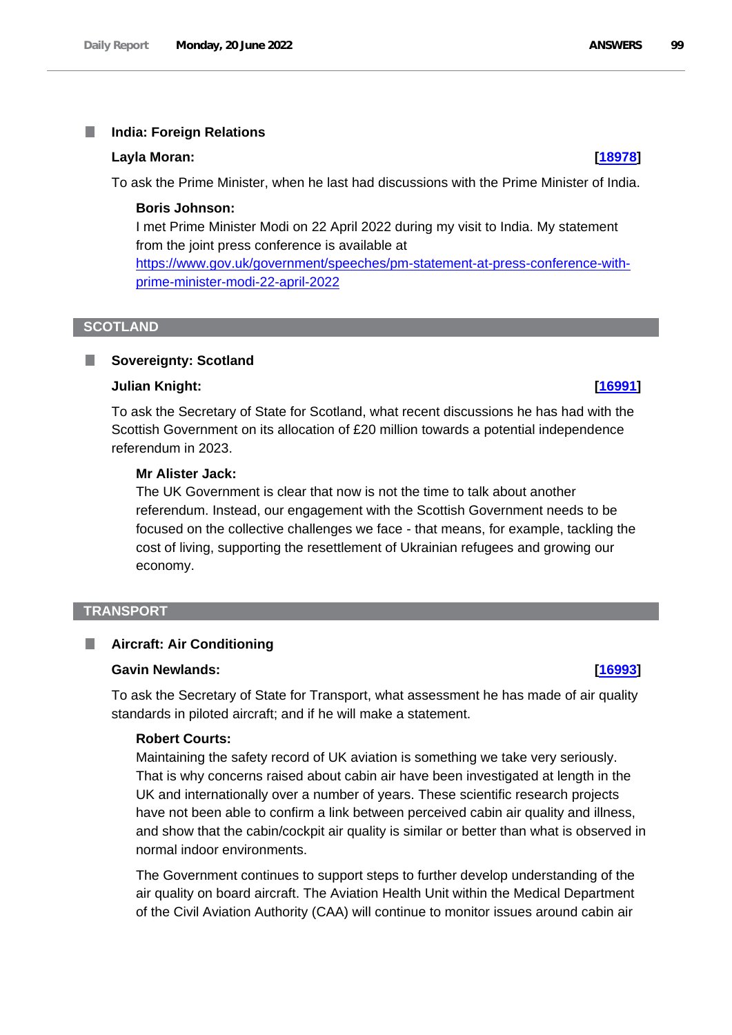### India: Foreign Relations

**Layla Moran:** **[18978]**

To ask the Prime Minister, when he last had discussions with the Prime Minister of India.

**Boris Johnson:**

I met Prime Minister Modi on 22 April 2022 during my visit to India. My statement from the joint press conference is available at https://www.gov.uk/government/speeches/pm-statement-at-press-conference-with-prime-minister-modi-22-april-2022

## SCOTLAND

### Sovereignty: Scotland

**Julian Knight:** **[16991]**

To ask the Secretary of State for Scotland, what recent discussions he has had with the Scottish Government on its allocation of £20 million towards a potential independence referendum in 2023.

**Mr Alister Jack:**

The UK Government is clear that now is not the time to talk about another referendum. Instead, our engagement with the Scottish Government needs to be focused on the collective challenges we face - that means, for example, tackling the cost of living, supporting the resettlement of Ukrainian refugees and growing our economy.

## TRANSPORT

### Aircraft: Air Conditioning

**Gavin Newlands:** **[16993]**

To ask the Secretary of State for Transport, what assessment he has made of air quality standards in piloted aircraft; and if he will make a statement.

**Robert Courts:**

Maintaining the safety record of UK aviation is something we take very seriously. That is why concerns raised about cabin air have been investigated at length in the UK and internationally over a number of years. These scientific research projects have not been able to confirm a link between perceived cabin air quality and illness, and show that the cabin/cockpit air quality is similar or better than what is observed in normal indoor environments.

The Government continues to support steps to further develop understanding of the air quality on board aircraft. The Aviation Health Unit within the Medical Department of the Civil Aviation Authority (CAA) will continue to monitor issues around cabin air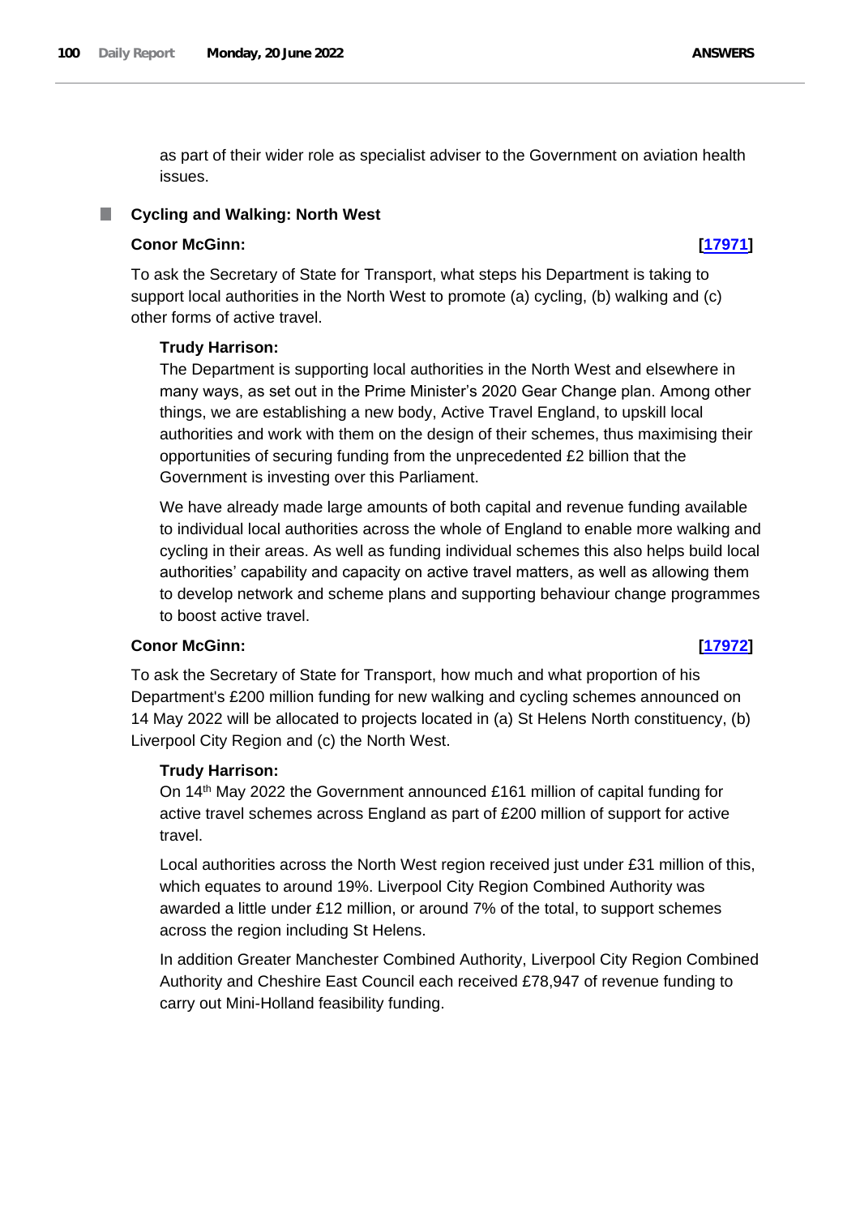as part of their wider role as specialist adviser to the Government on aviation health issues.

## Cycling and Walking: North West

**Conor McGinn:** **[17971]**

To ask the Secretary of State for Transport, what steps his Department is taking to support local authorities in the North West to promote (a) cycling, (b) walking and (c) other forms of active travel.

**Trudy Harrison:**

The Department is supporting local authorities in the North West and elsewhere in many ways, as set out in the Prime Minister's 2020 Gear Change plan. Among other things, we are establishing a new body, Active Travel England, to upskill local authorities and work with them on the design of their schemes, thus maximising their opportunities of securing funding from the unprecedented £2 billion that the Government is investing over this Parliament.

We have already made large amounts of both capital and revenue funding available to individual local authorities across the whole of England to enable more walking and cycling in their areas. As well as funding individual schemes this also helps build local authorities' capability and capacity on active travel matters, as well as allowing them to develop network and scheme plans and supporting behaviour change programmes to boost active travel.

**Conor McGinn:** **[17972]**

To ask the Secretary of State for Transport, how much and what proportion of his Department's £200 million funding for new walking and cycling schemes announced on 14 May 2022 will be allocated to projects located in (a) St Helens North constituency, (b) Liverpool City Region and (c) the North West.

**Trudy Harrison:**

On 14th May 2022 the Government announced £161 million of capital funding for active travel schemes across England as part of £200 million of support for active travel.

Local authorities across the North West region received just under £31 million of this, which equates to around 19%. Liverpool City Region Combined Authority was awarded a little under £12 million, or around 7% of the total, to support schemes across the region including St Helens.

In addition Greater Manchester Combined Authority, Liverpool City Region Combined Authority and Cheshire East Council each received £78,947 of revenue funding to carry out Mini-Holland feasibility funding.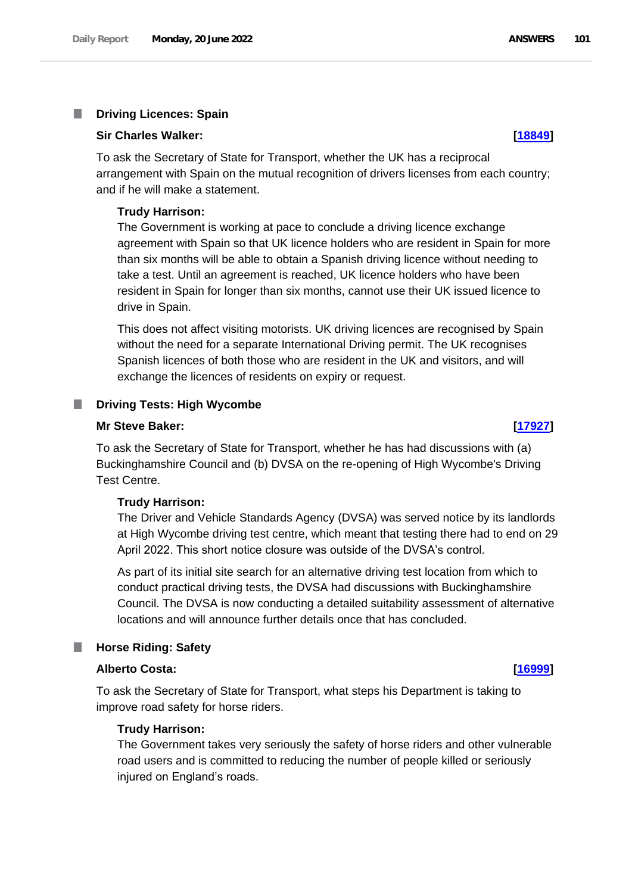## Driving Licences: Spain

**Sir Charles Walker:** **[18849]**

To ask the Secretary of State for Transport, whether the UK has a reciprocal arrangement with Spain on the mutual recognition of drivers licenses from each country; and if he will make a statement.

**Trudy Harrison:**

The Government is working at pace to conclude a driving licence exchange agreement with Spain so that UK licence holders who are resident in Spain for more than six months will be able to obtain a Spanish driving licence without needing to take a test. Until an agreement is reached, UK licence holders who have been resident in Spain for longer than six months, cannot use their UK issued licence to drive in Spain.

This does not affect visiting motorists. UK driving licences are recognised by Spain without the need for a separate International Driving permit. The UK recognises Spanish licences of both those who are resident in the UK and visitors, and will exchange the licences of residents on expiry or request.

## Driving Tests: High Wycombe

**Mr Steve Baker:** **[17927]**

To ask the Secretary of State for Transport, whether he has had discussions with (a) Buckinghamshire Council and (b) DVSA on the re-opening of High Wycombe's Driving Test Centre.

**Trudy Harrison:**

The Driver and Vehicle Standards Agency (DVSA) was served notice by its landlords at High Wycombe driving test centre, which meant that testing there had to end on 29 April 2022. This short notice closure was outside of the DVSA's control.

As part of its initial site search for an alternative driving test location from which to conduct practical driving tests, the DVSA had discussions with Buckinghamshire Council. The DVSA is now conducting a detailed suitability assessment of alternative locations and will announce further details once that has concluded.

## Horse Riding: Safety

**Alberto Costa:** **[16999]**

To ask the Secretary of State for Transport, what steps his Department is taking to improve road safety for horse riders.

**Trudy Harrison:**

The Government takes very seriously the safety of horse riders and other vulnerable road users and is committed to reducing the number of people killed or seriously injured on England's roads.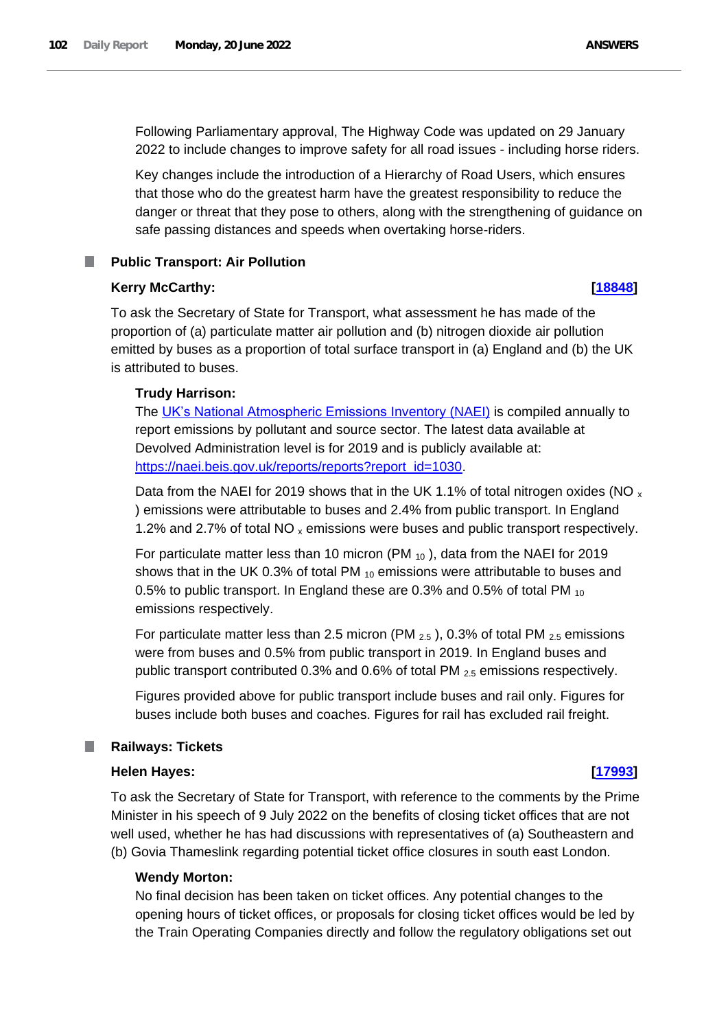Following Parliamentary approval, The Highway Code was updated on 29 January 2022 to include changes to improve safety for all road issues - including horse riders.

Key changes include the introduction of a Hierarchy of Road Users, which ensures that those who do the greatest harm have the greatest responsibility to reduce the danger or threat that they pose to others, along with the strengthening of guidance on safe passing distances and speeds when overtaking horse-riders.

## Public Transport: Air Pollution

**Kerry McCarthy:** **[18848]**

To ask the Secretary of State for Transport, what assessment he has made of the proportion of (a) particulate matter air pollution and (b) nitrogen dioxide air pollution emitted by buses as a proportion of total surface transport in (a) England and (b) the UK is attributed to buses.

**Trudy Harrison:**

The UK's National Atmospheric Emissions Inventory (NAEI) is compiled annually to report emissions by pollutant and source sector. The latest data available at Devolved Administration level is for 2019 and is publicly available at: https://naei.beis.gov.uk/reports/reports?report_id=1030.

Data from the NAEI for 2019 shows that in the UK 1.1% of total nitrogen oxides ($NO_x$) emissions were attributable to buses and 2.4% from public transport. In England 1.2% and 2.7% of total $NO_x$ emissions were buses and public transport respectively.

For particulate matter less than 10 micron ($PM_{10}$), data from the NAEI for 2019 shows that in the UK 0.3% of total $PM_{10}$ emissions were attributable to buses and 0.5% to public transport. In England these are 0.3% and 0.5% of total $PM_{10}$ emissions respectively.

For particulate matter less than 2.5 micron ($PM_{2.5}$), 0.3% of total $PM_{2.5}$ emissions were from buses and 0.5% from public transport in 2019. In England buses and public transport contributed 0.3% and 0.6% of total $PM_{2.5}$ emissions respectively.

Figures provided above for public transport include buses and rail only. Figures for buses include both buses and coaches. Figures for rail has excluded rail freight.

## Railways: Tickets

**Helen Hayes:** **[17993]**

To ask the Secretary of State for Transport, with reference to the comments by the Prime Minister in his speech of 9 July 2022 on the benefits of closing ticket offices that are not well used, whether he has had discussions with representatives of (a) Southeastern and (b) Govia Thameslink regarding potential ticket office closures in south east London.

**Wendy Morton:**

No final decision has been taken on ticket offices. Any potential changes to the opening hours of ticket offices, or proposals for closing ticket offices would be led by the Train Operating Companies directly and follow the regulatory obligations set out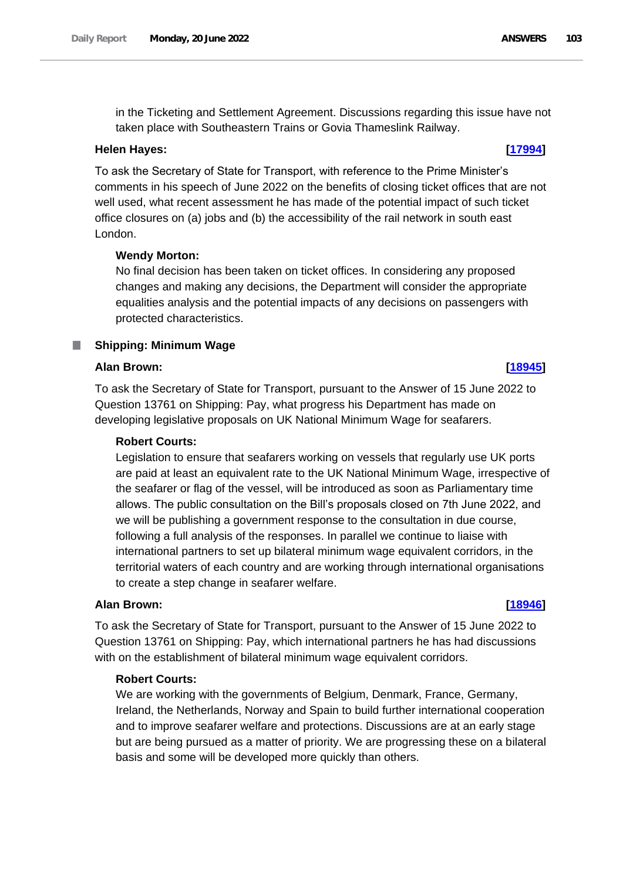in the Ticketing and Settlement Agreement. Discussions regarding this issue have not taken place with Southeastern Trains or Govia Thameslink Railway.

**Helen Hayes:** **[17994]**

To ask the Secretary of State for Transport, with reference to the Prime Minister's comments in his speech of June 2022 on the benefits of closing ticket offices that are not well used, what recent assessment he has made of the potential impact of such ticket office closures on (a) jobs and (b) the accessibility of the rail network in south east London.

**Wendy Morton:**

No final decision has been taken on ticket offices. In considering any proposed changes and making any decisions, the Department will consider the appropriate equalities analysis and the potential impacts of any decisions on passengers with protected characteristics.

## Shipping: Minimum Wage

**Alan Brown:** **[18945]**

To ask the Secretary of State for Transport, pursuant to the Answer of 15 June 2022 to Question 13761 on Shipping: Pay, what progress his Department has made on developing legislative proposals on UK National Minimum Wage for seafarers.

**Robert Courts:**

Legislation to ensure that seafarers working on vessels that regularly use UK ports are paid at least an equivalent rate to the UK National Minimum Wage, irrespective of the seafarer or flag of the vessel, will be introduced as soon as Parliamentary time allows. The public consultation on the Bill's proposals closed on 7th June 2022, and we will be publishing a government response to the consultation in due course, following a full analysis of the responses. In parallel we continue to liaise with international partners to set up bilateral minimum wage equivalent corridors, in the territorial waters of each country and are working through international organisations to create a step change in seafarer welfare.

**Alan Brown:** **[18946]**

To ask the Secretary of State for Transport, pursuant to the Answer of 15 June 2022 to Question 13761 on Shipping: Pay, which international partners he has had discussions with on the establishment of bilateral minimum wage equivalent corridors.

**Robert Courts:**

We are working with the governments of Belgium, Denmark, France, Germany, Ireland, the Netherlands, Norway and Spain to build further international cooperation and to improve seafarer welfare and protections. Discussions are at an early stage but are being pursued as a matter of priority. We are progressing these on a bilateral basis and some will be developed more quickly than others.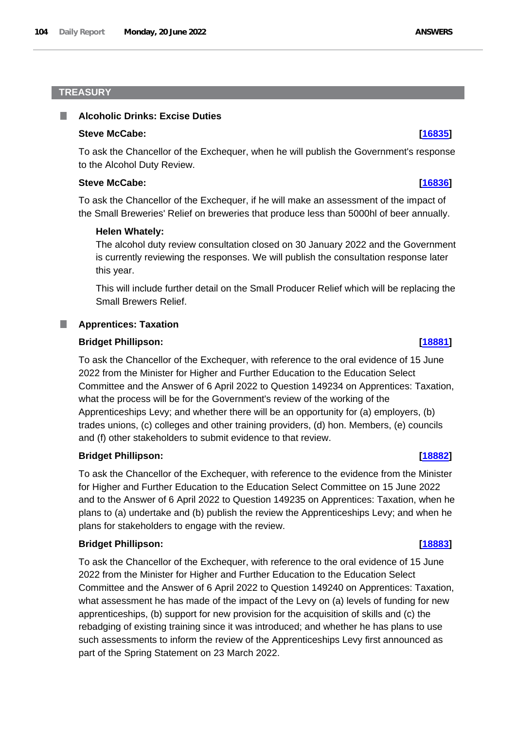## TREASURY

### Alcoholic Drinks: Excise Duties

**Steve McCabe:** **[16835]**

To ask the Chancellor of the Exchequer, when he will publish the Government's response to the Alcohol Duty Review.

**Steve McCabe:** **[16836]**

To ask the Chancellor of the Exchequer, if he will make an assessment of the impact of the Small Breweries' Relief on breweries that produce less than 5000hl of beer annually.

**Helen Whately:**

The alcohol duty review consultation closed on 30 January 2022 and the Government is currently reviewing the responses. We will publish the consultation response later this year.

This will include further detail on the Small Producer Relief which will be replacing the Small Brewers Relief.

### Apprentices: Taxation

**Bridget Phillipson:** **[18881]**

To ask the Chancellor of the Exchequer, with reference to the oral evidence of 15 June 2022 from the Minister for Higher and Further Education to the Education Select Committee and the Answer of 6 April 2022 to Question 149234 on Apprentices: Taxation, what the process will be for the Government's review of the working of the Apprenticeships Levy; and whether there will be an opportunity for (a) employers, (b) trades unions, (c) colleges and other training providers, (d) hon. Members, (e) councils and (f) other stakeholders to submit evidence to that review.

**Bridget Phillipson:** **[18882]**

To ask the Chancellor of the Exchequer, with reference to the evidence from the Minister for Higher and Further Education to the Education Select Committee on 15 June 2022 and to the Answer of 6 April 2022 to Question 149235 on Apprentices: Taxation, when he plans to (a) undertake and (b) publish the review the Apprenticeships Levy; and when he plans for stakeholders to engage with the review.

**Bridget Phillipson:** **[18883]**

To ask the Chancellor of the Exchequer, with reference to the oral evidence of 15 June 2022 from the Minister for Higher and Further Education to the Education Select Committee and the Answer of 6 April 2022 to Question 149240 on Apprentices: Taxation, what assessment he has made of the impact of the Levy on (a) levels of funding for new apprenticeships, (b) support for new provision for the acquisition of skills and (c) the rebadging of existing training since it was introduced; and whether he has plans to use such assessments to inform the review of the Apprenticeships Levy first announced as part of the Spring Statement on 23 March 2022.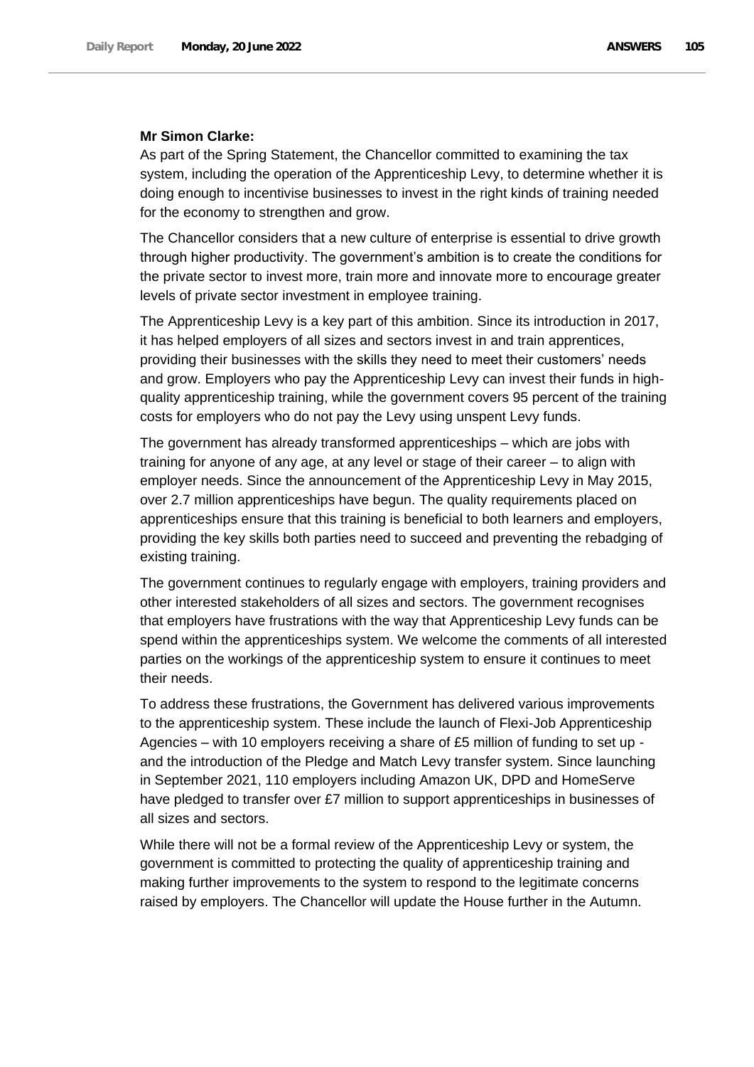**Mr Simon Clarke:**

As part of the Spring Statement, the Chancellor committed to examining the tax system, including the operation of the Apprenticeship Levy, to determine whether it is doing enough to incentivise businesses to invest in the right kinds of training needed for the economy to strengthen and grow.

The Chancellor considers that a new culture of enterprise is essential to drive growth through higher productivity. The government's ambition is to create the conditions for the private sector to invest more, train more and innovate more to encourage greater levels of private sector investment in employee training.

The Apprenticeship Levy is a key part of this ambition. Since its introduction in 2017, it has helped employers of all sizes and sectors invest in and train apprentices, providing their businesses with the skills they need to meet their customers' needs and grow. Employers who pay the Apprenticeship Levy can invest their funds in high-quality apprenticeship training, while the government covers 95 percent of the training costs for employers who do not pay the Levy using unspent Levy funds.

The government has already transformed apprenticeships – which are jobs with training for anyone of any age, at any level or stage of their career – to align with employer needs. Since the announcement of the Apprenticeship Levy in May 2015, over 2.7 million apprenticeships have begun. The quality requirements placed on apprenticeships ensure that this training is beneficial to both learners and employers, providing the key skills both parties need to succeed and preventing the rebadging of existing training.

The government continues to regularly engage with employers, training providers and other interested stakeholders of all sizes and sectors. The government recognises that employers have frustrations with the way that Apprenticeship Levy funds can be spend within the apprenticeships system. We welcome the comments of all interested parties on the workings of the apprenticeship system to ensure it continues to meet their needs.

To address these frustrations, the Government has delivered various improvements to the apprenticeship system. These include the launch of Flexi-Job Apprenticeship Agencies – with 10 employers receiving a share of £5 million of funding to set up - and the introduction of the Pledge and Match Levy transfer system. Since launching in September 2021, 110 employers including Amazon UK, DPD and HomeServe have pledged to transfer over £7 million to support apprenticeships in businesses of all sizes and sectors.

While there will not be a formal review of the Apprenticeship Levy or system, the government is committed to protecting the quality of apprenticeship training and making further improvements to the system to respond to the legitimate concerns raised by employers. The Chancellor will update the House further in the Autumn.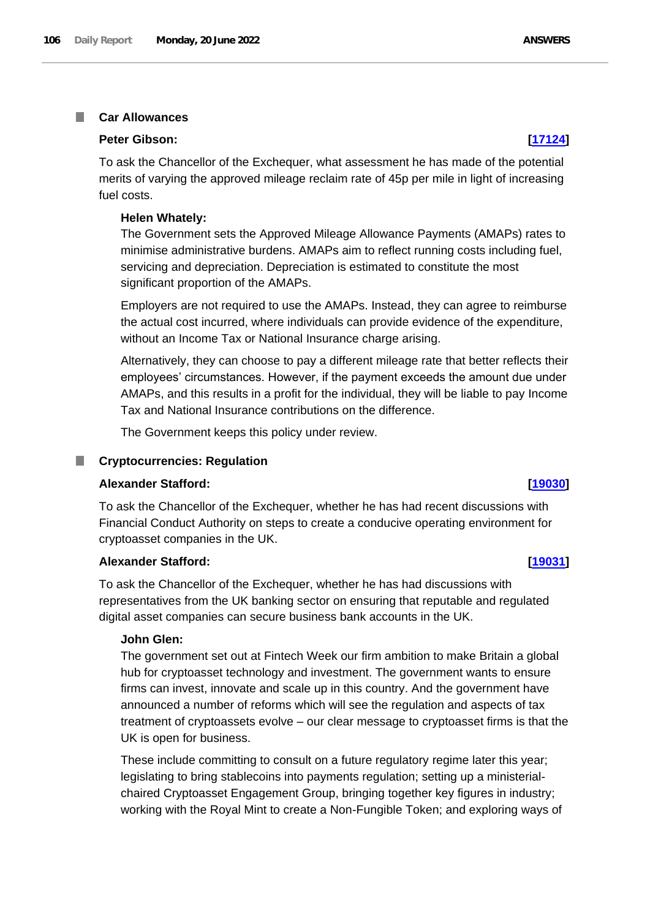### Car Allowances

**Peter Gibson:** **[17124]**

To ask the Chancellor of the Exchequer, what assessment he has made of the potential merits of varying the approved mileage reclaim rate of 45p per mile in light of increasing fuel costs.

**Helen Whately:**

The Government sets the Approved Mileage Allowance Payments (AMAPs) rates to minimise administrative burdens. AMAPs aim to reflect running costs including fuel, servicing and depreciation. Depreciation is estimated to constitute the most significant proportion of the AMAPs.

Employers are not required to use the AMAPs. Instead, they can agree to reimburse the actual cost incurred, where individuals can provide evidence of the expenditure, without an Income Tax or National Insurance charge arising.

Alternatively, they can choose to pay a different mileage rate that better reflects their employees' circumstances. However, if the payment exceeds the amount due under AMAPs, and this results in a profit for the individual, they will be liable to pay Income Tax and National Insurance contributions on the difference.

The Government keeps this policy under review.

### Cryptocurrencies: Regulation

**Alexander Stafford:** **[19030]**

To ask the Chancellor of the Exchequer, whether he has had recent discussions with Financial Conduct Authority on steps to create a conducive operating environment for cryptoasset companies in the UK.

**Alexander Stafford:** **[19031]**

To ask the Chancellor of the Exchequer, whether he has had discussions with representatives from the UK banking sector on ensuring that reputable and regulated digital asset companies can secure business bank accounts in the UK.

**John Glen:**

The government set out at Fintech Week our firm ambition to make Britain a global hub for cryptoasset technology and investment. The government wants to ensure firms can invest, innovate and scale up in this country. And the government have announced a number of reforms which will see the regulation and aspects of tax treatment of cryptoassets evolve – our clear message to cryptoasset firms is that the UK is open for business.

These include committing to consult on a future regulatory regime later this year; legislating to bring stablecoins into payments regulation; setting up a ministerial-chaired Cryptoasset Engagement Group, bringing together key figures in industry; working with the Royal Mint to create a Non-Fungible Token; and exploring ways of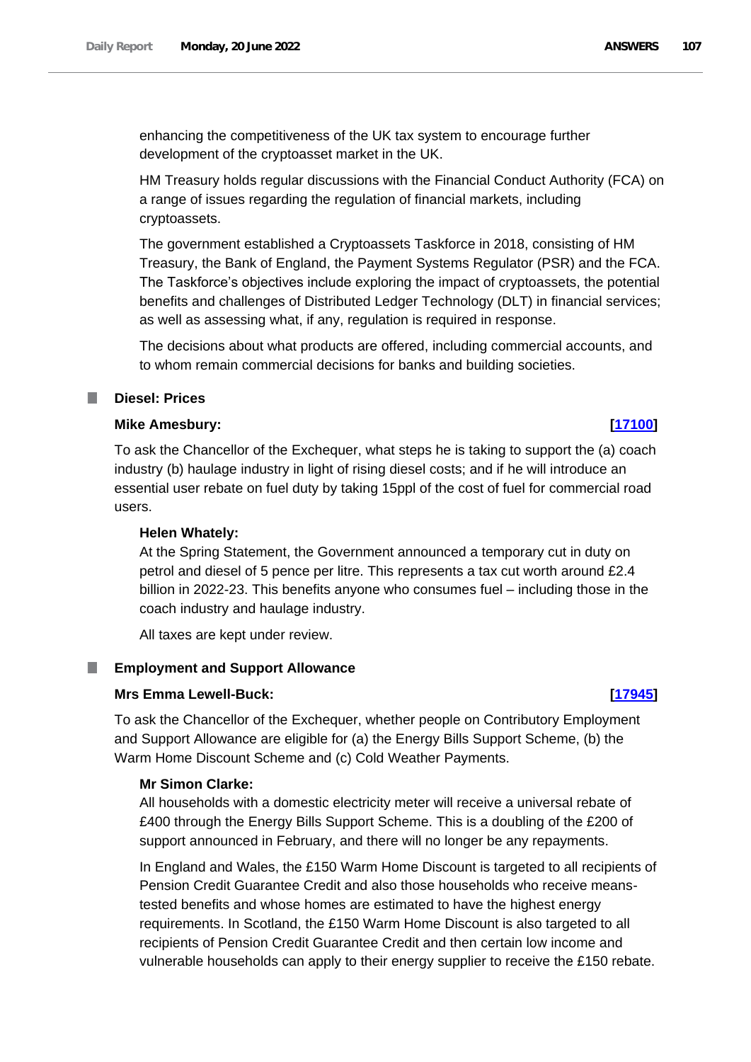enhancing the competitiveness of the UK tax system to encourage further development of the cryptoasset market in the UK.

HM Treasury holds regular discussions with the Financial Conduct Authority (FCA) on a range of issues regarding the regulation of financial markets, including cryptoassets.

The government established a Cryptoassets Taskforce in 2018, consisting of HM Treasury, the Bank of England, the Payment Systems Regulator (PSR) and the FCA. The Taskforce's objectives include exploring the impact of cryptoassets, the potential benefits and challenges of Distributed Ledger Technology (DLT) in financial services; as well as assessing what, if any, regulation is required in response.

The decisions about what products are offered, including commercial accounts, and to whom remain commercial decisions for banks and building societies.

## Diesel: Prices

**Mike Amesbury:** **[17100]**

To ask the Chancellor of the Exchequer, what steps he is taking to support the (a) coach industry (b) haulage industry in light of rising diesel costs; and if he will introduce an essential user rebate on fuel duty by taking 15ppl of the cost of fuel for commercial road users.

**Helen Whately:**

At the Spring Statement, the Government announced a temporary cut in duty on petrol and diesel of 5 pence per litre. This represents a tax cut worth around £2.4 billion in 2022-23. This benefits anyone who consumes fuel – including those in the coach industry and haulage industry.

All taxes are kept under review.

## Employment and Support Allowance

**Mrs Emma Lewell-Buck:** **[17945]**

To ask the Chancellor of the Exchequer, whether people on Contributory Employment and Support Allowance are eligible for (a) the Energy Bills Support Scheme, (b) the Warm Home Discount Scheme and (c) Cold Weather Payments.

**Mr Simon Clarke:**

All households with a domestic electricity meter will receive a universal rebate of £400 through the Energy Bills Support Scheme. This is a doubling of the £200 of support announced in February, and there will no longer be any repayments.

In England and Wales, the £150 Warm Home Discount is targeted to all recipients of Pension Credit Guarantee Credit and also those households who receive means-tested benefits and whose homes are estimated to have the highest energy requirements. In Scotland, the £150 Warm Home Discount is also targeted to all recipients of Pension Credit Guarantee Credit and then certain low income and vulnerable households can apply to their energy supplier to receive the £150 rebate.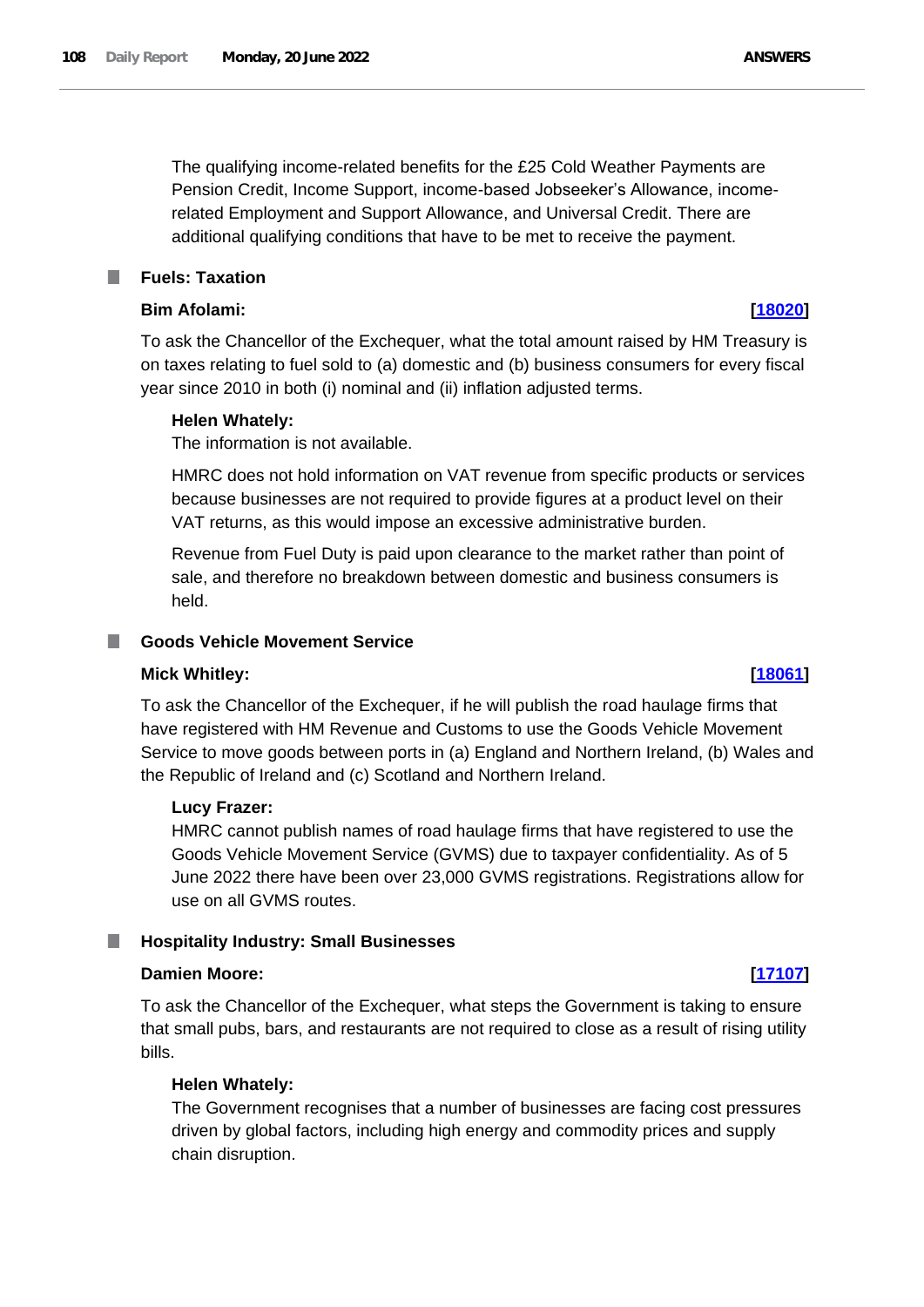The qualifying income-related benefits for the £25 Cold Weather Payments are Pension Credit, Income Support, income-based Jobseeker's Allowance, income-related Employment and Support Allowance, and Universal Credit. There are additional qualifying conditions that have to be met to receive the payment.

## Fuels: Taxation

**Bim Afolami:** **[18020]**

To ask the Chancellor of the Exchequer, what the total amount raised by HM Treasury is on taxes relating to fuel sold to (a) domestic and (b) business consumers for every fiscal year since 2010 in both (i) nominal and (ii) inflation adjusted terms.

**Helen Whately:**

The information is not available.

HMRC does not hold information on VAT revenue from specific products or services because businesses are not required to provide figures at a product level on their VAT returns, as this would impose an excessive administrative burden.

Revenue from Fuel Duty is paid upon clearance to the market rather than point of sale, and therefore no breakdown between domestic and business consumers is held.

## Goods Vehicle Movement Service

**Mick Whitley:** **[18061]**

To ask the Chancellor of the Exchequer, if he will publish the road haulage firms that have registered with HM Revenue and Customs to use the Goods Vehicle Movement Service to move goods between ports in (a) England and Northern Ireland, (b) Wales and the Republic of Ireland and (c) Scotland and Northern Ireland.

**Lucy Frazer:**

HMRC cannot publish names of road haulage firms that have registered to use the Goods Vehicle Movement Service (GVMS) due to taxpayer confidentiality. As of 5 June 2022 there have been over 23,000 GVMS registrations. Registrations allow for use on all GVMS routes.

## Hospitality Industry: Small Businesses

**Damien Moore:** **[17107]**

To ask the Chancellor of the Exchequer, what steps the Government is taking to ensure that small pubs, bars, and restaurants are not required to close as a result of rising utility bills.

**Helen Whately:**

The Government recognises that a number of businesses are facing cost pressures driven by global factors, including high energy and commodity prices and supply chain disruption.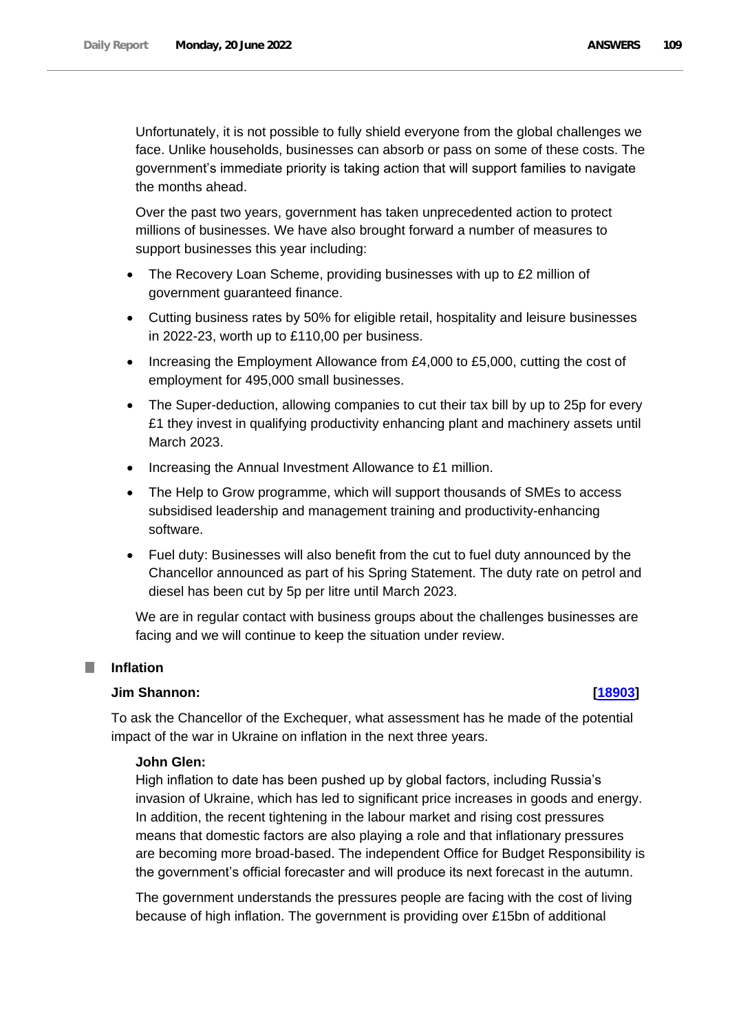Unfortunately, it is not possible to fully shield everyone from the global challenges we face. Unlike households, businesses can absorb or pass on some of these costs. The government's immediate priority is taking action that will support families to navigate the months ahead.

Over the past two years, government has taken unprecedented action to protect millions of businesses. We have also brought forward a number of measures to support businesses this year including:

- The Recovery Loan Scheme, providing businesses with up to £2 million of government guaranteed finance.
- Cutting business rates by 50% for eligible retail, hospitality and leisure businesses in 2022-23, worth up to £110,00 per business.
- Increasing the Employment Allowance from £4,000 to £5,000, cutting the cost of employment for 495,000 small businesses.
- The Super-deduction, allowing companies to cut their tax bill by up to 25p for every £1 they invest in qualifying productivity enhancing plant and machinery assets until March 2023.
- Increasing the Annual Investment Allowance to £1 million.
- The Help to Grow programme, which will support thousands of SMEs to access subsidised leadership and management training and productivity-enhancing software.
- Fuel duty: Businesses will also benefit from the cut to fuel duty announced by the Chancellor announced as part of his Spring Statement. The duty rate on petrol and diesel has been cut by 5p per litre until March 2023.

We are in regular contact with business groups about the challenges businesses are facing and we will continue to keep the situation under review.

## Inflation

**Jim Shannon:** **[18903]**

To ask the Chancellor of the Exchequer, what assessment has he made of the potential impact of the war in Ukraine on inflation in the next three years.

**John Glen:**

High inflation to date has been pushed up by global factors, including Russia's invasion of Ukraine, which has led to significant price increases in goods and energy. In addition, the recent tightening in the labour market and rising cost pressures means that domestic factors are also playing a role and that inflationary pressures are becoming more broad-based. The independent Office for Budget Responsibility is the government's official forecaster and will produce its next forecast in the autumn.

The government understands the pressures people are facing with the cost of living because of high inflation. The government is providing over £15bn of additional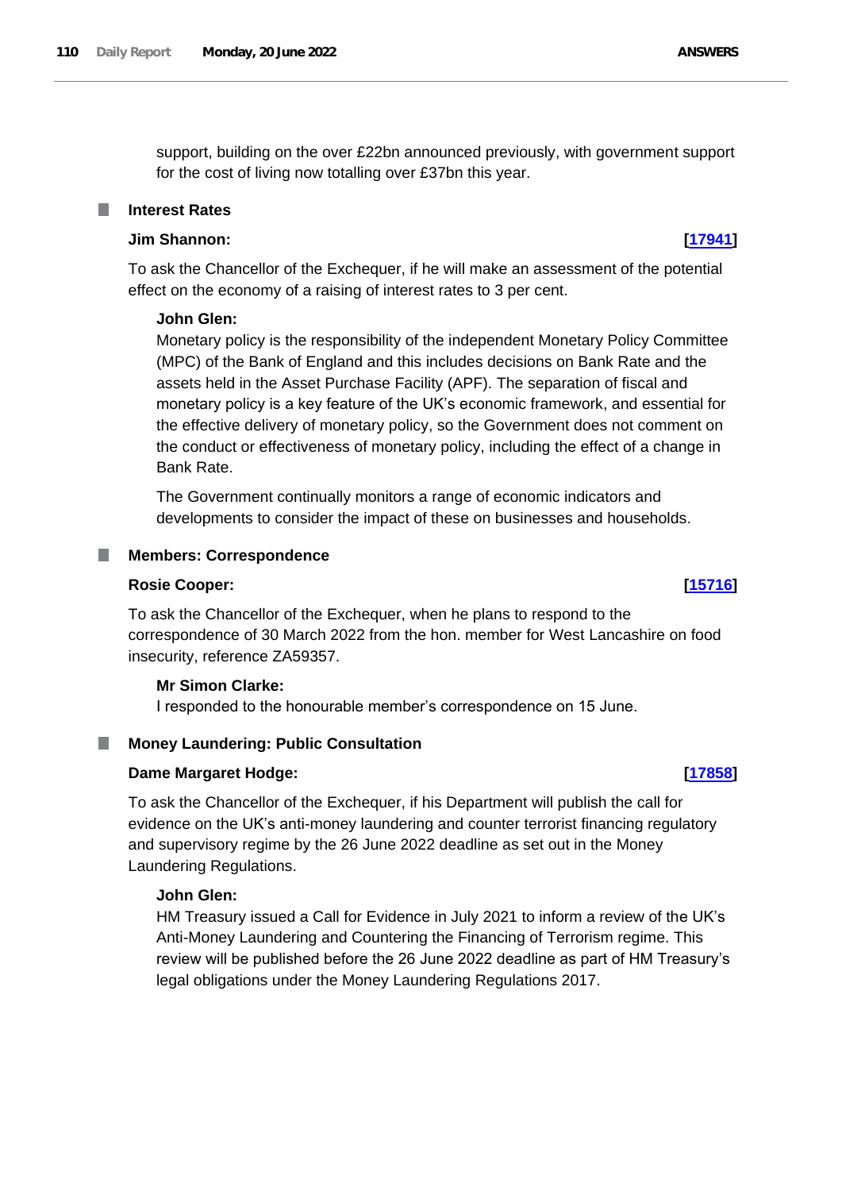support, building on the over £22bn announced previously, with government support for the cost of living now totalling over £37bn this year.

### Interest Rates

**Jim Shannon:** **[17941]**

To ask the Chancellor of the Exchequer, if he will make an assessment of the potential effect on the economy of a raising of interest rates to 3 per cent.

**John Glen:**

Monetary policy is the responsibility of the independent Monetary Policy Committee (MPC) of the Bank of England and this includes decisions on Bank Rate and the assets held in the Asset Purchase Facility (APF). The separation of fiscal and monetary policy is a key feature of the UK's economic framework, and essential for the effective delivery of monetary policy, so the Government does not comment on the conduct or effectiveness of monetary policy, including the effect of a change in Bank Rate.

The Government continually monitors a range of economic indicators and developments to consider the impact of these on businesses and households.

### Members: Correspondence

**Rosie Cooper:** **[15716]**

To ask the Chancellor of the Exchequer, when he plans to respond to the correspondence of 30 March 2022 from the hon. member for West Lancashire on food insecurity, reference ZA59357.

**Mr Simon Clarke:**

I responded to the honourable member's correspondence on 15 June.

### Money Laundering: Public Consultation

**Dame Margaret Hodge:** **[17858]**

To ask the Chancellor of the Exchequer, if his Department will publish the call for evidence on the UK's anti-money laundering and counter terrorist financing regulatory and supervisory regime by the 26 June 2022 deadline as set out in the Money Laundering Regulations.

**John Glen:**

HM Treasury issued a Call for Evidence in July 2021 to inform a review of the UK's Anti-Money Laundering and Countering the Financing of Terrorism regime. This review will be published before the 26 June 2022 deadline as part of HM Treasury's legal obligations under the Money Laundering Regulations 2017.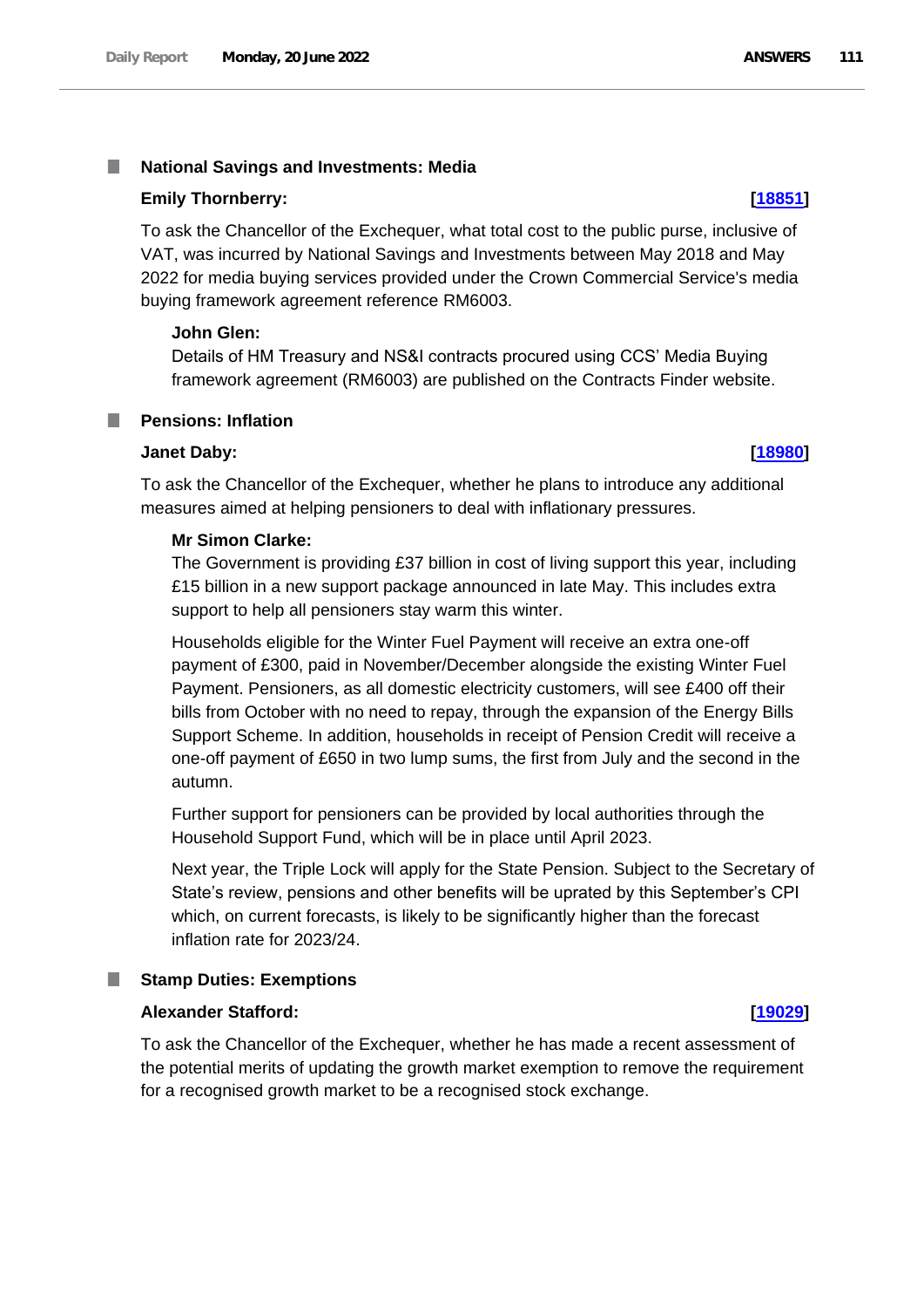## National Savings and Investments: Media

**Emily Thornberry:** **[18851]**

To ask the Chancellor of the Exchequer, what total cost to the public purse, inclusive of VAT, was incurred by National Savings and Investments between May 2018 and May 2022 for media buying services provided under the Crown Commercial Service's media buying framework agreement reference RM6003.

**John Glen:**

Details of HM Treasury and NS&I contracts procured using CCS' Media Buying framework agreement (RM6003) are published on the Contracts Finder website.

## Pensions: Inflation

**Janet Daby:** **[18980]**

To ask the Chancellor of the Exchequer, whether he plans to introduce any additional measures aimed at helping pensioners to deal with inflationary pressures.

**Mr Simon Clarke:**

The Government is providing £37 billion in cost of living support this year, including £15 billion in a new support package announced in late May. This includes extra support to help all pensioners stay warm this winter.

Households eligible for the Winter Fuel Payment will receive an extra one-off payment of £300, paid in November/December alongside the existing Winter Fuel Payment. Pensioners, as all domestic electricity customers, will see £400 off their bills from October with no need to repay, through the expansion of the Energy Bills Support Scheme. In addition, households in receipt of Pension Credit will receive a one-off payment of £650 in two lump sums, the first from July and the second in the autumn.

Further support for pensioners can be provided by local authorities through the Household Support Fund, which will be in place until April 2023.

Next year, the Triple Lock will apply for the State Pension. Subject to the Secretary of State's review, pensions and other benefits will be uprated by this September's CPI which, on current forecasts, is likely to be significantly higher than the forecast inflation rate for 2023/24.

## Stamp Duties: Exemptions

**Alexander Stafford:** **[19029]**

To ask the Chancellor of the Exchequer, whether he has made a recent assessment of the potential merits of updating the growth market exemption to remove the requirement for a recognised growth market to be a recognised stock exchange.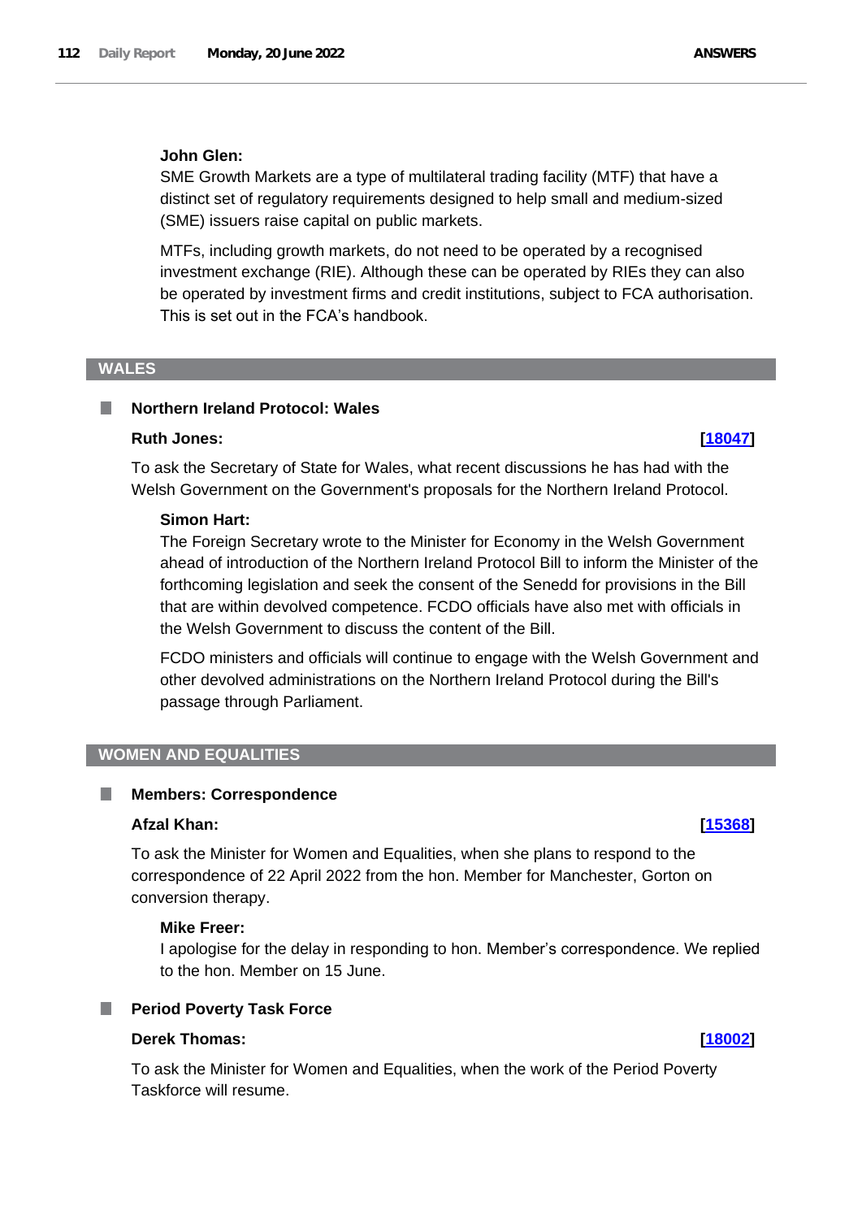**John Glen:**

SME Growth Markets are a type of multilateral trading facility (MTF) that have a distinct set of regulatory requirements designed to help small and medium-sized (SME) issuers raise capital on public markets.

MTFs, including growth markets, do not need to be operated by a recognised investment exchange (RIE). Although these can be operated by RIEs they can also be operated by investment firms and credit institutions, subject to FCA authorisation. This is set out in the FCA's handbook.

## WALES

### Northern Ireland Protocol: Wales

**Ruth Jones:** [18047]

To ask the Secretary of State for Wales, what recent discussions he has had with the Welsh Government on the Government's proposals for the Northern Ireland Protocol.

**Simon Hart:**

The Foreign Secretary wrote to the Minister for Economy in the Welsh Government ahead of introduction of the Northern Ireland Protocol Bill to inform the Minister of the forthcoming legislation and seek the consent of the Senedd for provisions in the Bill that are within devolved competence. FCDO officials have also met with officials in the Welsh Government to discuss the content of the Bill.

FCDO ministers and officials will continue to engage with the Welsh Government and other devolved administrations on the Northern Ireland Protocol during the Bill's passage through Parliament.

## WOMEN AND EQUALITIES

### Members: Correspondence

**Afzal Khan:** [15368]

To ask the Minister for Women and Equalities, when she plans to respond to the correspondence of 22 April 2022 from the hon. Member for Manchester, Gorton on conversion therapy.

**Mike Freer:**

I apologise for the delay in responding to hon. Member's correspondence. We replied to the hon. Member on 15 June.

### Period Poverty Task Force

**Derek Thomas:** [18002]

To ask the Minister for Women and Equalities, when the work of the Period Poverty Taskforce will resume.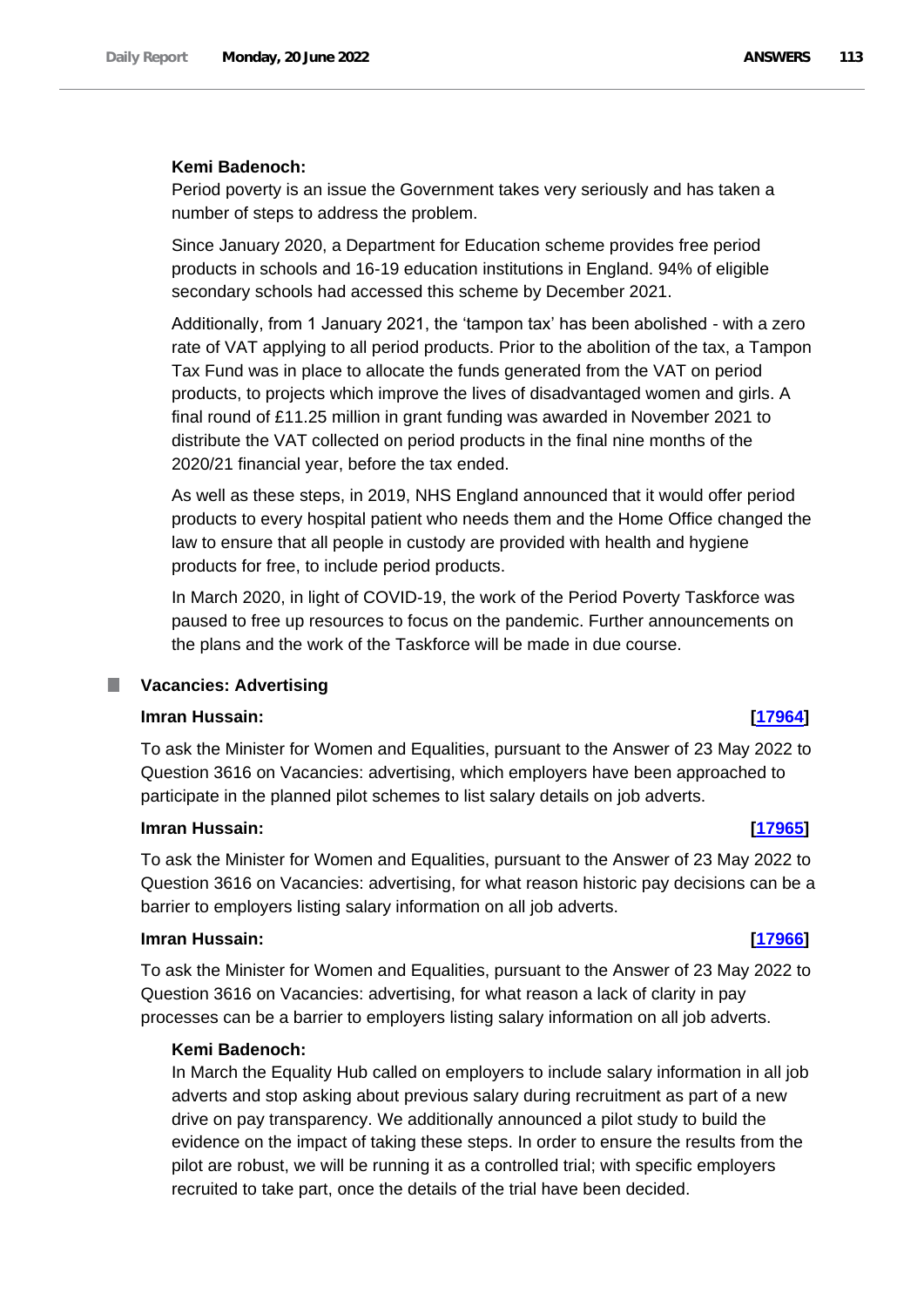**Kemi Badenoch:**

Period poverty is an issue the Government takes very seriously and has taken a number of steps to address the problem.

Since January 2020, a Department for Education scheme provides free period products in schools and 16-19 education institutions in England. 94% of eligible secondary schools had accessed this scheme by December 2021.

Additionally, from 1 January 2021, the 'tampon tax' has been abolished - with a zero rate of VAT applying to all period products. Prior to the abolition of the tax, a Tampon Tax Fund was in place to allocate the funds generated from the VAT on period products, to projects which improve the lives of disadvantaged women and girls. A final round of £11.25 million in grant funding was awarded in November 2021 to distribute the VAT collected on period products in the final nine months of the 2020/21 financial year, before the tax ended.

As well as these steps, in 2019, NHS England announced that it would offer period products to every hospital patient who needs them and the Home Office changed the law to ensure that all people in custody are provided with health and hygiene products for free, to include period products.

In March 2020, in light of COVID-19, the work of the Period Poverty Taskforce was paused to free up resources to focus on the pandemic. Further announcements on the plans and the work of the Taskforce will be made in due course.

## Vacancies: Advertising

**Imran Hussain:** **[17964]**

To ask the Minister for Women and Equalities, pursuant to the Answer of 23 May 2022 to Question 3616 on Vacancies: advertising, which employers have been approached to participate in the planned pilot schemes to list salary details on job adverts.

**Imran Hussain:** **[17965]**

To ask the Minister for Women and Equalities, pursuant to the Answer of 23 May 2022 to Question 3616 on Vacancies: advertising, for what reason historic pay decisions can be a barrier to employers listing salary information on all job adverts.

**Imran Hussain:** **[17966]**

To ask the Minister for Women and Equalities, pursuant to the Answer of 23 May 2022 to Question 3616 on Vacancies: advertising, for what reason a lack of clarity in pay processes can be a barrier to employers listing salary information on all job adverts.

**Kemi Badenoch:**

In March the Equality Hub called on employers to include salary information in all job adverts and stop asking about previous salary during recruitment as part of a new drive on pay transparency. We additionally announced a pilot study to build the evidence on the impact of taking these steps. In order to ensure the results from the pilot are robust, we will be running it as a controlled trial; with specific employers recruited to take part, once the details of the trial have been decided.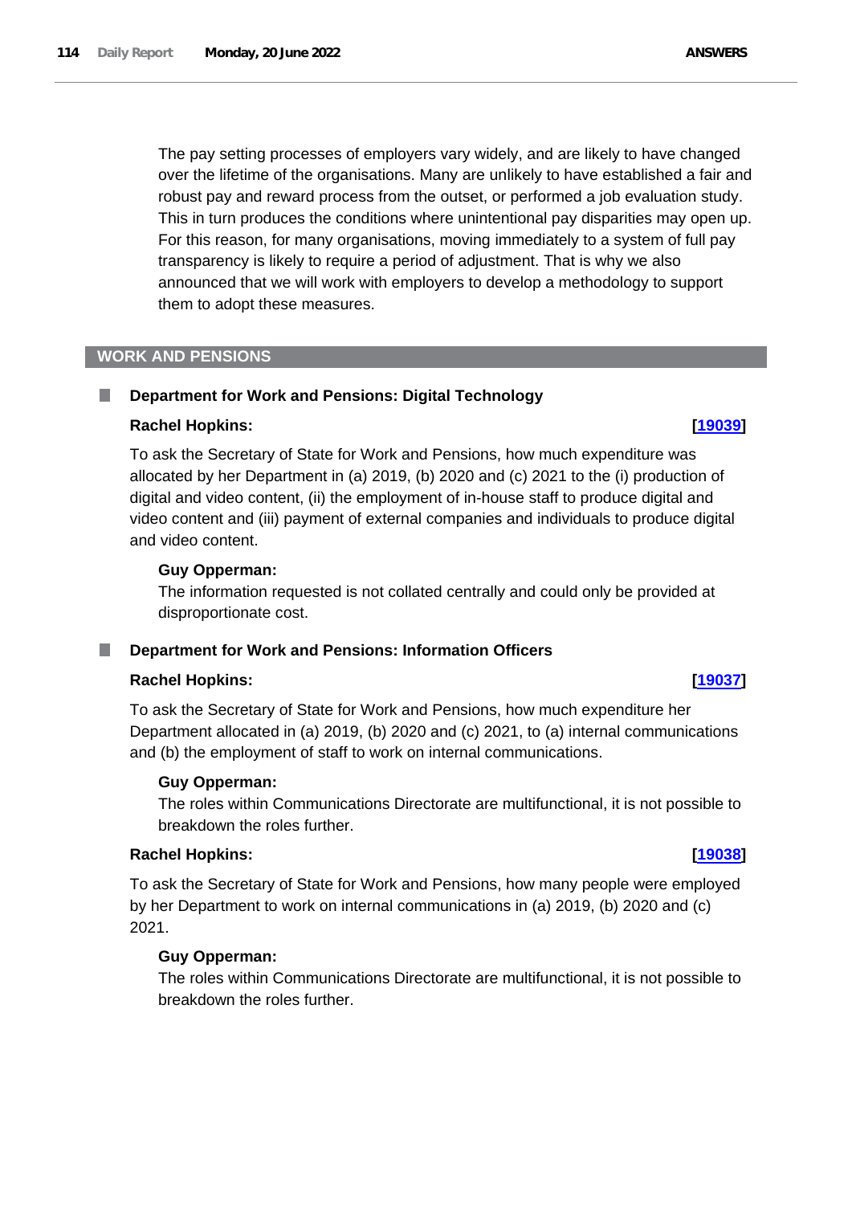The pay setting processes of employers vary widely, and are likely to have changed over the lifetime of the organisations. Many are unlikely to have established a fair and robust pay and reward process from the outset, or performed a job evaluation study. This in turn produces the conditions where unintentional pay disparities may open up. For this reason, for many organisations, moving immediately to a system of full pay transparency is likely to require a period of adjustment. That is why we also announced that we will work with employers to develop a methodology to support them to adopt these measures.

## WORK AND PENSIONS

### Department for Work and Pensions: Digital Technology

**Rachel Hopkins:** **[19039]**

To ask the Secretary of State for Work and Pensions, how much expenditure was allocated by her Department in (a) 2019, (b) 2020 and (c) 2021 to the (i) production of digital and video content, (ii) the employment of in-house staff to produce digital and video content and (iii) payment of external companies and individuals to produce digital and video content.

**Guy Opperman:**

The information requested is not collated centrally and could only be provided at disproportionate cost.

### Department for Work and Pensions: Information Officers

**Rachel Hopkins:** **[19037]**

To ask the Secretary of State for Work and Pensions, how much expenditure her Department allocated in (a) 2019, (b) 2020 and (c) 2021, to (a) internal communications and (b) the employment of staff to work on internal communications.

**Guy Opperman:**

The roles within Communications Directorate are multifunctional, it is not possible to breakdown the roles further.

**Rachel Hopkins:** **[19038]**

To ask the Secretary of State for Work and Pensions, how many people were employed by her Department to work on internal communications in (a) 2019, (b) 2020 and (c) 2021.

**Guy Opperman:**

The roles within Communications Directorate are multifunctional, it is not possible to breakdown the roles further.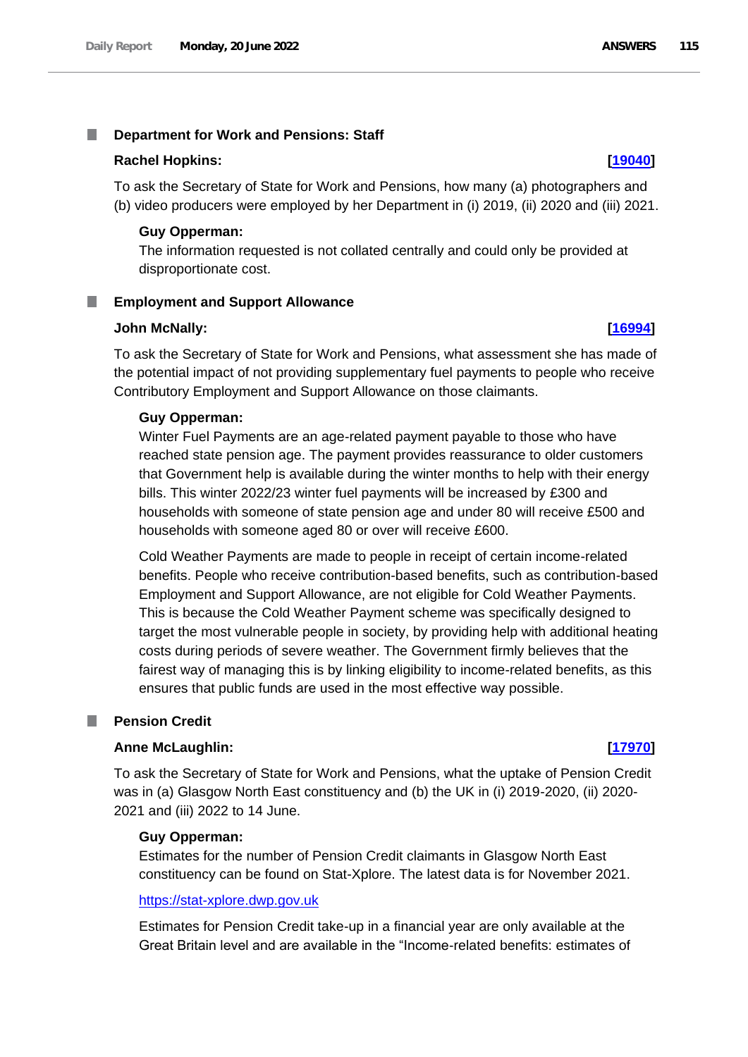## Department for Work and Pensions: Staff

**Rachel Hopkins:** **[19040]**

To ask the Secretary of State for Work and Pensions, how many (a) photographers and (b) video producers were employed by her Department in (i) 2019, (ii) 2020 and (iii) 2021.

**Guy Opperman:**

The information requested is not collated centrally and could only be provided at disproportionate cost.

## Employment and Support Allowance

**John McNally:** **[16994]**

To ask the Secretary of State for Work and Pensions, what assessment she has made of the potential impact of not providing supplementary fuel payments to people who receive Contributory Employment and Support Allowance on those claimants.

**Guy Opperman:**

Winter Fuel Payments are an age-related payment payable to those who have reached state pension age. The payment provides reassurance to older customers that Government help is available during the winter months to help with their energy bills. This winter 2022/23 winter fuel payments will be increased by £300 and households with someone of state pension age and under 80 will receive £500 and households with someone aged 80 or over will receive £600.

Cold Weather Payments are made to people in receipt of certain income-related benefits. People who receive contribution-based benefits, such as contribution-based Employment and Support Allowance, are not eligible for Cold Weather Payments. This is because the Cold Weather Payment scheme was specifically designed to target the most vulnerable people in society, by providing help with additional heating costs during periods of severe weather. The Government firmly believes that the fairest way of managing this is by linking eligibility to income-related benefits, as this ensures that public funds are used in the most effective way possible.

## Pension Credit

**Anne McLaughlin:** **[17970]**

To ask the Secretary of State for Work and Pensions, what the uptake of Pension Credit was in (a) Glasgow North East constituency and (b) the UK in (i) 2019-2020, (ii) 2020-2021 and (iii) 2022 to 14 June.

**Guy Opperman:**

Estimates for the number of Pension Credit claimants in Glasgow North East constituency can be found on Stat-Xplore. The latest data is for November 2021.

https://stat-xplore.dwp.gov.uk

Estimates for Pension Credit take-up in a financial year are only available at the Great Britain level and are available in the "Income-related benefits: estimates of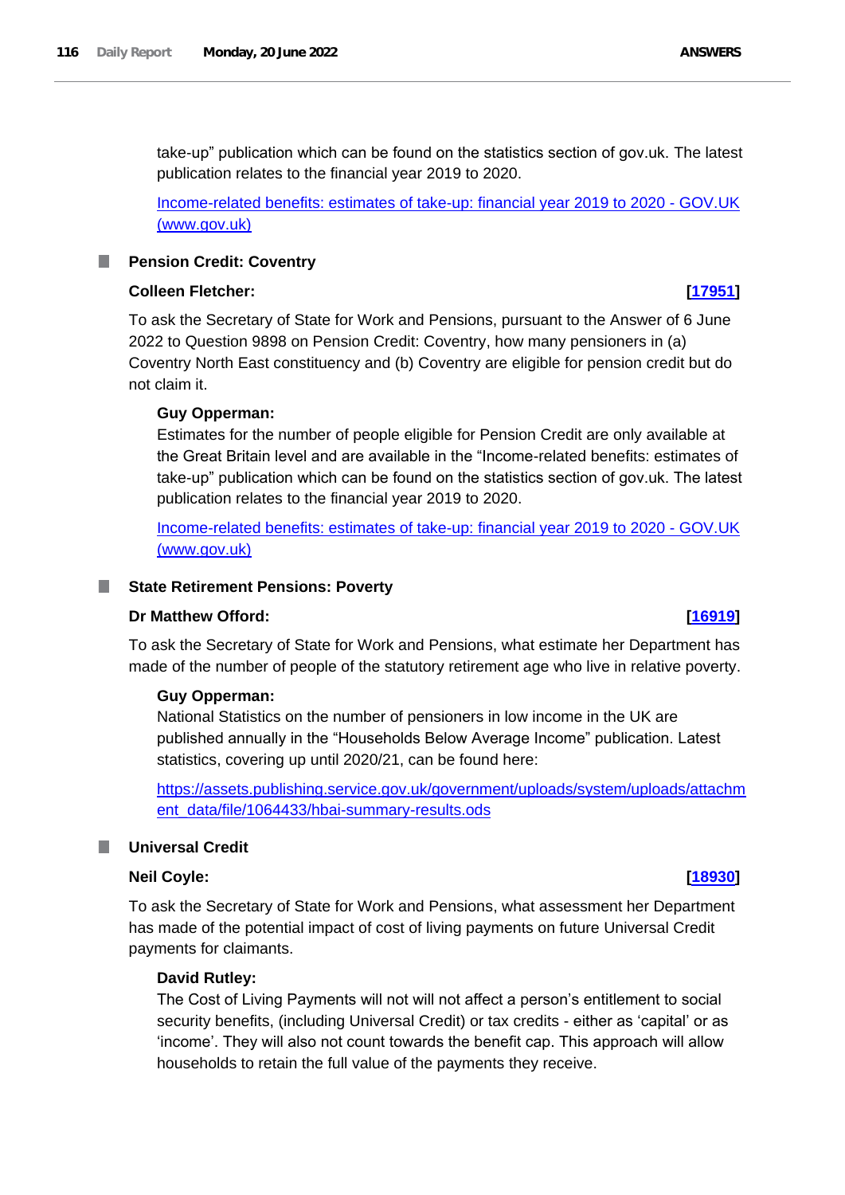take-up" publication which can be found on the statistics section of gov.uk. The latest publication relates to the financial year 2019 to 2020.

[Income-related benefits: estimates of take-up: financial year 2019 to 2020 - GOV.UK (www.gov.uk)](http://www.gov.uk)

## Pension Credit: Coventry

**Colleen Fletcher:** **[17951]**

To ask the Secretary of State for Work and Pensions, pursuant to the Answer of 6 June 2022 to Question 9898 on Pension Credit: Coventry, how many pensioners in (a) Coventry North East constituency and (b) Coventry are eligible for pension credit but do not claim it.

**Guy Opperman:**

Estimates for the number of people eligible for Pension Credit are only available at the Great Britain level and are available in the "Income-related benefits: estimates of take-up" publication which can be found on the statistics section of gov.uk. The latest publication relates to the financial year 2019 to 2020.

[Income-related benefits: estimates of take-up: financial year 2019 to 2020 - GOV.UK (www.gov.uk)](http://www.gov.uk)

## State Retirement Pensions: Poverty

**Dr Matthew Offord:** **[16919]**

To ask the Secretary of State for Work and Pensions, what estimate her Department has made of the number of people of the statutory retirement age who live in relative poverty.

**Guy Opperman:**

National Statistics on the number of pensioners in low income in the UK are published annually in the "Households Below Average Income" publication. Latest statistics, covering up until 2020/21, can be found here:

https://assets.publishing.service.gov.uk/government/uploads/system/uploads/attachment_data/file/1064433/hbai-summary-results.ods

## Universal Credit

**Neil Coyle:** **[18930]**

To ask the Secretary of State for Work and Pensions, what assessment her Department has made of the potential impact of cost of living payments on future Universal Credit payments for claimants.

**David Rutley:**

The Cost of Living Payments will not will not affect a person's entitlement to social security benefits, (including Universal Credit) or tax credits - either as 'capital' or as 'income'. They will also not count towards the benefit cap. This approach will allow households to retain the full value of the payments they receive.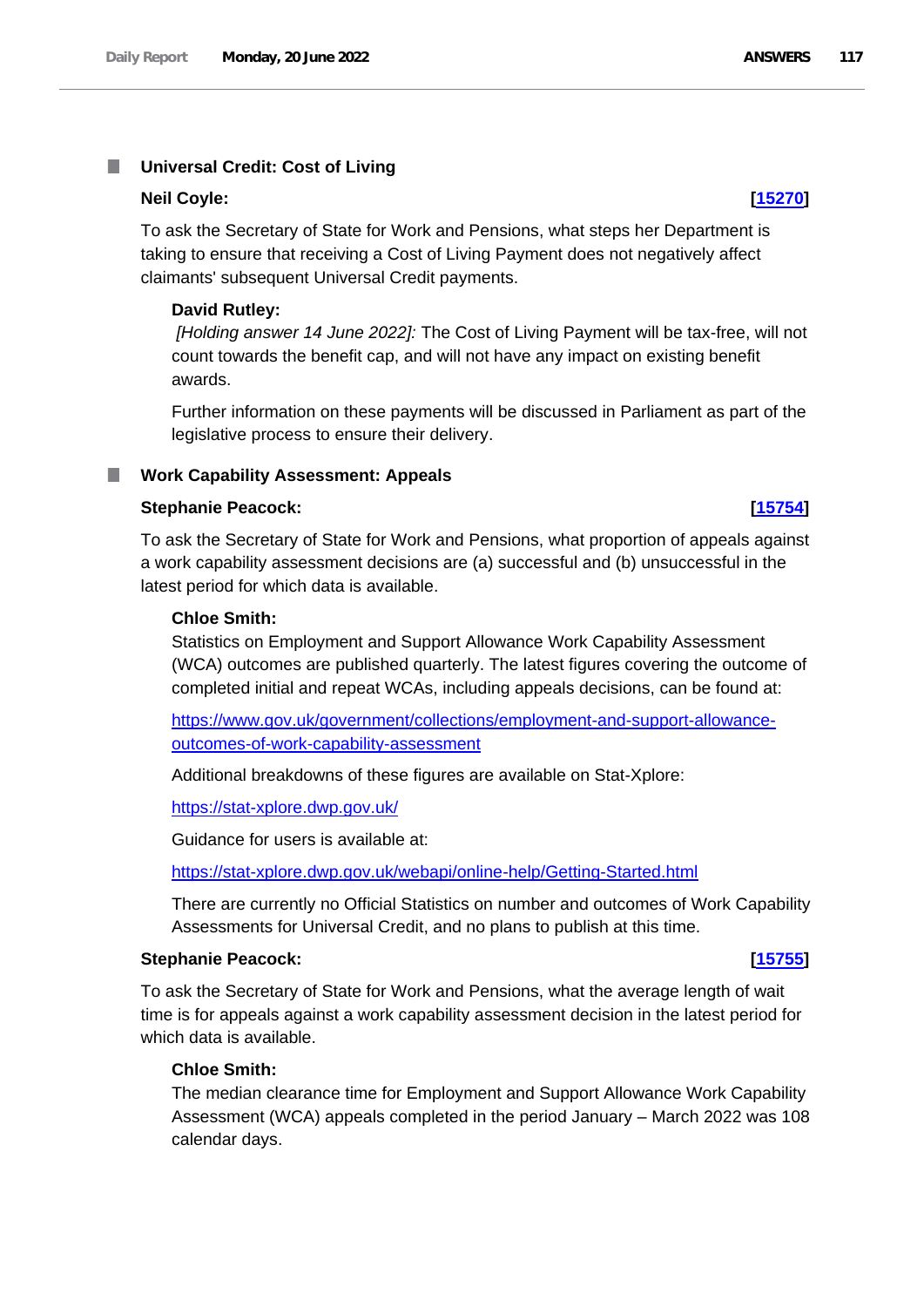## Universal Credit: Cost of Living

**Neil Coyle:** **[15270]**

To ask the Secretary of State for Work and Pensions, what steps her Department is taking to ensure that receiving a Cost of Living Payment does not negatively affect claimants' subsequent Universal Credit payments.

**David Rutley:**

*[Holding answer 14 June 2022]:* The Cost of Living Payment will be tax-free, will not count towards the benefit cap, and will not have any impact on existing benefit awards.

Further information on these payments will be discussed in Parliament as part of the legislative process to ensure their delivery.

## Work Capability Assessment: Appeals

**Stephanie Peacock:** **[15754]**

To ask the Secretary of State for Work and Pensions, what proportion of appeals against a work capability assessment decisions are (a) successful and (b) unsuccessful in the latest period for which data is available.

**Chloe Smith:**

Statistics on Employment and Support Allowance Work Capability Assessment (WCA) outcomes are published quarterly. The latest figures covering the outcome of completed initial and repeat WCAs, including appeals decisions, can be found at:

https://www.gov.uk/government/collections/employment-and-support-allowance-outcomes-of-work-capability-assessment

Additional breakdowns of these figures are available on Stat-Xplore:

https://stat-xplore.dwp.gov.uk/

Guidance for users is available at:

https://stat-xplore.dwp.gov.uk/webapi/online-help/Getting-Started.html

There are currently no Official Statistics on number and outcomes of Work Capability Assessments for Universal Credit, and no plans to publish at this time.

**Stephanie Peacock:** **[15755]**

To ask the Secretary of State for Work and Pensions, what the average length of wait time is for appeals against a work capability assessment decision in the latest period for which data is available.

**Chloe Smith:**

The median clearance time for Employment and Support Allowance Work Capability Assessment (WCA) appeals completed in the period January – March 2022 was 108 calendar days.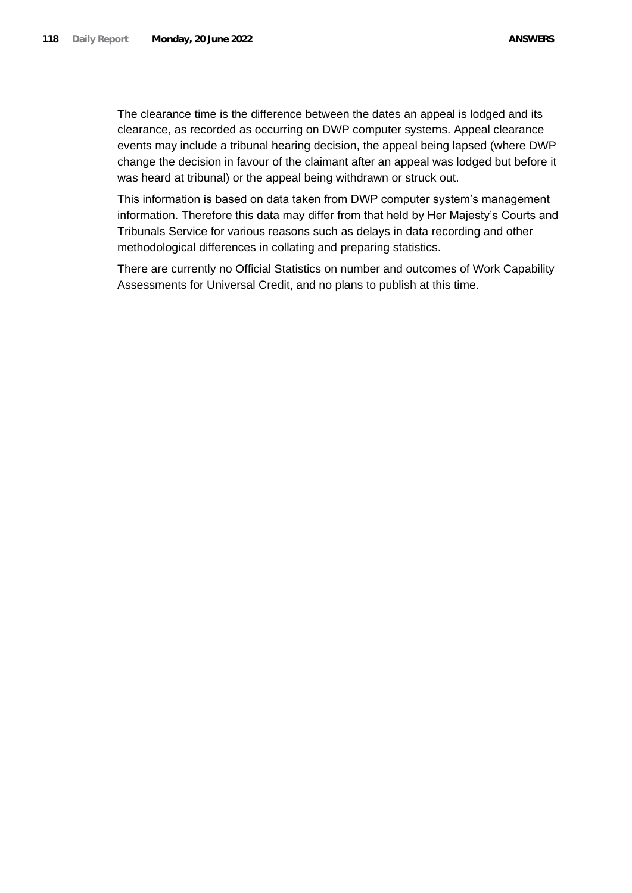The clearance time is the difference between the dates an appeal is lodged and its clearance, as recorded as occurring on DWP computer systems. Appeal clearance events may include a tribunal hearing decision, the appeal being lapsed (where DWP change the decision in favour of the claimant after an appeal was lodged but before it was heard at tribunal) or the appeal being withdrawn or struck out.

This information is based on data taken from DWP computer system's management information. Therefore this data may differ from that held by Her Majesty's Courts and Tribunals Service for various reasons such as delays in data recording and other methodological differences in collating and preparing statistics.

There are currently no Official Statistics on number and outcomes of Work Capability Assessments for Universal Credit, and no plans to publish at this time.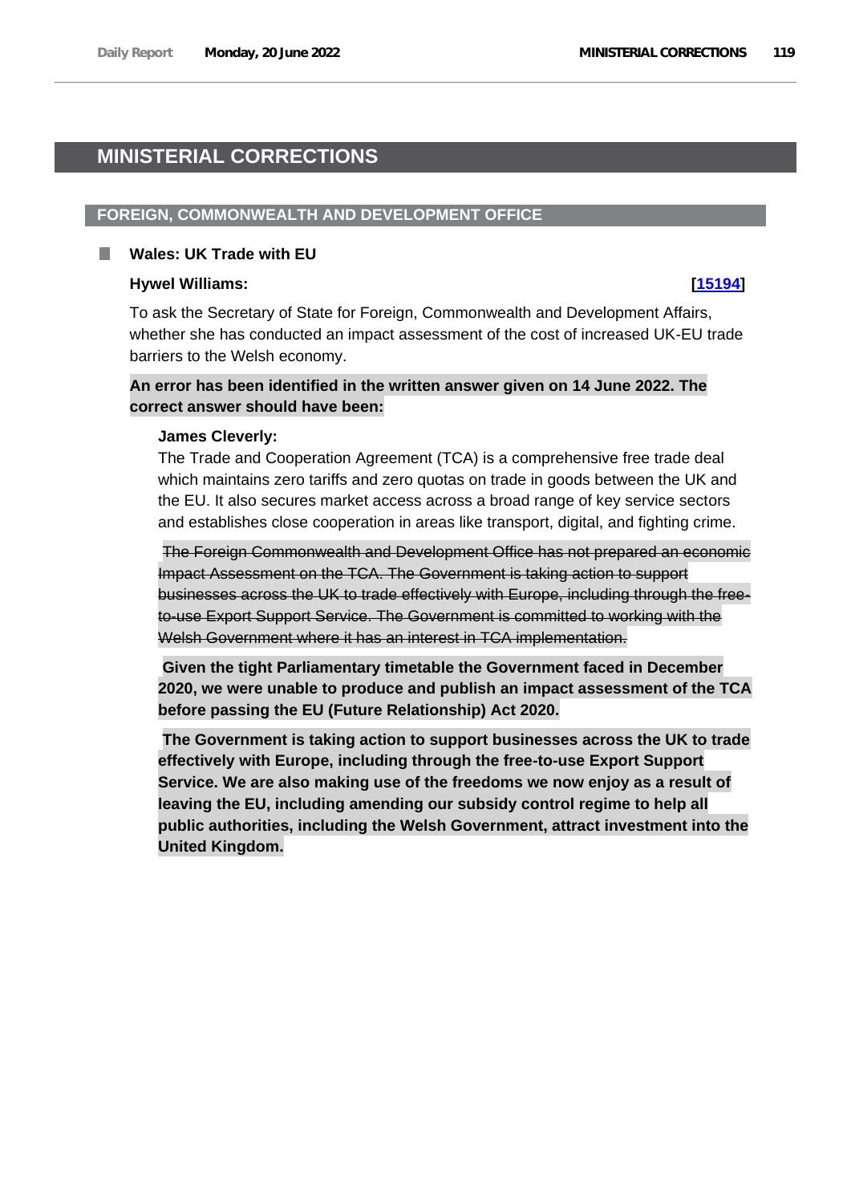# MINISTERIAL CORRECTIONS

## FOREIGN, COMMONWEALTH AND DEVELOPMENT OFFICE

### Wales: UK Trade with EU

**Hywel Williams:** **[15194]**

To ask the Secretary of State for Foreign, Commonwealth and Development Affairs, whether she has conducted an impact assessment of the cost of increased UK-EU trade barriers to the Welsh economy.

**An error has been identified in the written answer given on 14 June 2022. The correct answer should have been:**

**James Cleverly:**

The Trade and Cooperation Agreement (TCA) is a comprehensive free trade deal which maintains zero tariffs and zero quotas on trade in goods between the UK and the EU. It also secures market access across a broad range of key service sectors and establishes close cooperation in areas like transport, digital, and fighting crime.

~~The Foreign Commonwealth and Development Office has not prepared an economic Impact Assessment on the TCA. The Government is taking action to support businesses across the UK to trade effectively with Europe, including through the free-to-use Export Support Service. The Government is committed to working with the Welsh Government where it has an interest in TCA implementation.~~

**Given the tight Parliamentary timetable the Government faced in December 2020, we were unable to produce and publish an impact assessment of the TCA before passing the EU (Future Relationship) Act 2020.**

**The Government is taking action to support businesses across the UK to trade effectively with Europe, including through the free-to-use Export Support Service. We are also making use of the freedoms we now enjoy as a result of leaving the EU, including amending our subsidy control regime to help all public authorities, including the Welsh Government, attract investment into the United Kingdom.**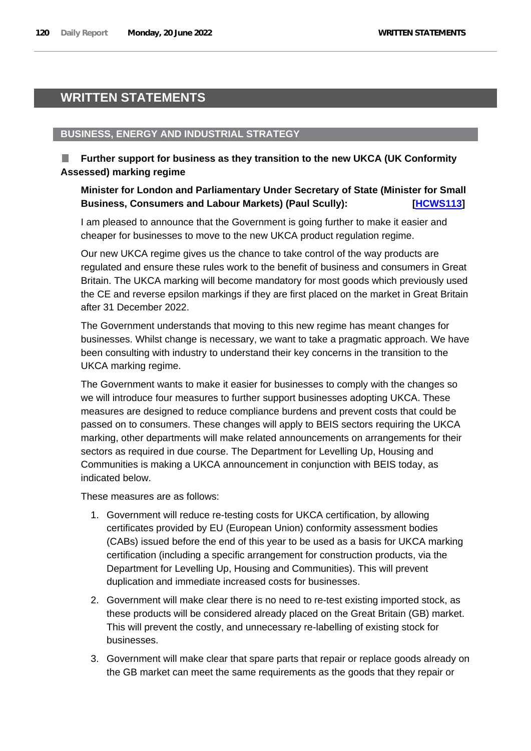# WRITTEN STATEMENTS

## BUSINESS, ENERGY AND INDUSTRIAL STRATEGY

### Further support for business as they transition to the new UKCA (UK Conformity Assessed) marking regime

**Minister for London and Parliamentary Under Secretary of State (Minister for Small Business, Consumers and Labour Markets) (Paul Scully): [HCWS113]**

I am pleased to announce that the Government is going further to make it easier and cheaper for businesses to move to the new UKCA product regulation regime.

Our new UKCA regime gives us the chance to take control of the way products are regulated and ensure these rules work to the benefit of business and consumers in Great Britain. The UKCA marking will become mandatory for most goods which previously used the CE and reverse epsilon markings if they are first placed on the market in Great Britain after 31 December 2022.

The Government understands that moving to this new regime has meant changes for businesses. Whilst change is necessary, we want to take a pragmatic approach. We have been consulting with industry to understand their key concerns in the transition to the UKCA marking regime.

The Government wants to make it easier for businesses to comply with the changes so we will introduce four measures to further support businesses adopting UKCA. These measures are designed to reduce compliance burdens and prevent costs that could be passed on to consumers. These changes will apply to BEIS sectors requiring the UKCA marking, other departments will make related announcements on arrangements for their sectors as required in due course. The Department for Levelling Up, Housing and Communities is making a UKCA announcement in conjunction with BEIS today, as indicated below.

These measures are as follows:

1. Government will reduce re-testing costs for UKCA certification, by allowing certificates provided by EU (European Union) conformity assessment bodies (CABs) issued before the end of this year to be used as a basis for UKCA marking certification (including a specific arrangement for construction products, via the Department for Levelling Up, Housing and Communities). This will prevent duplication and immediate increased costs for businesses.
2. Government will make clear there is no need to re-test existing imported stock, as these products will be considered already placed on the Great Britain (GB) market. This will prevent the costly, and unnecessary re-labelling of existing stock for businesses.
3. Government will make clear that spare parts that repair or replace goods already on the GB market can meet the same requirements as the goods that they repair or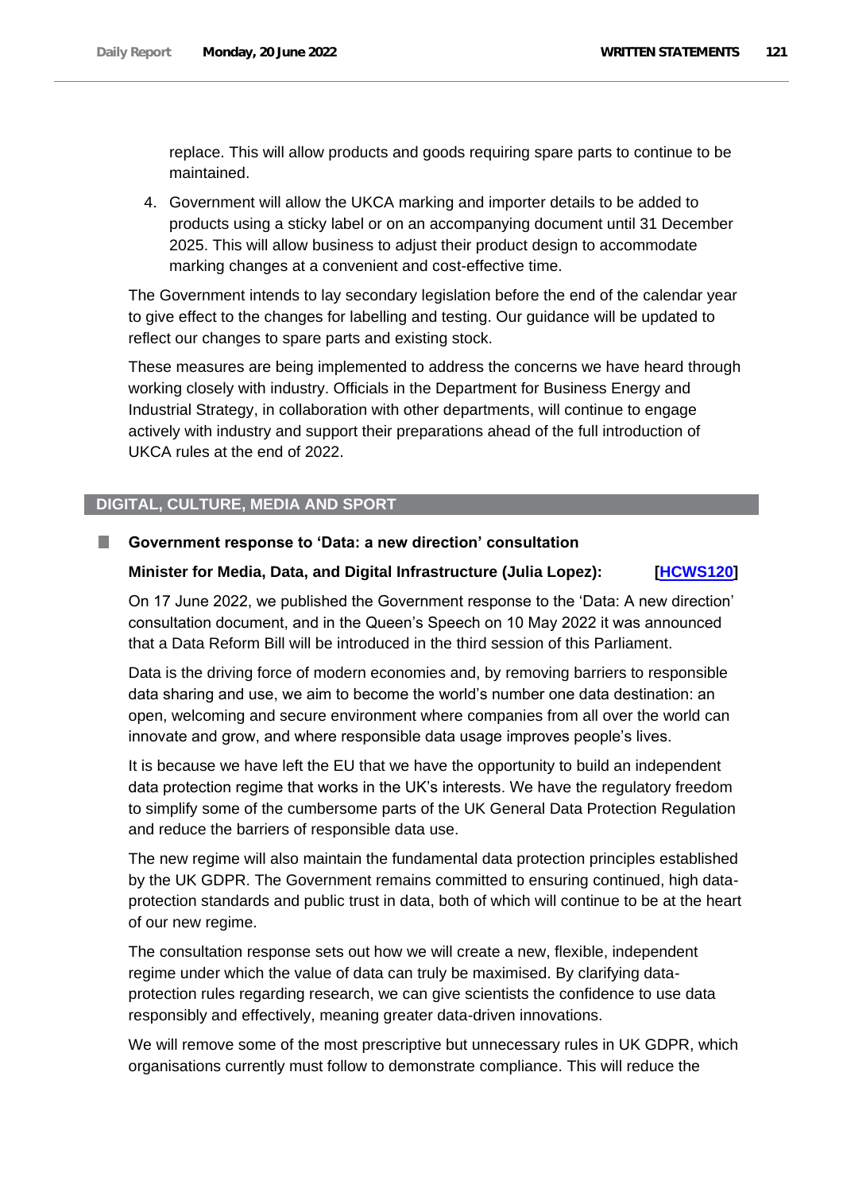replace. This will allow products and goods requiring spare parts to continue to be maintained.

4. Government will allow the UKCA marking and importer details to be added to products using a sticky label or on an accompanying document until 31 December 2025. This will allow business to adjust their product design to accommodate marking changes at a convenient and cost-effective time.

The Government intends to lay secondary legislation before the end of the calendar year to give effect to the changes for labelling and testing. Our guidance will be updated to reflect our changes to spare parts and existing stock.

These measures are being implemented to address the concerns we have heard through working closely with industry. Officials in the Department for Business Energy and Industrial Strategy, in collaboration with other departments, will continue to engage actively with industry and support their preparations ahead of the full introduction of UKCA rules at the end of 2022.

## DIGITAL, CULTURE, MEDIA AND SPORT

### Government response to 'Data: a new direction' consultation

**Minister for Media, Data, and Digital Infrastructure (Julia Lopez): [HCWS120]**

On 17 June 2022, we published the Government response to the 'Data: A new direction' consultation document, and in the Queen's Speech on 10 May 2022 it was announced that a Data Reform Bill will be introduced in the third session of this Parliament.

Data is the driving force of modern economies and, by removing barriers to responsible data sharing and use, we aim to become the world's number one data destination: an open, welcoming and secure environment where companies from all over the world can innovate and grow, and where responsible data usage improves people's lives.

It is because we have left the EU that we have the opportunity to build an independent data protection regime that works in the UK's interests. We have the regulatory freedom to simplify some of the cumbersome parts of the UK General Data Protection Regulation and reduce the barriers of responsible data use.

The new regime will also maintain the fundamental data protection principles established by the UK GDPR. The Government remains committed to ensuring continued, high data-protection standards and public trust in data, both of which will continue to be at the heart of our new regime.

The consultation response sets out how we will create a new, flexible, independent regime under which the value of data can truly be maximised. By clarifying data-protection rules regarding research, we can give scientists the confidence to use data responsibly and effectively, meaning greater data-driven innovations.

We will remove some of the most prescriptive but unnecessary rules in UK GDPR, which organisations currently must follow to demonstrate compliance. This will reduce the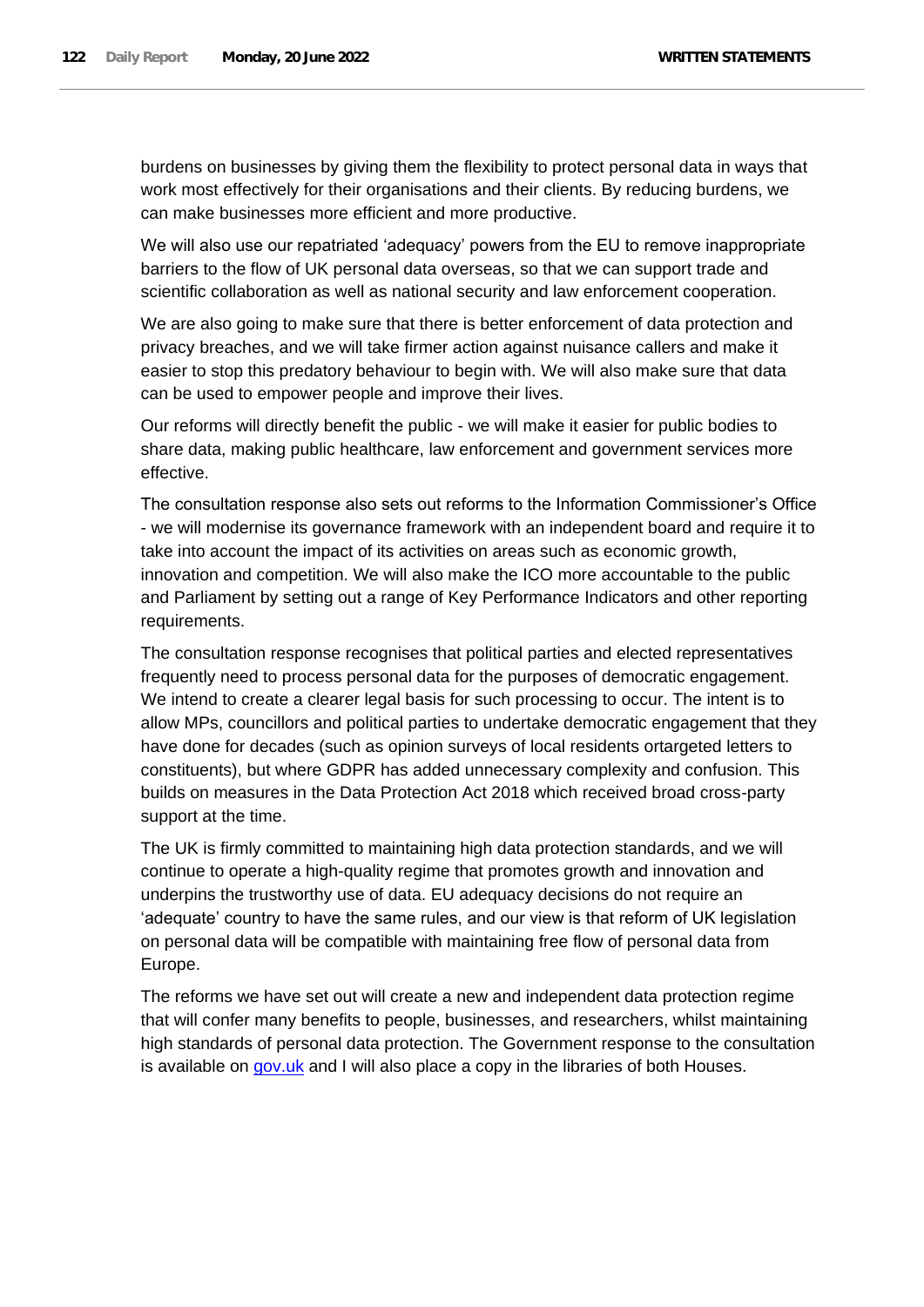burdens on businesses by giving them the flexibility to protect personal data in ways that work most effectively for their organisations and their clients. By reducing burdens, we can make businesses more efficient and more productive.

We will also use our repatriated 'adequacy' powers from the EU to remove inappropriate barriers to the flow of UK personal data overseas, so that we can support trade and scientific collaboration as well as national security and law enforcement cooperation.

We are also going to make sure that there is better enforcement of data protection and privacy breaches, and we will take firmer action against nuisance callers and make it easier to stop this predatory behaviour to begin with. We will also make sure that data can be used to empower people and improve their lives.

Our reforms will directly benefit the public - we will make it easier for public bodies to share data, making public healthcare, law enforcement and government services more effective.

The consultation response also sets out reforms to the Information Commissioner's Office - we will modernise its governance framework with an independent board and require it to take into account the impact of its activities on areas such as economic growth, innovation and competition. We will also make the ICO more accountable to the public and Parliament by setting out a range of Key Performance Indicators and other reporting requirements.

The consultation response recognises that political parties and elected representatives frequently need to process personal data for the purposes of democratic engagement. We intend to create a clearer legal basis for such processing to occur. The intent is to allow MPs, councillors and political parties to undertake democratic engagement that they have done for decades (such as opinion surveys of local residents ortargeted letters to constituents), but where GDPR has added unnecessary complexity and confusion. This builds on measures in the Data Protection Act 2018 which received broad cross-party support at the time.

The UK is firmly committed to maintaining high data protection standards, and we will continue to operate a high-quality regime that promotes growth and innovation and underpins the trustworthy use of data. EU adequacy decisions do not require an 'adequate' country to have the same rules, and our view is that reform of UK legislation on personal data will be compatible with maintaining free flow of personal data from Europe.

The reforms we have set out will create a new and independent data protection regime that will confer many benefits to people, businesses, and researchers, whilst maintaining high standards of personal data protection. The Government response to the consultation is available on gov.uk and I will also place a copy in the libraries of both Houses.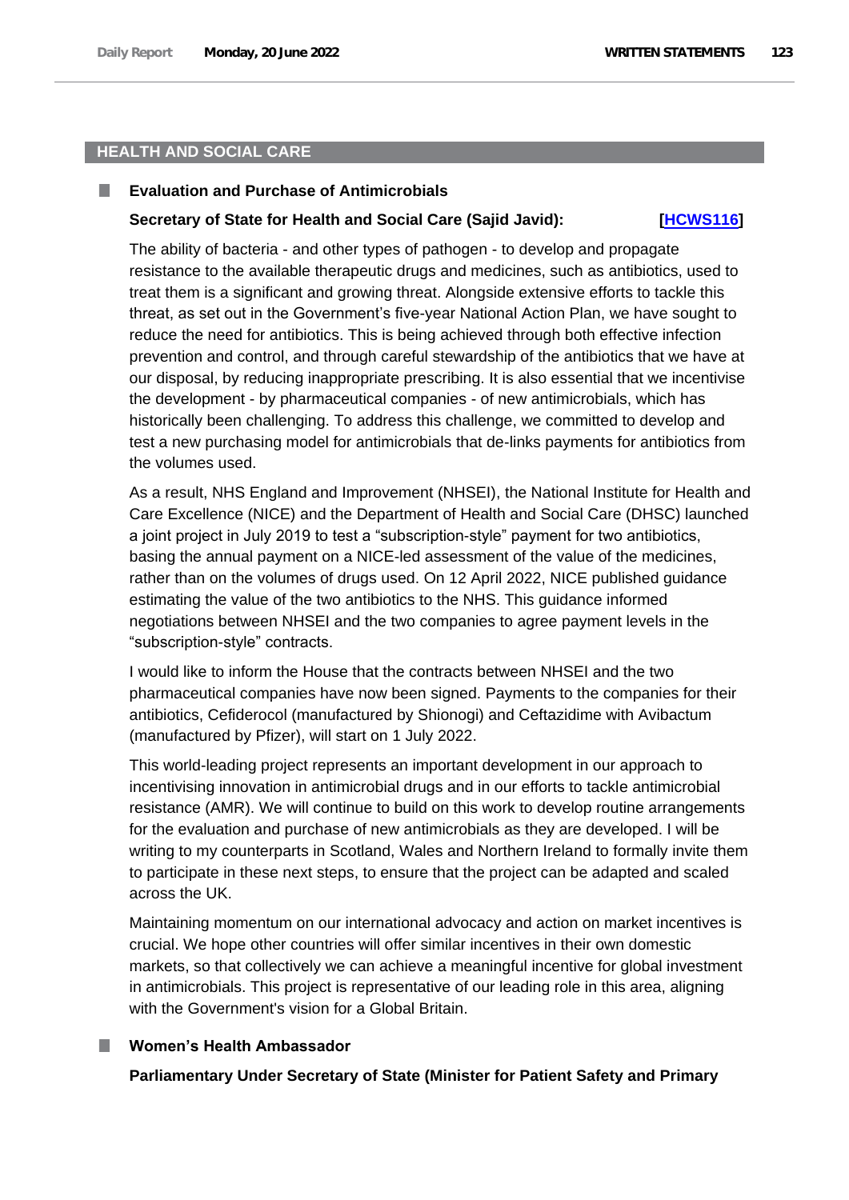## HEALTH AND SOCIAL CARE

### Evaluation and Purchase of Antimicrobials

**Secretary of State for Health and Social Care (Sajid Javid): [HCWS116]**

The ability of bacteria - and other types of pathogen - to develop and propagate resistance to the available therapeutic drugs and medicines, such as antibiotics, used to treat them is a significant and growing threat. Alongside extensive efforts to tackle this threat, as set out in the Government's five-year National Action Plan, we have sought to reduce the need for antibiotics. This is being achieved through both effective infection prevention and control, and through careful stewardship of the antibiotics that we have at our disposal, by reducing inappropriate prescribing. It is also essential that we incentivise the development - by pharmaceutical companies - of new antimicrobials, which has historically been challenging. To address this challenge, we committed to develop and test a new purchasing model for antimicrobials that de-links payments for antibiotics from the volumes used.

As a result, NHS England and Improvement (NHSEI), the National Institute for Health and Care Excellence (NICE) and the Department of Health and Social Care (DHSC) launched a joint project in July 2019 to test a "subscription-style" payment for two antibiotics, basing the annual payment on a NICE-led assessment of the value of the medicines, rather than on the volumes of drugs used. On 12 April 2022, NICE published guidance estimating the value of the two antibiotics to the NHS. This guidance informed negotiations between NHSEI and the two companies to agree payment levels in the "subscription-style" contracts.

I would like to inform the House that the contracts between NHSEI and the two pharmaceutical companies have now been signed. Payments to the companies for their antibiotics, Cefiderocol (manufactured by Shionogi) and Ceftazidime with Avibactum (manufactured by Pfizer), will start on 1 July 2022.

This world-leading project represents an important development in our approach to incentivising innovation in antimicrobial drugs and in our efforts to tackle antimicrobial resistance (AMR). We will continue to build on this work to develop routine arrangements for the evaluation and purchase of new antimicrobials as they are developed. I will be writing to my counterparts in Scotland, Wales and Northern Ireland to formally invite them to participate in these next steps, to ensure that the project can be adapted and scaled across the UK.

Maintaining momentum on our international advocacy and action on market incentives is crucial. We hope other countries will offer similar incentives in their own domestic markets, so that collectively we can achieve a meaningful incentive for global investment in antimicrobials. This project is representative of our leading role in this area, aligning with the Government's vision for a Global Britain.

### Women's Health Ambassador

**Parliamentary Under Secretary of State (Minister for Patient Safety and Primary**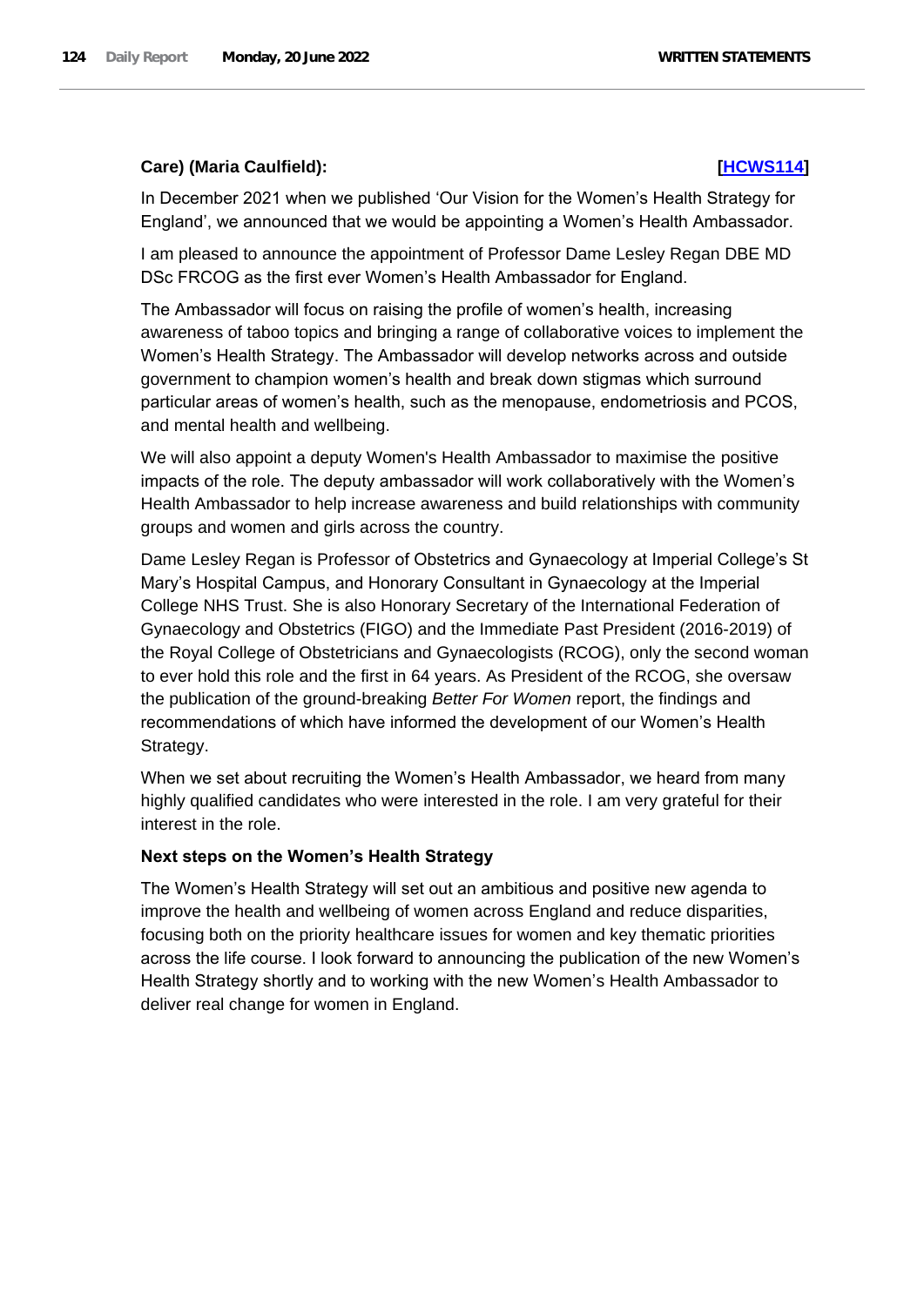**Care) (Maria Caulfield):** **[HCWS114]**

In December 2021 when we published 'Our Vision for the Women's Health Strategy for England', we announced that we would be appointing a Women's Health Ambassador.

I am pleased to announce the appointment of Professor Dame Lesley Regan DBE MD DSc FRCOG as the first ever Women's Health Ambassador for England.

The Ambassador will focus on raising the profile of women's health, increasing awareness of taboo topics and bringing a range of collaborative voices to implement the Women's Health Strategy. The Ambassador will develop networks across and outside government to champion women's health and break down stigmas which surround particular areas of women's health, such as the menopause, endometriosis and PCOS, and mental health and wellbeing.

We will also appoint a deputy Women's Health Ambassador to maximise the positive impacts of the role. The deputy ambassador will work collaboratively with the Women's Health Ambassador to help increase awareness and build relationships with community groups and women and girls across the country.

Dame Lesley Regan is Professor of Obstetrics and Gynaecology at Imperial College's St Mary's Hospital Campus, and Honorary Consultant in Gynaecology at the Imperial College NHS Trust. She is also Honorary Secretary of the International Federation of Gynaecology and Obstetrics (FIGO) and the Immediate Past President (2016-2019) of the Royal College of Obstetricians and Gynaecologists (RCOG), only the second woman to ever hold this role and the first in 64 years. As President of the RCOG, she oversaw the publication of the ground-breaking *Better For Women* report, the findings and recommendations of which have informed the development of our Women's Health Strategy.

When we set about recruiting the Women's Health Ambassador, we heard from many highly qualified candidates who were interested in the role. I am very grateful for their interest in the role.

**Next steps on the Women's Health Strategy**

The Women's Health Strategy will set out an ambitious and positive new agenda to improve the health and wellbeing of women across England and reduce disparities, focusing both on the priority healthcare issues for women and key thematic priorities across the life course. I look forward to announcing the publication of the new Women's Health Strategy shortly and to working with the new Women's Health Ambassador to deliver real change for women in England.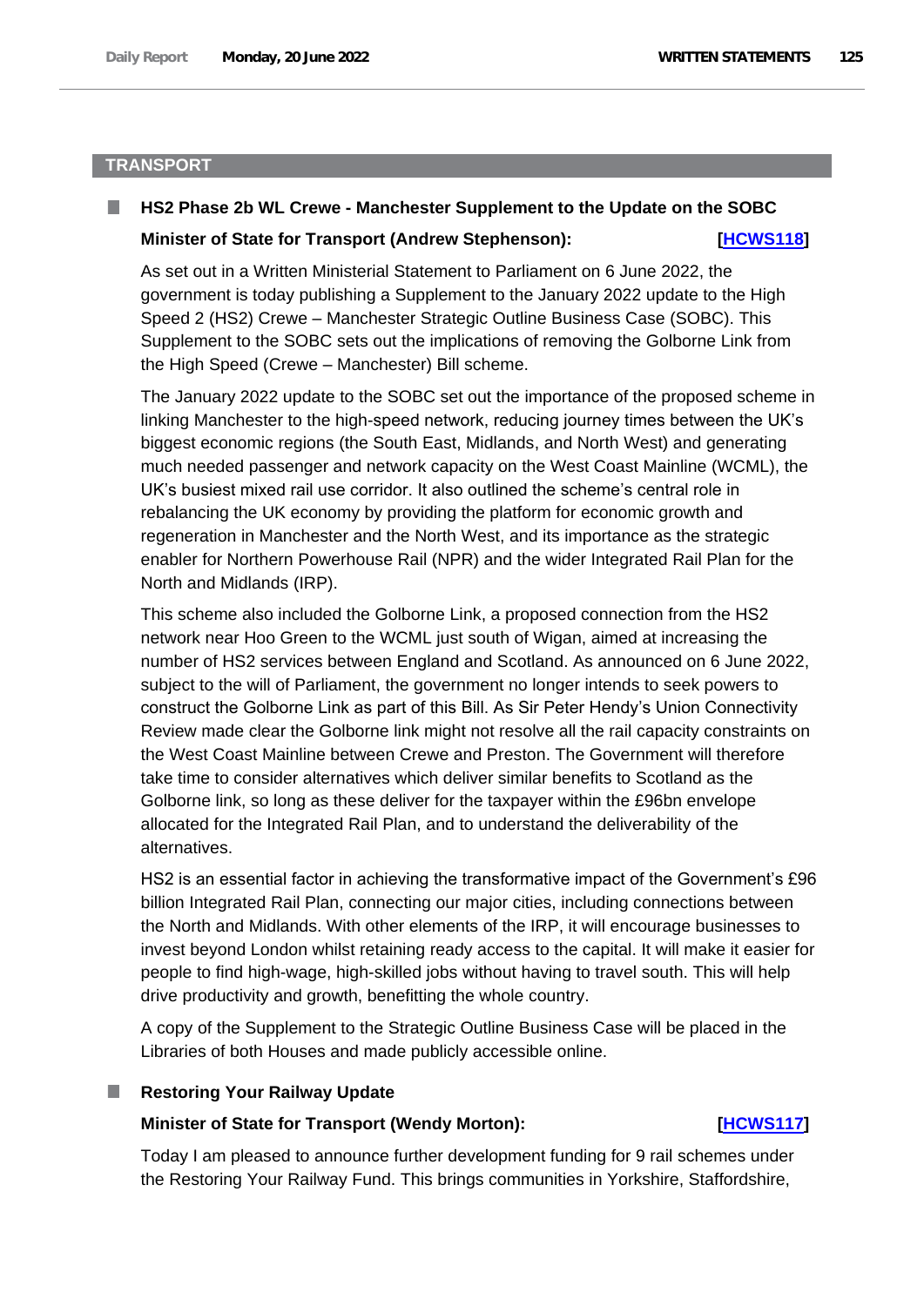## TRANSPORT

### HS2 Phase 2b WL Crewe - Manchester Supplement to the Update on the SOBC

**Minister of State for Transport (Andrew Stephenson):** **[HCWS118]**

As set out in a Written Ministerial Statement to Parliament on 6 June 2022, the government is today publishing a Supplement to the January 2022 update to the High Speed 2 (HS2) Crewe – Manchester Strategic Outline Business Case (SOBC). This Supplement to the SOBC sets out the implications of removing the Golborne Link from the High Speed (Crewe – Manchester) Bill scheme.

The January 2022 update to the SOBC set out the importance of the proposed scheme in linking Manchester to the high-speed network, reducing journey times between the UK's biggest economic regions (the South East, Midlands, and North West) and generating much needed passenger and network capacity on the West Coast Mainline (WCML), the UK's busiest mixed rail use corridor. It also outlined the scheme's central role in rebalancing the UK economy by providing the platform for economic growth and regeneration in Manchester and the North West, and its importance as the strategic enabler for Northern Powerhouse Rail (NPR) and the wider Integrated Rail Plan for the North and Midlands (IRP).

This scheme also included the Golborne Link, a proposed connection from the HS2 network near Hoo Green to the WCML just south of Wigan, aimed at increasing the number of HS2 services between England and Scotland. As announced on 6 June 2022, subject to the will of Parliament, the government no longer intends to seek powers to construct the Golborne Link as part of this Bill. As Sir Peter Hendy's Union Connectivity Review made clear the Golborne link might not resolve all the rail capacity constraints on the West Coast Mainline between Crewe and Preston. The Government will therefore take time to consider alternatives which deliver similar benefits to Scotland as the Golborne link, so long as these deliver for the taxpayer within the £96bn envelope allocated for the Integrated Rail Plan, and to understand the deliverability of the alternatives.

HS2 is an essential factor in achieving the transformative impact of the Government's £96 billion Integrated Rail Plan, connecting our major cities, including connections between the North and Midlands. With other elements of the IRP, it will encourage businesses to invest beyond London whilst retaining ready access to the capital. It will make it easier for people to find high-wage, high-skilled jobs without having to travel south. This will help drive productivity and growth, benefitting the whole country.

A copy of the Supplement to the Strategic Outline Business Case will be placed in the Libraries of both Houses and made publicly accessible online.

### Restoring Your Railway Update

**Minister of State for Transport (Wendy Morton):** **[HCWS117]**

Today I am pleased to announce further development funding for 9 rail schemes under the Restoring Your Railway Fund. This brings communities in Yorkshire, Staffordshire,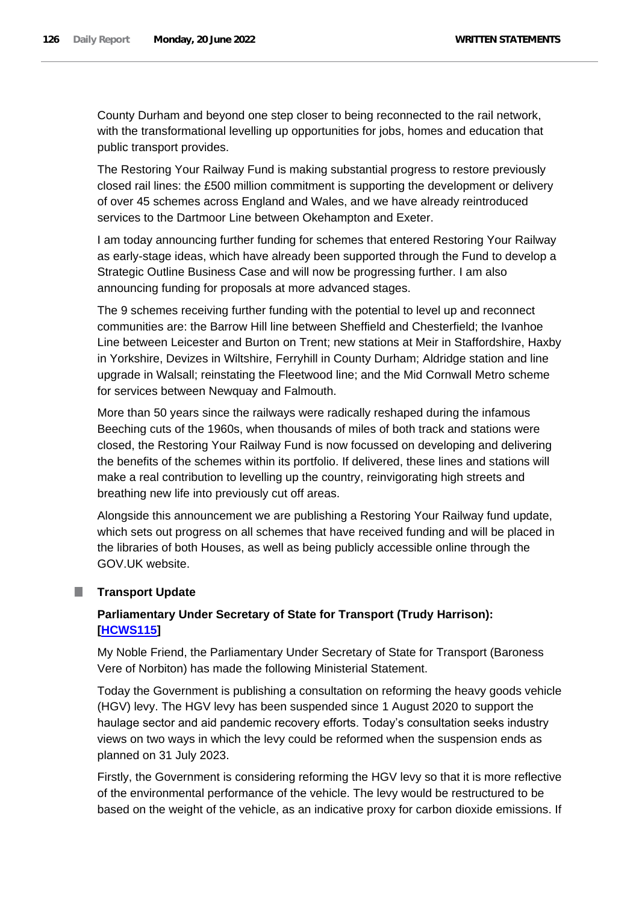County Durham and beyond one step closer to being reconnected to the rail network, with the transformational levelling up opportunities for jobs, homes and education that public transport provides.

The Restoring Your Railway Fund is making substantial progress to restore previously closed rail lines: the £500 million commitment is supporting the development or delivery of over 45 schemes across England and Wales, and we have already reintroduced services to the Dartmoor Line between Okehampton and Exeter.

I am today announcing further funding for schemes that entered Restoring Your Railway as early-stage ideas, which have already been supported through the Fund to develop a Strategic Outline Business Case and will now be progressing further. I am also announcing funding for proposals at more advanced stages.

The 9 schemes receiving further funding with the potential to level up and reconnect communities are: the Barrow Hill line between Sheffield and Chesterfield; the Ivanhoe Line between Leicester and Burton on Trent; new stations at Meir in Staffordshire, Haxby in Yorkshire, Devizes in Wiltshire, Ferryhill in County Durham; Aldridge station and line upgrade in Walsall; reinstating the Fleetwood line; and the Mid Cornwall Metro scheme for services between Newquay and Falmouth.

More than 50 years since the railways were radically reshaped during the infamous Beeching cuts of the 1960s, when thousands of miles of both track and stations were closed, the Restoring Your Railway Fund is now focussed on developing and delivering the benefits of the schemes within its portfolio. If delivered, these lines and stations will make a real contribution to levelling up the country, reinvigorating high streets and breathing new life into previously cut off areas.

Alongside this announcement we are publishing a Restoring Your Railway fund update, which sets out progress on all schemes that have received funding and will be placed in the libraries of both Houses, as well as being publicly accessible online through the GOV.UK website.

## Transport Update

### Parliamentary Under Secretary of State for Transport (Trudy Harrison): [HCWS115]

My Noble Friend, the Parliamentary Under Secretary of State for Transport (Baroness Vere of Norbiton) has made the following Ministerial Statement.

Today the Government is publishing a consultation on reforming the heavy goods vehicle (HGV) levy. The HGV levy has been suspended since 1 August 2020 to support the haulage sector and aid pandemic recovery efforts. Today's consultation seeks industry views on two ways in which the levy could be reformed when the suspension ends as planned on 31 July 2023.

Firstly, the Government is considering reforming the HGV levy so that it is more reflective of the environmental performance of the vehicle. The levy would be restructured to be based on the weight of the vehicle, as an indicative proxy for carbon dioxide emissions. If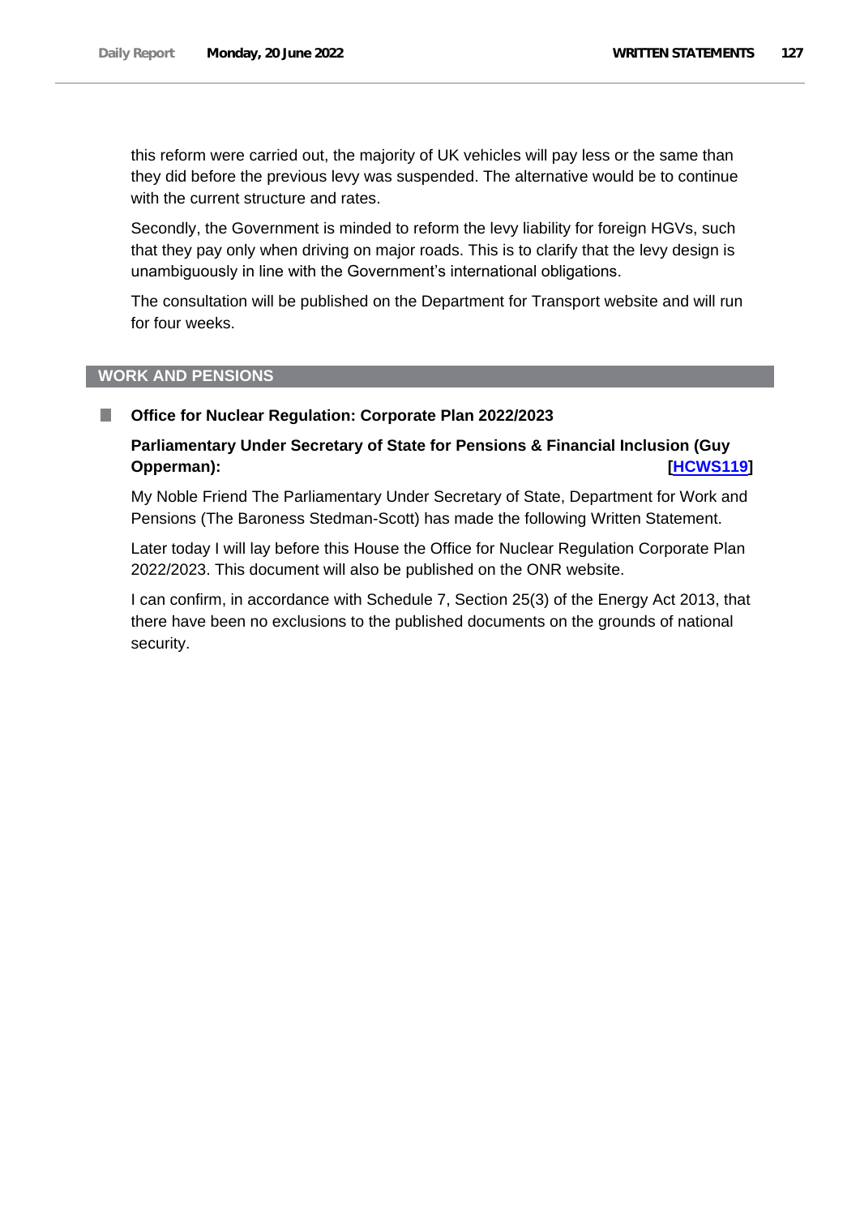this reform were carried out, the majority of UK vehicles will pay less or the same than they did before the previous levy was suspended. The alternative would be to continue with the current structure and rates.

Secondly, the Government is minded to reform the levy liability for foreign HGVs, such that they pay only when driving on major roads. This is to clarify that the levy design is unambiguously in line with the Government's international obligations.

The consultation will be published on the Department for Transport website and will run for four weeks.

## WORK AND PENSIONS

### Office for Nuclear Regulation: Corporate Plan 2022/2023

**Parliamentary Under Secretary of State for Pensions & Financial Inclusion (Guy Opperman):** **[HCWS119]**

My Noble Friend The Parliamentary Under Secretary of State, Department for Work and Pensions (The Baroness Stedman-Scott) has made the following Written Statement.

Later today I will lay before this House the Office for Nuclear Regulation Corporate Plan 2022/2023. This document will also be published on the ONR website.

I can confirm, in accordance with Schedule 7, Section 25(3) of the Energy Act 2013, that there have been no exclusions to the published documents on the grounds of national security.